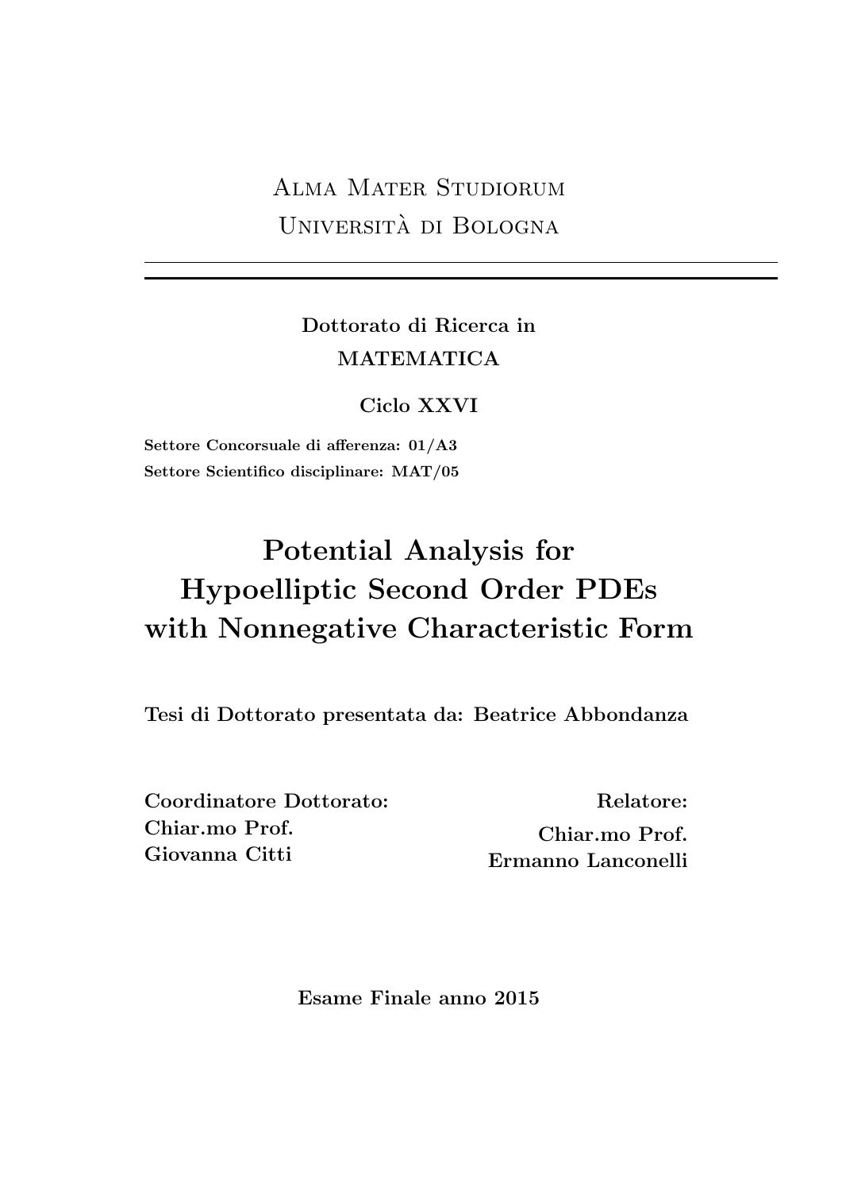Alma Mater Studiorum
Università di Bologna

---

**Dottorato di Ricerca in**
**MATEMATICA**

**Ciclo XXVI**

**Settore Concorsuale di afferenza: 01/A3**
**Settore Scientifico disciplinare: MAT/05**

# Potential Analysis for Hypoelliptic Second Order PDEs with Nonnegative Characteristic Form

**Tesi di Dottorato presentata da: Beatrice Abbondanza**

**Coordinatore Dottorato:**
**Chiar.mo Prof.**
**Giovanna Citti**

**Relatore:**
**Chiar.mo Prof.**
**Ermanno Lanconelli**

**Esame Finale anno 2015**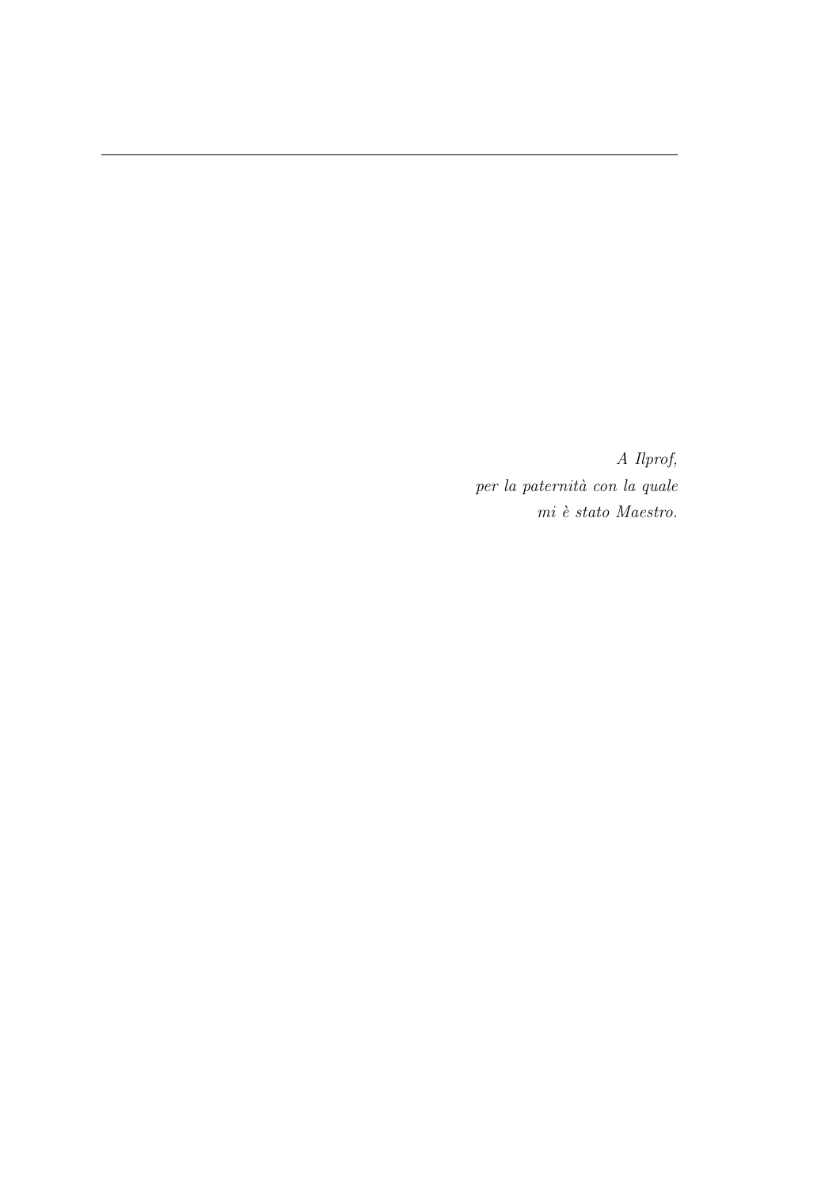*A Ilprof,*
*per la paternità con la quale*
*mi è stato Maestro.*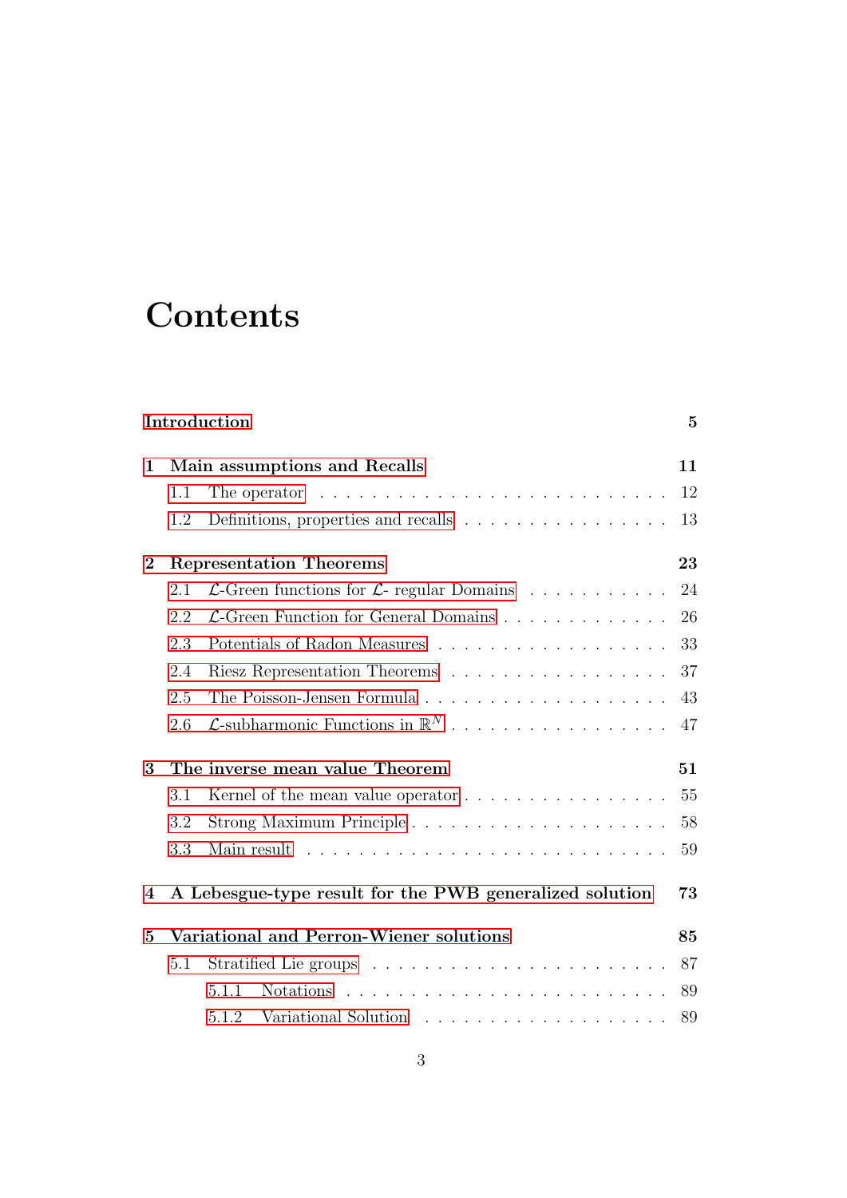# Contents

Introduction 5

1 Main assumptions and Recalls 11
- 1.1 The operator 12
- 1.2 Definitions, properties and recalls 13

2 Representation Theorems 23
- 2.1 $\mathcal{L}$-Green functions for $\mathcal{L}$- regular Domains 24
- 2.2 $\mathcal{L}$-Green Function for General Domains 26
- 2.3 Potentials of Radon Measures 33
- 2.4 Riesz Representation Theorems 37
- 2.5 The Poisson-Jensen Formula 43
- 2.6 $\mathcal{L}$-subharmonic Functions in $\mathbb{R}^N$ 47

3 The inverse mean value Theorem 51
- 3.1 Kernel of the mean value operator 55
- 3.2 Strong Maximum Principle 58
- 3.3 Main result 59

4 A Lebesgue-type result for the PWB generalized solution 73

5 Variational and Perron-Wiener solutions 85
- 5.1 Stratified Lie groups 87
  - 5.1.1 Notations 89
  - 5.1.2 Variational Solution 89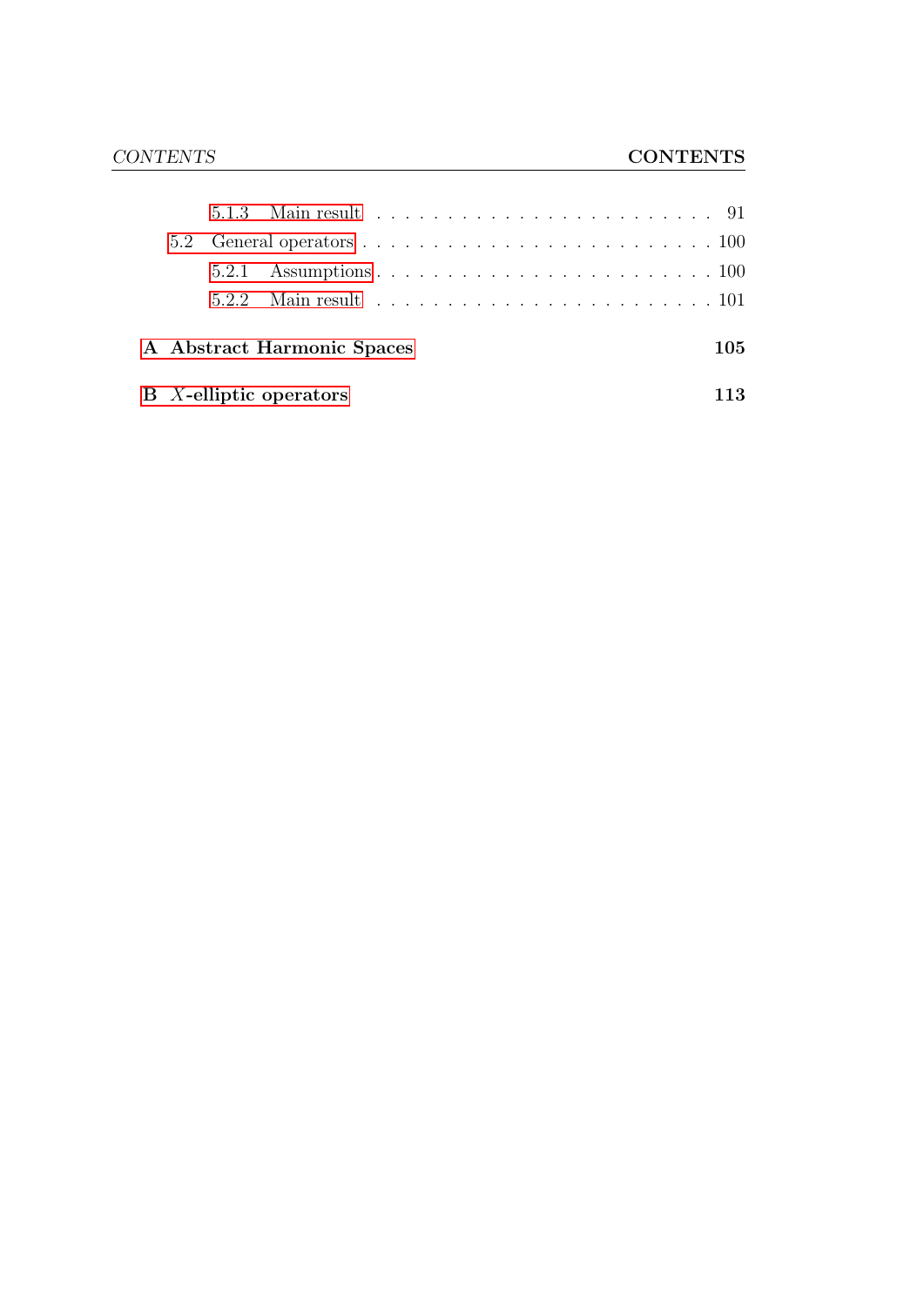5.1.3 Main result . . . . . . . . . . . . . . . . . . . . . . . . 91

5.2 General operators . . . . . . . . . . . . . . . . . . . . . . . . . 100

5.2.1 Assumptions . . . . . . . . . . . . . . . . . . . . . . . . 100

5.2.2 Main result . . . . . . . . . . . . . . . . . . . . . . . . 101

**A Abstract Harmonic Spaces** **105**

**B $X$-elliptic operators** **113**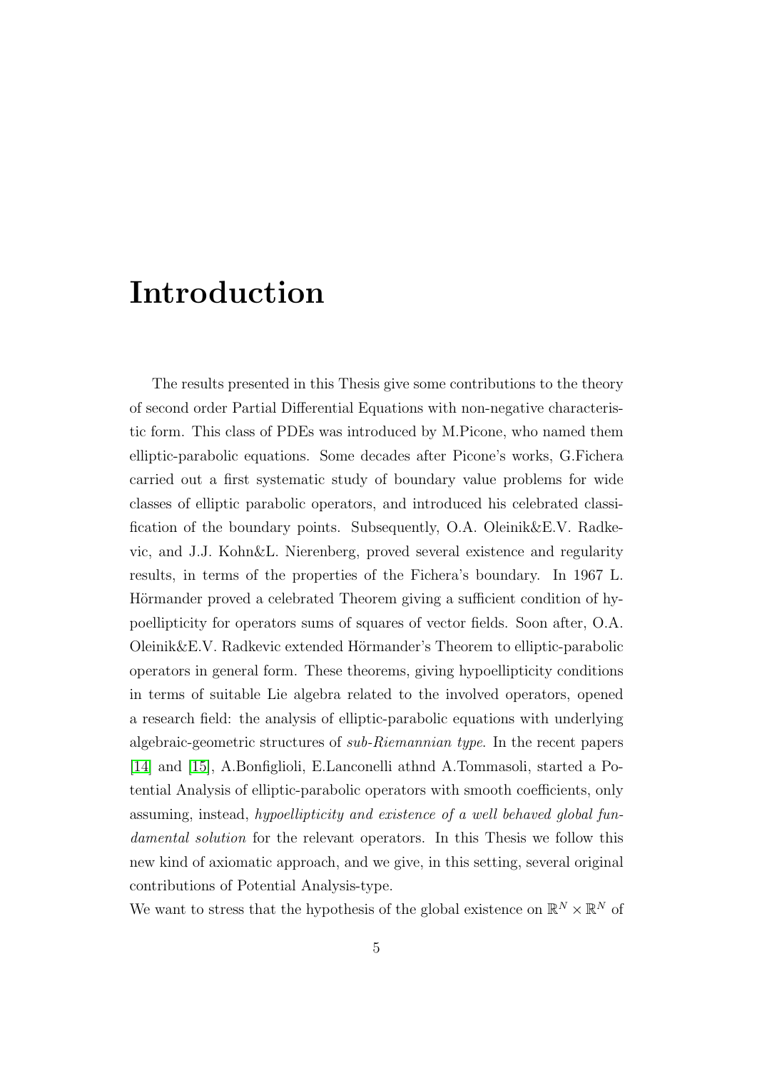# Introduction

The results presented in this Thesis give some contributions to the theory of second order Partial Differential Equations with non-negative characteristic form. This class of PDEs was introduced by M.Picone, who named them elliptic-parabolic equations. Some decades after Picone's works, G.Fichera carried out a first systematic study of boundary value problems for wide classes of elliptic parabolic operators, and introduced his celebrated classification of the boundary points. Subsequently, O.A. Oleinik&E.V. Radkevic, and J.J. Kohn&L. Nierenberg, proved several existence and regularity results, in terms of the properties of the Fichera's boundary. In 1967 L. Hörmander proved a celebrated Theorem giving a sufficient condition of hypoellipticity for operators sums of squares of vector fields. Soon after, O.A. Oleinik&E.V. Radkevic extended Hörmander's Theorem to elliptic-parabolic operators in general form. These theorems, giving hypoellipticity conditions in terms of suitable Lie algebra related to the involved operators, opened a research field: the analysis of elliptic-parabolic equations with underlying algebraic-geometric structures of *sub-Riemannian type*. In the recent papers [14] and [15], A.Bonfiglioli, E.Lanconelli athnd A.Tommasoli, started a Potential Analysis of elliptic-parabolic operators with smooth coefficients, only assuming, instead, *hypoellipticity and existence of a well behaved global fundamental solution* for the relevant operators. In this Thesis we follow this new kind of axiomatic approach, and we give, in this setting, several original contributions of Potential Analysis-type.

We want to stress that the hypothesis of the global existence on $\mathbb{R}^N \times \mathbb{R}^N$ of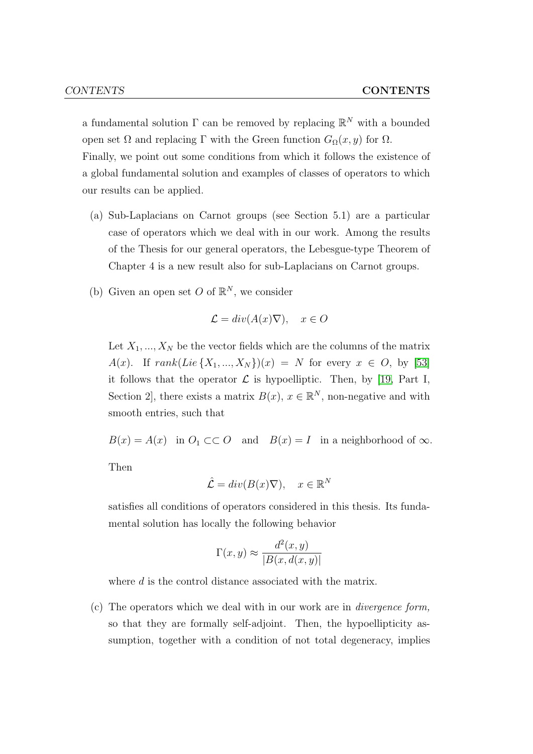a fundamental solution $\Gamma$ can be removed by replacing $\mathbb{R}^N$ with a bounded open set $\Omega$ and replacing $\Gamma$ with the Green function $G_\Omega(x, y)$ for $\Omega$.
Finally, we point out some conditions from which it follows the existence of a global fundamental solution and examples of classes of operators to which our results can be applied.

(a) Sub-Laplacians on Carnot groups (see Section 5.1) are a particular case of operators which we deal with in our work. Among the results of the Thesis for our general operators, the Lebesgue-type Theorem of Chapter 4 is a new result also for sub-Laplacians on Carnot groups.

(b) Given an open set $O$ of $\mathbb{R}^N$, we consider

$$\mathcal{L} = div(A(x)\nabla), \quad x \in O$$

Let $X_1, ..., X_N$ be the vector fields which are the columns of the matrix $A(x)$. If $rank(Lie\,\{X_1, ..., X_N\})(x) = N$ for every $x \in O$, by [53] it follows that the operator $\mathcal{L}$ is hypoelliptic. Then, by [19, Part I, Section 2], there exists a matrix $B(x)$, $x \in \mathbb{R}^N$, non-negative and with smooth entries, such that

$$B(x) = A(x) \quad \text{in } O_1 \subset\subset O \quad \text{and} \quad B(x) = I \quad \text{in a neighborhood of } \infty.$$

Then

$$\hat{\mathcal{L}} = div(B(x)\nabla), \quad x \in \mathbb{R}^N$$

satisfies all conditions of operators considered in this thesis. Its fundamental solution has locally the following behavior

$$\Gamma(x, y) \approx \frac{d^2(x, y)}{|B(x, d(x, y)|}$$

where $d$ is the control distance associated with the matrix.

(c) The operators which we deal with in our work are in *divergence form,* so that they are formally self-adjoint. Then, the hypoellipticity assumption, together with a condition of not total degeneracy, implies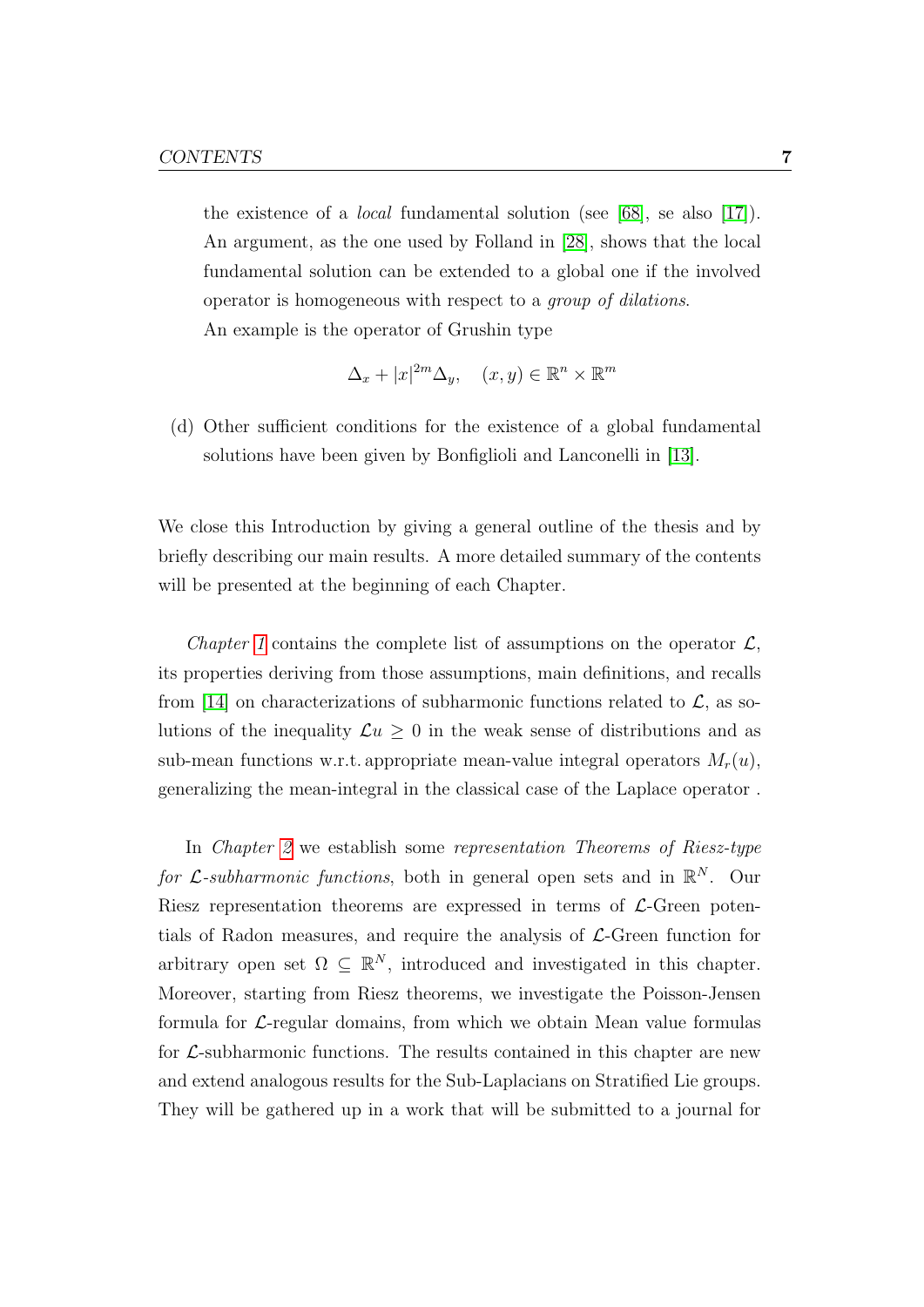the existence of a *local* fundamental solution (see [68], se also [17]). An argument, as the one used by Folland in [28], shows that the local fundamental solution can be extended to a global one if the involved operator is homogeneous with respect to a *group of dilations*.
An example is the operator of Grushin type

$$\Delta_x + |x|^{2m}\Delta_y, \quad (x,y) \in \mathbb{R}^n \times \mathbb{R}^m$$

(d) Other sufficient conditions for the existence of a global fundamental solutions have been given by Bonfiglioli and Lanconelli in [13].

We close this Introduction by giving a general outline of the thesis and by briefly describing our main results. A more detailed summary of the contents will be presented at the beginning of each Chapter.

*Chapter 1* contains the complete list of assumptions on the operator $\mathcal{L}$, its properties deriving from those assumptions, main definitions, and recalls from [14] on characterizations of subharmonic functions related to $\mathcal{L}$, as solutions of the inequality $\mathcal{L}u \geq 0$ in the weak sense of distributions and as sub-mean functions w.r.t. appropriate mean-value integral operators $M_r(u)$, generalizing the mean-integral in the classical case of the Laplace operator .

In *Chapter 2* we establish some *representation Theorems of Riesz-type for $\mathcal{L}$-subharmonic functions*, both in general open sets and in $\mathbb{R}^N$. Our Riesz representation theorems are expressed in terms of $\mathcal{L}$-Green potentials of Radon measures, and require the analysis of $\mathcal{L}$-Green function for arbitrary open set $\Omega \subseteq \mathbb{R}^N$, introduced and investigated in this chapter. Moreover, starting from Riesz theorems, we investigate the Poisson-Jensen formula for $\mathcal{L}$-regular domains, from which we obtain Mean value formulas for $\mathcal{L}$-subharmonic functions. The results contained in this chapter are new and extend analogous results for the Sub-Laplacians on Stratified Lie groups. They will be gathered up in a work that will be submitted to a journal for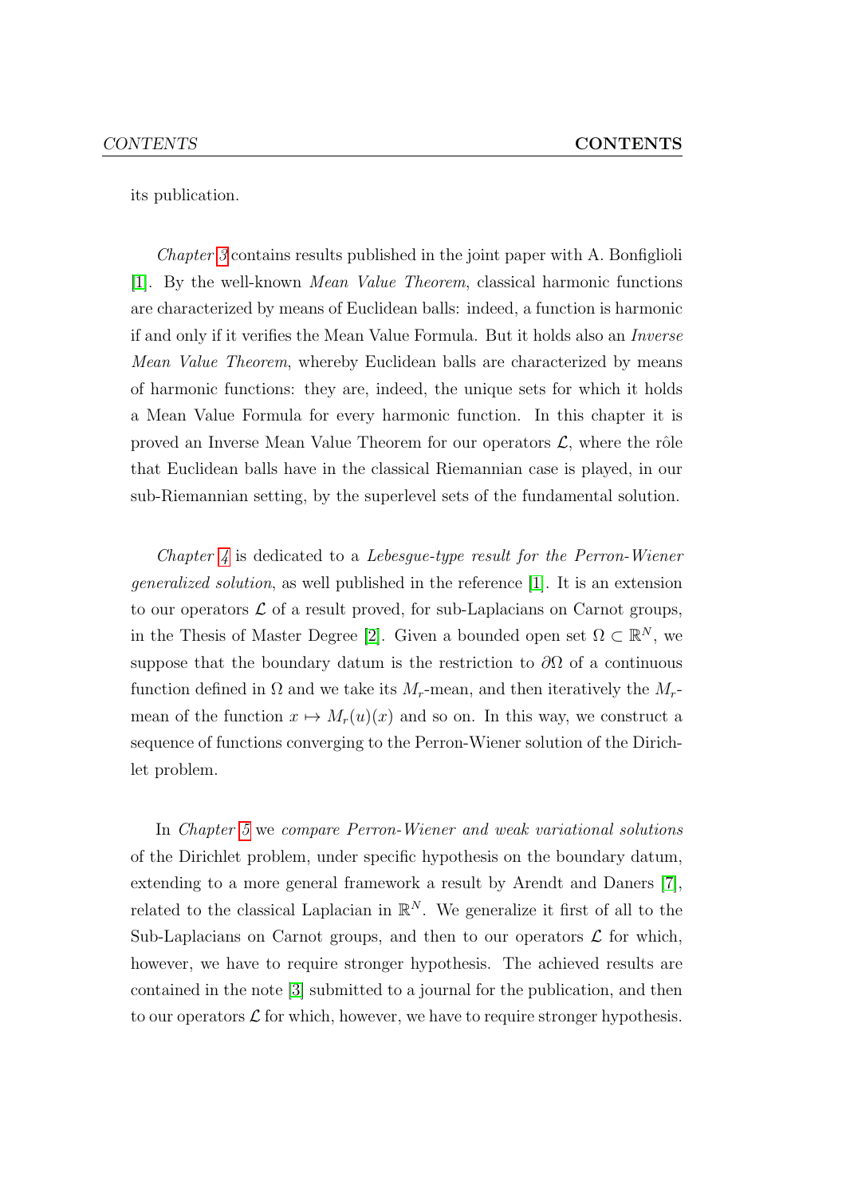its publication.

*Chapter 3* contains results published in the joint paper with A. Bonfiglioli [1]. By the well-known *Mean Value Theorem*, classical harmonic functions are characterized by means of Euclidean balls: indeed, a function is harmonic if and only if it verifies the Mean Value Formula. But it holds also an *Inverse Mean Value Theorem*, whereby Euclidean balls are characterized by means of harmonic functions: they are, indeed, the unique sets for which it holds a Mean Value Formula for every harmonic function. In this chapter it is proved an Inverse Mean Value Theorem for our operators $\mathcal{L}$, where the rôle that Euclidean balls have in the classical Riemannian case is played, in our sub-Riemannian setting, by the superlevel sets of the fundamental solution.

*Chapter 4* is dedicated to a *Lebesgue-type result for the Perron-Wiener generalized solution*, as well published in the reference [1]. It is an extension to our operators $\mathcal{L}$ of a result proved, for sub-Laplacians on Carnot groups, in the Thesis of Master Degree [2]. Given a bounded open set $\Omega \subset \mathbb{R}^N$, we suppose that the boundary datum is the restriction to $\partial\Omega$ of a continuous function defined in $\Omega$ and we take its $M_r$-mean, and then iteratively the $M_r$-mean of the function $x \mapsto M_r(u)(x)$ and so on. In this way, we construct a sequence of functions converging to the Perron-Wiener solution of the Dirichlet problem.

In *Chapter 5* we *compare Perron-Wiener and weak variational solutions* of the Dirichlet problem, under specific hypothesis on the boundary datum, extending to a more general framework a result by Arendt and Daners [7], related to the classical Laplacian in $\mathbb{R}^N$. We generalize it first of all to the Sub-Laplacians on Carnot groups, and then to our operators $\mathcal{L}$ for which, however, we have to require stronger hypothesis. The achieved results are contained in the note [3] submitted to a journal for the publication, and then to our operators $\mathcal{L}$ for which, however, we have to require stronger hypothesis.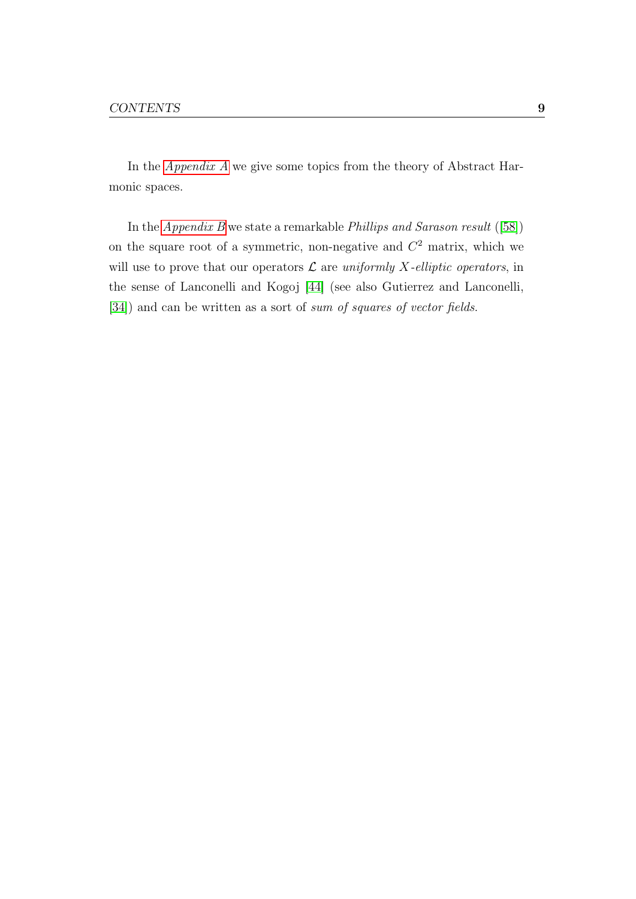In the *Appendix A* we give some topics from the theory of Abstract Harmonic spaces.

In the *Appendix B* we state a remarkable *Phillips and Sarason result* ([58]) on the square root of a symmetric, non-negative and $C^2$ matrix, which we will use to prove that our operators $\mathcal{L}$ are *uniformly $X$-elliptic operators*, in the sense of Lanconelli and Kogoj [44] (see also Gutierrez and Lanconelli, [34]) and can be written as a sort of *sum of squares of vector fields*.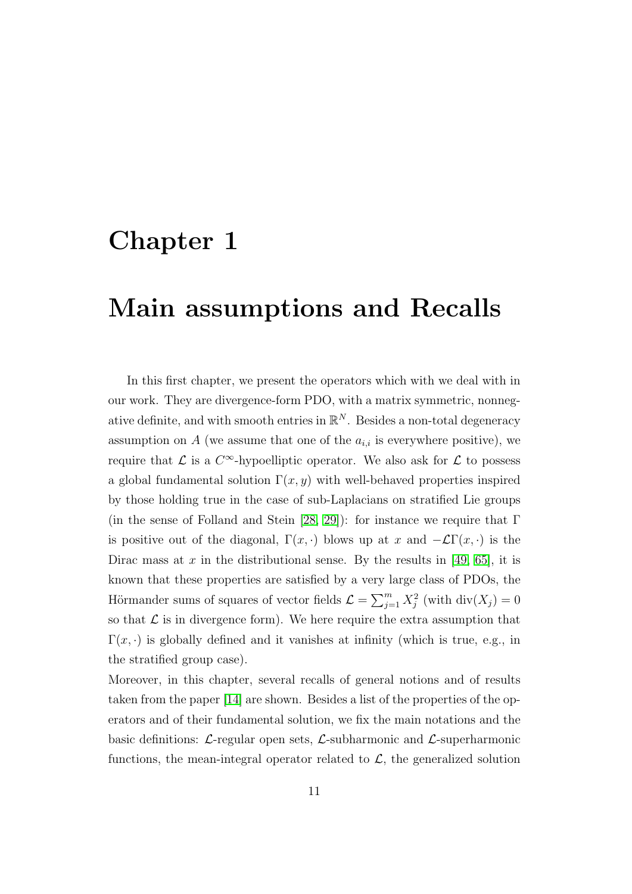# Chapter 1

# Main assumptions and Recalls

In this first chapter, we present the operators which with we deal with in our work. They are divergence-form PDO, with a matrix symmetric, nonnegative definite, and with smooth entries in $\mathbb{R}^N$. Besides a non-total degeneracy assumption on $A$ (we assume that one of the $a_{i,i}$ is everywhere positive), we require that $\mathcal{L}$ is a $C^\infty$-hypoelliptic operator. We also ask for $\mathcal{L}$ to possess a global fundamental solution $\Gamma(x, y)$ with well-behaved properties inspired by those holding true in the case of sub-Laplacians on stratified Lie groups (in the sense of Folland and Stein [28, 29]): for instance we require that $\Gamma$ is positive out of the diagonal, $\Gamma(x, \cdot)$ blows up at $x$ and $-\mathcal{L}\Gamma(x, \cdot)$ is the Dirac mass at $x$ in the distributional sense. By the results in [49, 65], it is known that these properties are satisfied by a very large class of PDOs, the Hörmander sums of squares of vector fields $\mathcal{L} = \sum_{j=1}^{m} X_j^2$ (with $\mathrm{div}(X_j) = 0$ so that $\mathcal{L}$ is in divergence form). We here require the extra assumption that $\Gamma(x, \cdot)$ is globally defined and it vanishes at infinity (which is true, e.g., in the stratified group case).

Moreover, in this chapter, several recalls of general notions and of results taken from the paper [14] are shown. Besides a list of the properties of the operators and of their fundamental solution, we fix the main notations and the basic definitions: $\mathcal{L}$-regular open sets, $\mathcal{L}$-subharmonic and $\mathcal{L}$-superharmonic functions, the mean-integral operator related to $\mathcal{L}$, the generalized solution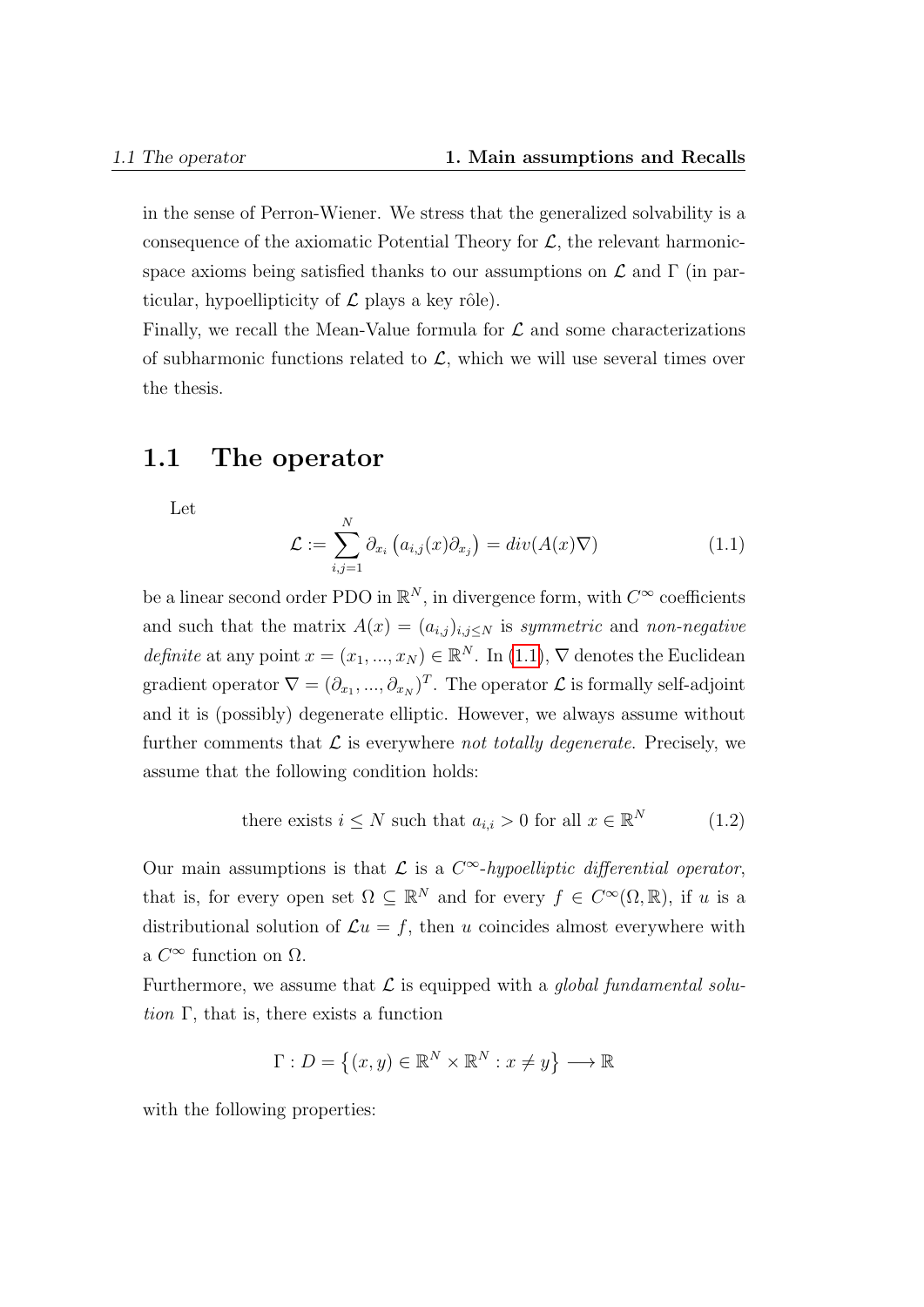in the sense of Perron-Wiener. We stress that the generalized solvability is a consequence of the axiomatic Potential Theory for $\mathcal{L}$, the relevant harmonic-space axioms being satisfied thanks to our assumptions on $\mathcal{L}$ and $\Gamma$ (in particular, hypoellipticity of $\mathcal{L}$ plays a key rôle).
Finally, we recall the Mean-Value formula for $\mathcal{L}$ and some characterizations of subharmonic functions related to $\mathcal{L}$, which we will use several times over the thesis.

## 1.1 The operator

Let

$$\mathcal{L} := \sum_{i,j=1}^{N} \partial_{x_i}\left(a_{i,j}(x)\partial_{x_j}\right) = div(A(x)\nabla) \tag{1.1}$$

be a linear second order PDO in $\mathbb{R}^N$, in divergence form, with $C^\infty$ coefficients and such that the matrix $A(x) = (a_{i,j})_{i,j\leq N}$ is *symmetric* and *non-negative definite* at any point $x = (x_1, ..., x_N) \in \mathbb{R}^N$. In (1.1), $\nabla$ denotes the Euclidean gradient operator $\nabla = (\partial_{x_1}, ..., \partial_{x_N})^T$. The operator $\mathcal{L}$ is formally self-adjoint and it is (possibly) degenerate elliptic. However, we always assume without further comments that $\mathcal{L}$ is everywhere *not totally degenerate*. Precisely, we assume that the following condition holds:

$$\text{there exists } i \leq N \text{ such that } a_{i,i} > 0 \text{ for all } x \in \mathbb{R}^N \tag{1.2}$$

Our main assumptions is that $\mathcal{L}$ is a $C^\infty$*-hypoelliptic differential operator*, that is, for every open set $\Omega \subseteq \mathbb{R}^N$ and for every $f \in C^\infty(\Omega, \mathbb{R})$, if $u$ is a distributional solution of $\mathcal{L}u = f$, then $u$ coincides almost everywhere with a $C^\infty$ function on $\Omega$.
Furthermore, we assume that $\mathcal{L}$ is equipped with a *global fundamental solution* $\Gamma$, that is, there exists a function

$$\Gamma : D = \left\{(x, y) \in \mathbb{R}^N \times \mathbb{R}^N : x \neq y\right\} \longrightarrow \mathbb{R}$$

with the following properties: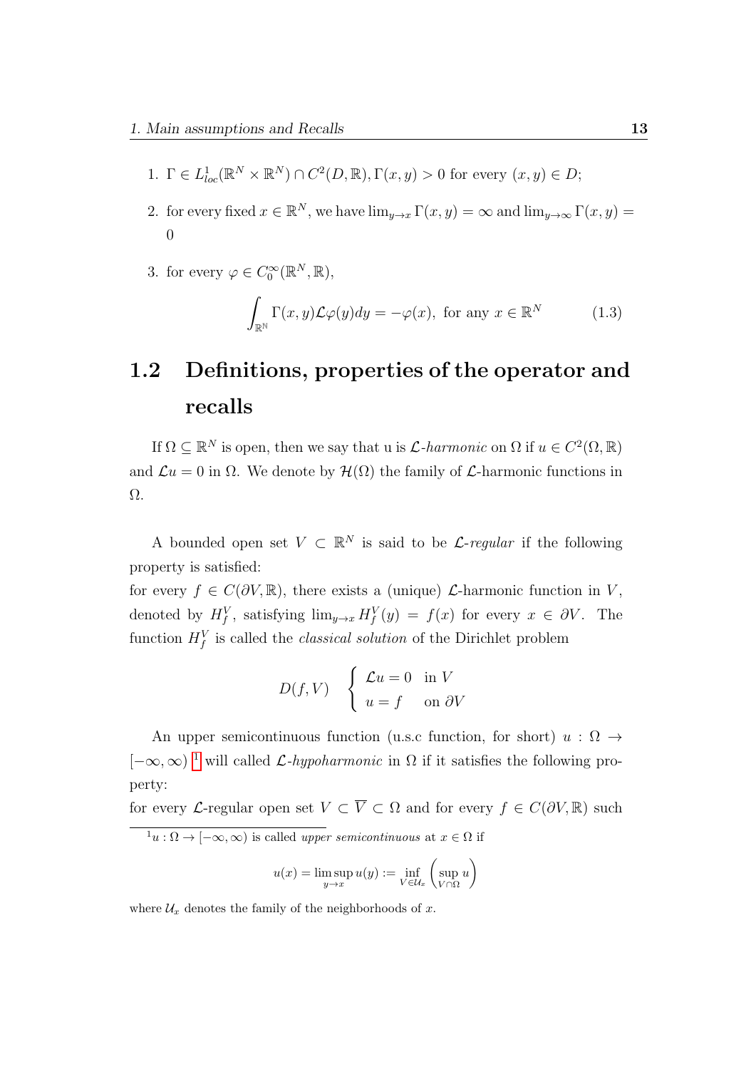1. $\Gamma \in L^1_{loc}(\mathbb{R}^N \times \mathbb{R}^N) \cap C^2(D, \mathbb{R}), \Gamma(x, y) > 0$ for every $(x, y) \in D$;

2. for every fixed $x \in \mathbb{R}^N$, we have $\lim_{y \to x} \Gamma(x, y) = \infty$ and $\lim_{y \to \infty} \Gamma(x, y) = 0$

3. for every $\varphi \in C_0^\infty(\mathbb{R}^N, \mathbb{R})$,

$$\int_{\mathbb{R}^{\mathbb{N}}} \Gamma(x, y) \mathcal{L}\varphi(y) dy = -\varphi(x), \text{ for any } x \in \mathbb{R}^N \tag{1.3}$$

## 1.2 Definitions, properties of the operator and recalls

If $\Omega \subseteq \mathbb{R}^N$ is open, then we say that u is *$\mathcal{L}$-harmonic* on $\Omega$ if $u \in C^2(\Omega, \mathbb{R})$ and $\mathcal{L}u = 0$ in $\Omega$. We denote by $\mathcal{H}(\Omega)$ the family of $\mathcal{L}$-harmonic functions in $\Omega$.

A bounded open set $V \subset \mathbb{R}^N$ is said to be *$\mathcal{L}$-regular* if the following property is satisfied:
for every $f \in C(\partial V, \mathbb{R})$, there exists a (unique) $\mathcal{L}$-harmonic function in $V$, denoted by $H_f^V$, satisfying $\lim_{y \to x} H_f^V(y) = f(x)$ for every $x \in \partial V$. The function $H_f^V$ is called the *classical solution* of the Dirichlet problem

$$D(f, V) \quad \begin{cases} \mathcal{L}u = 0 & \text{in } V \\ u = f & \text{on } \partial V \end{cases}$$

An upper semicontinuous function (u.s.c function, for short) $u : \Omega \to [-\infty, \infty)$ [1] will called *$\mathcal{L}$-hypoharmonic* in $\Omega$ if it satisfies the following property:
for every $\mathcal{L}$-regular open set $V \subset \overline{V} \subset \Omega$ and for every $f \in C(\partial V, \mathbb{R})$ such

[1] $u : \Omega \to [-\infty, \infty)$ is called *upper semicontinuous* at $x \in \Omega$ if

$$u(x) = \limsup_{y \to x} u(y) := \inf_{V \in \mathcal{U}_x} \left( \sup_{V \cap \Omega} u \right)$$

where $\mathcal{U}_x$ denotes the family of the neighborhoods of $x$.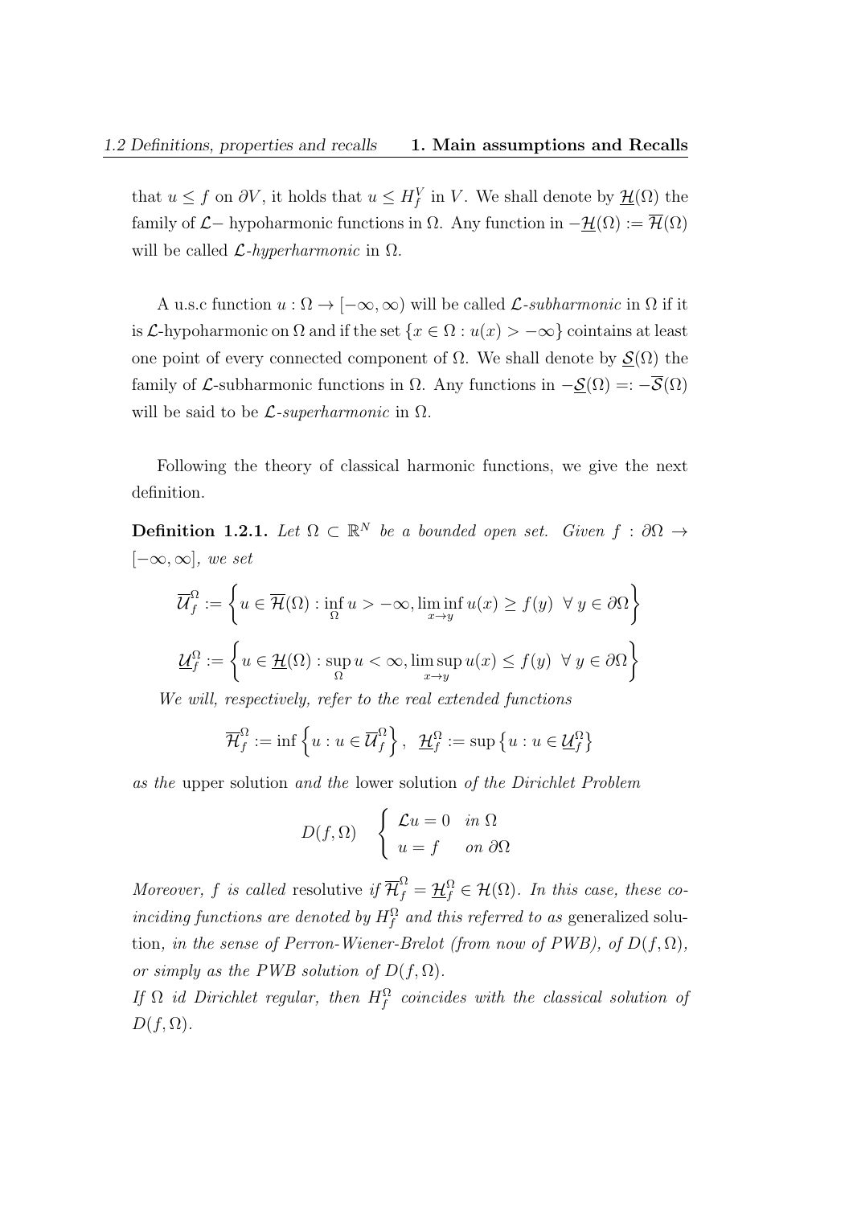that $u \leq f$ on $\partial V$, it holds that $u \leq H_f^V$ in $V$. We shall denote by $\underline{\mathcal{H}}(\Omega)$ the family of $\mathcal{L}-$ hypoharmonic functions in $\Omega$. Any function in $-\underline{\mathcal{H}}(\Omega) := \overline{\mathcal{H}}(\Omega)$ will be called $\mathcal{L}$-*hyperharmonic* in $\Omega$.

A u.s.c function $u : \Omega \to [-\infty, \infty)$ will be called $\mathcal{L}$-*subharmonic* in $\Omega$ if it is $\mathcal{L}$-hypoharmonic on $\Omega$ and if the set $\{x \in \Omega : u(x) > -\infty\}$ cointains at least one point of every connected component of $\Omega$. We shall denote by $\underline{\mathcal{S}}(\Omega)$ the family of $\mathcal{L}$-subharmonic functions in $\Omega$. Any functions in $-\underline{\mathcal{S}}(\Omega) =: -\overline{\mathcal{S}}(\Omega)$ will be said to be $\mathcal{L}$-*superharmonic* in $\Omega$.

Following the theory of classical harmonic functions, we give the next definition.

**Definition 1.2.1.** *Let $\Omega \subset \mathbb{R}^N$ be a bounded open set. Given $f : \partial\Omega \to [-\infty, \infty]$, we set*

$$\overline{\mathcal{U}}_f^{\Omega} := \left\{ u \in \overline{\mathcal{H}}(\Omega) : \inf_{\Omega} u > -\infty, \liminf_{x \to y} u(x) \geq f(y) \ \ \forall \ y \in \partial\Omega \right\}$$

$$\underline{\mathcal{U}}_f^{\Omega} := \left\{ u \in \underline{\mathcal{H}}(\Omega) : \sup_{\Omega} u < \infty, \limsup_{x \to y} u(x) \leq f(y) \ \ \forall \ y \in \partial\Omega \right\}$$

*We will, respectively, refer to the real extended functions*

$$\overline{\mathcal{H}}_f^{\Omega} := \inf \left\{ u : u \in \overline{\mathcal{U}}_f^{\Omega} \right\}, \ \ \underline{\mathcal{H}}_f^{\Omega} := \sup \left\{ u : u \in \underline{\mathcal{U}}_f^{\Omega} \right\}$$

*as the* upper solution *and the* lower solution *of the Dirichlet Problem*

$$D(f, \Omega) \quad \begin{cases} \mathcal{L}u = 0 & \text{in } \Omega \\ u = f & \text{on } \partial\Omega \end{cases}$$

*Moreover, $f$ is called* resolutive *if $\overline{\mathcal{H}}_f^{\Omega} = \underline{\mathcal{H}}_f^{\Omega} \in \mathcal{H}(\Omega)$. In this case, these coinciding functions are denoted by $H_f^{\Omega}$ and this referred to as* generalized solution, *in the sense of Perron-Wiener-Brelot (from now of PWB), of $D(f, \Omega)$, or simply as the PWB solution of $D(f, \Omega)$.*
*If $\Omega$ id Dirichlet regular, then $H_f^{\Omega}$ coincides with the classical solution of $D(f, \Omega)$.*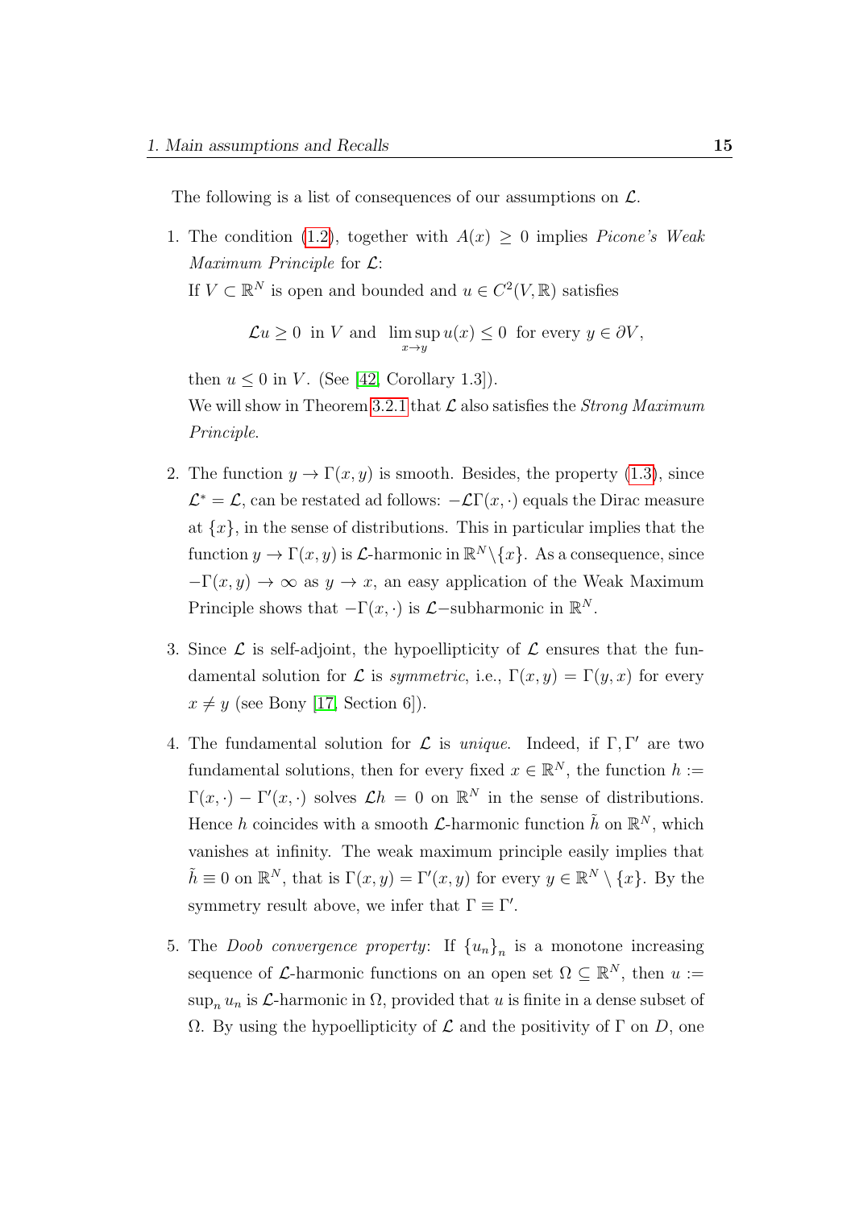The following is a list of consequences of our assumptions on $\mathcal{L}$.

1. The condition (1.2), together with $A(x) \geq 0$ implies *Picone's Weak Maximum Principle* for $\mathcal{L}$:
   If $V \subset \mathbb{R}^N$ is open and bounded and $u \in C^2(V, \mathbb{R})$ satisfies
   $$\mathcal{L}u \geq 0 \;\text{ in } V \text{ and } \limsup_{x \to y} u(x) \leq 0 \;\text{ for every } y \in \partial V,$$
   then $u \leq 0$ in $V$. (See [42, Corollary 1.3]).
   We will show in Theorem 3.2.1 that $\mathcal{L}$ also satisfies the *Strong Maximum Principle*.

2. The function $y \to \Gamma(x, y)$ is smooth. Besides, the property (1.3), since $\mathcal{L}^* = \mathcal{L}$, can be restated ad follows: $-\mathcal{L}\Gamma(x, \cdot)$ equals the Dirac measure at $\{x\}$, in the sense of distributions. This in particular implies that the function $y \to \Gamma(x, y)$ is $\mathcal{L}$-harmonic in $\mathbb{R}^N \setminus \{x\}$. As a consequence, since $-\Gamma(x, y) \to \infty$ as $y \to x$, an easy application of the Weak Maximum Principle shows that $-\Gamma(x, \cdot)$ is $\mathcal{L}-$subharmonic in $\mathbb{R}^N$.

3. Since $\mathcal{L}$ is self-adjoint, the hypoellipticity of $\mathcal{L}$ ensures that the fundamental solution for $\mathcal{L}$ is *symmetric*, i.e., $\Gamma(x, y) = \Gamma(y, x)$ for every $x \neq y$ (see Bony [17, Section 6]).

4. The fundamental solution for $\mathcal{L}$ is *unique*. Indeed, if $\Gamma, \Gamma'$ are two fundamental solutions, then for every fixed $x \in \mathbb{R}^N$, the function $h := \Gamma(x, \cdot) - \Gamma'(x, \cdot)$ solves $\mathcal{L}h = 0$ on $\mathbb{R}^N$ in the sense of distributions. Hence $h$ coincides with a smooth $\mathcal{L}$-harmonic function $\tilde{h}$ on $\mathbb{R}^N$, which vanishes at infinity. The weak maximum principle easily implies that $\tilde{h} \equiv 0$ on $\mathbb{R}^N$, that is $\Gamma(x, y) = \Gamma'(x, y)$ for every $y \in \mathbb{R}^N \setminus \{x\}$. By the symmetry result above, we infer that $\Gamma \equiv \Gamma'$.

5. The *Doob convergence property*: If $\{u_n\}_n$ is a monotone increasing sequence of $\mathcal{L}$-harmonic functions on an open set $\Omega \subseteq \mathbb{R}^N$, then $u := \sup_n u_n$ is $\mathcal{L}$-harmonic in $\Omega$, provided that $u$ is finite in a dense subset of $\Omega$. By using the hypoellipticity of $\mathcal{L}$ and the positivity of $\Gamma$ on $D$, one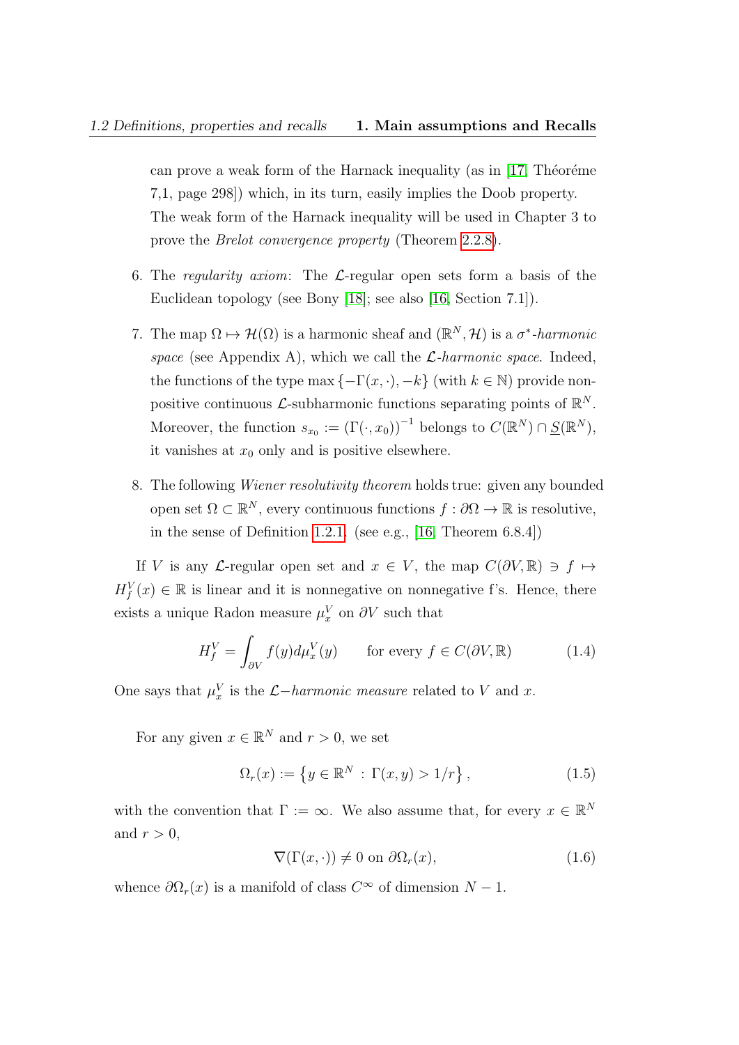can prove a weak form of the Harnack inequality (as in [17, Théoréme 7,1, page 298]) which, in its turn, easily implies the Doob property. The weak form of the Harnack inequality will be used in Chapter 3 to prove the *Brelot convergence property* (Theorem 2.2.8).

6. The *regularity axiom*: The $\mathcal{L}$-regular open sets form a basis of the Euclidean topology (see Bony [18]; see also [16, Section 7.1]).

7. The map $\Omega \mapsto \mathcal{H}(\Omega)$ is a harmonic sheaf and $(\mathbb{R}^N, \mathcal{H})$ is a $\sigma^*$-*harmonic space* (see Appendix A), which we call the $\mathcal{L}$-*harmonic space*. Indeed, the functions of the type $\max\{-\Gamma(x,\cdot), -k\}$ (with $k \in \mathbb{N}$) provide non-positive continuous $\mathcal{L}$-subharmonic functions separating points of $\mathbb{R}^N$. Moreover, the function $s_{x_0} := (\Gamma(\cdot, x_0))^{-1}$ belongs to $C(\mathbb{R}^N) \cap \underline{S}(\mathbb{R}^N)$, it vanishes at $x_0$ only and is positive elsewhere.

8. The following *Wiener resolutivity theorem* holds true: given any bounded open set $\Omega \subset \mathbb{R}^N$, every continuous functions $f : \partial\Omega \to \mathbb{R}$ is resolutive, in the sense of Definition 1.2.1. (see e.g., [16, Theorem 6.8.4])

If $V$ is any $\mathcal{L}$-regular open set and $x \in V$, the map $C(\partial V, \mathbb{R}) \ni f \mapsto H_f^V(x) \in \mathbb{R}$ is linear and it is nonnegative on nonnegative f's. Hence, there exists a unique Radon measure $\mu_x^V$ on $\partial V$ such that

$$H_f^V = \int_{\partial V} f(y) d\mu_x^V(y) \qquad \text{for every } f \in C(\partial V, \mathbb{R}) \tag{1.4}$$

One says that $\mu_x^V$ is the $\mathcal{L}-$*harmonic measure* related to $V$ and $x$.

For any given $x \in \mathbb{R}^N$ and $r > 0$, we set

$$\Omega_r(x) := \left\{ y \in \mathbb{R}^N \,:\, \Gamma(x, y) > 1/r \right\}, \tag{1.5}$$

with the convention that $\Gamma := \infty$. We also assume that, for every $x \in \mathbb{R}^N$ and $r > 0$,

$$\nabla(\Gamma(x, \cdot)) \neq 0 \text{ on } \partial\Omega_r(x), \tag{1.6}$$

whence $\partial\Omega_r(x)$ is a manifold of class $C^\infty$ of dimension $N - 1$.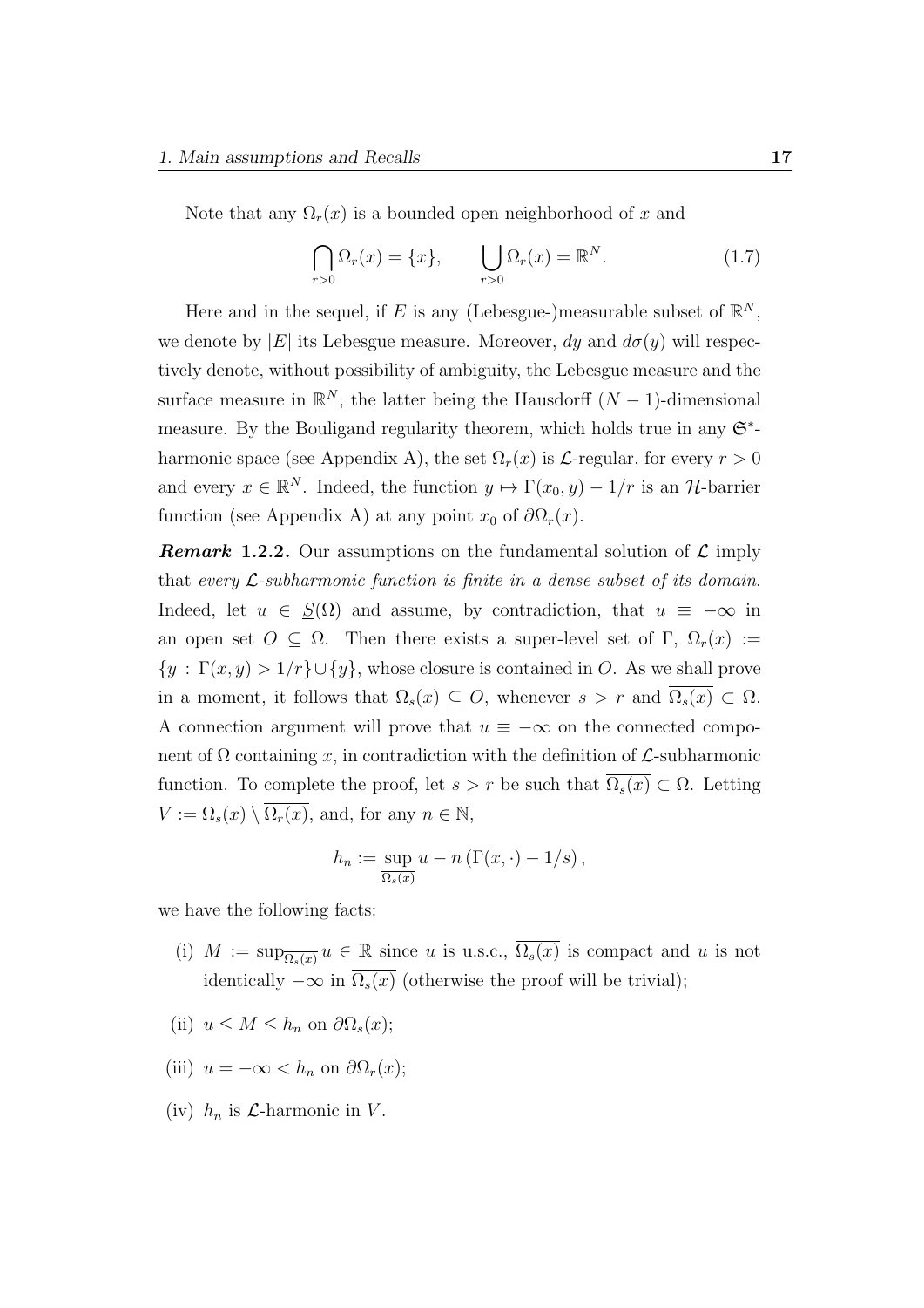Note that any $\Omega_r(x)$ is a bounded open neighborhood of $x$ and

$$\bigcap_{r>0} \Omega_r(x) = \{x\}, \qquad \bigcup_{r>0} \Omega_r(x) = \mathbb{R}^N. \tag{1.7}$$

Here and in the sequel, if $E$ is any (Lebesgue-)measurable subset of $\mathbb{R}^N$, we denote by $|E|$ its Lebesgue measure. Moreover, $dy$ and $d\sigma(y)$ will respectively denote, without possibility of ambiguity, the Lebesgue measure and the surface measure in $\mathbb{R}^N$, the latter being the Hausdorff $(N-1)$-dimensional measure. By the Bouligand regularity theorem, which holds true in any $\mathfrak{S}^*$-harmonic space (see Appendix A), the set $\Omega_r(x)$ is $\mathcal{L}$-regular, for every $r > 0$ and every $x \in \mathbb{R}^N$. Indeed, the function $y \mapsto \Gamma(x_0, y) - 1/r$ is an $\mathcal{H}$-barrier function (see Appendix A) at any point $x_0$ of $\partial\Omega_r(x)$.

***Remark* 1.2.2.** Our assumptions on the fundamental solution of $\mathcal{L}$ imply that *every $\mathcal{L}$-subharmonic function is finite in a dense subset of its domain.* Indeed, let $u \in \underline{S}(\Omega)$ and assume, by contradiction, that $u \equiv -\infty$ in an open set $O \subseteq \Omega$. Then there exists a super-level set of $\Gamma$, $\Omega_r(x) := \{y : \Gamma(x, y) > 1/r\} \cup \{y\}$, whose closure is contained in $O$. As we shall prove in a moment, it follows that $\Omega_s(x) \subseteq O$, whenever $s > r$ and $\overline{\Omega_s(x)} \subset \Omega$. A connection argument will prove that $u \equiv -\infty$ on the connected component of $\Omega$ containing $x$, in contradiction with the definition of $\mathcal{L}$-subharmonic function. To complete the proof, let $s > r$ be such that $\overline{\Omega_s(x)} \subset \Omega$. Letting $V := \Omega_s(x) \setminus \overline{\Omega_r(x)}$, and, for any $n \in \mathbb{N}$,

$$h_n := \sup_{\overline{\Omega_s(x)}} u - n\left(\Gamma(x, \cdot) - 1/s\right),$$

we have the following facts:

(i) $M := \sup_{\overline{\Omega_s(x)}} u \in \mathbb{R}$ since $u$ is u.s.c., $\overline{\Omega_s(x)}$ is compact and $u$ is not identically $-\infty$ in $\overline{\Omega_s(x)}$ (otherwise the proof will be trivial);

(ii) $u \le M \le h_n$ on $\partial\Omega_s(x)$;

(iii) $u = -\infty < h_n$ on $\partial\Omega_r(x)$;

(iv) $h_n$ is $\mathcal{L}$-harmonic in $V$.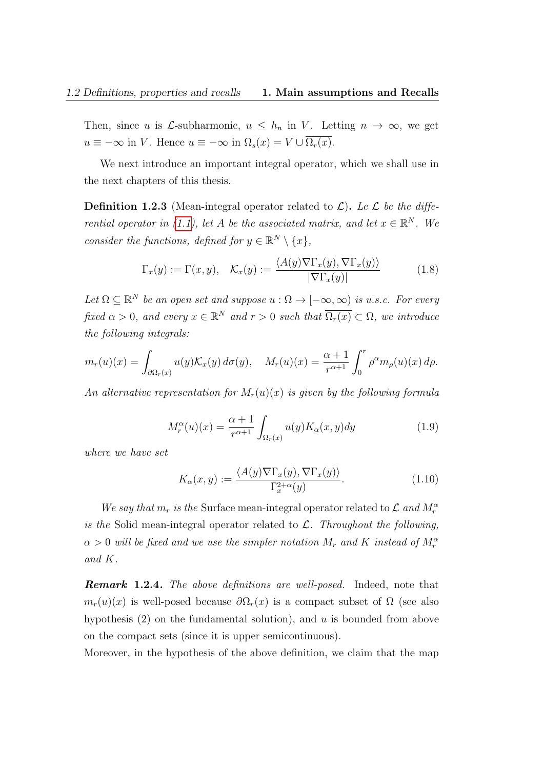Then, since $u$ is $\mathcal{L}$-subharmonic, $u \leq h_n$ in $V$. Letting $n \to \infty$, we get $u \equiv -\infty$ in $V$. Hence $u \equiv -\infty$ in $\Omega_s(x) = V \cup \overline{\Omega_r(x)}$.

We next introduce an important integral operator, which we shall use in the next chapters of this thesis.

**Definition 1.2.3** (Mean-integral operator related to $\mathcal{L}$)**.** *Le $\mathcal{L}$ be the differential operator in (1.1), let $A$ be the associated matrix, and let $x \in \mathbb{R}^N$. We consider the functions, defined for $y \in \mathbb{R}^N \setminus \{x\}$,*

$$\Gamma_x(y) := \Gamma(x,y), \quad \mathcal{K}_x(y) := \frac{\langle A(y)\nabla\Gamma_x(y), \nabla\Gamma_x(y)\rangle}{|\nabla\Gamma_x(y)|} \tag{1.8}$$

*Let $\Omega \subseteq \mathbb{R}^N$ be an open set and suppose $u : \Omega \to [-\infty, \infty)$ is u.s.c. For every fixed $\alpha > 0$, and every $x \in \mathbb{R}^N$ and $r > 0$ such that $\overline{\Omega_r(x)} \subset \Omega$, we introduce the following integrals:*

$$m_r(u)(x) = \int_{\partial\Omega_r(x)} u(y)\mathcal{K}_x(y)\, d\sigma(y), \quad M_r(u)(x) = \frac{\alpha+1}{r^{\alpha+1}} \int_0^r \rho^\alpha m_\rho(u)(x)\, d\rho.$$

*An alternative representation for $M_r(u)(x)$ is given by the following formula*

$$M_r^\alpha(u)(x) = \frac{\alpha+1}{r^{\alpha+1}} \int_{\Omega_r(x)} u(y)K_\alpha(x,y)dy \tag{1.9}$$

*where we have set*

$$K_\alpha(x,y) := \frac{\langle A(y)\nabla\Gamma_x(y), \nabla\Gamma_x(y)\rangle}{\Gamma_x^{2+\alpha}(y)}. \tag{1.10}$$

*We say that $m_r$ is the* Surface mean-integral operator related to $\mathcal{L}$ *and $M_r^\alpha$ is the* Solid mean-integral operator related to $\mathcal{L}$. *Throughout the following, $\alpha > 0$ will be fixed and we use the simpler notation $M_r$ and $K$ instead of $M_r^\alpha$ and $K$.*

***Remark* 1.2.4.** *The above definitions are well-posed.* Indeed, note that $m_r(u)(x)$ is well-posed because $\partial\Omega_r(x)$ is a compact subset of $\Omega$ (see also hypothesis (2) on the fundamental solution), and $u$ is bounded from above on the compact sets (since it is upper semicontinuous).
Moreover, in the hypothesis of the above definition, we claim that the map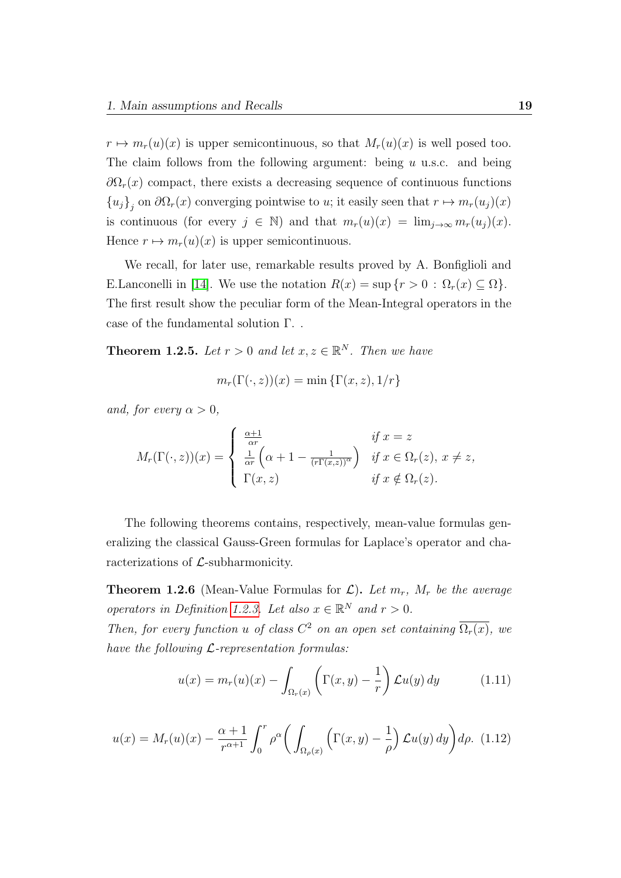$r \mapsto m_r(u)(x)$ is upper semicontinuous, so that $M_r(u)(x)$ is well posed too. The claim follows from the following argument: being $u$ u.s.c. and being $\partial\Omega_r(x)$ compact, there exists a decreasing sequence of continuous functions $\{u_j\}_j$ on $\partial\Omega_r(x)$ converging pointwise to $u$; it easily seen that $r \mapsto m_r(u_j)(x)$ is continuous (for every $j \in \mathbb{N}$) and that $m_r(u)(x) = \lim_{j\to\infty} m_r(u_j)(x)$. Hence $r \mapsto m_r(u)(x)$ is upper semicontinuous.

We recall, for later use, remarkable results proved by A. Bonfiglioli and E.Lanconelli in [14]. We use the notation $R(x) = \sup\{r > 0 : \Omega_r(x) \subseteq \Omega\}$. The first result show the peculiar form of the Mean-Integral operators in the case of the fundamental solution $\Gamma$. .

**Theorem 1.2.5.** *Let $r > 0$ and let $x, z \in \mathbb{R}^N$. Then we have*

$$m_r(\Gamma(\cdot, z))(x) = \min\{\Gamma(x, z), 1/r\}$$

*and, for every $\alpha > 0$,*

$$M_r(\Gamma(\cdot, z))(x) = \begin{cases} \frac{\alpha+1}{\alpha r} & \text{if } x = z \\ \frac{1}{\alpha r}\left(\alpha + 1 - \frac{1}{(r\Gamma(x,z))^\alpha}\right) & \text{if } x \in \Omega_r(z),\ x \neq z, \\ \Gamma(x, z) & \text{if } x \notin \Omega_r(z). \end{cases}$$

The following theorems contains, respectively, mean-value formulas generalizing the classical Gauss-Green formulas for Laplace's operator and characterizations of $\mathcal{L}$-subharmonicity.

**Theorem 1.2.6** (Mean-Value Formulas for $\mathcal{L}$)**.** *Let $m_r$, $M_r$ be the average operators in Definition 1.2.3. Let also $x \in \mathbb{R}^N$ and $r > 0$.*
*Then, for every function $u$ of class $C^2$ on an open set containing $\overline{\Omega_r(x)}$, we have the following $\mathcal{L}$-representation formulas:*

$$u(x) = m_r(u)(x) - \int_{\Omega_r(x)} \left(\Gamma(x, y) - \frac{1}{r}\right) \mathcal{L}u(y)\, dy \qquad (1.11)$$

$$u(x) = M_r(u)(x) - \frac{\alpha+1}{r^{\alpha+1}} \int_0^r \rho^\alpha \left( \int_{\Omega_\rho(x)} \left(\Gamma(x, y) - \frac{1}{\rho}\right) \mathcal{L}u(y)\, dy \right) d\rho. \quad (1.12)$$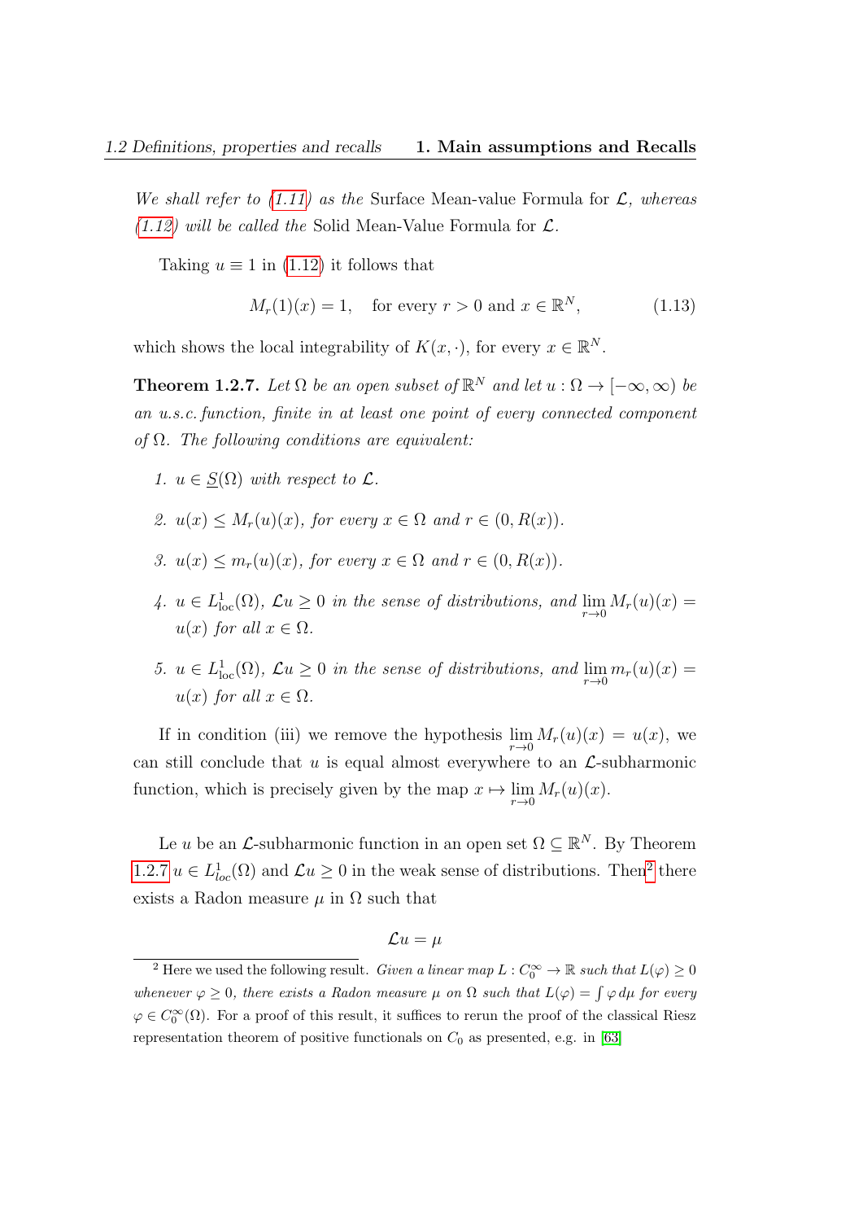*We shall refer to (1.11) as the* Surface Mean-value Formula for $\mathcal{L}$*, whereas (1.12) will be called the* Solid Mean-Value Formula for $\mathcal{L}$*.*

Taking $u \equiv 1$ in (1.12) it follows that

$$M_r(1)(x) = 1, \quad \text{for every } r > 0 \text{ and } x \in \mathbb{R}^N, \tag{1.13}$$

which shows the local integrability of $K(x, \cdot)$, for every $x \in \mathbb{R}^N$.

**Theorem 1.2.7.** *Let $\Omega$ be an open subset of $\mathbb{R}^N$ and let $u : \Omega \to [-\infty, \infty)$ be an u.s.c. function, finite in at least one point of every connected component of $\Omega$. The following conditions are equivalent:*

1. *$u \in \underline{S}(\Omega)$ with respect to $\mathcal{L}$.*
2. *$u(x) \leq M_r(u)(x)$, for every $x \in \Omega$ and $r \in (0, R(x))$.*
3. *$u(x) \leq m_r(u)(x)$, for every $x \in \Omega$ and $r \in (0, R(x))$.*
4. *$u \in L^1_{\text{loc}}(\Omega)$, $\mathcal{L}u \geq 0$ in the sense of distributions, and $\lim_{r \to 0} M_r(u)(x) = u(x)$ for all $x \in \Omega$.*
5. *$u \in L^1_{\text{loc}}(\Omega)$, $\mathcal{L}u \geq 0$ in the sense of distributions, and $\lim_{r \to 0} m_r(u)(x) = u(x)$ for all $x \in \Omega$.*

If in condition (iii) we remove the hypothesis $\lim_{r \to 0} M_r(u)(x) = u(x)$, we can still conclude that $u$ is equal almost everywhere to an $\mathcal{L}$-subharmonic function, which is precisely given by the map $x \mapsto \lim_{r \to 0} M_r(u)(x)$.

Le $u$ be an $\mathcal{L}$-subharmonic function in an open set $\Omega \subseteq \mathbb{R}^N$. By Theorem 1.2.7 $u \in L^1_{loc}(\Omega)$ and $\mathcal{L}u \geq 0$ in the weak sense of distributions. Then[2] there exists a Radon measure $\mu$ in $\Omega$ such that

$$\mathcal{L}u = \mu$$

[2] Here we used the following result. *Given a linear map $L : C_0^\infty \to \mathbb{R}$ such that $L(\varphi) \geq 0$ whenever $\varphi \geq 0$, there exists a Radon measure $\mu$ on $\Omega$ such that $L(\varphi) = \int \varphi \, d\mu$ for every $\varphi \in C_0^\infty(\Omega)$.* For a proof of this result, it suffices to rerun the proof of the classical Riesz representation theorem of positive functionals on $C_0$ as presented, e.g. in [63]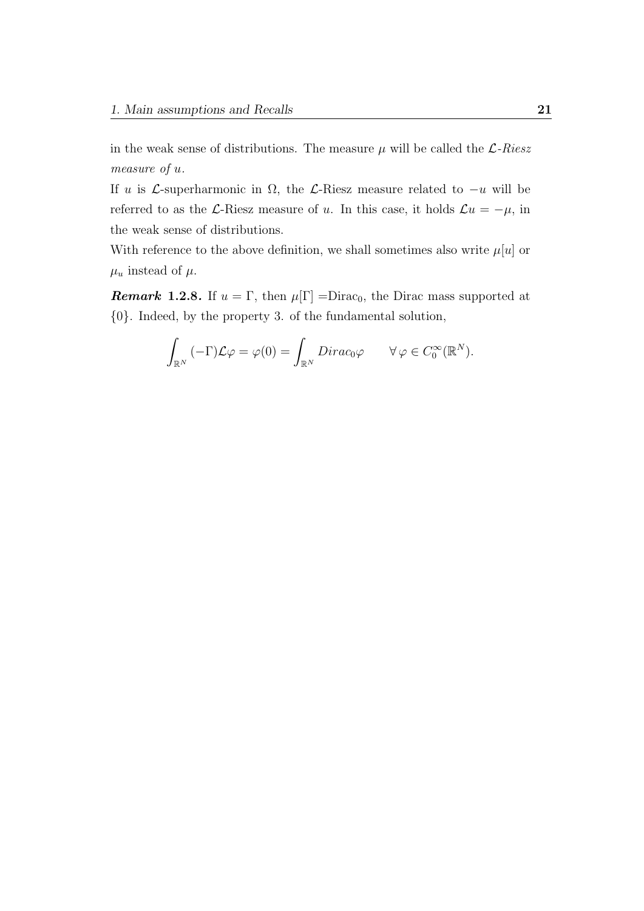in the weak sense of distributions. The measure $\mu$ will be called the *$\mathcal{L}$-Riesz measure of $u$*.

If $u$ is $\mathcal{L}$-superharmonic in $\Omega$, the $\mathcal{L}$-Riesz measure related to $-u$ will be referred to as the $\mathcal{L}$-Riesz measure of $u$. In this case, it holds $\mathcal{L}u = -\mu$, in the weak sense of distributions.

With reference to the above definition, we shall sometimes also write $\mu[u]$ or $\mu_u$ instead of $\mu$.

***Remark* 1.2.8.** If $u = \Gamma$, then $\mu[\Gamma]$ =Dirac$_0$, the Dirac mass supported at $\{0\}$. Indeed, by the property 3. of the fundamental solution,

$$\int_{\mathbb{R}^N} (-\Gamma)\mathcal{L}\varphi = \varphi(0) = \int_{\mathbb{R}^N} Dirac_0 \varphi \qquad \forall\, \varphi \in C_0^\infty(\mathbb{R}^N).$$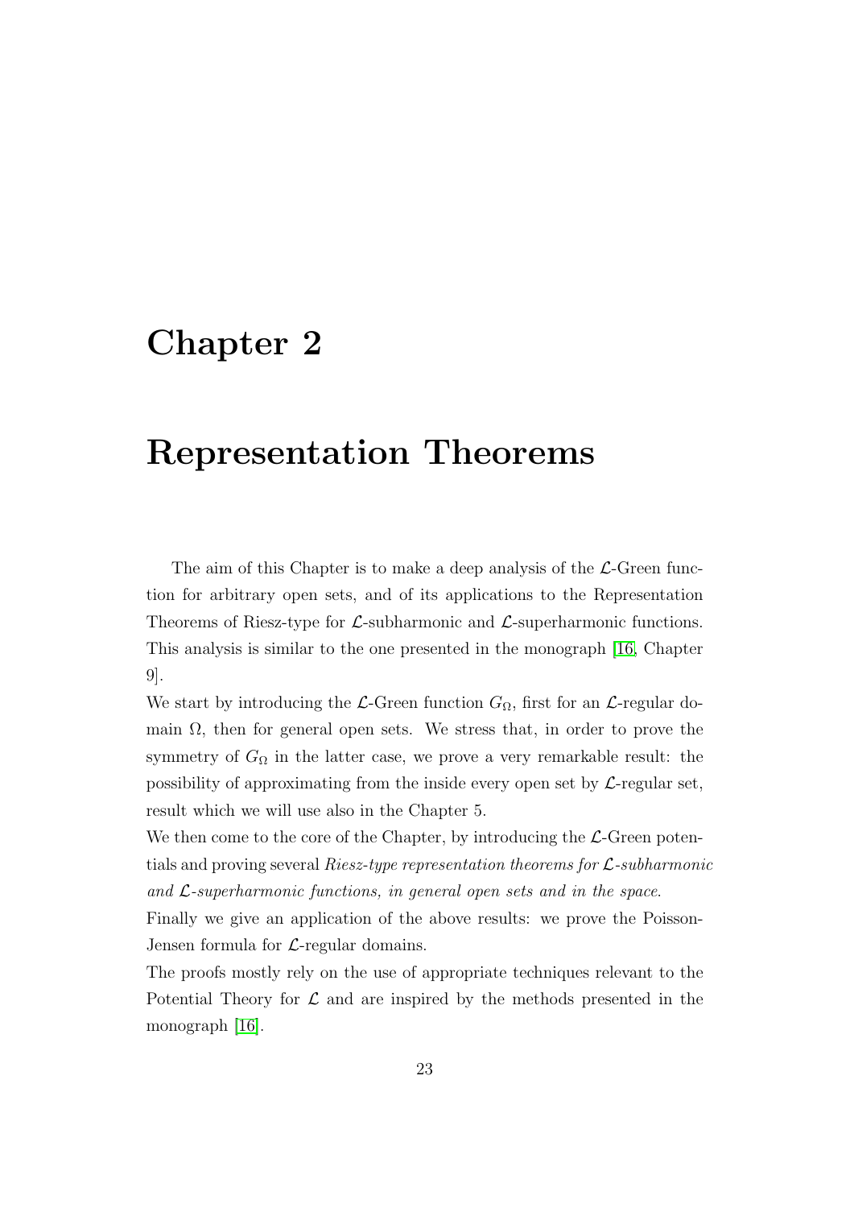# Chapter 2

# Representation Theorems

The aim of this Chapter is to make a deep analysis of the $\mathcal{L}$-Green function for arbitrary open sets, and of its applications to the Representation Theorems of Riesz-type for $\mathcal{L}$-subharmonic and $\mathcal{L}$-superharmonic functions. This analysis is similar to the one presented in the monograph [16, Chapter 9].

We start by introducing the $\mathcal{L}$-Green function $G_\Omega$, first for an $\mathcal{L}$-regular domain $\Omega$, then for general open sets. We stress that, in order to prove the symmetry of $G_\Omega$ in the latter case, we prove a very remarkable result: the possibility of approximating from the inside every open set by $\mathcal{L}$-regular set, result which we will use also in the Chapter 5.

We then come to the core of the Chapter, by introducing the $\mathcal{L}$-Green potentials and proving several *Riesz-type representation theorems for $\mathcal{L}$-subharmonic and $\mathcal{L}$-superharmonic functions, in general open sets and in the space*.

Finally we give an application of the above results: we prove the Poisson-Jensen formula for $\mathcal{L}$-regular domains.

The proofs mostly rely on the use of appropriate techniques relevant to the Potential Theory for $\mathcal{L}$ and are inspired by the methods presented in the monograph [16].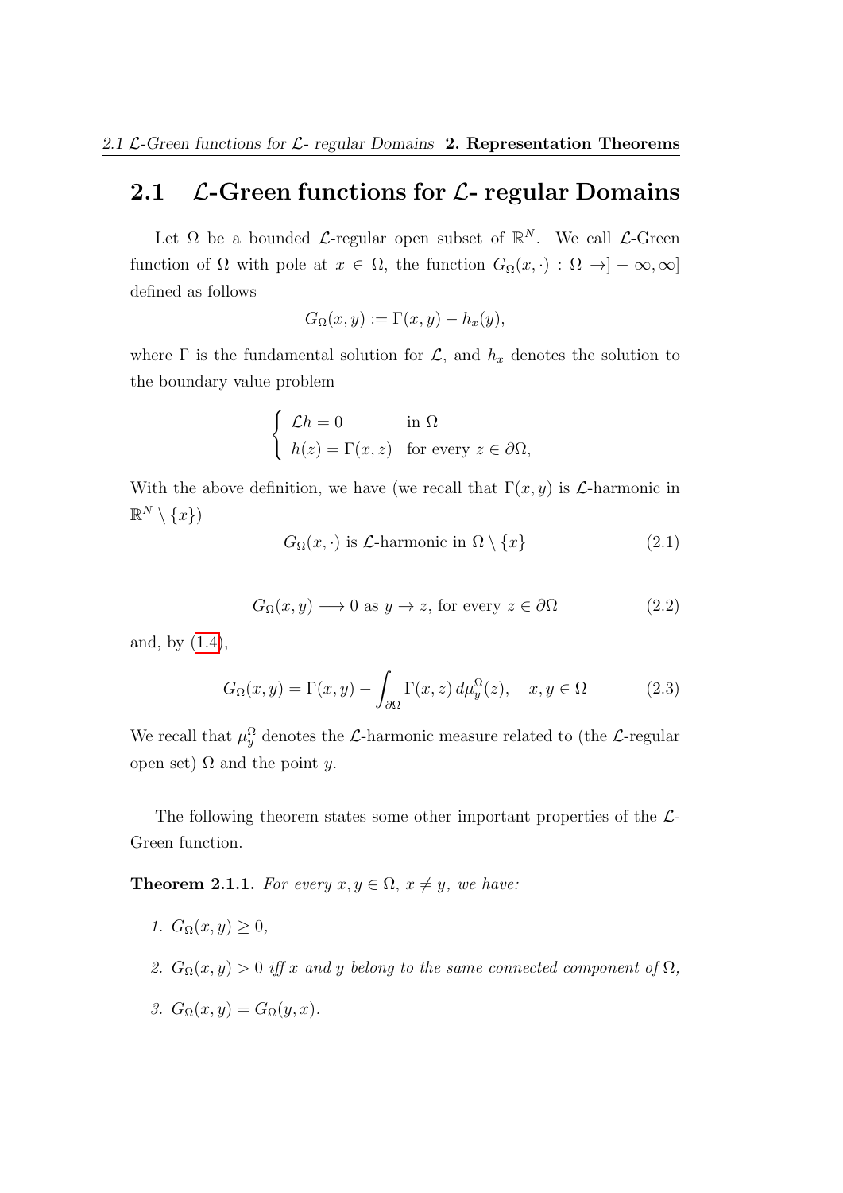## 2.1 $\mathcal{L}$-Green functions for $\mathcal{L}$- regular Domains

Let $\Omega$ be a bounded $\mathcal{L}$-regular open subset of $\mathbb{R}^N$. We call $\mathcal{L}$-Green function of $\Omega$ with pole at $x \in \Omega$, the function $G_\Omega(x, \cdot) : \Omega \to ]-\infty, \infty]$ defined as follows

$$G_\Omega(x, y) := \Gamma(x, y) - h_x(y),$$

where $\Gamma$ is the fundamental solution for $\mathcal{L}$, and $h_x$ denotes the solution to the boundary value problem

$$\begin{cases} \mathcal{L}h = 0 & \text{in } \Omega \\ h(z) = \Gamma(x, z) & \text{for every } z \in \partial\Omega, \end{cases}$$

With the above definition, we have (we recall that $\Gamma(x, y)$ is $\mathcal{L}$-harmonic in $\mathbb{R}^N \setminus \{x\}$)

$$G_\Omega(x, \cdot) \text{ is } \mathcal{L}\text{-harmonic in } \Omega \setminus \{x\} \tag{2.1}$$

$$G_\Omega(x, y) \longrightarrow 0 \text{ as } y \to z, \text{ for every } z \in \partial\Omega \tag{2.2}$$

and, by (1.4),

$$G_\Omega(x, y) = \Gamma(x, y) - \int_{\partial\Omega} \Gamma(x, z)\, d\mu_y^\Omega(z), \quad x, y \in \Omega \tag{2.3}$$

We recall that $\mu_y^\Omega$ denotes the $\mathcal{L}$-harmonic measure related to (the $\mathcal{L}$-regular open set) $\Omega$ and the point $y$.

The following theorem states some other important properties of the $\mathcal{L}$-Green function.

**Theorem 2.1.1.** *For every $x, y \in \Omega$, $x \neq y$, we have:*

1. *$G_\Omega(x, y) \geq 0$,*
2. *$G_\Omega(x, y) > 0$ iff $x$ and $y$ belong to the same connected component of $\Omega$,*
3. *$G_\Omega(x, y) = G_\Omega(y, x)$.*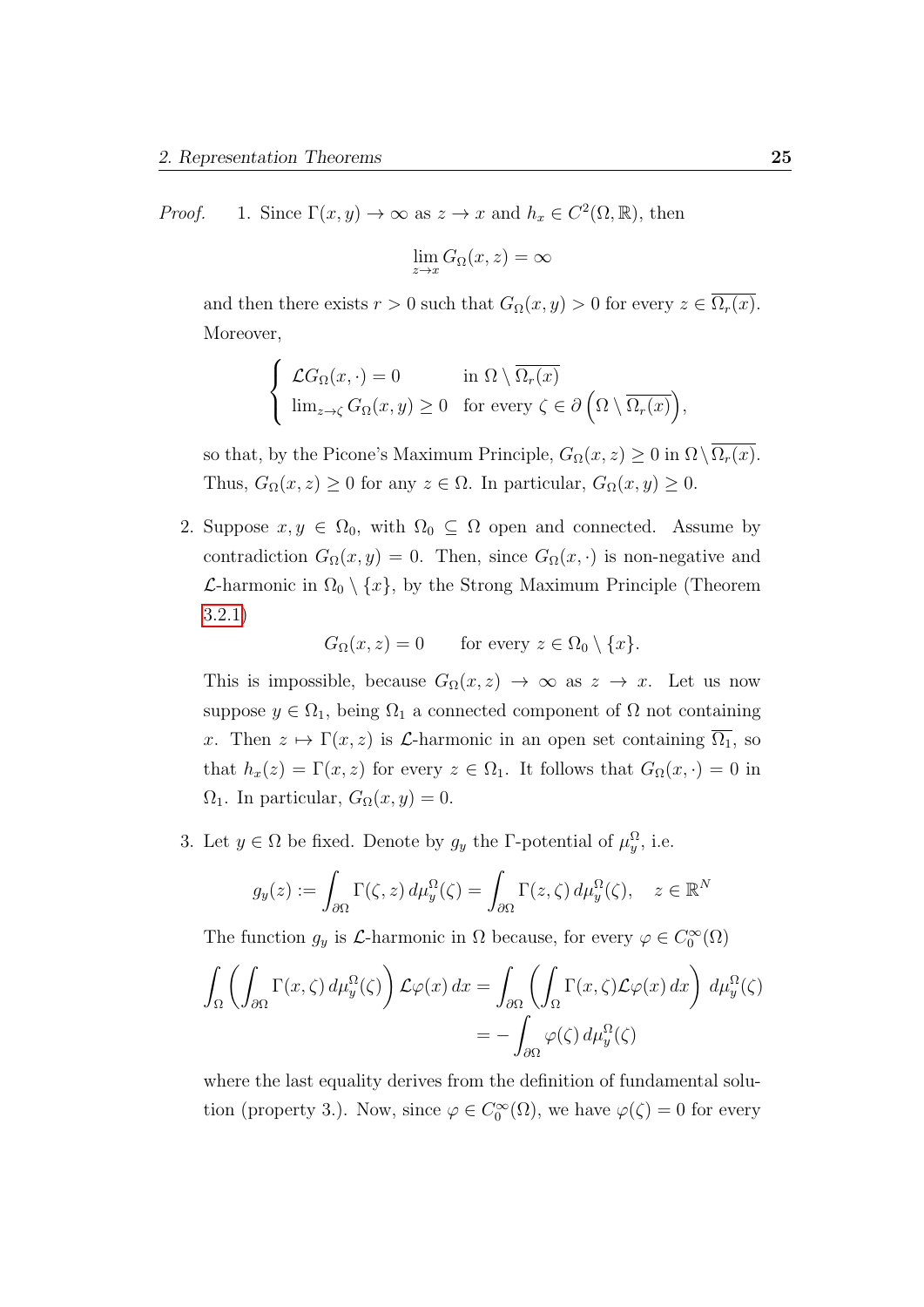*Proof.* 1. Since $\Gamma(x,y) \to \infty$ as $z \to x$ and $h_x \in C^2(\Omega, \mathbb{R})$, then

$$\lim_{z\to x} G_\Omega(x,z) = \infty$$

and then there exists $r > 0$ such that $G_\Omega(x,y) > 0$ for every $z \in \overline{\Omega_r(x)}$. Moreover,

$$\begin{cases} \mathcal{L}G_\Omega(x,\cdot) = 0 & \text{in } \Omega \setminus \overline{\Omega_r(x)} \\ \lim_{z\to\zeta} G_\Omega(x,y) \geq 0 & \text{for every } \zeta \in \partial\left(\Omega \setminus \overline{\Omega_r(x)}\right), \end{cases}$$

so that, by the Picone's Maximum Principle, $G_\Omega(x,z) \geq 0$ in $\Omega \setminus \overline{\Omega_r(x)}$. Thus, $G_\Omega(x,z) \geq 0$ for any $z \in \Omega$. In particular, $G_\Omega(x,y) \geq 0$.

2. Suppose $x, y \in \Omega_0$, with $\Omega_0 \subseteq \Omega$ open and connected. Assume by contradiction $G_\Omega(x,y) = 0$. Then, since $G_\Omega(x,\cdot)$ is non-negative and $\mathcal{L}$-harmonic in $\Omega_0 \setminus \{x\}$, by the Strong Maximum Principle (Theorem 3.2.1)

$$G_\Omega(x,z) = 0 \qquad \text{for every } z \in \Omega_0 \setminus \{x\}.$$

This is impossible, because $G_\Omega(x,z) \to \infty$ as $z \to x$. Let us now suppose $y \in \Omega_1$, being $\Omega_1$ a connected component of $\Omega$ not containing $x$. Then $z \mapsto \Gamma(x,z)$ is $\mathcal{L}$-harmonic in an open set containing $\overline{\Omega_1}$, so that $h_x(z) = \Gamma(x,z)$ for every $z \in \Omega_1$. It follows that $G_\Omega(x,\cdot) = 0$ in $\Omega_1$. In particular, $G_\Omega(x,y) = 0$.

3. Let $y \in \Omega$ be fixed. Denote by $g_y$ the $\Gamma$-potential of $\mu_y^\Omega$, i.e.

$$g_y(z) := \int_{\partial\Omega} \Gamma(\zeta, z)\, d\mu_y^\Omega(\zeta) = \int_{\partial\Omega} \Gamma(z,\zeta)\, d\mu_y^\Omega(\zeta), \quad z \in \mathbb{R}^N$$

The function $g_y$ is $\mathcal{L}$-harmonic in $\Omega$ because, for every $\varphi \in C_0^\infty(\Omega)$

$$\begin{aligned} \int_\Omega \left( \int_{\partial\Omega} \Gamma(x,\zeta)\, d\mu_y^\Omega(\zeta) \right) \mathcal{L}\varphi(x)\, dx &= \int_{\partial\Omega} \left( \int_\Omega \Gamma(x,\zeta) \mathcal{L}\varphi(x)\, dx \right) d\mu_y^\Omega(\zeta) \\ &= -\int_{\partial\Omega} \varphi(\zeta)\, d\mu_y^\Omega(\zeta) \end{aligned}$$

where the last equality derives from the definition of fundamental solution (property 3.). Now, since $\varphi \in C_0^\infty(\Omega)$, we have $\varphi(\zeta) = 0$ for every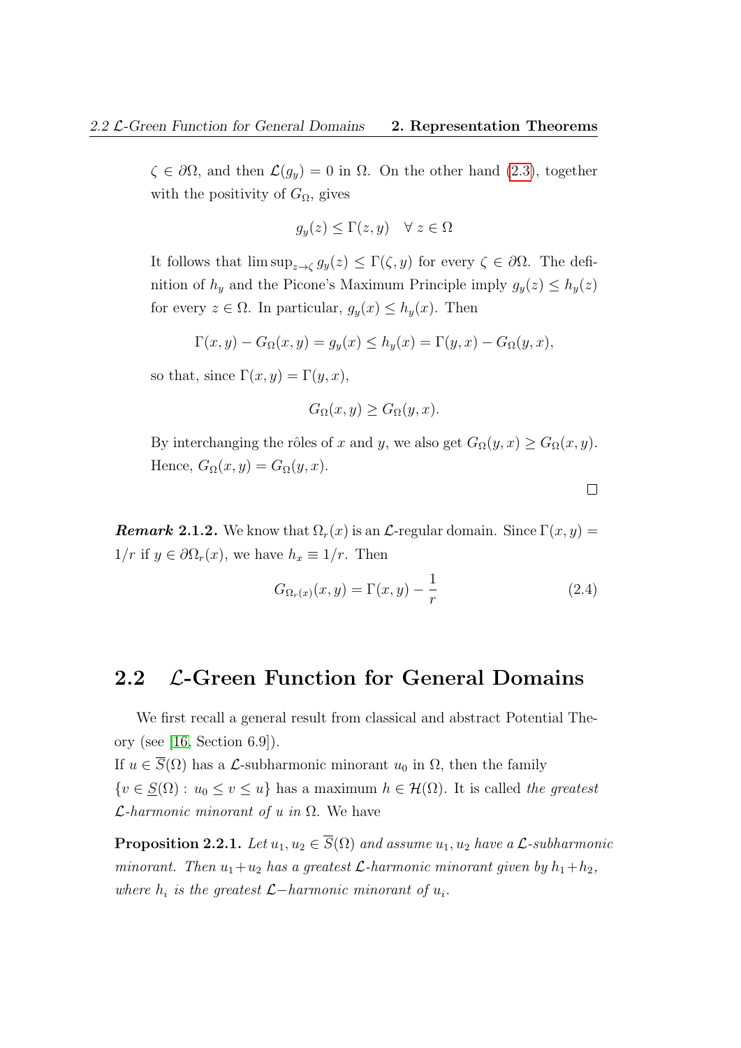$\zeta \in \partial\Omega$, and then $\mathcal{L}(g_y) = 0$ in $\Omega$. On the other hand (2.3), together with the positivity of $G_\Omega$, gives

$$g_y(z) \leq \Gamma(z, y) \quad \forall\, z \in \Omega$$

It follows that $\limsup_{z \to \zeta} g_y(z) \leq \Gamma(\zeta, y)$ for every $\zeta \in \partial\Omega$. The definition of $h_y$ and the Picone's Maximum Principle imply $g_y(z) \leq h_y(z)$ for every $z \in \Omega$. In particular, $g_y(x) \leq h_y(x)$. Then

$$\Gamma(x, y) - G_\Omega(x, y) = g_y(x) \leq h_y(x) = \Gamma(y, x) - G_\Omega(y, x),$$

so that, since $\Gamma(x, y) = \Gamma(y, x)$,

$$G_\Omega(x, y) \geq G_\Omega(y, x).$$

By interchanging the rôles of $x$ and $y$, we also get $G_\Omega(y, x) \geq G_\Omega(x, y)$. Hence, $G_\Omega(x, y) = G_\Omega(y, x)$.

□

***Remark* 2.1.2.** We know that $\Omega_r(x)$ is an $\mathcal{L}$-regular domain. Since $\Gamma(x, y) = 1/r$ if $y \in \partial\Omega_r(x)$, we have $h_x \equiv 1/r$. Then

$$G_{\Omega_r(x)}(x, y) = \Gamma(x, y) - \frac{1}{r} \tag{2.4}$$

## 2.2 $\mathcal{L}$-Green Function for General Domains

We first recall a general result from classical and abstract Potential Theory (see [16, Section 6.9]).
If $u \in \overline{S}(\Omega)$ has a $\mathcal{L}$-subharmonic minorant $u_0$ in $\Omega$, then the family $\{v \in \underline{S}(\Omega) : u_0 \leq v \leq u\}$ has a maximum $h \in \mathcal{H}(\Omega)$. It is called *the greatest $\mathcal{L}$-harmonic minorant of $u$ in $\Omega$*. We have

**Proposition 2.2.1.** *Let $u_1, u_2 \in \overline{S}(\Omega)$ and assume $u_1, u_2$ have a $\mathcal{L}$-subharmonic minorant. Then $u_1 + u_2$ has a greatest $\mathcal{L}$-harmonic minorant given by $h_1 + h_2$, where $h_i$ is the greatest $\mathcal{L}-$harmonic minorant of $u_i$.*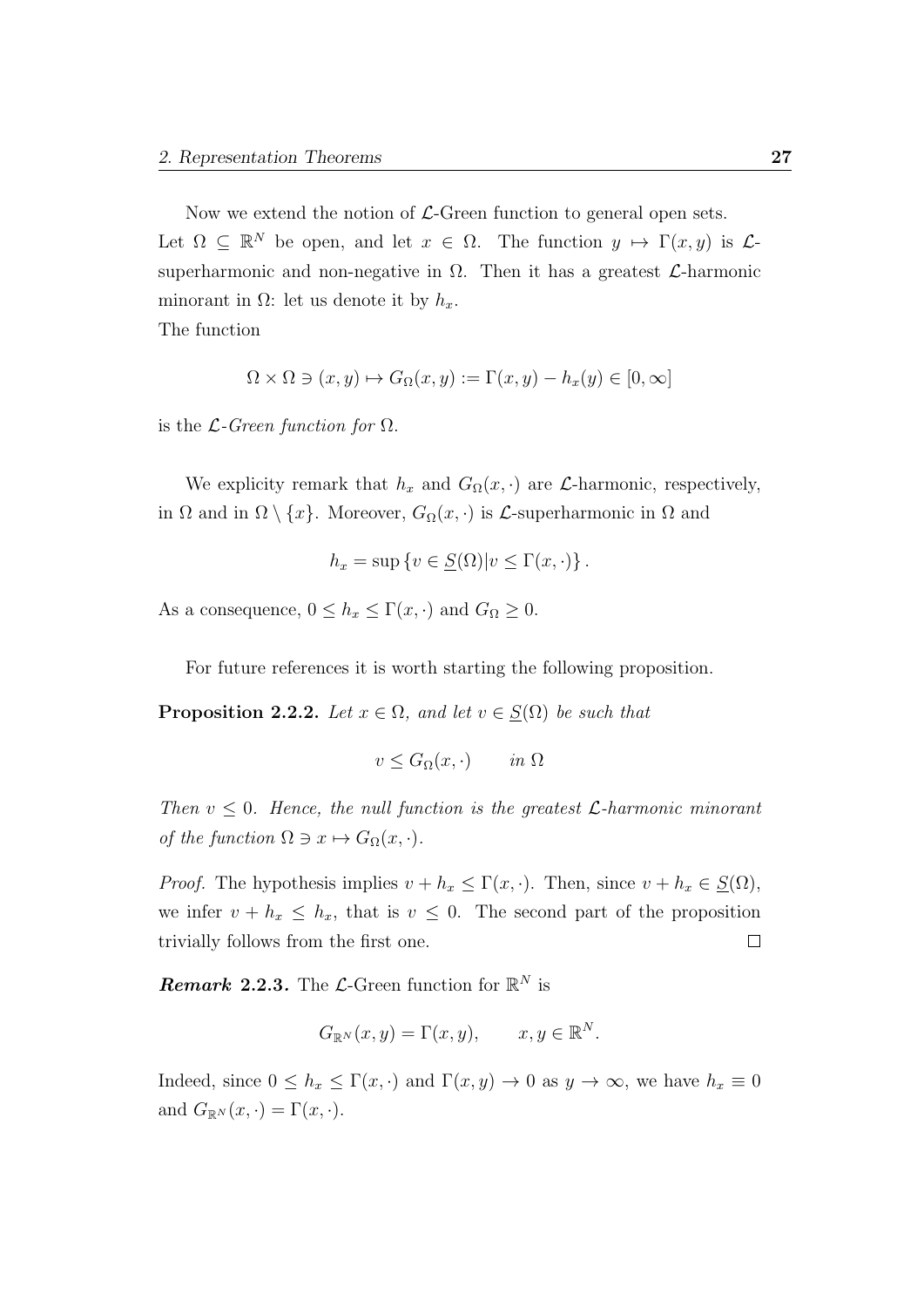Now we extend the notion of $\mathcal{L}$-Green function to general open sets.
Let $\Omega \subseteq \mathbb{R}^N$ be open, and let $x \in \Omega$. The function $y \mapsto \Gamma(x,y)$ is $\mathcal{L}$-superharmonic and non-negative in $\Omega$. Then it has a greatest $\mathcal{L}$-harmonic minorant in $\Omega$: let us denote it by $h_x$.
The function

$$\Omega \times \Omega \ni (x,y) \mapsto G_\Omega(x,y) := \Gamma(x,y) - h_x(y) \in [0,\infty]$$

is the *$\mathcal{L}$-Green function for $\Omega$*.

We explicity remark that $h_x$ and $G_\Omega(x,\cdot)$ are $\mathcal{L}$-harmonic, respectively, in $\Omega$ and in $\Omega \setminus \{x\}$. Moreover, $G_\Omega(x,\cdot)$ is $\mathcal{L}$-superharmonic in $\Omega$ and

$$h_x = \sup \{ v \in \underline{S}(\Omega) | v \leq \Gamma(x,\cdot) \}.$$

As a consequence, $0 \leq h_x \leq \Gamma(x,\cdot)$ and $G_\Omega \geq 0$.

For future references it is worth starting the following proposition.

**Proposition 2.2.2.** *Let $x \in \Omega$, and let $v \in \underline{S}(\Omega)$ be such that*

$$v \leq G_\Omega(x,\cdot) \qquad in\ \Omega$$

*Then $v \leq 0$. Hence, the null function is the greatest $\mathcal{L}$-harmonic minorant of the function $\Omega \ni x \mapsto G_\Omega(x,\cdot)$.*

*Proof.* The hypothesis implies $v + h_x \leq \Gamma(x,\cdot)$. Then, since $v + h_x \in \underline{S}(\Omega)$, we infer $v + h_x \leq h_x$, that is $v \leq 0$. The second part of the proposition trivially follows from the first one. $\square$

***Remark* 2.2.3.** The $\mathcal{L}$-Green function for $\mathbb{R}^N$ is

$$G_{\mathbb{R}^N}(x,y) = \Gamma(x,y), \qquad x, y \in \mathbb{R}^N.$$

Indeed, since $0 \leq h_x \leq \Gamma(x,\cdot)$ and $\Gamma(x,y) \to 0$ as $y \to \infty$, we have $h_x \equiv 0$ and $G_{\mathbb{R}^N}(x,\cdot) = \Gamma(x,\cdot)$.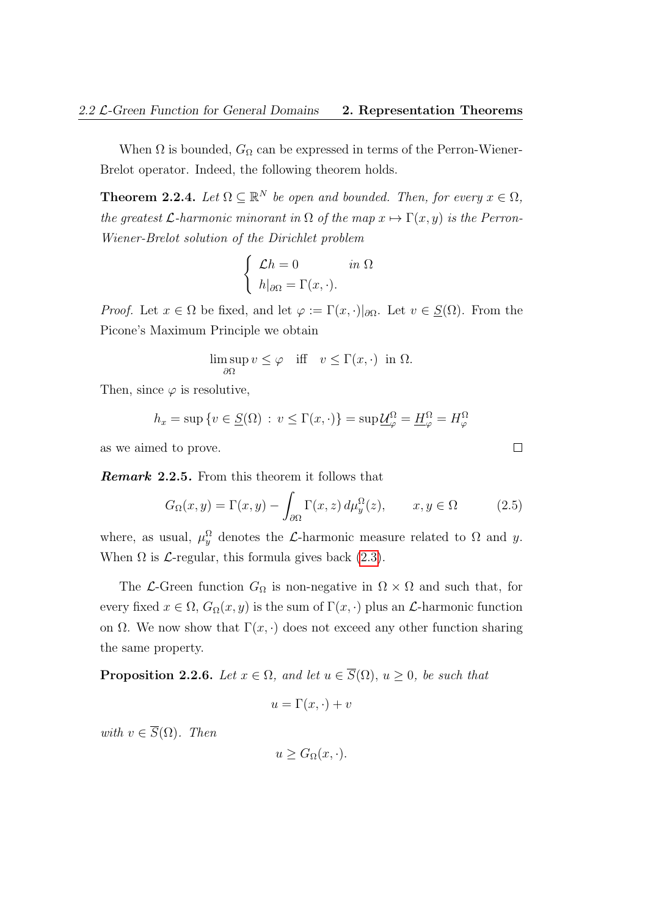When $\Omega$ is bounded, $G_\Omega$ can be expressed in terms of the Perron-Wiener-Brelot operator. Indeed, the following theorem holds.

**Theorem 2.2.4.** *Let $\Omega \subseteq \mathbb{R}^N$ be open and bounded. Then, for every $x \in \Omega$, the greatest $\mathcal{L}$-harmonic minorant in $\Omega$ of the map $x \mapsto \Gamma(x, y)$ is the Perron-Wiener-Brelot solution of the Dirichlet problem*

$$\begin{cases} \mathcal{L}h = 0 & \text{in } \Omega \\ h|_{\partial\Omega} = \Gamma(x, \cdot). \end{cases}$$

*Proof.* Let $x \in \Omega$ be fixed, and let $\varphi := \Gamma(x, \cdot)|_{\partial\Omega}$. Let $v \in \underline{S}(\Omega)$. From the Picone's Maximum Principle we obtain

$$\limsup_{\partial\Omega} v \leq \varphi \quad \text{iff} \quad v \leq \Gamma(x, \cdot) \text{ in } \Omega.$$

Then, since $\varphi$ is resolutive,

$$h_x = \sup \{v \in \underline{S}(\Omega) \,:\, v \leq \Gamma(x, \cdot)\} = \sup \underline{\mathcal{U}}_\varphi^\Omega = \underline{H}_\varphi^\Omega = H_\varphi^\Omega$$

as we aimed to prove. $\square$

***Remark* 2.2.5.** From this theorem it follows that

$$G_\Omega(x, y) = \Gamma(x, y) - \int_{\partial\Omega} \Gamma(x, z)\, d\mu_y^\Omega(z), \qquad x, y \in \Omega \tag{2.5}$$

where, as usual, $\mu_y^\Omega$ denotes the $\mathcal{L}$-harmonic measure related to $\Omega$ and $y$. When $\Omega$ is $\mathcal{L}$-regular, this formula gives back (2.3).

The $\mathcal{L}$-Green function $G_\Omega$ is non-negative in $\Omega \times \Omega$ and such that, for every fixed $x \in \Omega$, $G_\Omega(x, y)$ is the sum of $\Gamma(x, \cdot)$ plus an $\mathcal{L}$-harmonic function on $\Omega$. We now show that $\Gamma(x, \cdot)$ does not exceed any other function sharing the same property.

**Proposition 2.2.6.** *Let $x \in \Omega$, and let $u \in \overline{S}(\Omega)$, $u \geq 0$, be such that*

$$u = \Gamma(x, \cdot) + v$$

*with $v \in \overline{S}(\Omega)$. Then*

$$u \geq G_\Omega(x, \cdot).$$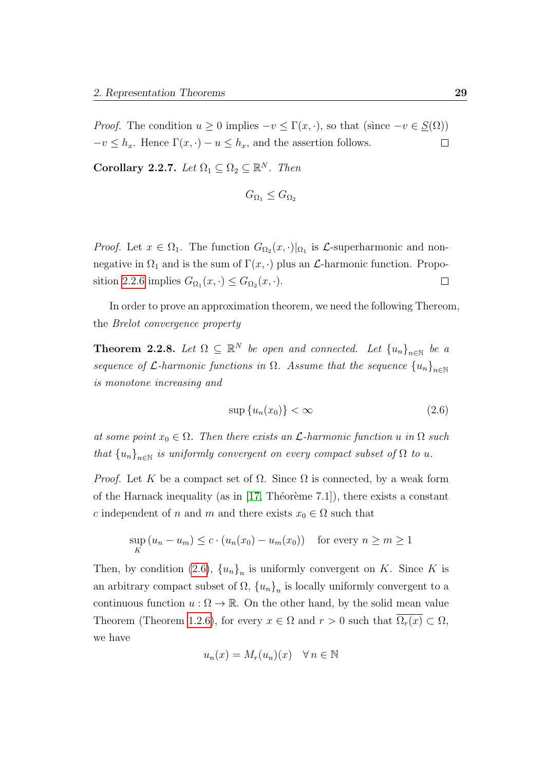*Proof.* The condition $u \geq 0$ implies $-v \leq \Gamma(x, \cdot)$, so that (since $-v \in \underline{S}(\Omega)$) $-v \leq h_x$. Hence $\Gamma(x, \cdot) - u \leq h_x$, and the assertion follows. $\square$

**Corollary 2.2.7.** *Let $\Omega_1 \subseteq \Omega_2 \subseteq \mathbb{R}^N$. Then*

$$G_{\Omega_1} \leq G_{\Omega_2}$$

*Proof.* Let $x \in \Omega_1$. The function $G_{\Omega_2}(x, \cdot)|_{\Omega_1}$ is $\mathcal{L}$-superharmonic and non-negative in $\Omega_1$ and is the sum of $\Gamma(x, \cdot)$ plus an $\mathcal{L}$-harmonic function. Proposition 2.2.6 implies $G_{\Omega_1}(x, \cdot) \leq G_{\Omega_2}(x, \cdot)$. $\square$

In order to prove an approximation theorem, we need the following Thereom, the *Brelot convergence property*

**Theorem 2.2.8.** *Let $\Omega \subseteq \mathbb{R}^N$ be open and connected. Let $\{u_n\}_{n \in \mathbb{N}}$ be a sequence of $\mathcal{L}$-harmonic functions in $\Omega$. Assume that the sequence $\{u_n\}_{n \in \mathbb{N}}$ is monotone increasing and*

$$\sup \{u_n(x_0)\} < \infty \tag{2.6}$$

*at some point $x_0 \in \Omega$. Then there exists an $\mathcal{L}$-harmonic function $u$ in $\Omega$ such that $\{u_n\}_{n \in \mathbb{N}}$ is uniformly convergent on every compact subset of $\Omega$ to $u$.*

*Proof.* Let $K$ be a compact set of $\Omega$. Since $\Omega$ is connected, by a weak form of the Harnack inequality (as in [17, Théorème 7.1]), there exists a constant $c$ independent of $n$ and $m$ and there exists $x_0 \in \Omega$ such that

$$\sup_K (u_n - u_m) \leq c \cdot (u_n(x_0) - u_m(x_0)) \quad \text{for every } n \geq m \geq 1$$

Then, by condition (2.6), $\{u_n\}_n$ is uniformly convergent on $K$. Since $K$ is an arbitrary compact subset of $\Omega$, $\{u_n\}_n$ is locally uniformly convergent to a continuous function $u : \Omega \to \mathbb{R}$. On the other hand, by the solid mean value Theorem (Theorem 1.2.6), for every $x \in \Omega$ and $r > 0$ such that $\overline{\Omega_r(x)} \subset \Omega$, we have

$$u_n(x) = M_r(u_n)(x) \quad \forall \, n \in \mathbb{N}$$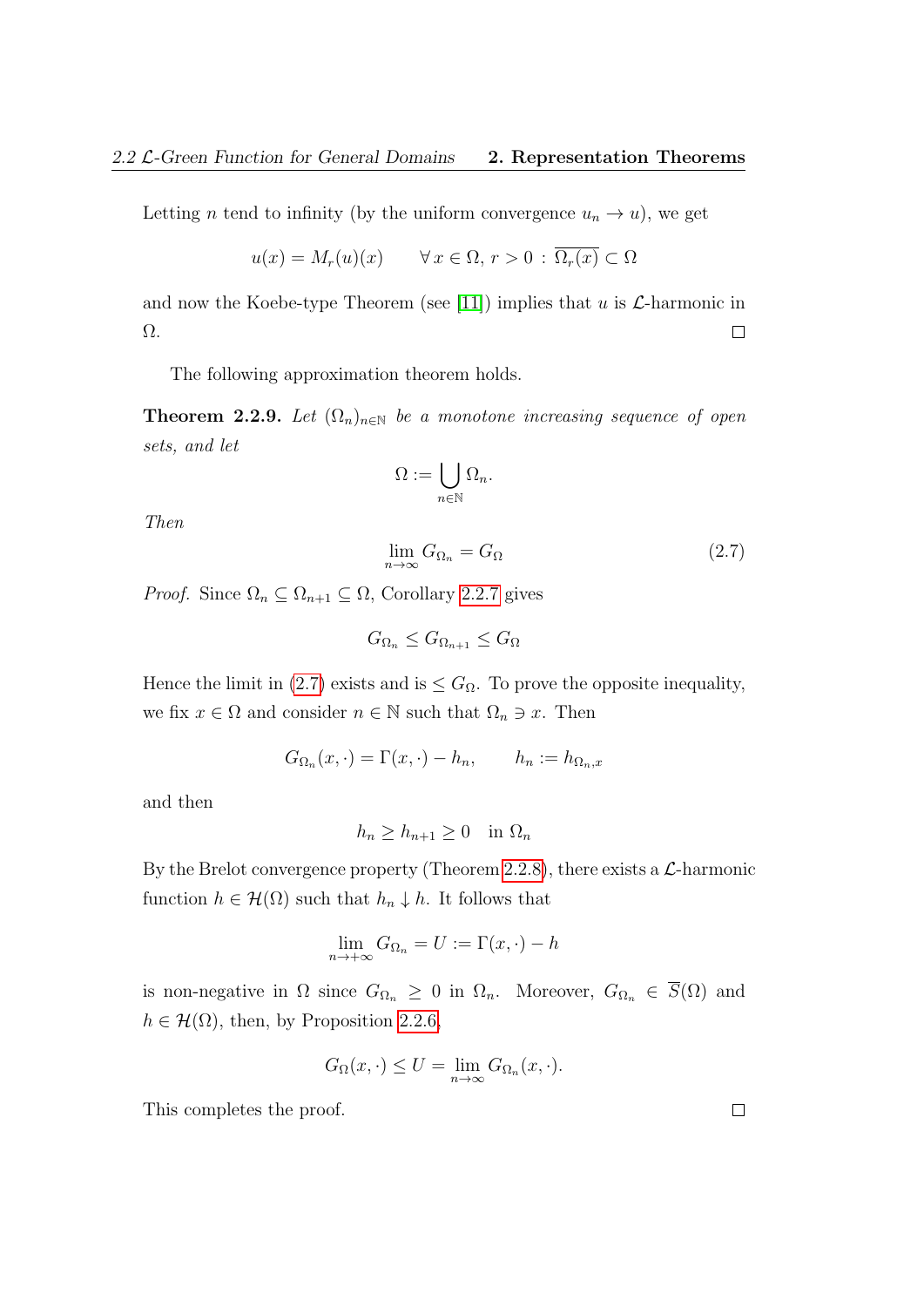Letting $n$ tend to infinity (by the uniform convergence $u_n \to u$), we get

$$u(x) = M_r(u)(x) \qquad \forall\, x \in \Omega,\ r > 0\ :\ \overline{\Omega_r(x)} \subset \Omega$$

and now the Koebe-type Theorem (see [11]) implies that $u$ is $\mathcal{L}$-harmonic in $\Omega$. □

The following approximation theorem holds.

**Theorem 2.2.9.** *Let $(\Omega_n)_{n\in\mathbb{N}}$ be a monotone increasing sequence of open sets, and let*

$$\Omega := \bigcup_{n\in\mathbb{N}} \Omega_n.$$

*Then*

$$\lim_{n\to\infty} G_{\Omega_n} = G_\Omega \tag{2.7}$$

*Proof.* Since $\Omega_n \subseteq \Omega_{n+1} \subseteq \Omega$, Corollary 2.2.7 gives

$$G_{\Omega_n} \le G_{\Omega_{n+1}} \le G_\Omega$$

Hence the limit in (2.7) exists and is $\le G_\Omega$. To prove the opposite inequality, we fix $x \in \Omega$ and consider $n \in \mathbb{N}$ such that $\Omega_n \ni x$. Then

$$G_{\Omega_n}(x, \cdot) = \Gamma(x, \cdot) - h_n, \qquad h_n := h_{\Omega_n, x}$$

and then

$$h_n \ge h_{n+1} \ge 0 \quad \text{in } \Omega_n$$

By the Brelot convergence property (Theorem 2.2.8), there exists a $\mathcal{L}$-harmonic function $h \in \mathcal{H}(\Omega)$ such that $h_n \downarrow h$. It follows that

$$\lim_{n\to+\infty} G_{\Omega_n} = U := \Gamma(x, \cdot) - h$$

is non-negative in $\Omega$ since $G_{\Omega_n} \ge 0$ in $\Omega_n$. Moreover, $G_{\Omega_n} \in \overline{S}(\Omega)$ and $h \in \mathcal{H}(\Omega)$, then, by Proposition 2.2.6,

$$G_\Omega(x, \cdot) \le U = \lim_{n\to\infty} G_{\Omega_n}(x, \cdot).$$

This completes the proof. □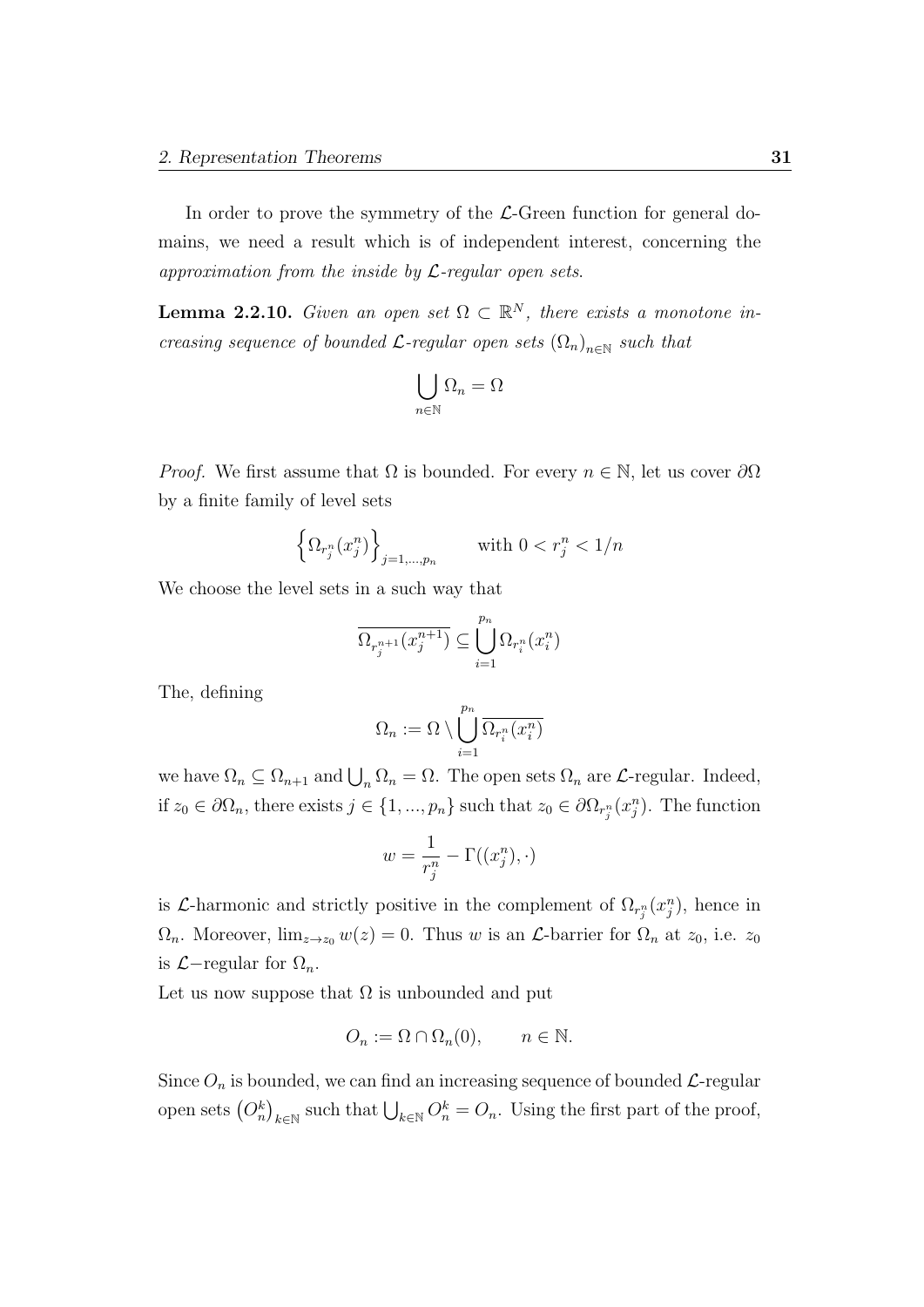In order to prove the symmetry of the $\mathcal{L}$-Green function for general domains, we need a result which is of independent interest, concerning the *approximation from the inside by $\mathcal{L}$-regular open sets*.

**Lemma 2.2.10.** *Given an open set $\Omega \subset \mathbb{R}^N$, there exists a monotone increasing sequence of bounded $\mathcal{L}$-regular open sets $(\Omega_n)_{n\in\mathbb{N}}$ such that*

$$\bigcup_{n\in\mathbb{N}} \Omega_n = \Omega$$

*Proof.* We first assume that $\Omega$ is bounded. For every $n \in \mathbb{N}$, let us cover $\partial\Omega$ by a finite family of level sets

$$\left\{\Omega_{r_j^n}(x_j^n)\right\}_{j=1,\dots,p_n} \qquad \text{with } 0 < r_j^n < 1/n$$

We choose the level sets in a such way that

$$\overline{\Omega_{r_j^{n+1}}(x_j^{n+1})} \subseteq \bigcup_{i=1}^{p_n} \Omega_{r_i^n}(x_i^n)$$

The, defining

$$\Omega_n := \Omega \setminus \bigcup_{i=1}^{p_n} \overline{\Omega_{r_i^n}(x_i^n)}$$

we have $\Omega_n \subseteq \Omega_{n+1}$ and $\bigcup_n \Omega_n = \Omega$. The open sets $\Omega_n$ are $\mathcal{L}$-regular. Indeed, if $z_0 \in \partial\Omega_n$, there exists $j \in \{1, ..., p_n\}$ such that $z_0 \in \partial\Omega_{r_j^n}(x_j^n)$. The function

$$w = \frac{1}{r_j^n} - \Gamma((x_j^n), \cdot)$$

is $\mathcal{L}$-harmonic and strictly positive in the complement of $\Omega_{r_j^n}(x_j^n)$, hence in $\Omega_n$. Moreover, $\lim_{z\to z_0} w(z) = 0$. Thus $w$ is an $\mathcal{L}$-barrier for $\Omega_n$ at $z_0$, i.e. $z_0$ is $\mathcal{L}-$regular for $\Omega_n$.

Let us now suppose that $\Omega$ is unbounded and put

$$O_n := \Omega \cap \Omega_n(0), \qquad n \in \mathbb{N}.$$

Since $O_n$ is bounded, we can find an increasing sequence of bounded $\mathcal{L}$-regular open sets $\left(O_n^k\right)_{k\in\mathbb{N}}$ such that $\bigcup_{k\in\mathbb{N}} O_n^k = O_n$. Using the first part of the proof,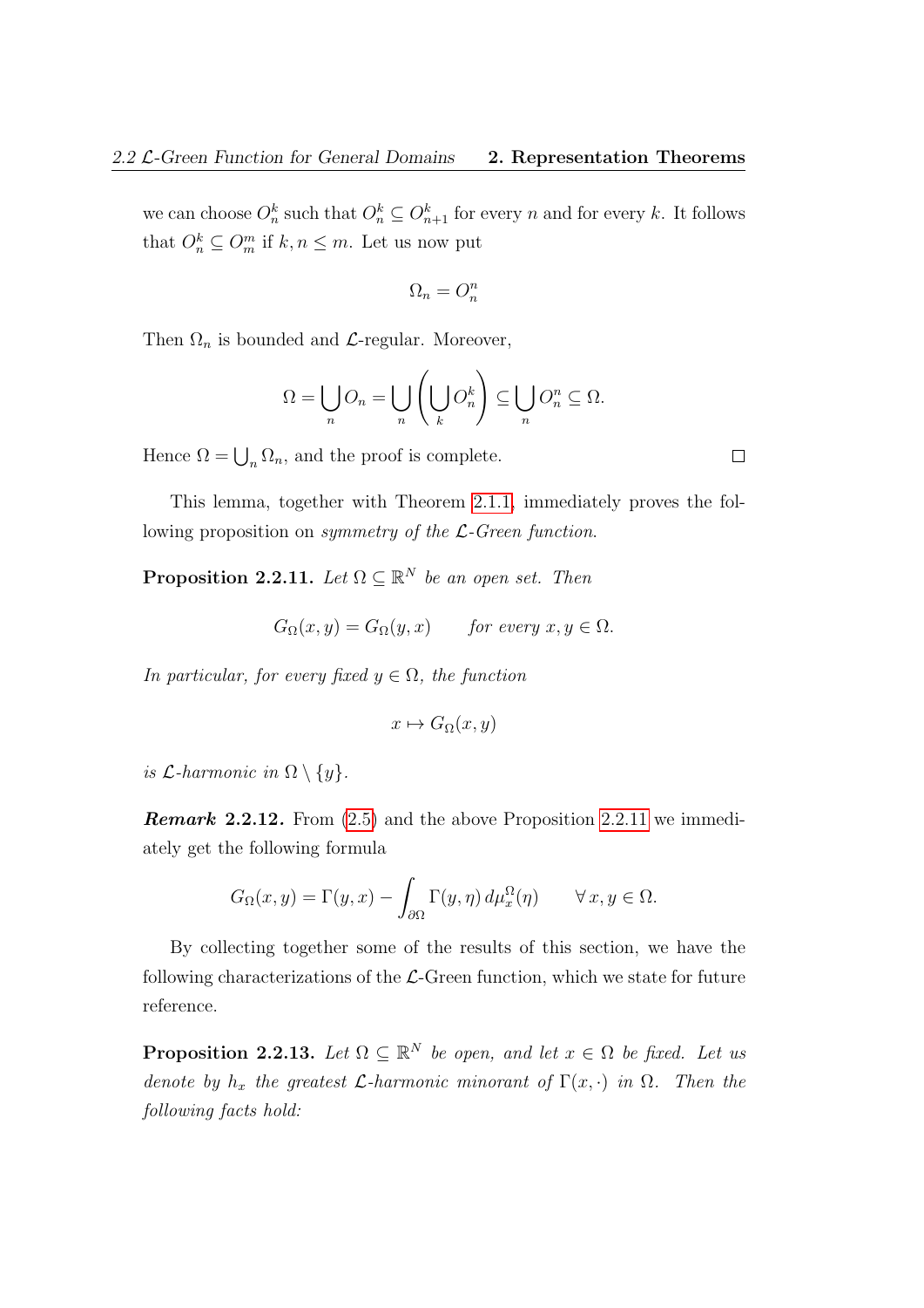we can choose $O_n^k$ such that $O_n^k \subseteq O_{n+1}^k$ for every $n$ and for every $k$. It follows that $O_n^k \subseteq O_m^m$ if $k, n \leq m$. Let us now put

$$\Omega_n = O_n^n$$

Then $\Omega_n$ is bounded and $\mathcal{L}$-regular. Moreover,

$$\Omega = \bigcup_n O_n = \bigcup_n \left( \bigcup_k O_n^k \right) \subseteq \bigcup_n O_n^n \subseteq \Omega.$$

Hence $\Omega = \bigcup_n \Omega_n$, and the proof is complete. $\square$

This lemma, together with Theorem 2.1.1, immediately proves the following proposition on *symmetry of the $\mathcal{L}$-Green function*.

**Proposition 2.2.11.** *Let $\Omega \subseteq \mathbb{R}^N$ be an open set. Then*

$$G_\Omega(x, y) = G_\Omega(y, x) \qquad \textit{for every } x, y \in \Omega.$$

*In particular, for every fixed $y \in \Omega$, the function*

$$x \mapsto G_\Omega(x, y)$$

*is $\mathcal{L}$-harmonic in $\Omega \setminus \{y\}$.*

***Remark* 2.2.12.** From (2.5) and the above Proposition 2.2.11 we immediately get the following formula

$$G_\Omega(x, y) = \Gamma(y, x) - \int_{\partial\Omega} \Gamma(y, \eta) \, d\mu_x^\Omega(\eta) \qquad \forall \, x, y \in \Omega.$$

By collecting together some of the results of this section, we have the following characterizations of the $\mathcal{L}$-Green function, which we state for future reference.

**Proposition 2.2.13.** *Let $\Omega \subseteq \mathbb{R}^N$ be open, and let $x \in \Omega$ be fixed. Let us denote by $h_x$ the greatest $\mathcal{L}$-harmonic minorant of $\Gamma(x, \cdot)$ in $\Omega$. Then the following facts hold:*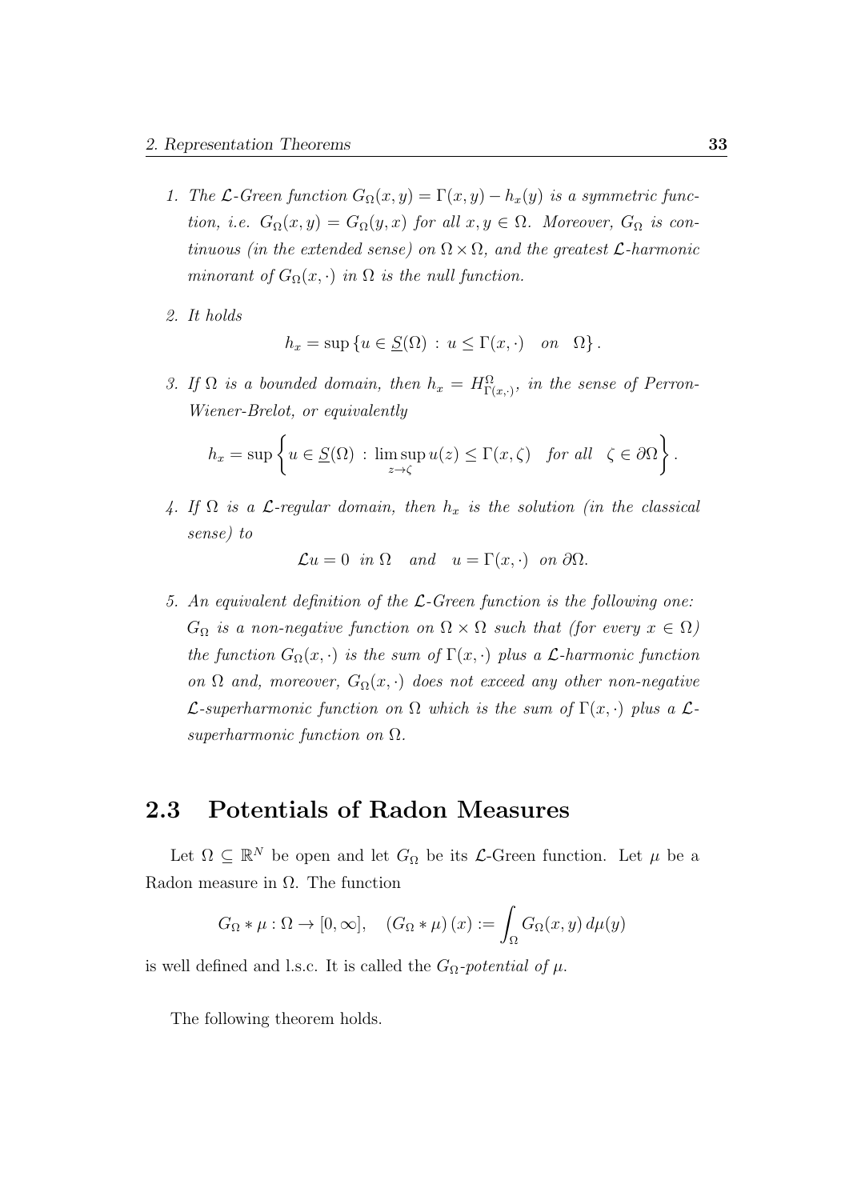1. *The $\mathcal{L}$-Green function $G_\Omega(x, y) = \Gamma(x, y) - h_x(y)$ is a symmetric function, i.e. $G_\Omega(x, y) = G_\Omega(y, x)$ for all $x, y \in \Omega$. Moreover, $G_\Omega$ is continuous (in the extended sense) on $\Omega \times \Omega$, and the greatest $\mathcal{L}$-harmonic minorant of $G_\Omega(x, \cdot)$ in $\Omega$ is the null function.*

2. *It holds*
$$h_x = \sup \{ u \in \underline{S}(\Omega) \, : \, u \leq \Gamma(x, \cdot) \quad on \quad \Omega \} .$$

3. *If $\Omega$ is a bounded domain, then $h_x = H^\Omega_{\Gamma(x,\cdot)}$, in the sense of Perron-Wiener-Brelot, or equivalently*
$$h_x = \sup \left\{ u \in \underline{S}(\Omega) \, : \, \limsup_{z \to \zeta} u(z) \leq \Gamma(x, \zeta) \quad for\ all \quad \zeta \in \partial\Omega \right\} .$$

4. *If $\Omega$ is a $\mathcal{L}$-regular domain, then $h_x$ is the solution (in the classical sense) to*
$$\mathcal{L}u = 0 \ \ in\ \Omega \quad and \quad u = \Gamma(x, \cdot) \ \ on\ \partial\Omega.$$

5. *An equivalent definition of the $\mathcal{L}$-Green function is the following one: $G_\Omega$ is a non-negative function on $\Omega \times \Omega$ such that (for every $x \in \Omega$) the function $G_\Omega(x, \cdot)$ is the sum of $\Gamma(x, \cdot)$ plus a $\mathcal{L}$-harmonic function on $\Omega$ and, moreover, $G_\Omega(x, \cdot)$ does not exceed any other non-negative $\mathcal{L}$-superharmonic function on $\Omega$ which is the sum of $\Gamma(x, \cdot)$ plus a $\mathcal{L}$-superharmonic function on $\Omega$.*

## 2.3 Potentials of Radon Measures

Let $\Omega \subseteq \mathbb{R}^N$ be open and let $G_\Omega$ be its $\mathcal{L}$-Green function. Let $\mu$ be a Radon measure in $\Omega$. The function

$$G_\Omega * \mu : \Omega \to [0, \infty], \quad (G_\Omega * \mu)(x) := \int_\Omega G_\Omega(x, y) \, d\mu(y)$$

is well defined and l.s.c. It is called the *$G_\Omega$-potential of $\mu$.*

The following theorem holds.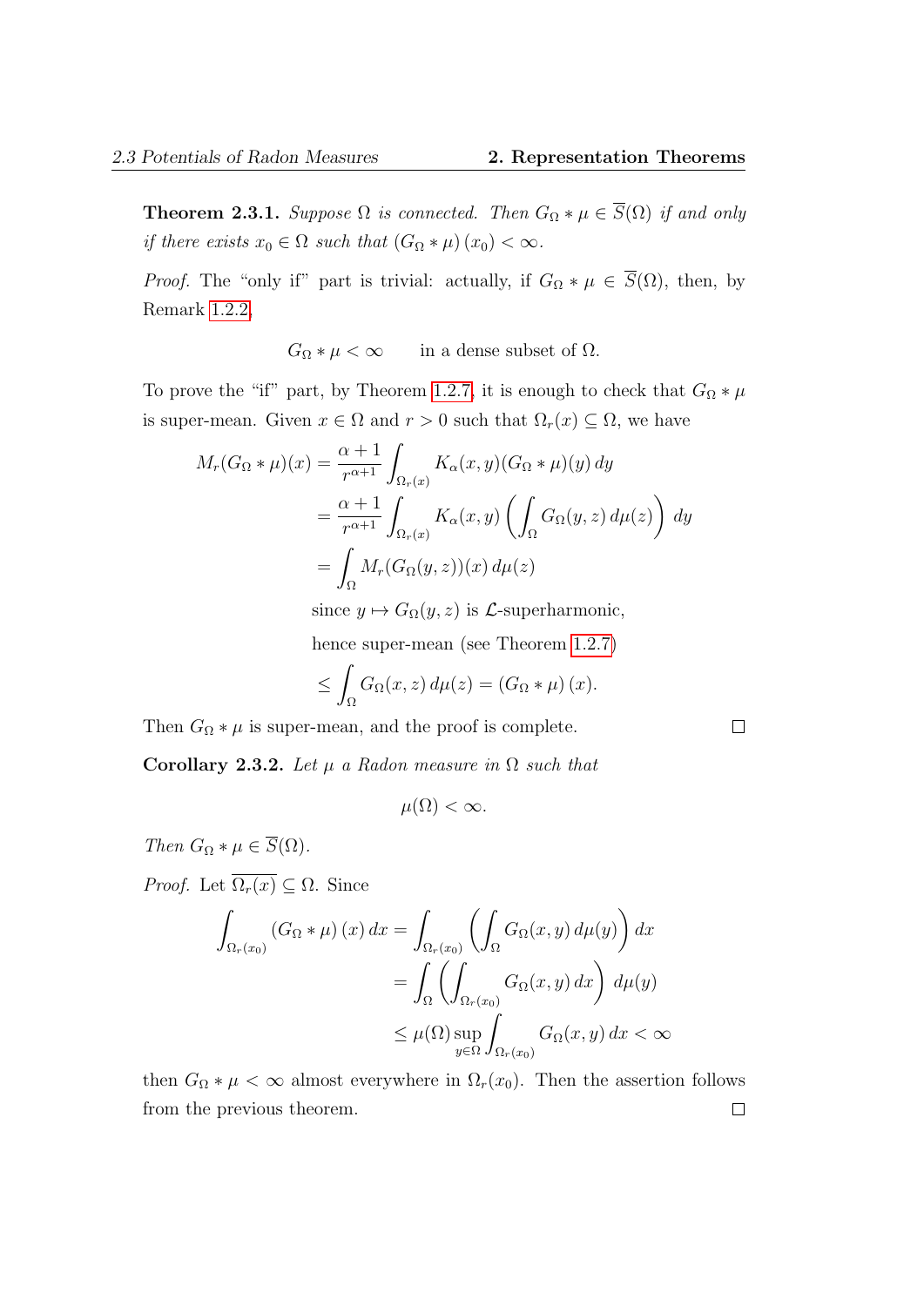**Theorem 2.3.1.** *Suppose $\Omega$ is connected. Then $G_\Omega * \mu \in \overline{S}(\Omega)$ if and only if there exists $x_0 \in \Omega$ such that $(G_\Omega * \mu)(x_0) < \infty$.*

*Proof.* The "only if" part is trivial: actually, if $G_\Omega * \mu \in \overline{S}(\Omega)$, then, by Remark 1.2.2,

$$G_\Omega * \mu < \infty \qquad \text{in a dense subset of } \Omega.$$

To prove the "if" part, by Theorem 1.2.7, it is enough to check that $G_\Omega * \mu$ is super-mean. Given $x \in \Omega$ and $r > 0$ such that $\Omega_r(x) \subseteq \Omega$, we have

$$\begin{aligned}
M_r(G_\Omega * \mu)(x) &= \frac{\alpha+1}{r^{\alpha+1}} \int_{\Omega_r(x)} K_\alpha(x,y)(G_\Omega * \mu)(y)\, dy \\
&= \frac{\alpha+1}{r^{\alpha+1}} \int_{\Omega_r(x)} K_\alpha(x,y) \left( \int_\Omega G_\Omega(y,z)\, d\mu(z) \right) dy \\
&= \int_\Omega M_r(G_\Omega(y,z))(x)\, d\mu(z) \\
&\qquad \text{since } y \mapsto G_\Omega(y,z) \text{ is } \mathcal{L}\text{-superharmonic,} \\
&\qquad \text{hence super-mean (see Theorem 1.2.7)} \\
&\leq \int_\Omega G_\Omega(x,z)\, d\mu(z) = (G_\Omega * \mu)(x).
\end{aligned}$$

Then $G_\Omega * \mu$ is super-mean, and the proof is complete. $\square$

**Corollary 2.3.2.** *Let $\mu$ a Radon measure in $\Omega$ such that*

$$\mu(\Omega) < \infty.$$

*Then $G_\Omega * \mu \in \overline{S}(\Omega)$.*

*Proof.* Let $\overline{\Omega_r(x)} \subseteq \Omega$. Since

$$\begin{aligned}
\int_{\Omega_r(x_0)} (G_\Omega * \mu)(x)\, dx &= \int_{\Omega_r(x_0)} \left( \int_\Omega G_\Omega(x,y)\, d\mu(y) \right) dx \\
&= \int_\Omega \left( \int_{\Omega_r(x_0)} G_\Omega(x,y)\, dx \right) d\mu(y) \\
&\leq \mu(\Omega) \sup_{y \in \Omega} \int_{\Omega_r(x_0)} G_\Omega(x,y)\, dx < \infty
\end{aligned}$$

then $G_\Omega * \mu < \infty$ almost everywhere in $\Omega_r(x_0)$. Then the assertion follows from the previous theorem. $\square$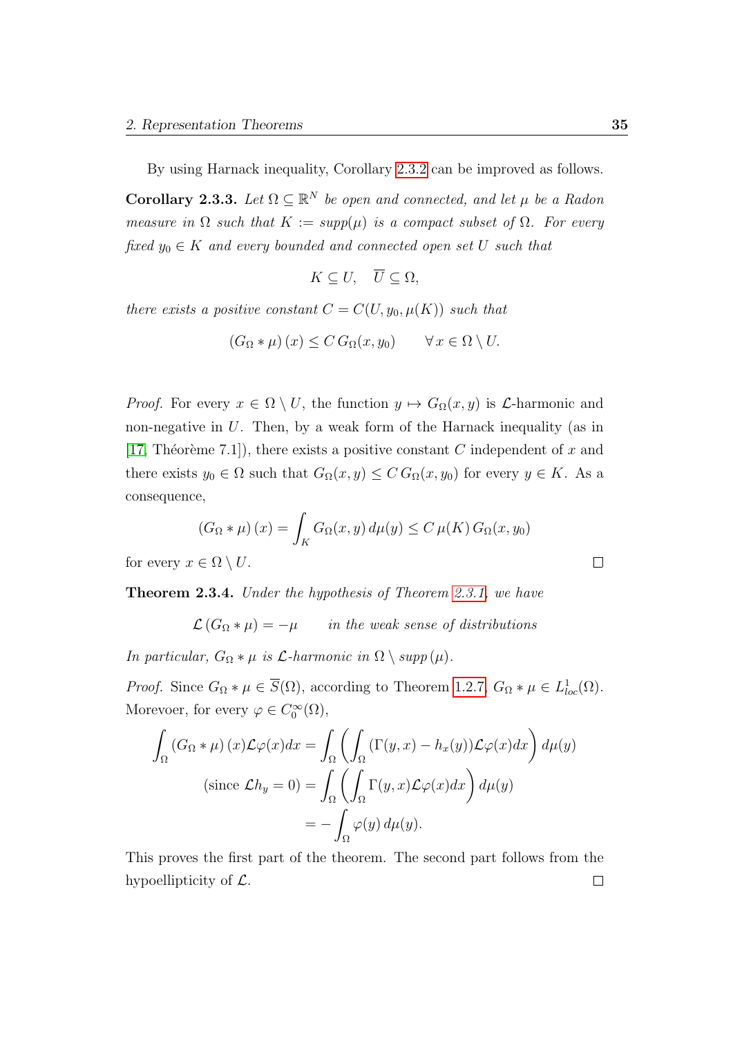By using Harnack inequality, Corollary 2.3.2 can be improved as follows.

**Corollary 2.3.3.** *Let $\Omega \subseteq \mathbb{R}^N$ be open and connected, and let $\mu$ be a Radon measure in $\Omega$ such that $K := supp(\mu)$ is a compact subset of $\Omega$. For every fixed $y_0 \in K$ and every bounded and connected open set $U$ such that*

$$K \subseteq U, \quad \overline{U} \subseteq \Omega,$$

*there exists a positive constant $C = C(U, y_0, \mu(K))$ such that*

$$(G_\Omega * \mu)(x) \leq C \, G_\Omega(x, y_0) \qquad \forall \, x \in \Omega \setminus U.$$

*Proof.* For every $x \in \Omega \setminus U$, the function $y \mapsto G_\Omega(x, y)$ is $\mathcal{L}$-harmonic and non-negative in $U$. Then, by a weak form of the Harnack inequality (as in [17, Théorème 7.1]), there exists a positive constant $C$ independent of $x$ and there exists $y_0 \in \Omega$ such that $G_\Omega(x, y) \leq C \, G_\Omega(x, y_0)$ for every $y \in K$. As a consequence,

$$(G_\Omega * \mu)(x) = \int_K G_\Omega(x, y) \, d\mu(y) \leq C \, \mu(K) \, G_\Omega(x, y_0)$$

for every $x \in \Omega \setminus U$. $\square$

**Theorem 2.3.4.** *Under the hypothesis of Theorem 2.3.1, we have*

$$\mathcal{L}(G_\Omega * \mu) = -\mu \qquad \text{in the weak sense of distributions}$$

*In particular, $G_\Omega * \mu$ is $\mathcal{L}$-harmonic in $\Omega \setminus supp(\mu)$.*

*Proof.* Since $G_\Omega * \mu \in \overline{S}(\Omega)$, according to Theorem 1.2.7, $G_\Omega * \mu \in L^1_{loc}(\Omega)$. Morevoer, for every $\varphi \in C_0^\infty(\Omega)$,

$$\begin{aligned}
\int_\Omega (G_\Omega * \mu)(x) \mathcal{L}\varphi(x) dx &= \int_\Omega \left( \int_\Omega (\Gamma(y, x) - h_x(y)) \mathcal{L}\varphi(x) dx \right) d\mu(y) \\
(\text{since } \mathcal{L}h_y = 0) &= \int_\Omega \left( \int_\Omega \Gamma(y, x) \mathcal{L}\varphi(x) dx \right) d\mu(y) \\
&= -\int_\Omega \varphi(y) \, d\mu(y).
\end{aligned}$$

This proves the first part of the theorem. The second part follows from the hypoellipticity of $\mathcal{L}$. $\square$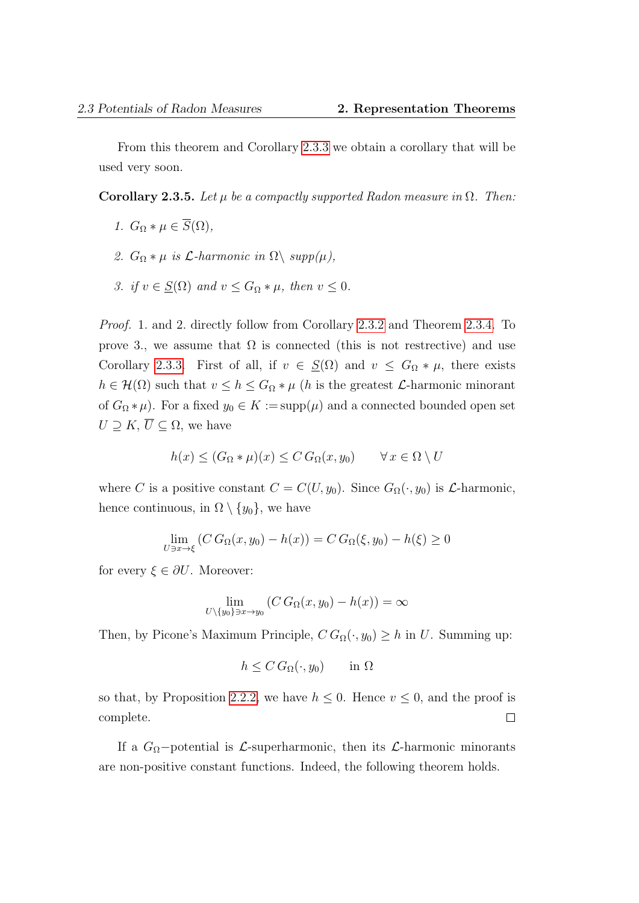From this theorem and Corollary 2.3.3 we obtain a corollary that will be used very soon.

**Corollary 2.3.5.** *Let $\mu$ be a compactly supported Radon measure in $\Omega$. Then:*

1. $G_\Omega * \mu \in \overline{S}(\Omega)$,
2. $G_\Omega * \mu$ *is $\mathcal{L}$-harmonic in $\Omega\setminus$ supp($\mu$),*
3. *if $v \in \underline{S}(\Omega)$ and $v \leq G_\Omega * \mu$, then $v \leq 0$.*

*Proof.* 1. and 2. directly follow from Corollary 2.3.2 and Theorem 2.3.4. To prove 3., we assume that $\Omega$ is connected (this is not restrictive) and use Corollary 2.3.3. First of all, if $v \in \underline{S}(\Omega)$ and $v \leq G_\Omega * \mu$, there exists $h \in \mathcal{H}(\Omega)$ such that $v \leq h \leq G_\Omega * \mu$ ($h$ is the greatest $\mathcal{L}$-harmonic minorant of $G_\Omega * \mu$). For a fixed $y_0 \in K := \text{supp}(\mu)$ and a connected bounded open set $U \supseteq K$, $\overline{U} \subseteq \Omega$, we have

$$h(x) \leq (G_\Omega * \mu)(x) \leq C\, G_\Omega(x, y_0) \qquad \forall\, x \in \Omega \setminus U$$

where $C$ is a positive constant $C = C(U, y_0)$. Since $G_\Omega(\cdot, y_0)$ is $\mathcal{L}$-harmonic, hence continuous, in $\Omega \setminus \{y_0\}$, we have

$$\lim_{U \ni x \to \xi} (C\, G_\Omega(x, y_0) - h(x)) = C\, G_\Omega(\xi, y_0) - h(\xi) \geq 0$$

for every $\xi \in \partial U$. Moreover:

$$\lim_{U\setminus\{y_0\} \ni x \to y_0} (C\, G_\Omega(x, y_0) - h(x)) = \infty$$

Then, by Picone's Maximum Principle, $C\, G_\Omega(\cdot, y_0) \geq h$ in $U$. Summing up:

$$h \leq C\, G_\Omega(\cdot, y_0) \qquad \text{in } \Omega$$

so that, by Proposition 2.2.2, we have $h \leq 0$. Hence $v \leq 0$, and the proof is complete. $\square$

If a $G_\Omega-$potential is $\mathcal{L}$-superharmonic, then its $\mathcal{L}$-harmonic minorants are non-positive constant functions. Indeed, the following theorem holds.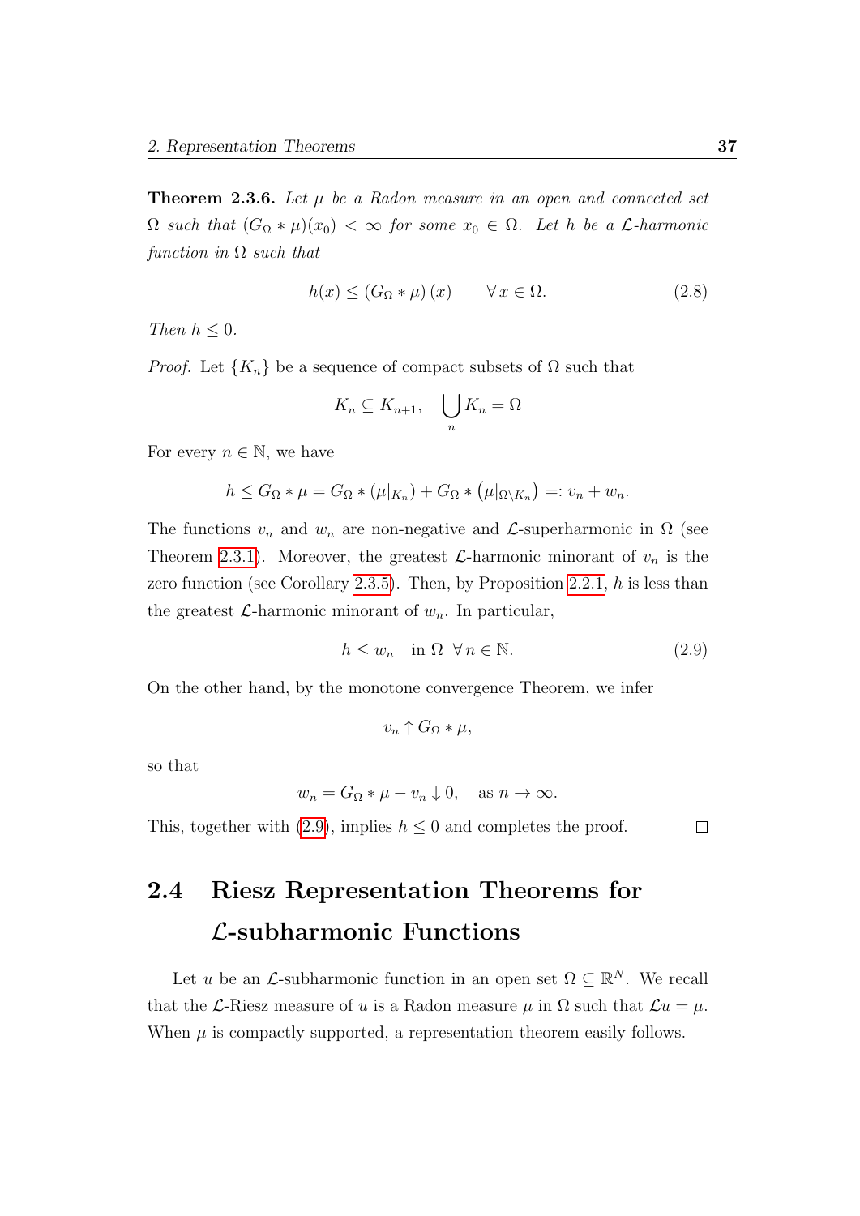**Theorem 2.3.6.** *Let $\mu$ be a Radon measure in an open and connected set $\Omega$ such that $(G_\Omega * \mu)(x_0) < \infty$ for some $x_0 \in \Omega$. Let $h$ be a $\mathcal{L}$-harmonic function in $\Omega$ such that*

$$h(x) \leq (G_\Omega * \mu)(x) \qquad \forall\, x \in \Omega. \tag{2.8}$$

*Then $h \leq 0$.*

*Proof.* Let $\{K_n\}$ be a sequence of compact subsets of $\Omega$ such that

$$K_n \subseteq K_{n+1}, \quad \bigcup_n K_n = \Omega$$

For every $n \in \mathbb{N}$, we have

$$h \leq G_\Omega * \mu = G_\Omega * (\mu|_{K_n}) + G_\Omega * \left(\mu|_{\Omega \setminus K_n}\right) =: v_n + w_n.$$

The functions $v_n$ and $w_n$ are non-negative and $\mathcal{L}$-superharmonic in $\Omega$ (see Theorem 2.3.1). Moreover, the greatest $\mathcal{L}$-harmonic minorant of $v_n$ is the zero function (see Corollary 2.3.5). Then, by Proposition 2.2.1, $h$ is less than the greatest $\mathcal{L}$-harmonic minorant of $w_n$. In particular,

$$h \leq w_n \quad \text{in } \Omega \;\; \forall\, n \in \mathbb{N}. \tag{2.9}$$

On the other hand, by the monotone convergence Theorem, we infer

$$v_n \uparrow G_\Omega * \mu,$$

so that

$$w_n = G_\Omega * \mu - v_n \downarrow 0, \quad \text{as } n \to \infty.$$

This, together with (2.9), implies $h \leq 0$ and completes the proof. $\square$

## 2.4 Riesz Representation Theorems for $\mathcal{L}$-subharmonic Functions

Let $u$ be an $\mathcal{L}$-subharmonic function in an open set $\Omega \subseteq \mathbb{R}^N$. We recall that the $\mathcal{L}$-Riesz measure of $u$ is a Radon measure $\mu$ in $\Omega$ such that $\mathcal{L}u = \mu$. When $\mu$ is compactly supported, a representation theorem easily follows.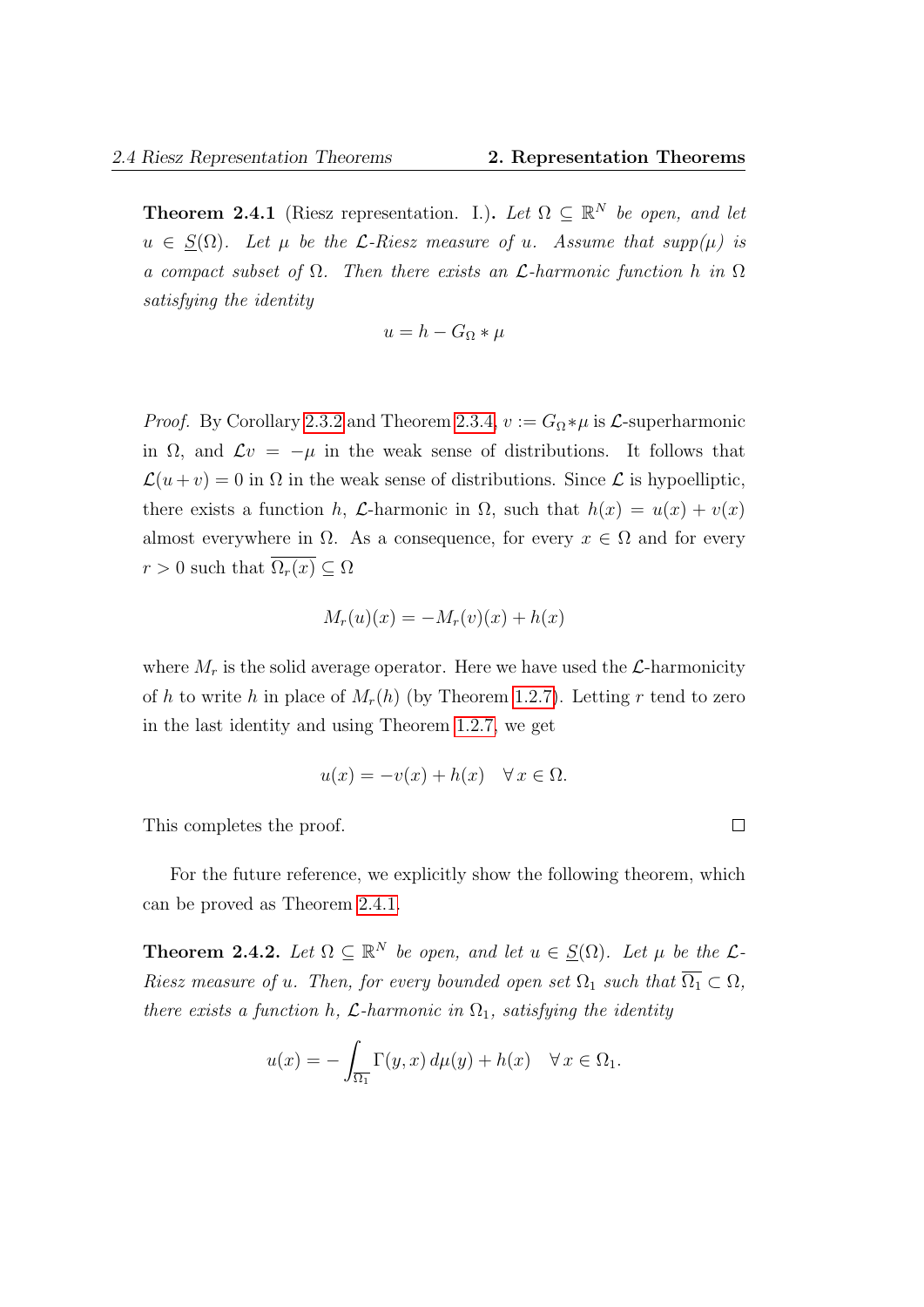**Theorem 2.4.1** (Riesz representation. I.)**.** *Let $\Omega \subseteq \mathbb{R}^N$ be open, and let $u \in \underline{S}(\Omega)$. Let $\mu$ be the $\mathcal{L}$-Riesz measure of $u$. Assume that $supp(\mu)$ is a compact subset of $\Omega$. Then there exists an $\mathcal{L}$-harmonic function $h$ in $\Omega$ satisfying the identity*

$$u = h - G_\Omega * \mu$$

*Proof.* By Corollary 2.3.2 and Theorem 2.3.4, $v := G_\Omega * \mu$ is $\mathcal{L}$-superharmonic in $\Omega$, and $\mathcal{L}v = -\mu$ in the weak sense of distributions. It follows that $\mathcal{L}(u+v) = 0$ in $\Omega$ in the weak sense of distributions. Since $\mathcal{L}$ is hypoelliptic, there exists a function $h$, $\mathcal{L}$-harmonic in $\Omega$, such that $h(x) = u(x) + v(x)$ almost everywhere in $\Omega$. As a consequence, for every $x \in \Omega$ and for every $r > 0$ such that $\overline{\Omega_r(x)} \subseteq \Omega$

$$M_r(u)(x) = -M_r(v)(x) + h(x)$$

where $M_r$ is the solid average operator. Here we have used the $\mathcal{L}$-harmonicity of $h$ to write $h$ in place of $M_r(h)$ (by Theorem 1.2.7). Letting $r$ tend to zero in the last identity and using Theorem 1.2.7, we get

$$u(x) = -v(x) + h(x) \quad \forall\, x \in \Omega.$$

This completes the proof. $\square$

For the future reference, we explicitly show the following theorem, which can be proved as Theorem 2.4.1.

**Theorem 2.4.2.** *Let $\Omega \subseteq \mathbb{R}^N$ be open, and let $u \in \underline{S}(\Omega)$. Let $\mu$ be the $\mathcal{L}$-Riesz measure of $u$. Then, for every bounded open set $\Omega_1$ such that $\overline{\Omega_1} \subset \Omega$, there exists a function $h$, $\mathcal{L}$-harmonic in $\Omega_1$, satisfying the identity*

$$u(x) = -\int_{\overline{\Omega_1}} \Gamma(y,x)\, d\mu(y) + h(x) \quad \forall\, x \in \Omega_1.$$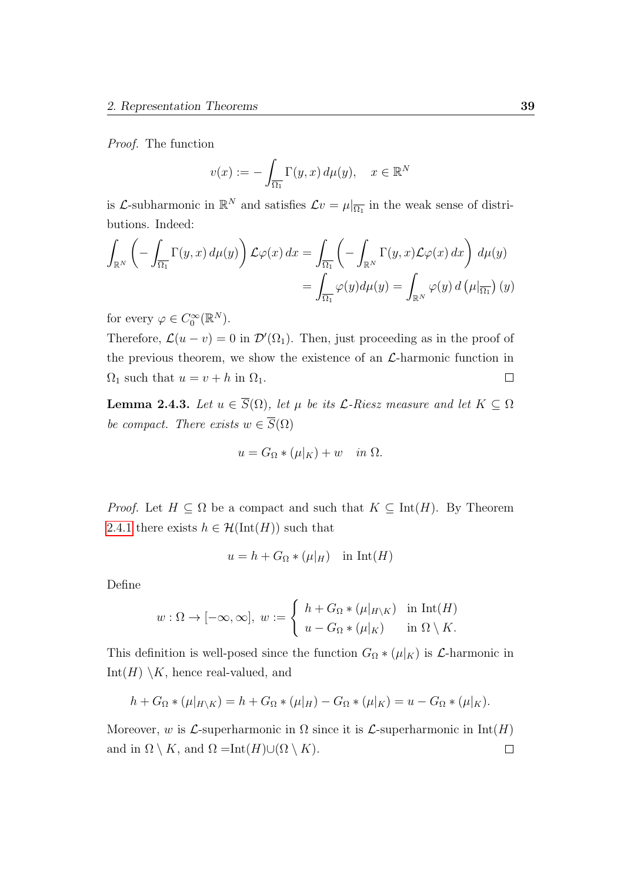*Proof.* The function

$$v(x) := -\int_{\overline{\Omega_1}} \Gamma(y,x)\, d\mu(y), \quad x \in \mathbb{R}^N$$

is $\mathcal{L}$-subharmonic in $\mathbb{R}^N$ and satisfies $\mathcal{L}v = \mu|_{\overline{\Omega_1}}$ in the weak sense of distributions. Indeed:

$$\int_{\mathbb{R}^N} \left( -\int_{\overline{\Omega_1}} \Gamma(y,x)\, d\mu(y) \right) \mathcal{L}\varphi(x)\, dx = \int_{\overline{\Omega_1}} \left( -\int_{\mathbb{R}^N} \Gamma(y,x) \mathcal{L}\varphi(x)\, dx \right) d\mu(y)$$
$$= \int_{\overline{\Omega_1}} \varphi(y) d\mu(y) = \int_{\mathbb{R}^N} \varphi(y)\, d\left(\mu|_{\overline{\Omega_1}}\right)(y)$$

for every $\varphi \in C_0^\infty(\mathbb{R}^N)$.

Therefore, $\mathcal{L}(u-v) = 0$ in $\mathcal{D}'(\Omega_1)$. Then, just proceeding as in the proof of the previous theorem, we show the existence of an $\mathcal{L}$-harmonic function in $\Omega_1$ such that $u = v + h$ in $\Omega_1$. □

**Lemma 2.4.3.** *Let $u \in \overline{S}(\Omega)$, let $\mu$ be its $\mathcal{L}$-Riesz measure and let $K \subseteq \Omega$ be compact. There exists $w \in \overline{S}(\Omega)$*

$$u = G_\Omega * (\mu|_K) + w \quad \text{in } \Omega.$$

*Proof.* Let $H \subseteq \Omega$ be a compact and such that $K \subseteq \text{Int}(H)$. By Theorem 2.4.1 there exists $h \in \mathcal{H}(\text{Int}(H))$ such that

$$u = h + G_\Omega * (\mu|_H) \quad \text{in Int}(H)$$

Define

$$w : \Omega \to [-\infty, \infty], \; w := \begin{cases} h + G_\Omega * (\mu|_{H\setminus K}) & \text{in Int}(H) \\ u - G_\Omega * (\mu|_K) & \text{in } \Omega \setminus K. \end{cases}$$

This definition is well-posed since the function $G_\Omega * (\mu|_K)$ is $\mathcal{L}$-harmonic in $\text{Int}(H) \setminus K$, hence real-valued, and

$$h + G_\Omega * (\mu|_{H\setminus K}) = h + G_\Omega * (\mu|_H) - G_\Omega * (\mu|_K) = u - G_\Omega * (\mu|_K).$$

Moreover, $w$ is $\mathcal{L}$-superharmonic in $\Omega$ since it is $\mathcal{L}$-superharmonic in $\text{Int}(H)$ and in $\Omega \setminus K$, and $\Omega = \text{Int}(H) \cup (\Omega \setminus K)$. □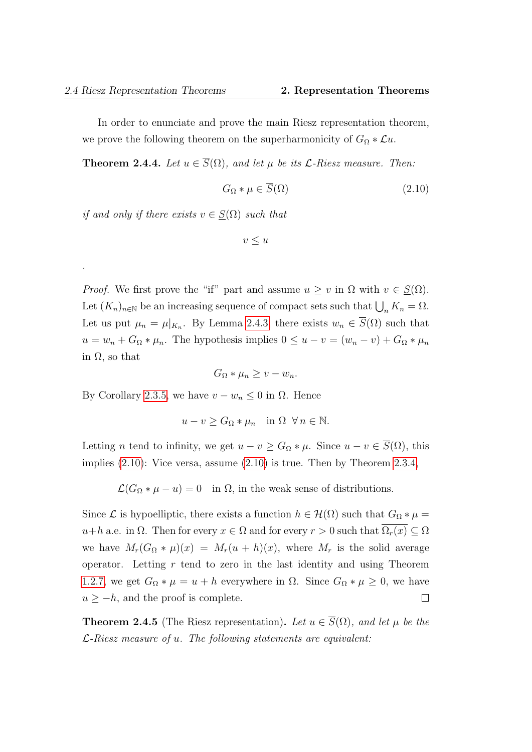In order to enunciate and prove the main Riesz representation theorem, we prove the following theorem on the superharmonicity of $G_\Omega * \mathcal{L}u$.

**Theorem 2.4.4.** *Let $u \in \overline{S}(\Omega)$, and let $\mu$ be its $\mathcal{L}$-Riesz measure. Then:*

$$G_\Omega * \mu \in \overline{S}(\Omega) \tag{2.10}$$

*if and only if there exists $v \in \underline{S}(\Omega)$ such that*

$$v \leq u$$

.

*Proof.* We first prove the "if" part and assume $u \geq v$ in $\Omega$ with $v \in \underline{S}(\Omega)$. Let $(K_n)_{n\in\mathbb{N}}$ be an increasing sequence of compact sets such that $\bigcup_n K_n = \Omega$. Let us put $\mu_n = \mu|_{K_n}$. By Lemma 2.4.3, there exists $w_n \in \overline{S}(\Omega)$ such that $u = w_n + G_\Omega * \mu_n$. The hypothesis implies $0 \leq u - v = (w_n - v) + G_\Omega * \mu_n$ in $\Omega$, so that

$$G_\Omega * \mu_n \geq v - w_n.$$

By Corollary 2.3.5, we have $v - w_n \leq 0$ in $\Omega$. Hence

$$u - v \geq G_\Omega * \mu_n \quad \text{in } \Omega \;\; \forall\, n \in \mathbb{N}.$$

Letting $n$ tend to infinity, we get $u - v \geq G_\Omega * \mu$. Since $u - v \in \overline{S}(\Omega)$, this implies (2.10): Vice versa, assume (2.10) is true. Then by Theorem 2.3.4,

$$\mathcal{L}(G_\Omega * \mu - u) = 0 \quad \text{in } \Omega, \text{ in the weak sense of distributions.}$$

Since $\mathcal{L}$ is hypoelliptic, there exists a function $h \in \mathcal{H}(\Omega)$ such that $G_\Omega * \mu = u + h$ a.e. in $\Omega$. Then for every $x \in \Omega$ and for every $r > 0$ such that $\overline{\Omega_r(x)} \subseteq \Omega$ we have $M_r(G_\Omega * \mu)(x) = M_r(u + h)(x)$, where $M_r$ is the solid average operator. Letting $r$ tend to zero in the last identity and using Theorem 1.2.7, we get $G_\Omega * \mu = u + h$ everywhere in $\Omega$. Since $G_\Omega * \mu \geq 0$, we have $u \geq -h$, and the proof is complete. $\square$

**Theorem 2.4.5** (The Riesz representation)**.** *Let $u \in \overline{S}(\Omega)$, and let $\mu$ be the $\mathcal{L}$-Riesz measure of $u$. The following statements are equivalent:*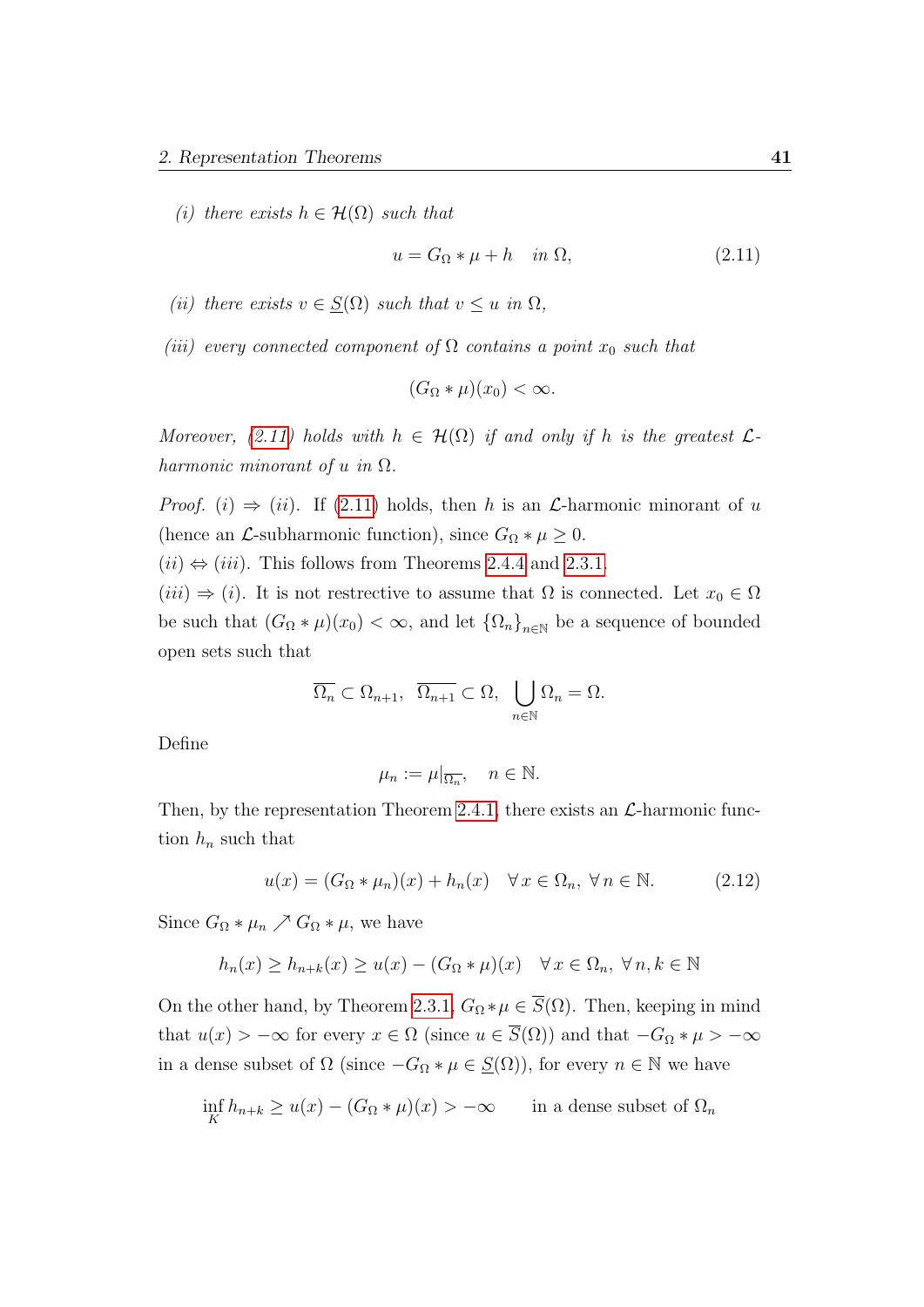*(i) there exists $h \in \mathcal{H}(\Omega)$ such that*

$$u = G_\Omega * \mu + h \quad \text{in } \Omega, \tag{2.11}$$

*(ii) there exists $v \in \underline{S}(\Omega)$ such that $v \le u$ in $\Omega$,*

*(iii) every connected component of $\Omega$ contains a point $x_0$ such that*

$$(G_\Omega * \mu)(x_0) < \infty.$$

*Moreover, (2.11) holds with $h \in \mathcal{H}(\Omega)$ if and only if $h$ is the greatest $\mathcal{L}$-harmonic minorant of $u$ in $\Omega$.*

*Proof.* $(i) \Rightarrow (ii)$. If (2.11) holds, then $h$ is an $\mathcal{L}$-harmonic minorant of $u$ (hence an $\mathcal{L}$-subharmonic function), since $G_\Omega * \mu \ge 0$.

$(ii) \Leftrightarrow (iii)$. This follows from Theorems 2.4.4 and 2.3.1.

$(iii) \Rightarrow (i)$. It is not restrictive to assume that $\Omega$ is connected. Let $x_0 \in \Omega$ be such that $(G_\Omega * \mu)(x_0) < \infty$, and let $\{\Omega_n\}_{n\in\mathbb{N}}$ be a sequence of bounded open sets such that

$$\overline{\Omega_n} \subset \Omega_{n+1}, \;\; \overline{\Omega_{n+1}} \subset \Omega, \;\; \bigcup_{n\in\mathbb{N}} \Omega_n = \Omega.$$

Define

$$\mu_n := \mu|_{\overline{\Omega_n}}, \quad n \in \mathbb{N}.$$

Then, by the representation Theorem 2.4.1, there exists an $\mathcal{L}$-harmonic function $h_n$ such that

$$u(x) = (G_\Omega * \mu_n)(x) + h_n(x) \quad \forall\, x \in \Omega_n, \; \forall\, n \in \mathbb{N}. \tag{2.12}$$

Since $G_\Omega * \mu_n \nearrow G_\Omega * \mu$, we have

$$h_n(x) \ge h_{n+k}(x) \ge u(x) - (G_\Omega * \mu)(x) \quad \forall\, x \in \Omega_n, \; \forall\, n, k \in \mathbb{N}$$

On the other hand, by Theorem 2.3.1, $G_\Omega * \mu \in \overline{S}(\Omega)$. Then, keeping in mind that $u(x) > -\infty$ for every $x \in \Omega$ (since $u \in \overline{S}(\Omega)$) and that $-G_\Omega * \mu > -\infty$ in a dense subset of $\Omega$ (since $-G_\Omega * \mu \in \underline{S}(\Omega)$), for every $n \in \mathbb{N}$ we have

$$\inf_K h_{n+k} \ge u(x) - (G_\Omega * \mu)(x) > -\infty \qquad \text{in a dense subset of } \Omega_n$$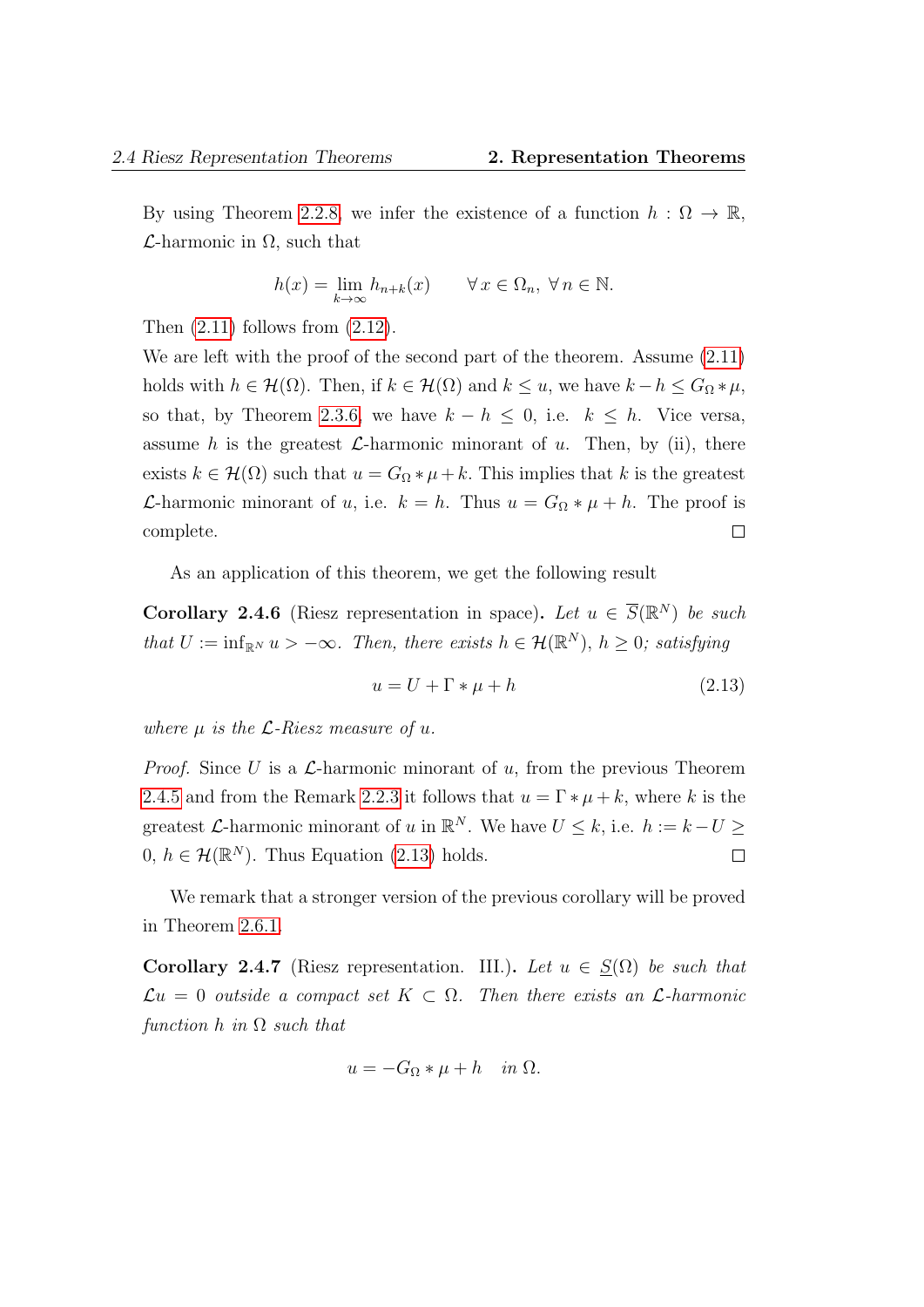By using Theorem 2.2.8, we infer the existence of a function $h : \Omega \to \mathbb{R}$, $\mathcal{L}$-harmonic in $\Omega$, such that

$$h(x) = \lim_{k\to\infty} h_{n+k}(x) \qquad \forall\, x \in \Omega_n,\ \forall\, n \in \mathbb{N}.$$

Then (2.11) follows from (2.12).

We are left with the proof of the second part of the theorem. Assume (2.11) holds with $h \in \mathcal{H}(\Omega)$. Then, if $k \in \mathcal{H}(\Omega)$ and $k \leq u$, we have $k - h \leq G_\Omega * \mu$, so that, by Theorem 2.3.6, we have $k - h \leq 0$, i.e. $k \leq h$. Vice versa, assume $h$ is the greatest $\mathcal{L}$-harmonic minorant of $u$. Then, by (ii), there exists $k \in \mathcal{H}(\Omega)$ such that $u = G_\Omega * \mu + k$. This implies that $k$ is the greatest $\mathcal{L}$-harmonic minorant of $u$, i.e. $k = h$. Thus $u = G_\Omega * \mu + h$. The proof is complete. □

As an application of this theorem, we get the following result

**Corollary 2.4.6** (Riesz representation in space)**.** *Let $u \in \overline{S}(\mathbb{R}^N)$ be such that $U := \inf_{\mathbb{R}^N} u > -\infty$. Then, there exists $h \in \mathcal{H}(\mathbb{R}^N)$, $h \geq 0$; satisfying*

$$u = U + \Gamma * \mu + h \tag{2.13}$$

*where $\mu$ is the $\mathcal{L}$-Riesz measure of $u$.*

*Proof.* Since $U$ is a $\mathcal{L}$-harmonic minorant of $u$, from the previous Theorem 2.4.5 and from the Remark 2.2.3 it follows that $u = \Gamma * \mu + k$, where $k$ is the greatest $\mathcal{L}$-harmonic minorant of $u$ in $\mathbb{R}^N$. We have $U \leq k$, i.e. $h := k - U \geq 0$, $h \in \mathcal{H}(\mathbb{R}^N)$. Thus Equation (2.13) holds. □

We remark that a stronger version of the previous corollary will be proved in Theorem 2.6.1.

**Corollary 2.4.7** (Riesz representation. III.)**.** *Let $u \in \underline{S}(\Omega)$ be such that $\mathcal{L}u = 0$ outside a compact set $K \subset \Omega$. Then there exists an $\mathcal{L}$-harmonic function $h$ in $\Omega$ such that*

$$u = -G_\Omega * \mu + h \quad \text{in } \Omega.$$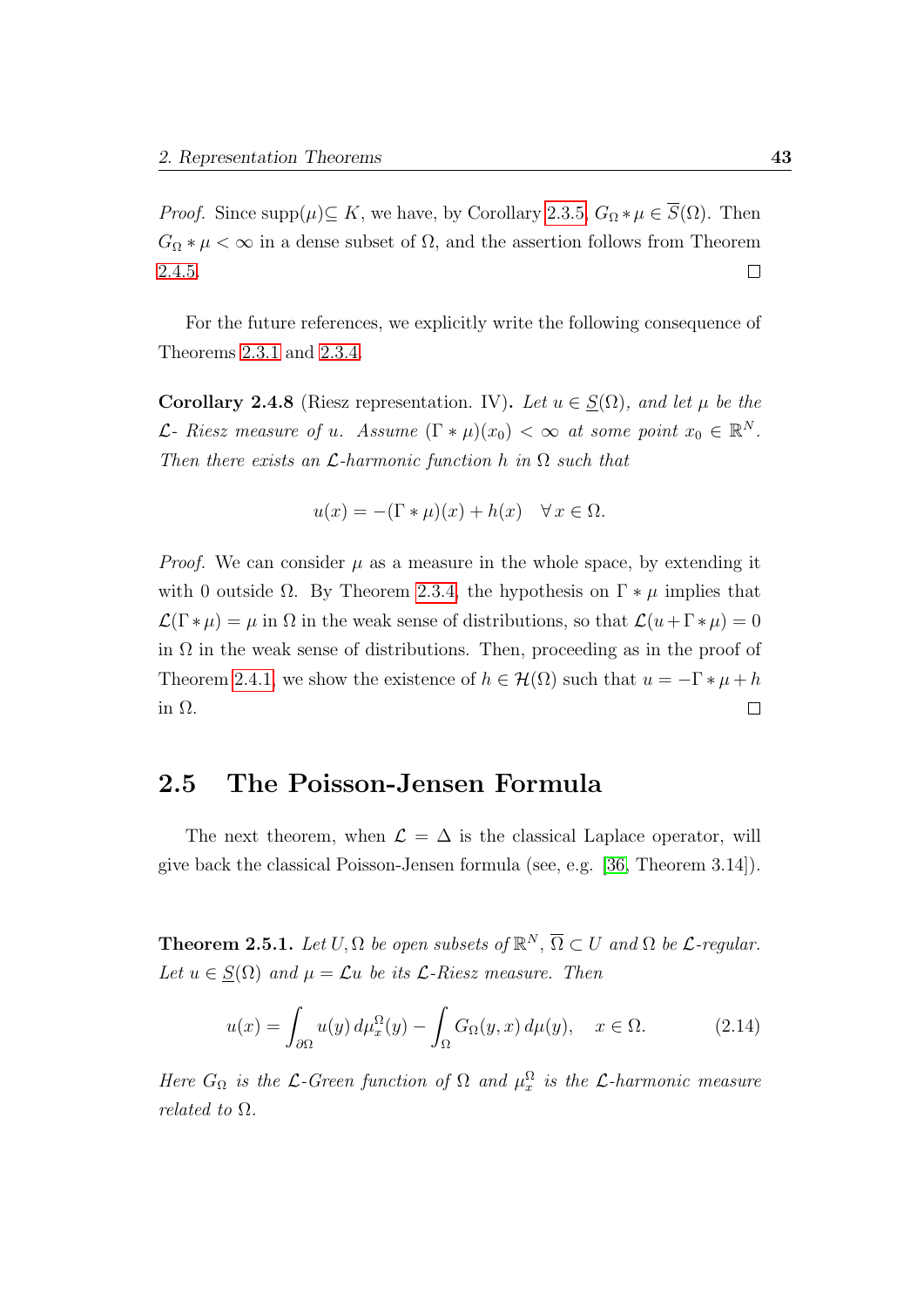*Proof.* Since supp($\mu$)$\subseteq K$, we have, by Corollary 2.3.5, $G_\Omega * \mu \in \overline{S}(\Omega)$. Then $G_\Omega * \mu < \infty$ in a dense subset of $\Omega$, and the assertion follows from Theorem 2.4.5. □

For the future references, we explicitly write the following consequence of Theorems 2.3.1 and 2.3.4.

**Corollary 2.4.8** (Riesz representation. IV)**.** *Let $u \in \underline{S}(\Omega)$, and let $\mu$ be the $\mathcal{L}$- Riesz measure of $u$. Assume $(\Gamma * \mu)(x_0) < \infty$ at some point $x_0 \in \mathbb{R}^N$. Then there exists an $\mathcal{L}$-harmonic function $h$ in $\Omega$ such that*

$$u(x) = -(\Gamma * \mu)(x) + h(x) \quad \forall\, x \in \Omega.$$

*Proof.* We can consider $\mu$ as a measure in the whole space, by extending it with 0 outside $\Omega$. By Theorem 2.3.4, the hypothesis on $\Gamma * \mu$ implies that $\mathcal{L}(\Gamma * \mu) = \mu$ in $\Omega$ in the weak sense of distributions, so that $\mathcal{L}(u + \Gamma * \mu) = 0$ in $\Omega$ in the weak sense of distributions. Then, proceeding as in the proof of Theorem 2.4.1, we show the existence of $h \in \mathcal{H}(\Omega)$ such that $u = -\Gamma * \mu + h$ in $\Omega$. □

## 2.5 The Poisson-Jensen Formula

The next theorem, when $\mathcal{L} = \Delta$ is the classical Laplace operator, will give back the classical Poisson-Jensen formula (see, e.g. [36, Theorem 3.14]).

**Theorem 2.5.1.** *Let $U, \Omega$ be open subsets of $\mathbb{R}^N$, $\overline{\Omega} \subset U$ and $\Omega$ be $\mathcal{L}$-regular. Let $u \in \underline{S}(\Omega)$ and $\mu = \mathcal{L}u$ be its $\mathcal{L}$-Riesz measure. Then*

$$u(x) = \int_{\partial\Omega} u(y)\, d\mu_x^\Omega(y) - \int_\Omega G_\Omega(y, x)\, d\mu(y), \quad x \in \Omega. \tag{2.14}$$

*Here $G_\Omega$ is the $\mathcal{L}$-Green function of $\Omega$ and $\mu_x^\Omega$ is the $\mathcal{L}$-harmonic measure related to $\Omega$.*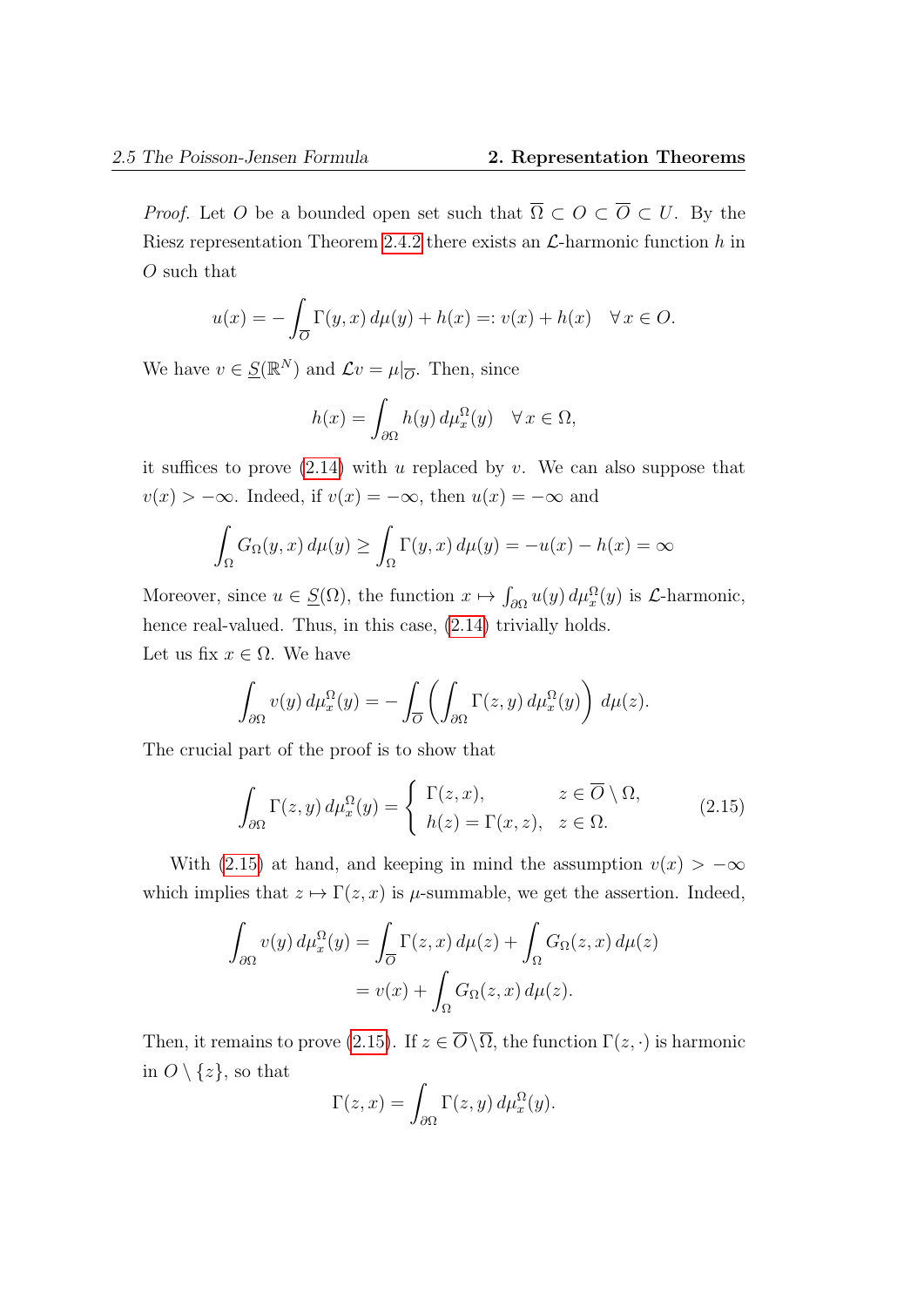*Proof.* Let $O$ be a bounded open set such that $\overline{\Omega} \subset O \subset \overline{O} \subset U$. By the Riesz representation Theorem 2.4.2 there exists an $\mathcal{L}$-harmonic function $h$ in $O$ such that

$$u(x) = -\int_{\overline{O}} \Gamma(y, x)\, d\mu(y) + h(x) =: v(x) + h(x) \quad \forall\, x \in O.$$

We have $v \in \underline{S}(\mathbb{R}^N)$ and $\mathcal{L}v = \mu|_{\overline{O}}$. Then, since

$$h(x) = \int_{\partial\Omega} h(y)\, d\mu_x^{\Omega}(y) \quad \forall\, x \in \Omega,$$

it suffices to prove (2.14) with $u$ replaced by $v$. We can also suppose that $v(x) > -\infty$. Indeed, if $v(x) = -\infty$, then $u(x) = -\infty$ and

$$\int_{\Omega} G_{\Omega}(y, x)\, d\mu(y) \geq \int_{\Omega} \Gamma(y, x)\, d\mu(y) = -u(x) - h(x) = \infty$$

Moreover, since $u \in \underline{S}(\Omega)$, the function $x \mapsto \int_{\partial\Omega} u(y)\, d\mu_x^{\Omega}(y)$ is $\mathcal{L}$-harmonic, hence real-valued. Thus, in this case, (2.14) trivially holds.
Let us fix $x \in \Omega$. We have

$$\int_{\partial\Omega} v(y)\, d\mu_x^{\Omega}(y) = -\int_{\overline{O}} \left( \int_{\partial\Omega} \Gamma(z, y)\, d\mu_x^{\Omega}(y) \right) d\mu(z).$$

The crucial part of the proof is to show that

$$\int_{\partial\Omega} \Gamma(z, y)\, d\mu_x^{\Omega}(y) = \begin{cases} \Gamma(z, x), & z \in \overline{O} \setminus \Omega, \\ h(z) = \Gamma(x, z), & z \in \Omega. \end{cases} \tag{2.15}$$

With (2.15) at hand, and keeping in mind the assumption $v(x) > -\infty$ which implies that $z \mapsto \Gamma(z, x)$ is $\mu$-summable, we get the assertion. Indeed,

$$\begin{aligned} \int_{\partial\Omega} v(y)\, d\mu_x^{\Omega}(y) &= \int_{\overline{O}} \Gamma(z, x)\, d\mu(z) + \int_{\Omega} G_{\Omega}(z, x)\, d\mu(z) \\ &= v(x) + \int_{\Omega} G_{\Omega}(z, x)\, d\mu(z). \end{aligned}$$

Then, it remains to prove (2.15). If $z \in \overline{O} \setminus \overline{\Omega}$, the function $\Gamma(z, \cdot)$ is harmonic in $O \setminus \{z\}$, so that

$$\Gamma(z, x) = \int_{\partial\Omega} \Gamma(z, y)\, d\mu_x^{\Omega}(y).$$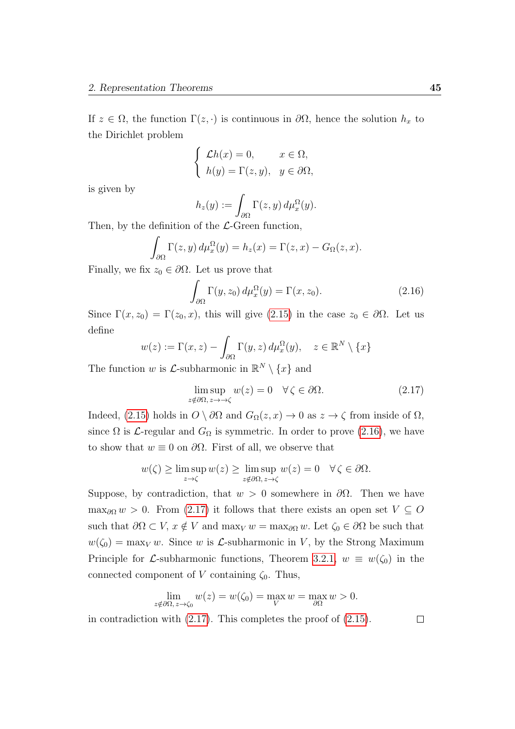If $z \in \Omega$, the function $\Gamma(z, \cdot)$ is continuous in $\partial\Omega$, hence the solution $h_x$ to the Dirichlet problem

$$\begin{cases} \mathcal{L}h(x) = 0, & x \in \Omega, \\ h(y) = \Gamma(z, y), & y \in \partial\Omega, \end{cases}$$

is given by

$$h_z(y) := \int_{\partial\Omega} \Gamma(z, y)\, d\mu_x^\Omega(y).$$

Then, by the definition of the $\mathcal{L}$-Green function,

$$\int_{\partial\Omega} \Gamma(z, y)\, d\mu_x^\Omega(y) = h_z(x) = \Gamma(z, x) - G_\Omega(z, x).$$

Finally, we fix $z_0 \in \partial\Omega$. Let us prove that

$$\int_{\partial\Omega} \Gamma(y, z_0)\, d\mu_x^\Omega(y) = \Gamma(x, z_0). \tag{2.16}$$

Since $\Gamma(x, z_0) = \Gamma(z_0, x)$, this will give (2.15) in the case $z_0 \in \partial\Omega$. Let us define

$$w(z) := \Gamma(x, z) - \int_{\partial\Omega} \Gamma(y, z)\, d\mu_x^\Omega(y), \quad z \in \mathbb{R}^N \setminus \{x\}$$

The function $w$ is $\mathcal{L}$-subharmonic in $\mathbb{R}^N \setminus \{x\}$ and

$$\limsup_{z \notin \partial\Omega,\, z \to \to \zeta} w(z) = 0 \quad \forall\, \zeta \in \partial\Omega. \tag{2.17}$$

Indeed, (2.15) holds in $O \setminus \partial\Omega$ and $G_\Omega(z, x) \to 0$ as $z \to \zeta$ from inside of $\Omega$, since $\Omega$ is $\mathcal{L}$-regular and $G_\Omega$ is symmetric. In order to prove (2.16), we have to show that $w \equiv 0$ on $\partial\Omega$. First of all, we observe that

$$w(\zeta) \geq \limsup_{z \to \zeta} w(z) \geq \limsup_{z \notin \partial\Omega,\, z \to \zeta} w(z) = 0 \quad \forall\, \zeta \in \partial\Omega.$$

Suppose, by contradiction, that $w > 0$ somewhere in $\partial\Omega$. Then we have $\max_{\partial\Omega} w > 0$. From (2.17) it follows that there exists an open set $V \subseteq O$ such that $\partial\Omega \subset V$, $x \notin V$ and $\max_V w = \max_{\partial\Omega} w$. Let $\zeta_0 \in \partial\Omega$ be such that $w(\zeta_0) = \max_V w$. Since $w$ is $\mathcal{L}$-subharmonic in $V$, by the Strong Maximum Principle for $\mathcal{L}$-subharmonic functions, Theorem 3.2.1, $w \equiv w(\zeta_0)$ in the connected component of $V$ containing $\zeta_0$. Thus,

$$\lim_{z \notin \partial\Omega,\, z \to \zeta_0} w(z) = w(\zeta_0) = \max_V w = \max_{\partial\Omega} w > 0.$$

in contradiction with (2.17). This completes the proof of (2.15). $\square$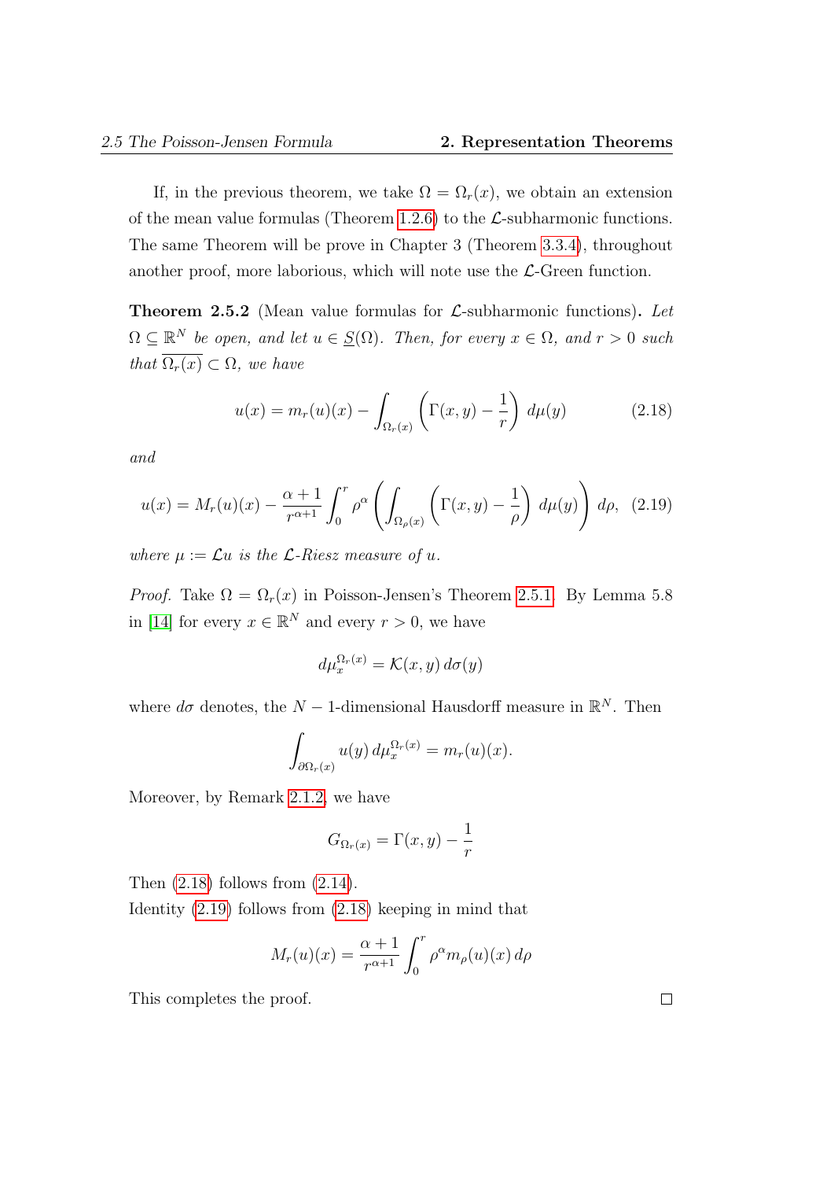If, in the previous theorem, we take $\Omega = \Omega_r(x)$, we obtain an extension of the mean value formulas (Theorem 1.2.6) to the $\mathcal{L}$-subharmonic functions. The same Theorem will be prove in Chapter 3 (Theorem 3.3.4), throughout another proof, more laborious, which will note use the $\mathcal{L}$-Green function.

**Theorem 2.5.2** (Mean value formulas for $\mathcal{L}$-subharmonic functions)**.** *Let $\Omega \subseteq \mathbb{R}^N$ be open, and let $u \in \underline{S}(\Omega)$. Then, for every $x \in \Omega$, and $r > 0$ such that $\overline{\Omega_r(x)} \subset \Omega$, we have*

$$u(x) = m_r(u)(x) - \int_{\Omega_r(x)} \left( \Gamma(x, y) - \frac{1}{r} \right) \, d\mu(y) \tag{2.18}$$

*and*

$$u(x) = M_r(u)(x) - \frac{\alpha + 1}{r^{\alpha+1}} \int_0^r \rho^\alpha \left( \int_{\Omega_\rho(x)} \left( \Gamma(x, y) - \frac{1}{\rho} \right) \, d\mu(y) \right) \, d\rho, \tag{2.19}$$

*where $\mu := \mathcal{L}u$ is the $\mathcal{L}$-Riesz measure of $u$.*

*Proof.* Take $\Omega = \Omega_r(x)$ in Poisson-Jensen's Theorem 2.5.1. By Lemma 5.8 in [14] for every $x \in \mathbb{R}^N$ and every $r > 0$, we have

$$d\mu_x^{\Omega_r(x)} = \mathcal{K}(x, y) \, d\sigma(y)$$

where $d\sigma$ denotes, the $N-1$-dimensional Hausdorff measure in $\mathbb{R}^N$. Then

$$\int_{\partial \Omega_r(x)} u(y) \, d\mu_x^{\Omega_r(x)} = m_r(u)(x).$$

Moreover, by Remark 2.1.2, we have

$$G_{\Omega_r(x)} = \Gamma(x, y) - \frac{1}{r}$$

Then (2.18) follows from (2.14).
Identity (2.19) follows from (2.18) keeping in mind that

$$M_r(u)(x) = \frac{\alpha + 1}{r^{\alpha+1}} \int_0^r \rho^\alpha m_\rho(u)(x) \, d\rho$$

This completes the proof. $\square$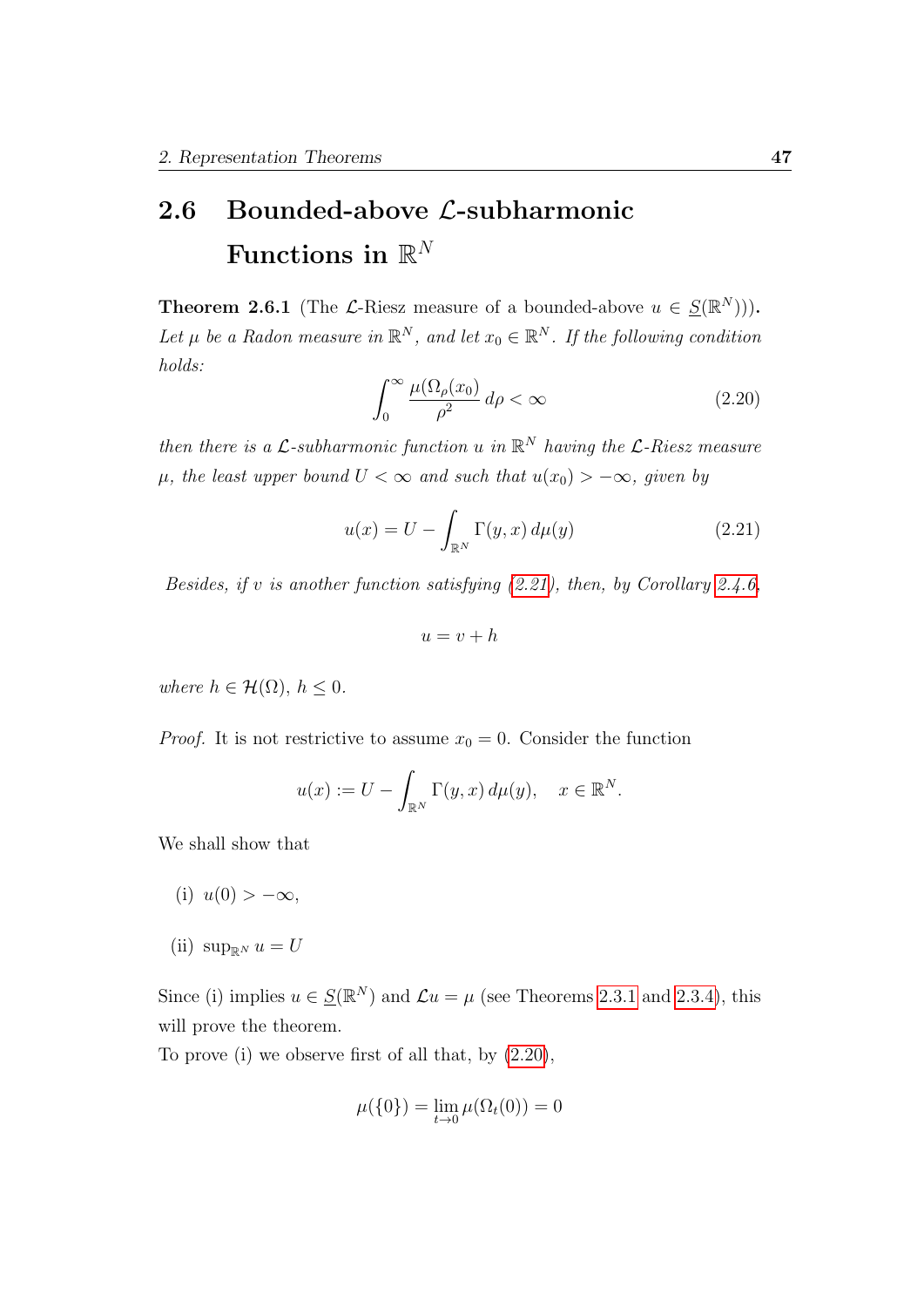## 2.6 Bounded-above $\mathcal{L}$-subharmonic Functions in $\mathbb{R}^N$

**Theorem 2.6.1** (The $\mathcal{L}$-Riesz measure of a bounded-above $u \in \underline{S}(\mathbb{R}^N)$)**.** *Let $\mu$ be a Radon measure in $\mathbb{R}^N$, and let $x_0 \in \mathbb{R}^N$. If the following condition holds:*

$$\int_0^\infty \frac{\mu(\Omega_\rho(x_0))}{\rho^2}\, d\rho < \infty \tag{2.20}$$

*then there is a $\mathcal{L}$-subharmonic function $u$ in $\mathbb{R}^N$ having the $\mathcal{L}$-Riesz measure $\mu$, the least upper bound $U < \infty$ and such that $u(x_0) > -\infty$, given by*

$$u(x) = U - \int_{\mathbb{R}^N} \Gamma(y, x)\, d\mu(y) \tag{2.21}$$

*Besides, if $v$ is another function satisfying (2.21), then, by Corollary 2.4.6,*

$$u = v + h$$

*where $h \in \mathcal{H}(\Omega)$, $h \leq 0$.*

*Proof.* It is not restrictive to assume $x_0 = 0$. Consider the function

$$u(x) := U - \int_{\mathbb{R}^N} \Gamma(y, x)\, d\mu(y), \quad x \in \mathbb{R}^N.$$

We shall show that

(i) $u(0) > -\infty$,

(ii) $\sup_{\mathbb{R}^N} u = U$

Since (i) implies $u \in \underline{S}(\mathbb{R}^N)$ and $\mathcal{L}u = \mu$ (see Theorems 2.3.1 and 2.3.4), this will prove the theorem.
To prove (i) we observe first of all that, by (2.20),

$$\mu(\{0\}) = \lim_{t \to 0} \mu(\Omega_t(0)) = 0$$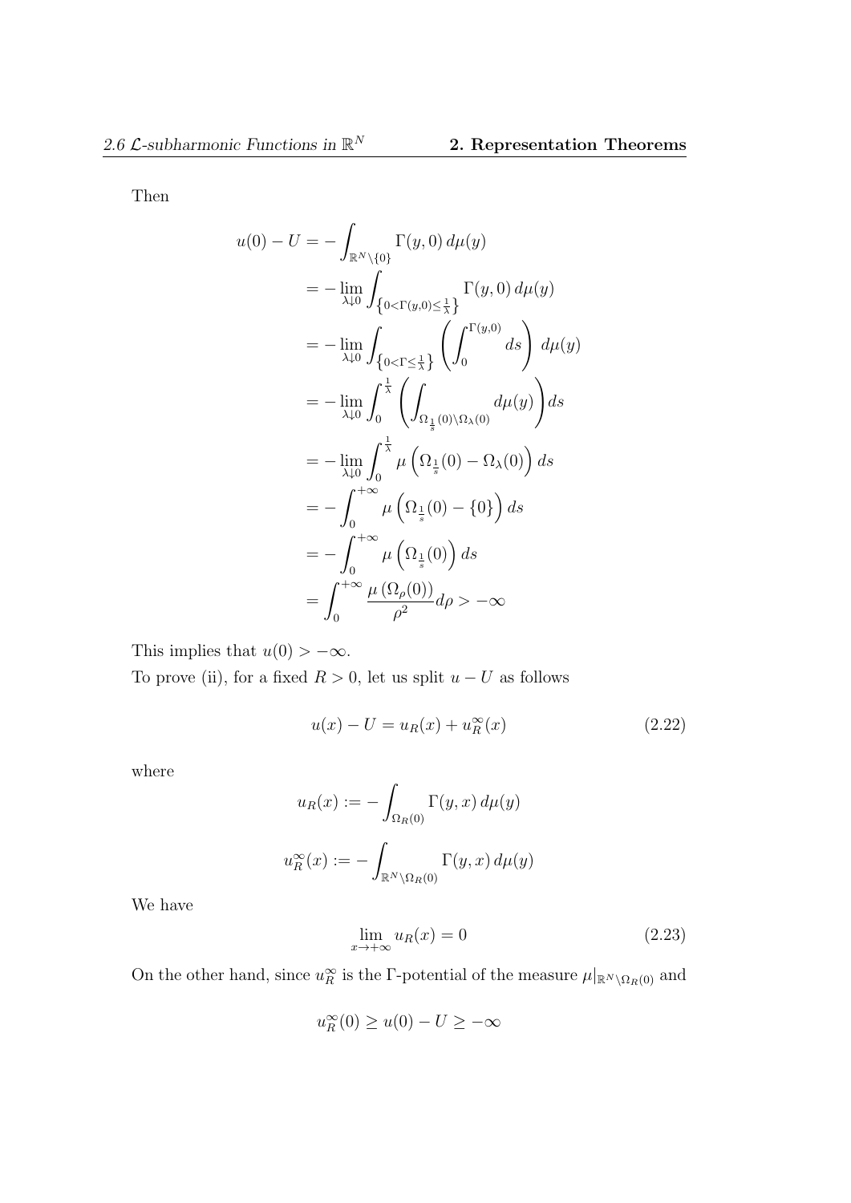Then

$$
\begin{aligned}
u(0) - U &= -\int_{\mathbb{R}^N \setminus \{0\}} \Gamma(y,0)\, d\mu(y) \\
&= -\lim_{\lambda \downarrow 0} \int_{\left\{0 < \Gamma(y,0) \le \frac{1}{\lambda}\right\}} \Gamma(y,0)\, d\mu(y) \\
&= -\lim_{\lambda \downarrow 0} \int_{\left\{0 < \Gamma \le \frac{1}{\lambda}\right\}} \left( \int_0^{\Gamma(y,0)} ds \right) d\mu(y) \\
&= -\lim_{\lambda \downarrow 0} \int_0^{\frac{1}{\lambda}} \left( \int_{\Omega_{\frac{1}{s}}(0) \setminus \Omega_\lambda(0)} d\mu(y) \right) ds \\
&= -\lim_{\lambda \downarrow 0} \int_0^{\frac{1}{\lambda}} \mu\left( \Omega_{\frac{1}{s}}(0) - \Omega_\lambda(0) \right) ds \\
&= -\int_0^{+\infty} \mu\left( \Omega_{\frac{1}{s}}(0) - \{0\} \right) ds \\
&= -\int_0^{+\infty} \mu\left( \Omega_{\frac{1}{s}}(0) \right) ds \\
&= \int_0^{+\infty} \frac{\mu\left(\Omega_\rho(0)\right)}{\rho^2} d\rho > -\infty
\end{aligned}
$$

This implies that $u(0) > -\infty$.

To prove (ii), for a fixed $R > 0$, let us split $u - U$ as follows

$$
u(x) - U = u_R(x) + u_R^\infty(x) \tag{2.22}
$$

where

$$
u_R(x) := -\int_{\Omega_R(0)} \Gamma(y,x)\, d\mu(y)
$$

$$
u_R^\infty(x) := -\int_{\mathbb{R}^N \setminus \Omega_R(0)} \Gamma(y,x)\, d\mu(y)
$$

We have

$$
\lim_{x \to +\infty} u_R(x) = 0 \tag{2.23}
$$

On the other hand, since $u_R^\infty$ is the $\Gamma$-potential of the measure $\mu|_{\mathbb{R}^N \setminus \Omega_R(0)}$ and

$$
u_R^\infty(0) \ge u(0) - U \ge -\infty
$$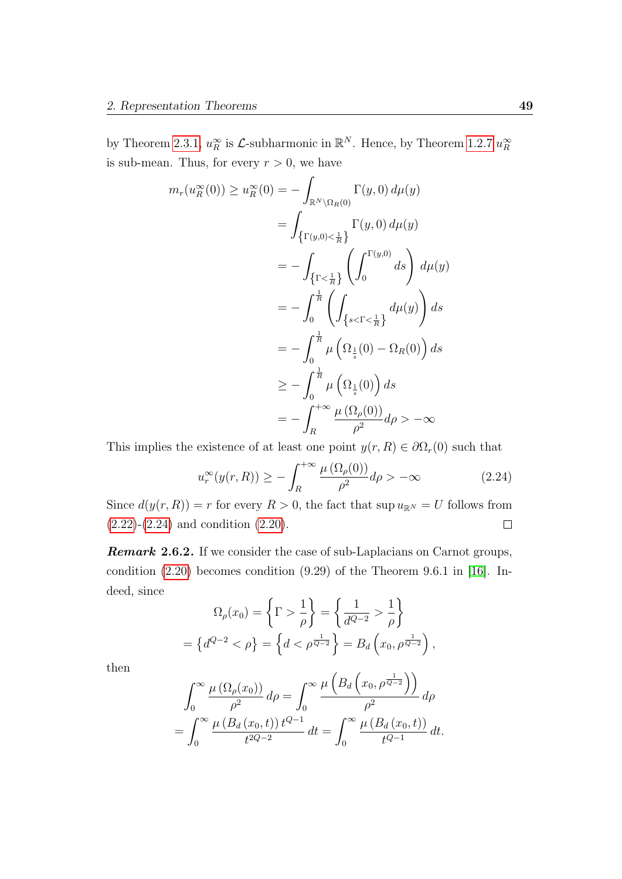by Theorem 2.3.1, $u_R^\infty$ is $\mathcal{L}$-subharmonic in $\mathbb{R}^N$. Hence, by Theorem 1.2.7 $u_R^\infty$ is sub-mean. Thus, for every $r > 0$, we have

$$
\begin{aligned}
m_r(u_R^\infty(0)) \geq u_R^\infty(0) &= -\int_{\mathbb{R}^N \setminus \Omega_R(0)} \Gamma(y,0)\, d\mu(y) \\
&= \int_{\left\{\Gamma(y,0) < \frac{1}{R}\right\}} \Gamma(y,0)\, d\mu(y) \\
&= -\int_{\left\{\Gamma < \frac{1}{R}\right\}} \left( \int_0^{\Gamma(y,0)} ds \right) d\mu(y) \\
&= -\int_0^{\frac{1}{R}} \left( \int_{\left\{s < \Gamma < \frac{1}{R}\right\}} d\mu(y) \right) ds \\
&= -\int_0^{\frac{1}{R}} \mu\left( \Omega_{\frac{1}{s}}(0) - \Omega_R(0) \right) ds \\
&\geq -\int_0^{\frac{1}{R}} \mu\left( \Omega_{\frac{1}{s}}(0) \right) ds \\
&= -\int_R^{+\infty} \frac{\mu\left(\Omega_\rho(0)\right)}{\rho^2} d\rho > -\infty
\end{aligned}
$$

This implies the existence of at least one point $y(r,R) \in \partial\Omega_r(0)$ such that

$$
u_r^\infty(y(r,R)) \geq -\int_R^{+\infty} \frac{\mu\left(\Omega_\rho(0)\right)}{\rho^2} d\rho > -\infty \tag{2.24}
$$

Since $d(y(r,R)) = r$ for every $R > 0$, the fact that $\sup u_{\mathbb{R}^N} = U$ follows from (2.22)-(2.24) and condition (2.20). $\square$

***Remark* 2.6.2.** If we consider the case of sub-Laplacians on Carnot groups, condition (2.20) becomes condition (9.29) of the Theorem 9.6.1 in [16]. Indeed, since

$$
\begin{aligned}
\Omega_\rho(x_0) &= \left\{ \Gamma > \frac{1}{\rho} \right\} = \left\{ \frac{1}{d^{Q-2}} > \frac{1}{\rho} \right\} \\
&= \left\{ d^{Q-2} < \rho \right\} = \left\{ d < \rho^{\frac{1}{Q-2}} \right\} = B_d\left( x_0, \rho^{\frac{1}{Q-2}} \right),
\end{aligned}
$$

then

$$
\begin{aligned}
\int_0^\infty \frac{\mu\left(\Omega_\rho(x_0)\right)}{\rho^2} d\rho &= \int_0^\infty \frac{\mu\left( B_d\left( x_0, \rho^{\frac{1}{Q-2}} \right) \right)}{\rho^2} d\rho \\
&= \int_0^\infty \frac{\mu\left(B_d\left(x_0, t\right)\right) t^{Q-1}}{t^{2Q-2}} dt = \int_0^\infty \frac{\mu\left(B_d\left(x_0, t\right)\right)}{t^{Q-1}} dt.
\end{aligned}
$$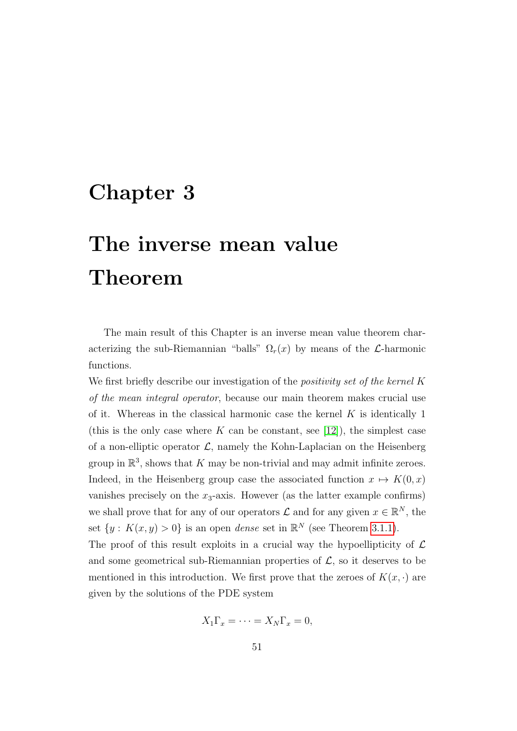# Chapter 3

# The inverse mean value Theorem

The main result of this Chapter is an inverse mean value theorem characterizing the sub-Riemannian "balls" $\Omega_r(x)$ by means of the $\mathcal{L}$-harmonic functions.

We first briefly describe our investigation of the *positivity set of the kernel* $K$ *of the mean integral operator*, because our main theorem makes crucial use of it. Whereas in the classical harmonic case the kernel $K$ is identically 1 (this is the only case where $K$ can be constant, see [12]), the simplest case of a non-elliptic operator $\mathcal{L}$, namely the Kohn-Laplacian on the Heisenberg group in $\mathbb{R}^3$, shows that $K$ may be non-trivial and may admit infinite zeroes. Indeed, in the Heisenberg group case the associated function $x \mapsto K(0, x)$ vanishes precisely on the $x_3$-axis. However (as the latter example confirms) we shall prove that for any of our operators $\mathcal{L}$ and for any given $x \in \mathbb{R}^N$, the set $\{y : K(x, y) > 0\}$ is an open *dense* set in $\mathbb{R}^N$ (see Theorem 3.1.1).

The proof of this result exploits in a crucial way the hypoellipticity of $\mathcal{L}$ and some geometrical sub-Riemannian properties of $\mathcal{L}$, so it deserves to be mentioned in this introduction. We first prove that the zeroes of $K(x, \cdot)$ are given by the solutions of the PDE system

$$X_1 \Gamma_x = \cdots = X_N \Gamma_x = 0,$$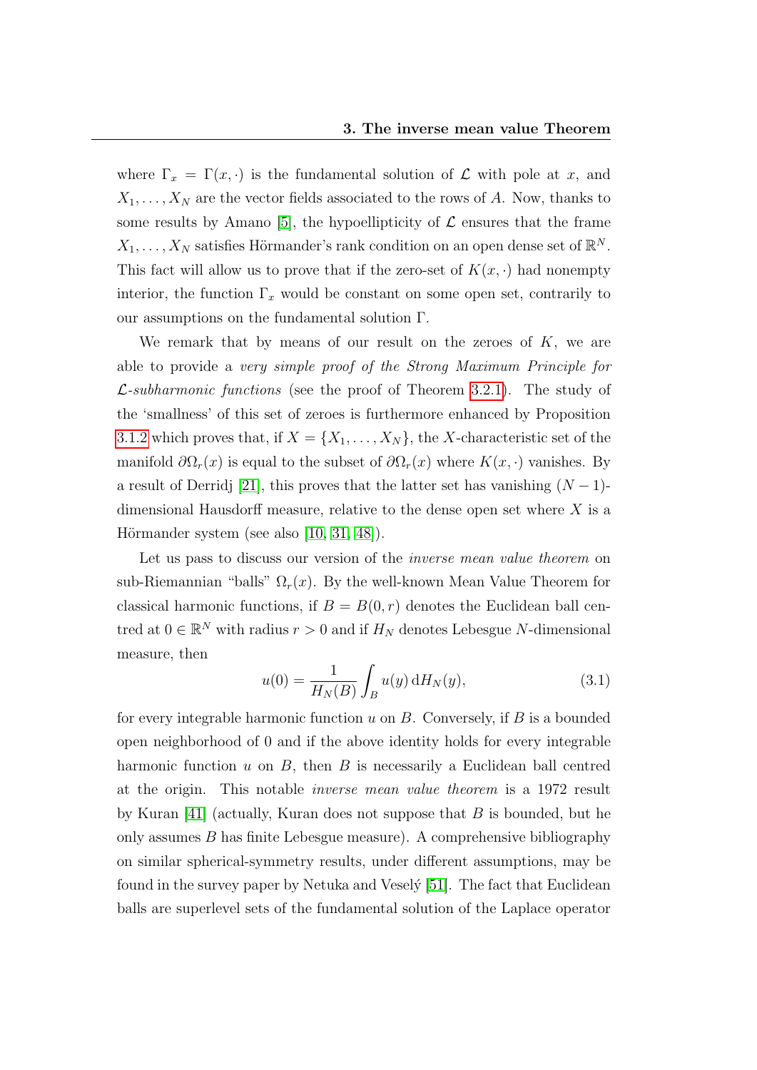where $\Gamma_x = \Gamma(x, \cdot)$ is the fundamental solution of $\mathcal{L}$ with pole at $x$, and $X_1, \dots, X_N$ are the vector fields associated to the rows of $A$. Now, thanks to some results by Amano [5], the hypoellipticity of $\mathcal{L}$ ensures that the frame $X_1, \dots, X_N$ satisfies Hörmander's rank condition on an open dense set of $\mathbb{R}^N$. This fact will allow us to prove that if the zero-set of $K(x, \cdot)$ had nonempty interior, the function $\Gamma_x$ would be constant on some open set, contrarily to our assumptions on the fundamental solution $\Gamma$.

We remark that by means of our result on the zeroes of $K$, we are able to provide a *very simple proof of the Strong Maximum Principle for $\mathcal{L}$-subharmonic functions* (see the proof of Theorem 3.2.1). The study of the 'smallness' of this set of zeroes is furthermore enhanced by Proposition 3.1.2 which proves that, if $X = \{X_1, \dots, X_N\}$, the $X$-characteristic set of the manifold $\partial\Omega_r(x)$ is equal to the subset of $\partial\Omega_r(x)$ where $K(x, \cdot)$ vanishes. By a result of Derridj [21], this proves that the latter set has vanishing $(N-1)$-dimensional Hausdorff measure, relative to the dense open set where $X$ is a Hörmander system (see also [10, 31, 48]).

Let us pass to discuss our version of the *inverse mean value theorem* on sub-Riemannian "balls" $\Omega_r(x)$. By the well-known Mean Value Theorem for classical harmonic functions, if $B = B(0, r)$ denotes the Euclidean ball centred at $0 \in \mathbb{R}^N$ with radius $r > 0$ and if $H_N$ denotes Lebesgue $N$-dimensional measure, then

$$u(0) = \frac{1}{H_N(B)} \int_B u(y) \, \mathrm{d}H_N(y), \tag{3.1}$$

for every integrable harmonic function $u$ on $B$. Conversely, if $B$ is a bounded open neighborhood of 0 and if the above identity holds for every integrable harmonic function $u$ on $B$, then $B$ is necessarily a Euclidean ball centred at the origin. This notable *inverse mean value theorem* is a 1972 result by Kuran [41] (actually, Kuran does not suppose that $B$ is bounded, but he only assumes $B$ has finite Lebesgue measure). A comprehensive bibliography on similar spherical-symmetry results, under different assumptions, may be found in the survey paper by Netuka and Veselý [51]. The fact that Euclidean balls are superlevel sets of the fundamental solution of the Laplace operator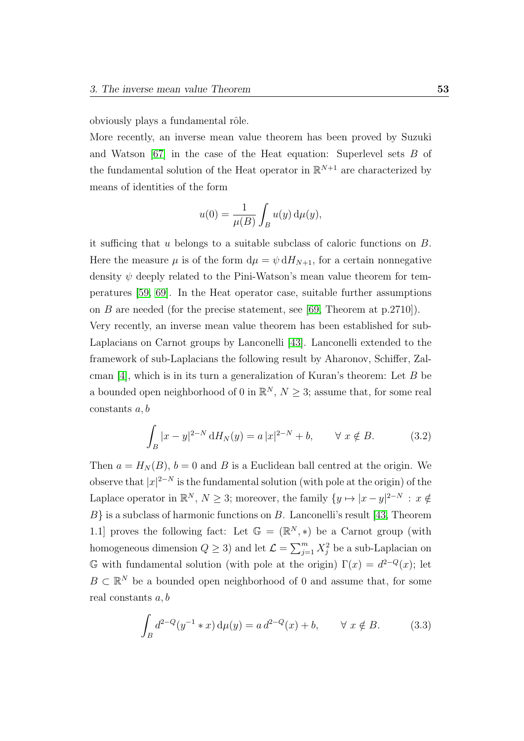obviously plays a fundamental rôle.

More recently, an inverse mean value theorem has been proved by Suzuki and Watson [67] in the case of the Heat equation: Superlevel sets $B$ of the fundamental solution of the Heat operator in $\mathbb{R}^{N+1}$ are characterized by means of identities of the form

$$u(0) = \frac{1}{\mu(B)} \int_B u(y)\,\mathrm{d}\mu(y),$$

it sufficing that $u$ belongs to a suitable subclass of caloric functions on $B$. Here the measure $\mu$ is of the form $\mathrm{d}\mu = \psi\,\mathrm{d}H_{N+1}$, for a certain nonnegative density $\psi$ deeply related to the Pini-Watson's mean value theorem for temperatures [59, 69]. In the Heat operator case, suitable further assumptions on $B$ are needed (for the precise statement, see [69, Theorem at p.2710]).

Very recently, an inverse mean value theorem has been established for sub-Laplacians on Carnot groups by Lanconelli [43]. Lanconelli extended to the framework of sub-Laplacians the following result by Aharonov, Schiffer, Zalcman [4], which is in its turn a generalization of Kuran's theorem: Let $B$ be a bounded open neighborhood of 0 in $\mathbb{R}^N$, $N \geq 3$; assume that, for some real constants $a, b$

$$\int_B |x-y|^{2-N}\,\mathrm{d}H_N(y) = a\,|x|^{2-N} + b, \qquad \forall\ x \notin B. \tag{3.2}$$

Then $a = H_N(B)$, $b = 0$ and $B$ is a Euclidean ball centred at the origin. We observe that $|x|^{2-N}$ is the fundamental solution (with pole at the origin) of the Laplace operator in $\mathbb{R}^N$, $N \geq 3$; moreover, the family $\{y \mapsto |x-y|^{2-N} : x \notin B\}$ is a subclass of harmonic functions on $B$. Lanconelli's result [43, Theorem 1.1] proves the following fact: Let $\mathbb{G} = (\mathbb{R}^N, *)$ be a Carnot group (with homogeneous dimension $Q \geq 3$) and let $\mathcal{L} = \sum_{j=1}^m X_j^2$ be a sub-Laplacian on $\mathbb{G}$ with fundamental solution (with pole at the origin) $\Gamma(x) = d^{2-Q}(x)$; let $B \subset \mathbb{R}^N$ be a bounded open neighborhood of 0 and assume that, for some real constants $a, b$

$$\int_B d^{2-Q}(y^{-1} * x)\,\mathrm{d}\mu(y) = a\,d^{2-Q}(x) + b, \qquad \forall\ x \notin B. \tag{3.3}$$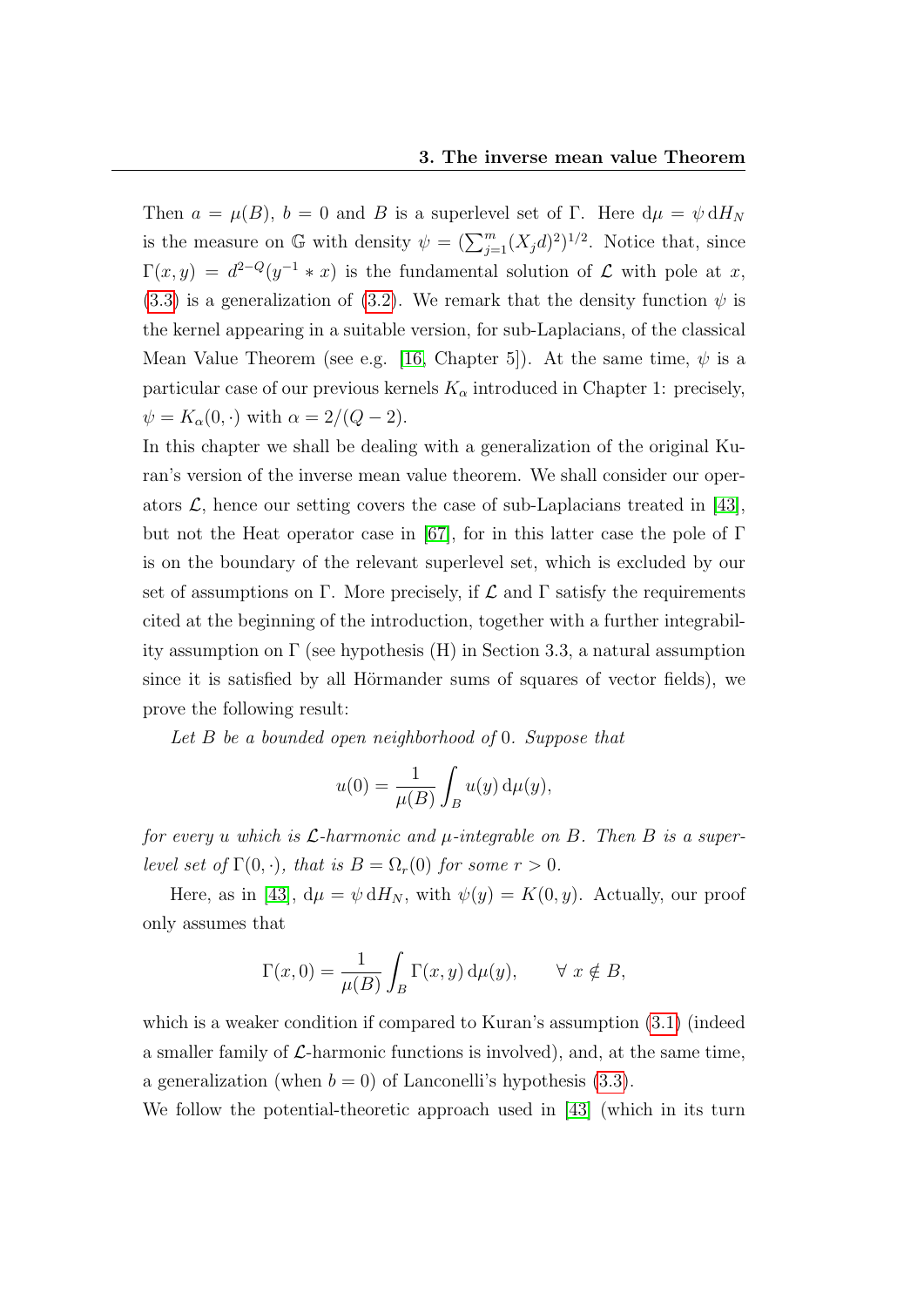Then $a = \mu(B)$, $b = 0$ and $B$ is a superlevel set of $\Gamma$. Here $\mathrm{d}\mu = \psi\, \mathrm{d}H_N$ is the measure on $\mathbb{G}$ with density $\psi = (\sum_{j=1}^{m}(X_j d)^2)^{1/2}$. Notice that, since $\Gamma(x,y) = d^{2-Q}(y^{-1} * x)$ is the fundamental solution of $\mathcal{L}$ with pole at $x$, (3.3) is a generalization of (3.2). We remark that the density function $\psi$ is the kernel appearing in a suitable version, for sub-Laplacians, of the classical Mean Value Theorem (see e.g. [16, Chapter 5]). At the same time, $\psi$ is a particular case of our previous kernels $K_\alpha$ introduced in Chapter 1: precisely, $\psi = K_\alpha(0,\cdot)$ with $\alpha = 2/(Q-2)$.

In this chapter we shall be dealing with a generalization of the original Kuran's version of the inverse mean value theorem. We shall consider our operators $\mathcal{L}$, hence our setting covers the case of sub-Laplacians treated in [43], but not the Heat operator case in [67], for in this latter case the pole of $\Gamma$ is on the boundary of the relevant superlevel set, which is excluded by our set of assumptions on $\Gamma$. More precisely, if $\mathcal{L}$ and $\Gamma$ satisfy the requirements cited at the beginning of the introduction, together with a further integrability assumption on $\Gamma$ (see hypothesis (H) in Section 3.3, a natural assumption since it is satisfied by all Hörmander sums of squares of vector fields), we prove the following result:

*Let $B$ be a bounded open neighborhood of $0$. Suppose that*

$$u(0) = \frac{1}{\mu(B)} \int_B u(y)\, \mathrm{d}\mu(y),$$

*for every $u$ which is $\mathcal{L}$-harmonic and $\mu$-integrable on $B$. Then $B$ is a superlevel set of $\Gamma(0,\cdot)$, that is $B = \Omega_r(0)$ for some $r > 0$.*

Here, as in [43], $\mathrm{d}\mu = \psi\, \mathrm{d}H_N$, with $\psi(y) = K(0,y)$. Actually, our proof only assumes that

$$\Gamma(x,0) = \frac{1}{\mu(B)} \int_B \Gamma(x,y)\, \mathrm{d}\mu(y), \qquad \forall\ x \notin B,$$

which is a weaker condition if compared to Kuran's assumption (3.1) (indeed a smaller family of $\mathcal{L}$-harmonic functions is involved), and, at the same time, a generalization (when $b = 0$) of Lanconelli's hypothesis (3.3).

We follow the potential-theoretic approach used in [43] (which in its turn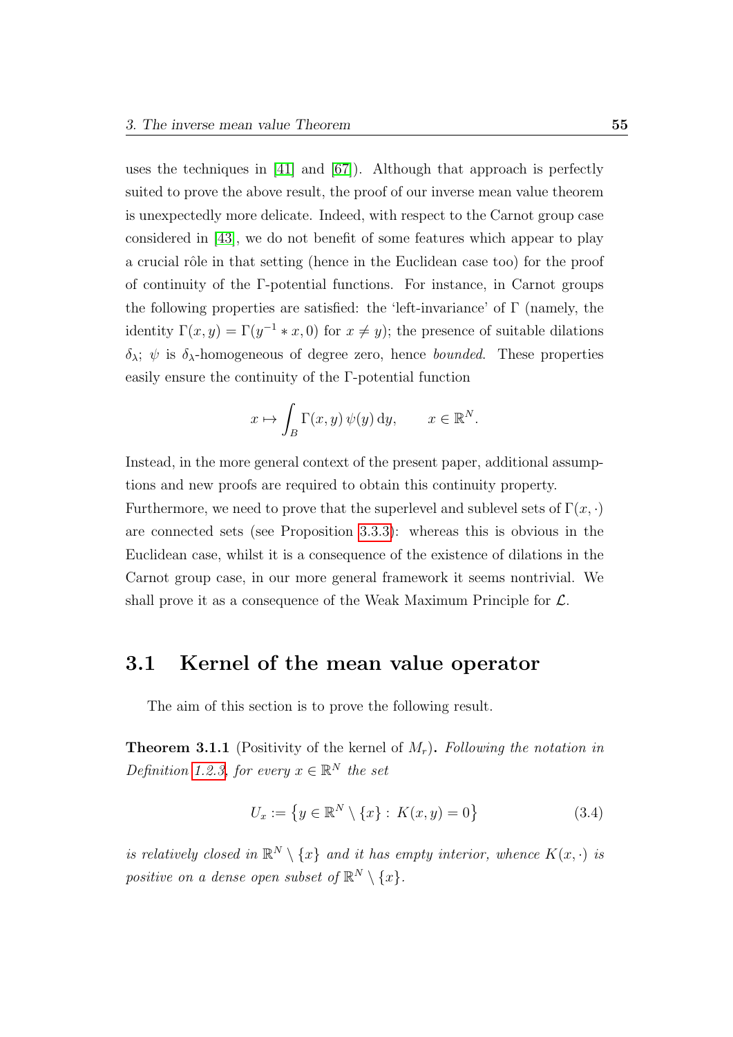uses the techniques in [41] and [67]). Although that approach is perfectly suited to prove the above result, the proof of our inverse mean value theorem is unexpectedly more delicate. Indeed, with respect to the Carnot group case considered in [43], we do not benefit of some features which appear to play a crucial rôle in that setting (hence in the Euclidean case too) for the proof of continuity of the $\Gamma$-potential functions. For instance, in Carnot groups the following properties are satisfied: the 'left-invariance' of $\Gamma$ (namely, the identity $\Gamma(x,y) = \Gamma(y^{-1} * x, 0)$ for $x \neq y$); the presence of suitable dilations $\delta_\lambda$; $\psi$ is $\delta_\lambda$-homogeneous of degree zero, hence *bounded*. These properties easily ensure the continuity of the $\Gamma$-potential function

$$x \mapsto \int_B \Gamma(x,y)\, \psi(y)\, \mathrm{d}y, \qquad x \in \mathbb{R}^N.$$

Instead, in the more general context of the present paper, additional assumptions and new proofs are required to obtain this continuity property.
Furthermore, we need to prove that the superlevel and sublevel sets of $\Gamma(x,\cdot)$ are connected sets (see Proposition 3.3.3): whereas this is obvious in the Euclidean case, whilst it is a consequence of the existence of dilations in the Carnot group case, in our more general framework it seems nontrivial. We shall prove it as a consequence of the Weak Maximum Principle for $\mathcal{L}$.

## 3.1 Kernel of the mean value operator

The aim of this section is to prove the following result.

**Theorem 3.1.1** (Positivity of the kernel of $M_r$)**.** *Following the notation in Definition 1.2.3, for every $x \in \mathbb{R}^N$ the set*

$$U_x := \big\{ y \in \mathbb{R}^N \setminus \{x\} :\, K(x,y) = 0 \big\} \tag{3.4}$$

*is relatively closed in $\mathbb{R}^N \setminus \{x\}$ and it has empty interior, whence $K(x,\cdot)$ is positive on a dense open subset of $\mathbb{R}^N \setminus \{x\}$.*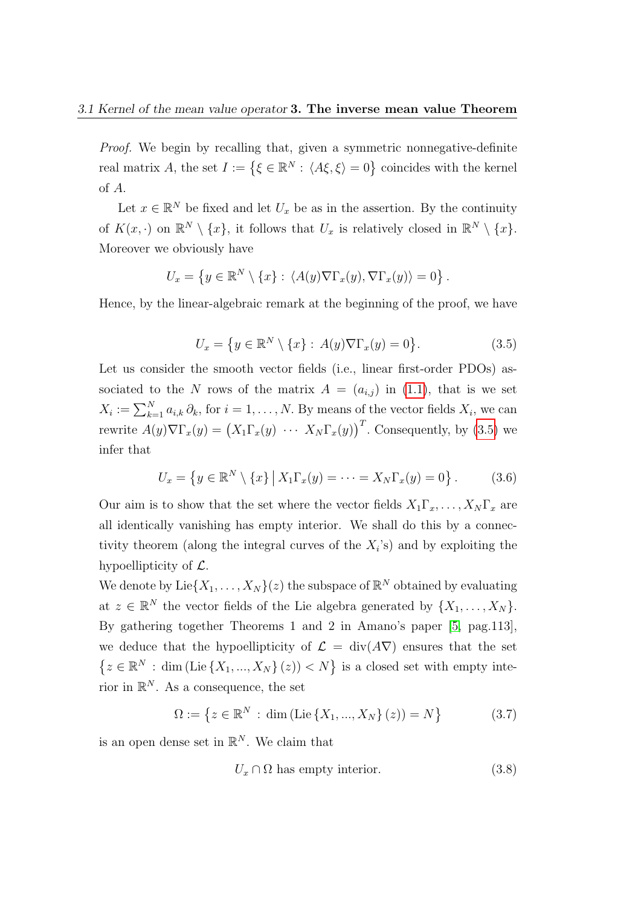*Proof.* We begin by recalling that, given a symmetric nonnegative-definite real matrix $A$, the set $I := \{\xi \in \mathbb{R}^N : \langle A\xi, \xi\rangle = 0\}$ coincides with the kernel of $A$.

Let $x \in \mathbb{R}^N$ be fixed and let $U_x$ be as in the assertion. By the continuity of $K(x, \cdot)$ on $\mathbb{R}^N \setminus \{x\}$, it follows that $U_x$ is relatively closed in $\mathbb{R}^N \setminus \{x\}$. Moreover we obviously have

$$U_x = \left\{y \in \mathbb{R}^N \setminus \{x\} : \langle A(y)\nabla\Gamma_x(y), \nabla\Gamma_x(y)\rangle = 0\right\}.$$

Hence, by the linear-algebraic remark at the beginning of the proof, we have

$$U_x = \left\{y \in \mathbb{R}^N \setminus \{x\} : A(y)\nabla\Gamma_x(y) = 0\right\}. \tag{3.5}$$

Let us consider the smooth vector fields (i.e., linear first-order PDOs) associated to the $N$ rows of the matrix $A = (a_{i,j})$ in (1.1), that is we set $X_i := \sum_{k=1}^N a_{i,k}\,\partial_k$, for $i = 1, \ldots, N$. By means of the vector fields $X_i$, we can rewrite $A(y)\nabla\Gamma_x(y) = \left(X_1\Gamma_x(y)\ \cdots\ X_N\Gamma_x(y)\right)^T$. Consequently, by (3.5) we infer that

$$U_x = \left\{y \in \mathbb{R}^N \setminus \{x\} \,\middle|\, X_1\Gamma_x(y) = \cdots = X_N\Gamma_x(y) = 0\right\}. \tag{3.6}$$

Our aim is to show that the set where the vector fields $X_1\Gamma_x, \ldots, X_N\Gamma_x$ are all identically vanishing has empty interior. We shall do this by a connectivity theorem (along the integral curves of the $X_i$'s) and by exploiting the hypoellipticity of $\mathcal{L}$.

We denote by $\mathrm{Lie}\{X_1, \ldots, X_N\}(z)$ the subspace of $\mathbb{R}^N$ obtained by evaluating at $z \in \mathbb{R}^N$ the vector fields of the Lie algebra generated by $\{X_1, \ldots, X_N\}$. By gathering together Theorems 1 and 2 in Amano's paper [5, pag.113], we deduce that the hypoellipticity of $\mathcal{L} = \mathrm{div}(A\nabla)$ ensures that the set $\left\{z \in \mathbb{R}^N : \dim\left(\mathrm{Lie}\{X_1, ..., X_N\}(z)\right) < N\right\}$ is a closed set with empty interior in $\mathbb{R}^N$. As a consequence, the set

$$\Omega := \left\{z \in \mathbb{R}^N : \dim\left(\mathrm{Lie}\{X_1, ..., X_N\}(z)\right) = N\right\} \tag{3.7}$$

is an open dense set in $\mathbb{R}^N$. We claim that

$$U_x \cap \Omega \text{ has empty interior.} \tag{3.8}$$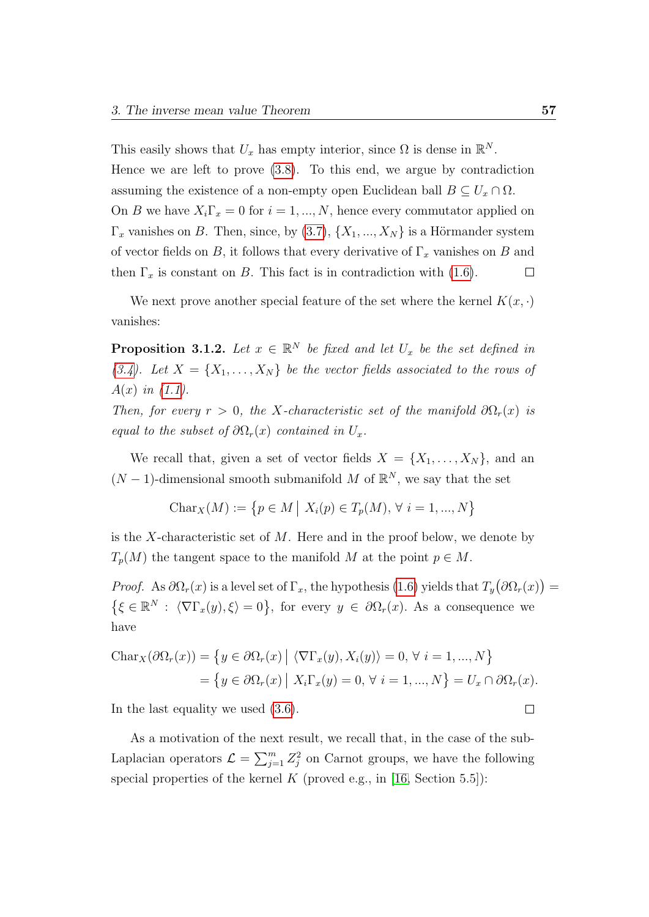This easily shows that $U_x$ has empty interior, since $\Omega$ is dense in $\mathbb{R}^N$.
Hence we are left to prove (3.8). To this end, we argue by contradiction assuming the existence of a non-empty open Euclidean ball $B \subseteq U_x \cap \Omega$.
On $B$ we have $X_i\Gamma_x = 0$ for $i = 1, ..., N$, hence every commutator applied on $\Gamma_x$ vanishes on $B$. Then, since, by (3.7), $\{X_1, ..., X_N\}$ is a Hörmander system of vector fields on $B$, it follows that every derivative of $\Gamma_x$ vanishes on $B$ and then $\Gamma_x$ is constant on $B$. This fact is in contradiction with (1.6). $\square$

We next prove another special feature of the set where the kernel $K(x, \cdot)$ vanishes:

**Proposition 3.1.2.** *Let $x \in \mathbb{R}^N$ be fixed and let $U_x$ be the set defined in (3.4). Let $X = \{X_1, \dots, X_N\}$ be the vector fields associated to the rows of $A(x)$ in (1.1).*
*Then, for every $r > 0$, the $X$-characteristic set of the manifold $\partial\Omega_r(x)$ is equal to the subset of $\partial\Omega_r(x)$ contained in $U_x$.*

We recall that, given a set of vector fields $X = \{X_1, \dots, X_N\}$, and an $(N-1)$-dimensional smooth submanifold $M$ of $\mathbb{R}^N$, we say that the set

$$\mathrm{Char}_X(M) := \big\{p \in M \,\big|\, X_i(p) \in T_p(M), \ \forall\ i = 1, ..., N\big\}$$

is the $X$-characteristic set of $M$. Here and in the proof below, we denote by $T_p(M)$ the tangent space to the manifold $M$ at the point $p \in M$.

*Proof.* As $\partial\Omega_r(x)$ is a level set of $\Gamma_x$, the hypothesis (1.6) yields that $T_y\big(\partial\Omega_r(x)\big) = \big\{\xi \in \mathbb{R}^N : \langle\nabla\Gamma_x(y), \xi\rangle = 0\big\}$, for every $y \in \partial\Omega_r(x)$. As a consequence we have

$$\begin{aligned}
\mathrm{Char}_X(\partial\Omega_r(x)) &= \big\{y \in \partial\Omega_r(x) \,\big|\, \langle\nabla\Gamma_x(y), X_i(y)\rangle = 0, \ \forall\ i = 1, ..., N\big\} \\
&= \big\{y \in \partial\Omega_r(x) \,\big|\, X_i\Gamma_x(y) = 0, \ \forall\ i = 1, ..., N\big\} = U_x \cap \partial\Omega_r(x).
\end{aligned}$$

In the last equality we used (3.6). $\square$

As a motivation of the next result, we recall that, in the case of the sub-Laplacian operators $\mathcal{L} = \sum_{j=1}^m Z_j^2$ on Carnot groups, we have the following special properties of the kernel $K$ (proved e.g., in [16, Section 5.5]):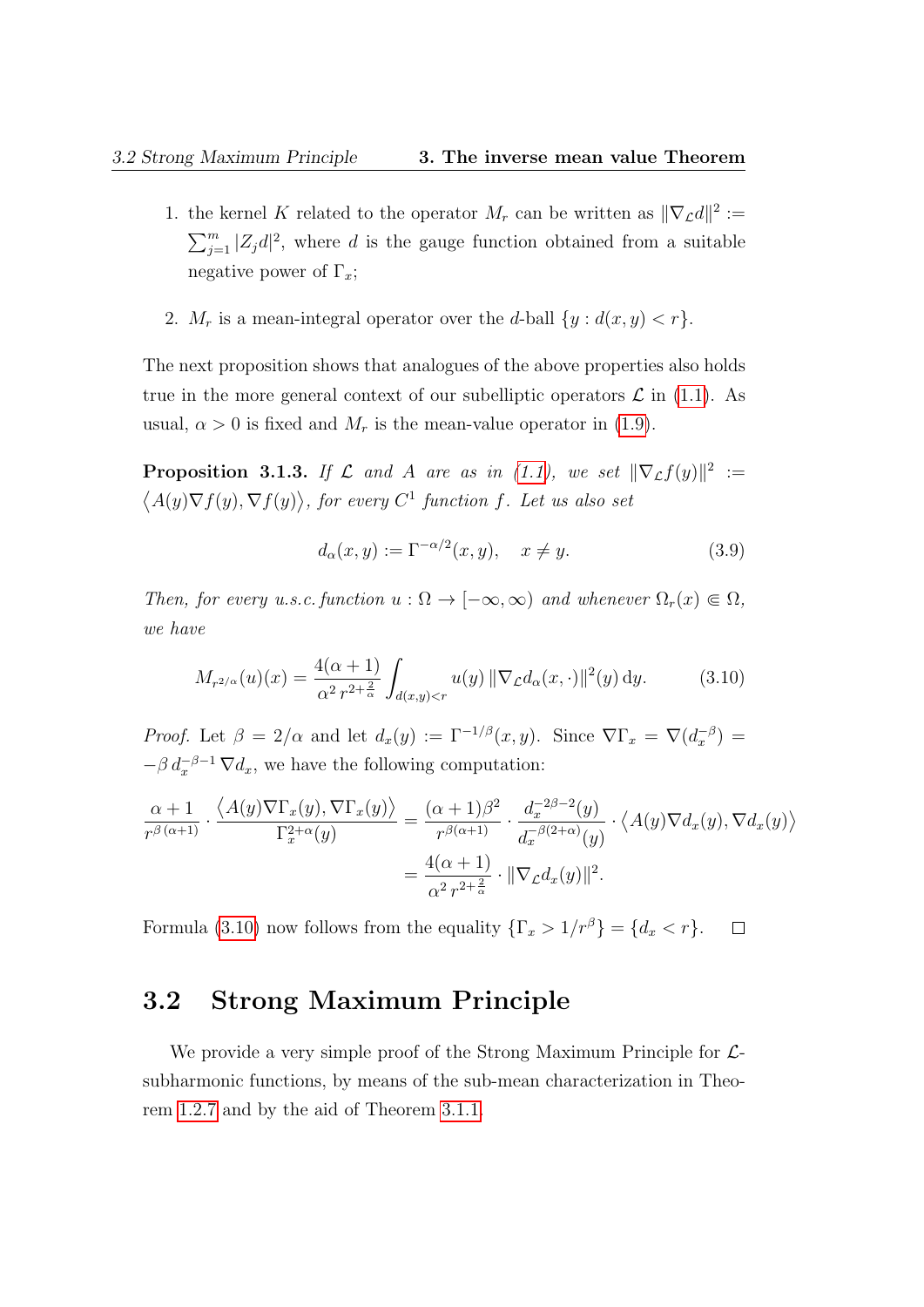1. the kernel $K$ related to the operator $M_r$ can be written as $\|\nabla_{\mathcal{L}} d\|^2 := \sum_{j=1}^m |Z_j d|^2$, where $d$ is the gauge function obtained from a suitable negative power of $\Gamma_x$;

2. $M_r$ is a mean-integral operator over the $d$-ball $\{y : d(x,y) < r\}$.

The next proposition shows that analogues of the above properties also holds true in the more general context of our subelliptic operators $\mathcal{L}$ in (1.1). As usual, $\alpha > 0$ is fixed and $M_r$ is the mean-value operator in (1.9).

**Proposition 3.1.3.** *If $\mathcal{L}$ and $A$ are as in (1.1), we set $\|\nabla_{\mathcal{L}} f(y)\|^2 := \big\langle A(y)\nabla f(y), \nabla f(y)\big\rangle$, for every $C^1$ function $f$. Let us also set*

$$d_\alpha(x,y) := \Gamma^{-\alpha/2}(x,y), \quad x \neq y. \tag{3.9}$$

*Then, for every u.s.c. function $u : \Omega \to [-\infty, \infty)$ and whenever $\Omega_r(x) \Subset \Omega$, we have*

$$M_{r^{2/\alpha}}(u)(x) = \frac{4(\alpha+1)}{\alpha^2\, r^{2+\frac{2}{\alpha}}} \int_{d(x,y)<r} u(y)\, \|\nabla_{\mathcal{L}} d_\alpha(x,\cdot)\|^2(y)\, \mathrm{d}y. \tag{3.10}$$

*Proof.* Let $\beta = 2/\alpha$ and let $d_x(y) := \Gamma^{-1/\beta}(x,y)$. Since $\nabla\Gamma_x = \nabla(d_x^{-\beta}) = -\beta\, d_x^{-\beta-1}\, \nabla d_x$, we have the following computation:

$$\begin{aligned}
\frac{\alpha+1}{r^{\beta\,(\alpha+1)}} \cdot \frac{\big\langle A(y)\nabla\Gamma_x(y), \nabla\Gamma_x(y)\big\rangle}{\Gamma_x^{2+\alpha}(y)} &= \frac{(\alpha+1)\beta^2}{r^{\beta(\alpha+1)}} \cdot \frac{d_x^{-2\beta-2}(y)}{d_x^{-\beta(2+\alpha)}(y)} \cdot \big\langle A(y)\nabla d_x(y), \nabla d_x(y)\big\rangle \\
&= \frac{4(\alpha+1)}{\alpha^2\, r^{2+\frac{2}{\alpha}}} \cdot \|\nabla_{\mathcal{L}} d_x(y)\|^2.
\end{aligned}$$

Formula (3.10) now follows from the equality $\{\Gamma_x > 1/r^\beta\} = \{d_x < r\}$. $\square$

## 3.2 Strong Maximum Principle

We provide a very simple proof of the Strong Maximum Principle for $\mathcal{L}$-subharmonic functions, by means of the sub-mean characterization in Theorem 1.2.7 and by the aid of Theorem 3.1.1.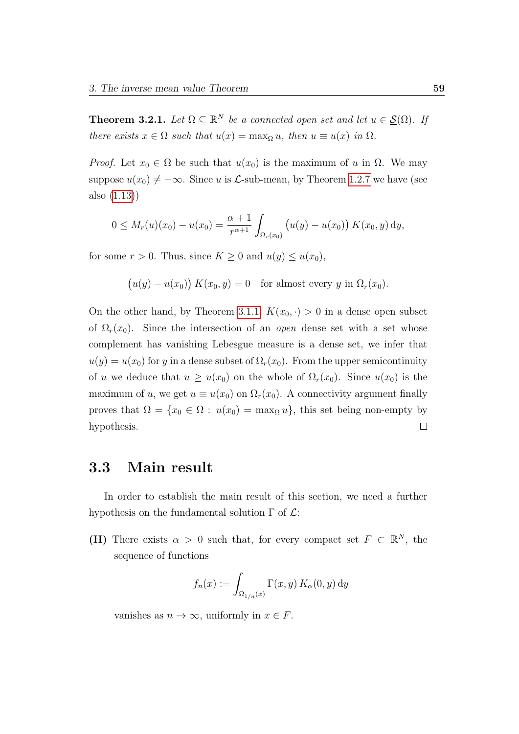**Theorem 3.2.1.** *Let $\Omega \subseteq \mathbb{R}^N$ be a connected open set and let $u \in \underline{\mathcal{S}}(\Omega)$. If there exists $x \in \Omega$ such that $u(x) = \max_\Omega u$, then $u \equiv u(x)$ in $\Omega$.*

*Proof.* Let $x_0 \in \Omega$ be such that $u(x_0)$ is the maximum of $u$ in $\Omega$. We may suppose $u(x_0) \neq -\infty$. Since $u$ is $\mathcal{L}$-sub-mean, by Theorem 1.2.7 we have (see also (1.13))

$$0 \leq M_r(u)(x_0) - u(x_0) = \frac{\alpha+1}{r^{\alpha+1}} \int_{\Omega_r(x_0)} \big(u(y) - u(x_0)\big)\, K(x_0, y)\, \mathrm{d}y,$$

for some $r > 0$. Thus, since $K \geq 0$ and $u(y) \leq u(x_0)$,

$$\big(u(y) - u(x_0)\big)\, K(x_0, y) = 0 \quad \text{for almost every } y \text{ in } \Omega_r(x_0).$$

On the other hand, by Theorem 3.1.1, $K(x_0, \cdot) > 0$ in a dense open subset of $\Omega_r(x_0)$. Since the intersection of an *open* dense set with a set whose complement has vanishing Lebesgue measure is a dense set, we infer that $u(y) = u(x_0)$ for $y$ in a dense subset of $\Omega_r(x_0)$. From the upper semicontinuity of $u$ we deduce that $u \geq u(x_0)$ on the whole of $\Omega_r(x_0)$. Since $u(x_0)$ is the maximum of $u$, we get $u \equiv u(x_0)$ on $\Omega_r(x_0)$. A connectivity argument finally proves that $\Omega = \{x_0 \in \Omega : u(x_0) = \max_\Omega u\}$, this set being non-empty by hypothesis. $\square$

## 3.3 Main result

In order to establish the main result of this section, we need a further hypothesis on the fundamental solution $\Gamma$ of $\mathcal{L}$:

**(H)** There exists $\alpha > 0$ such that, for every compact set $F \subset \mathbb{R}^N$, the sequence of functions

$$f_n(x) := \int_{\Omega_{1/n}(x)} \Gamma(x, y)\, K_\alpha(0, y)\, \mathrm{d}y$$

vanishes as $n \to \infty$, uniformly in $x \in F$.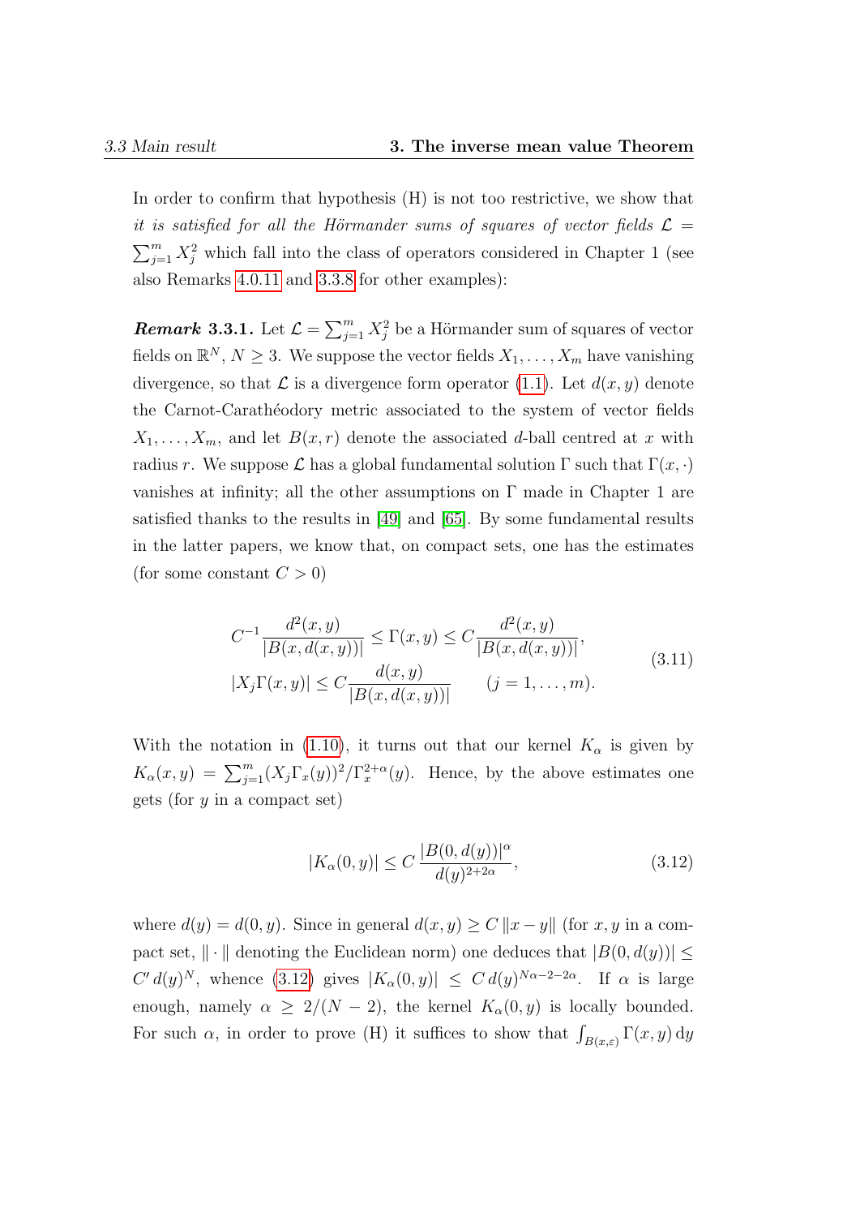In order to confirm that hypothesis (H) is not too restrictive, we show that *it is satisfied for all the Hörmander sums of squares of vector fields* $\mathcal{L} = \sum_{j=1}^m X_j^2$ which fall into the class of operators considered in Chapter 1 (see also Remarks 4.0.11 and 3.3.8 for other examples):

***Remark* 3.3.1.** Let $\mathcal{L} = \sum_{j=1}^m X_j^2$ be a Hörmander sum of squares of vector fields on $\mathbb{R}^N$, $N \geq 3$. We suppose the vector fields $X_1, \dots, X_m$ have vanishing divergence, so that $\mathcal{L}$ is a divergence form operator (1.1). Let $d(x,y)$ denote the Carnot-Carathéodory metric associated to the system of vector fields $X_1, \dots, X_m$, and let $B(x,r)$ denote the associated $d$-ball centred at $x$ with radius $r$. We suppose $\mathcal{L}$ has a global fundamental solution $\Gamma$ such that $\Gamma(x,\cdot)$ vanishes at infinity; all the other assumptions on $\Gamma$ made in Chapter 1 are satisfied thanks to the results in [49] and [65]. By some fundamental results in the latter papers, we know that, on compact sets, one has the estimates (for some constant $C > 0$)

$$
\begin{aligned}
&C^{-1}\frac{d^2(x,y)}{|B(x,d(x,y))|} \leq \Gamma(x,y) \leq C\frac{d^2(x,y)}{|B(x,d(x,y))|}, \\
&|X_j\Gamma(x,y)| \leq C\frac{d(x,y)}{|B(x,d(x,y))|} \qquad (j = 1, \dots, m).
\end{aligned}
\tag{3.11}
$$

With the notation in (1.10), it turns out that our kernel $K_\alpha$ is given by $K_\alpha(x,y) = \sum_{j=1}^m (X_j\Gamma_x(y))^2/\Gamma_x^{2+\alpha}(y)$. Hence, by the above estimates one gets (for $y$ in a compact set)

$$
|K_\alpha(0,y)| \leq C\,\frac{|B(0,d(y))|^\alpha}{d(y)^{2+2\alpha}}, \tag{3.12}
$$

where $d(y) = d(0,y)$. Since in general $d(x,y) \geq C\,\|x-y\|$ (for $x, y$ in a compact set, $\|\cdot\|$ denoting the Euclidean norm) one deduces that $|B(0,d(y))| \leq C'\,d(y)^N$, whence (3.12) gives $|K_\alpha(0,y)| \leq C\,d(y)^{N\alpha-2-2\alpha}$. If $\alpha$ is large enough, namely $\alpha \geq 2/(N-2)$, the kernel $K_\alpha(0,y)$ is locally bounded. For such $\alpha$, in order to prove (H) it suffices to show that $\int_{B(x,\varepsilon)} \Gamma(x,y)\,\mathrm{d}y$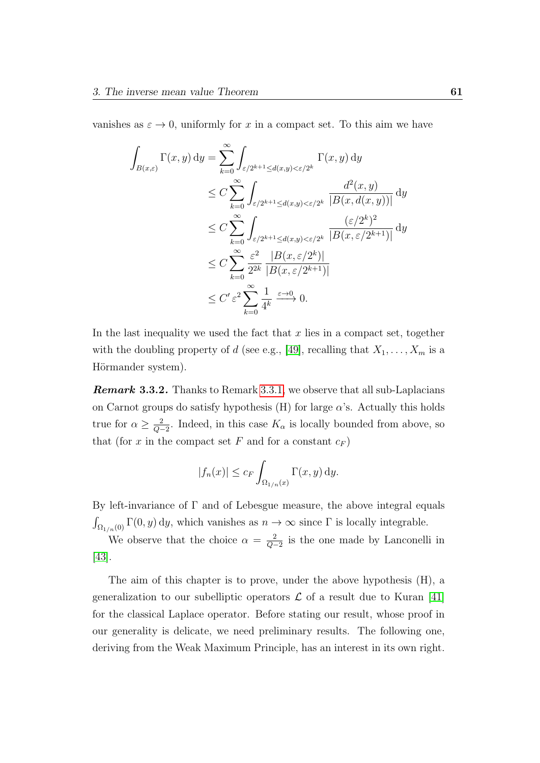vanishes as $\varepsilon \to 0$, uniformly for $x$ in a compact set. To this aim we have

$$
\begin{aligned}
\int_{B(x,\varepsilon)} \Gamma(x,y)\,\mathrm{d}y &= \sum_{k=0}^{\infty} \int_{\varepsilon/2^{k+1} \le d(x,y) < \varepsilon/2^k} \Gamma(x,y)\,\mathrm{d}y \\
&\le C \sum_{k=0}^{\infty} \int_{\varepsilon/2^{k+1} \le d(x,y) < \varepsilon/2^k} \frac{d^2(x,y)}{|B(x,d(x,y))|}\,\mathrm{d}y \\
&\le C \sum_{k=0}^{\infty} \int_{\varepsilon/2^{k+1} \le d(x,y) < \varepsilon/2^k} \frac{(\varepsilon/2^k)^2}{|B(x,\varepsilon/2^{k+1})|}\,\mathrm{d}y \\
&\le C \sum_{k=0}^{\infty} \frac{\varepsilon^2}{2^{2k}}\, \frac{|B(x,\varepsilon/2^k)|}{|B(x,\varepsilon/2^{k+1})|} \\
&\le C'\,\varepsilon^2 \sum_{k=0}^{\infty} \frac{1}{4^k} \xrightarrow{\varepsilon \to 0} 0.
\end{aligned}
$$

In the last inequality we used the fact that $x$ lies in a compact set, together with the doubling property of $d$ (see e.g., [49], recalling that $X_1, \ldots, X_m$ is a Hörmander system).

***Remark* 3.3.2.** Thanks to Remark 3.3.1, we observe that all sub-Laplacians on Carnot groups do satisfy hypothesis (H) for large $\alpha$'s. Actually this holds true for $\alpha \geq \frac{2}{Q-2}$. Indeed, in this case $K_\alpha$ is locally bounded from above, so that (for $x$ in the compact set $F$ and for a constant $c_F$)

$$
|f_n(x)| \le c_F \int_{\Omega_{1/n}(x)} \Gamma(x,y)\,\mathrm{d}y.
$$

By left-invariance of $\Gamma$ and of Lebesgue measure, the above integral equals $\int_{\Omega_{1/n}(0)} \Gamma(0,y)\,\mathrm{d}y$, which vanishes as $n \to \infty$ since $\Gamma$ is locally integrable.

We observe that the choice $\alpha = \frac{2}{Q-2}$ is the one made by Lanconelli in [43].

The aim of this chapter is to prove, under the above hypothesis (H), a generalization to our subelliptic operators $\mathcal{L}$ of a result due to Kuran [41] for the classical Laplace operator. Before stating our result, whose proof in our generality is delicate, we need preliminary results. The following one, deriving from the Weak Maximum Principle, has an interest in its own right.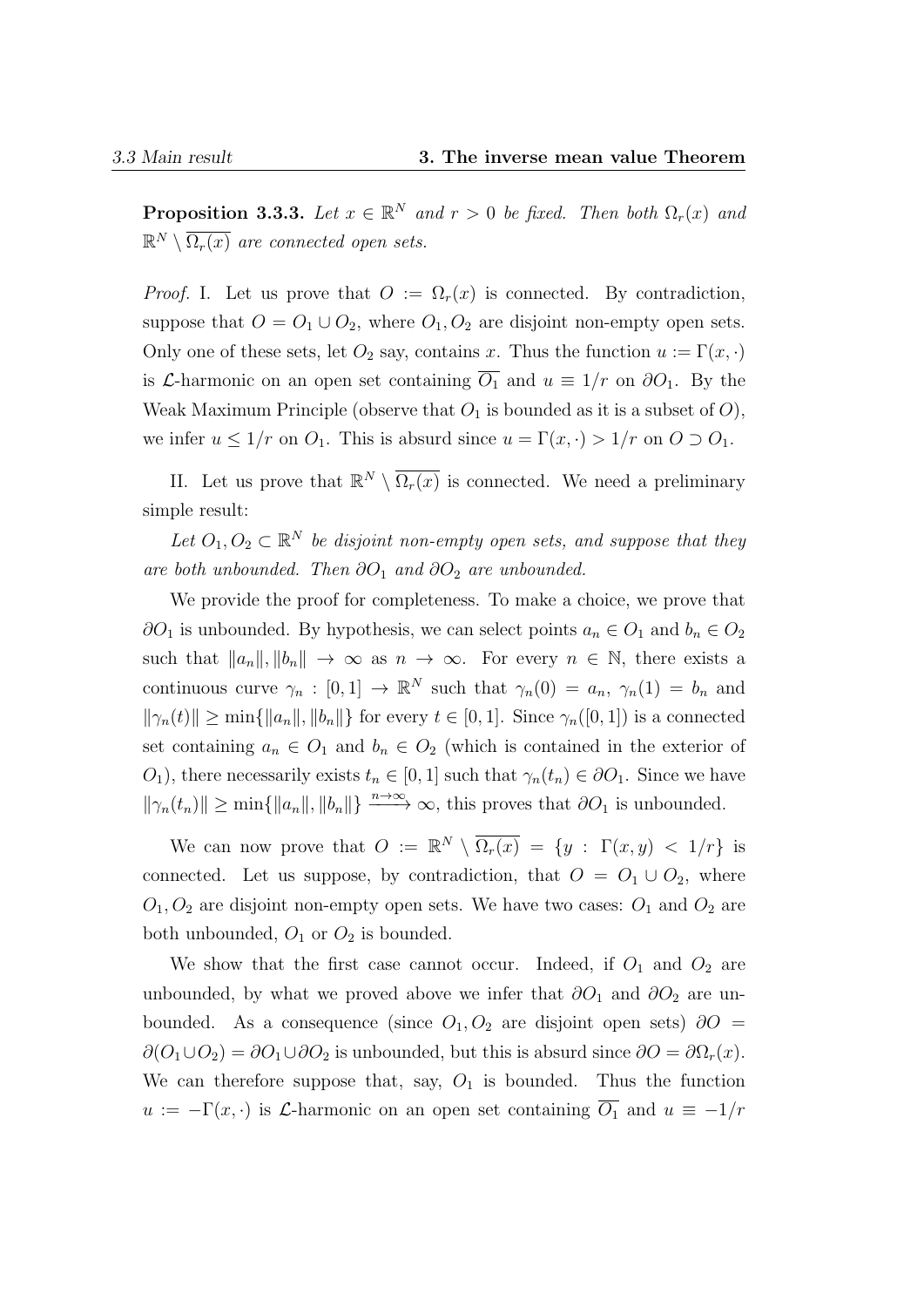**Proposition 3.3.3.** *Let $x \in \mathbb{R}^N$ and $r > 0$ be fixed. Then both $\Omega_r(x)$ and $\mathbb{R}^N \setminus \overline{\Omega_r(x)}$ are connected open sets.*

*Proof.* I. Let us prove that $O := \Omega_r(x)$ is connected. By contradiction, suppose that $O = O_1 \cup O_2$, where $O_1, O_2$ are disjoint non-empty open sets. Only one of these sets, let $O_2$ say, contains $x$. Thus the function $u := \Gamma(x, \cdot)$ is $\mathcal{L}$-harmonic on an open set containing $\overline{O_1}$ and $u \equiv 1/r$ on $\partial O_1$. By the Weak Maximum Principle (observe that $O_1$ is bounded as it is a subset of $O$), we infer $u \leq 1/r$ on $O_1$. This is absurd since $u = \Gamma(x, \cdot) > 1/r$ on $O \supset O_1$.

II. Let us prove that $\mathbb{R}^N \setminus \overline{\Omega_r(x)}$ is connected. We need a preliminary simple result:

*Let $O_1, O_2 \subset \mathbb{R}^N$ be disjoint non-empty open sets, and suppose that they are both unbounded. Then $\partial O_1$ and $\partial O_2$ are unbounded.*

We provide the proof for completeness. To make a choice, we prove that $\partial O_1$ is unbounded. By hypothesis, we can select points $a_n \in O_1$ and $b_n \in O_2$ such that $\|a_n\|, \|b_n\| \to \infty$ as $n \to \infty$. For every $n \in \mathbb{N}$, there exists a continuous curve $\gamma_n : [0, 1] \to \mathbb{R}^N$ such that $\gamma_n(0) = a_n$, $\gamma_n(1) = b_n$ and $\|\gamma_n(t)\| \geq \min\{\|a_n\|, \|b_n\|\}$ for every $t \in [0, 1]$. Since $\gamma_n([0, 1])$ is a connected set containing $a_n \in O_1$ and $b_n \in O_2$ (which is contained in the exterior of $O_1$), there necessarily exists $t_n \in [0, 1]$ such that $\gamma_n(t_n) \in \partial O_1$. Since we have $\|\gamma_n(t_n)\| \geq \min\{\|a_n\|, \|b_n\|\} \xrightarrow{n \to \infty} \infty$, this proves that $\partial O_1$ is unbounded.

We can now prove that $O := \mathbb{R}^N \setminus \overline{\Omega_r(x)} = \{y : \Gamma(x, y) < 1/r\}$ is connected. Let us suppose, by contradiction, that $O = O_1 \cup O_2$, where $O_1, O_2$ are disjoint non-empty open sets. We have two cases: $O_1$ and $O_2$ are both unbounded, $O_1$ or $O_2$ is bounded.

We show that the first case cannot occur. Indeed, if $O_1$ and $O_2$ are unbounded, by what we proved above we infer that $\partial O_1$ and $\partial O_2$ are unbounded. As a consequence (since $O_1, O_2$ are disjoint open sets) $\partial O = \partial(O_1 \cup O_2) = \partial O_1 \cup \partial O_2$ is unbounded, but this is absurd since $\partial O = \partial \Omega_r(x)$. We can therefore suppose that, say, $O_1$ is bounded. Thus the function $u := -\Gamma(x, \cdot)$ is $\mathcal{L}$-harmonic on an open set containing $\overline{O_1}$ and $u \equiv -1/r$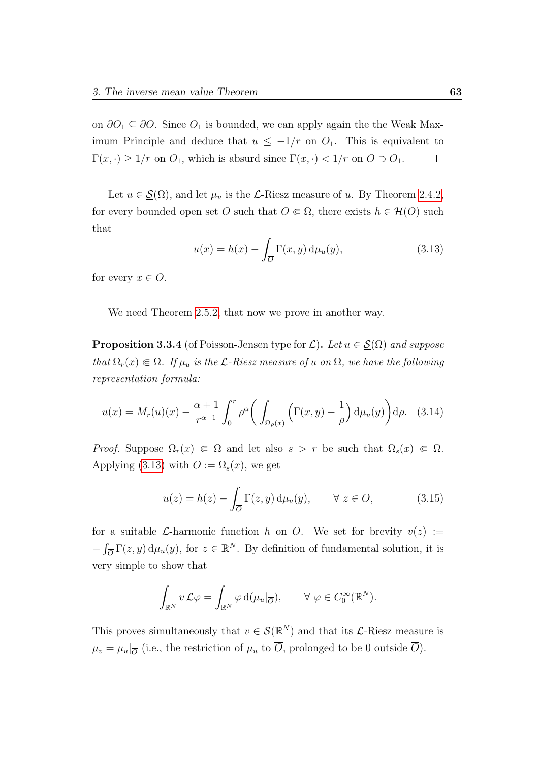on $\partial O_1 \subseteq \partial O$. Since $O_1$ is bounded, we can apply again the the Weak Maximum Principle and deduce that $u \leq -1/r$ on $O_1$. This is equivalent to $\Gamma(x,\cdot) \geq 1/r$ on $O_1$, which is absurd since $\Gamma(x,\cdot) < 1/r$ on $O \supset O_1$. $\square$

Let $u \in \underline{\mathcal{S}}(\Omega)$, and let $\mu_u$ is the $\mathcal{L}$-Riesz measure of $u$. By Theorem 2.4.2, for every bounded open set $O$ such that $O \Subset \Omega$, there exists $h \in \mathcal{H}(O)$ such that

$$u(x) = h(x) - \int_{\overline{O}} \Gamma(x,y)\,\mathrm{d}\mu_u(y), \tag{3.13}$$

for every $x \in O$.

We need Theorem 2.5.2, that now we prove in another way.

**Proposition 3.3.4** (of Poisson-Jensen type for $\mathcal{L}$)**.** *Let $u \in \underline{\mathcal{S}}(\Omega)$ and suppose that $\Omega_r(x) \Subset \Omega$. If $\mu_u$ is the $\mathcal{L}$-Riesz measure of $u$ on $\Omega$, we have the following representation formula:*

$$u(x) = M_r(u)(x) - \frac{\alpha+1}{r^{\alpha+1}} \int_0^r \rho^\alpha \biggl( \int_{\Omega_\rho(x)} \Bigl(\Gamma(x,y) - \frac{1}{\rho}\Bigr)\,\mathrm{d}\mu_u(y) \biggr) \mathrm{d}\rho. \tag{3.14}$$

*Proof.* Suppose $\Omega_r(x) \Subset \Omega$ and let also $s > r$ be such that $\Omega_s(x) \Subset \Omega$. Applying (3.13) with $O := \Omega_s(x)$, we get

$$u(z) = h(z) - \int_{\overline{O}} \Gamma(z,y)\,\mathrm{d}\mu_u(y), \qquad \forall\ z \in O, \tag{3.15}$$

for a suitable $\mathcal{L}$-harmonic function $h$ on $O$. We set for brevity $v(z) := -\int_{\overline{O}} \Gamma(z,y)\,\mathrm{d}\mu_u(y)$, for $z \in \mathbb{R}^N$. By definition of fundamental solution, it is very simple to show that

$$\int_{\mathbb{R}^N} v\,\mathcal{L}\varphi = \int_{\mathbb{R}^N} \varphi\,\mathrm{d}(\mu_u|_{\overline{O}}), \qquad \forall\ \varphi \in C_0^\infty(\mathbb{R}^N).$$

This proves simultaneously that $v \in \underline{\mathcal{S}}(\mathbb{R}^N)$ and that its $\mathcal{L}$-Riesz measure is $\mu_v = \mu_u|_{\overline{O}}$ (i.e., the restriction of $\mu_u$ to $\overline{O}$, prolonged to be 0 outside $\overline{O}$).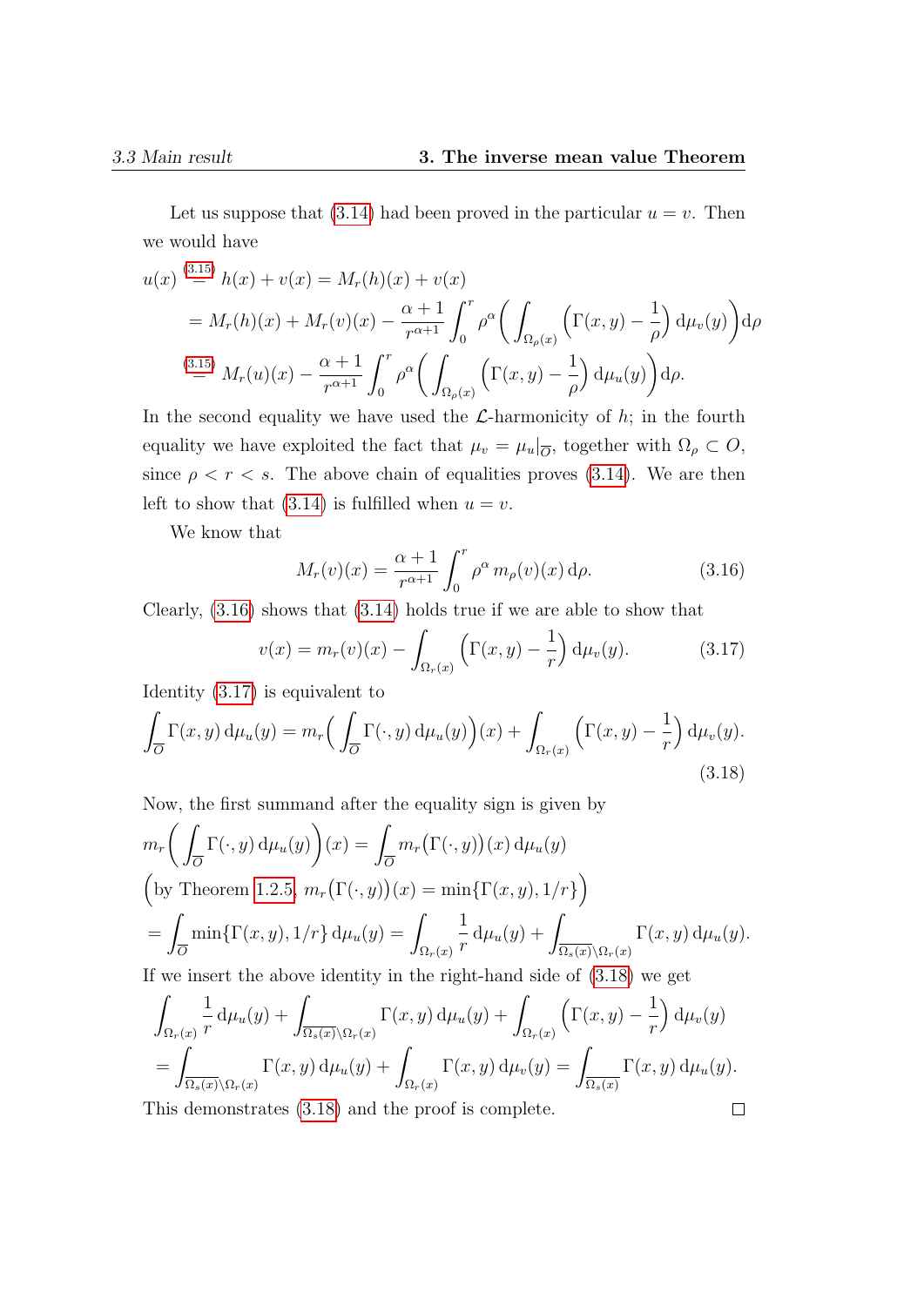Let us suppose that (3.14) had been proved in the particular $u = v$. Then we would have

$$
\begin{aligned}
u(x) &\overset{(3.15)}{=} h(x) + v(x) = M_r(h)(x) + v(x) \\
&= M_r(h)(x) + M_r(v)(x) - \frac{\alpha+1}{r^{\alpha+1}} \int_0^r \rho^\alpha \bigg( \int_{\Omega_\rho(x)} \Big( \Gamma(x,y) - \frac{1}{\rho} \Big) \,\mathrm{d}\mu_v(y) \bigg) \mathrm{d}\rho \\
&\overset{(3.15)}{=} M_r(u)(x) - \frac{\alpha+1}{r^{\alpha+1}} \int_0^r \rho^\alpha \bigg( \int_{\Omega_\rho(x)} \Big( \Gamma(x,y) - \frac{1}{\rho} \Big) \,\mathrm{d}\mu_u(y) \bigg) \mathrm{d}\rho.
\end{aligned}
$$

In the second equality we have used the $\mathcal{L}$-harmonicity of $h$; in the fourth equality we have exploited the fact that $\mu_v = \mu_u|_{\overline{O}}$, together with $\Omega_\rho \subset O$, since $\rho < r < s$. The above chain of equalities proves (3.14). We are then left to show that (3.14) is fulfilled when $u = v$.

We know that

$$
M_r(v)(x) = \frac{\alpha+1}{r^{\alpha+1}} \int_0^r \rho^\alpha \, m_\rho(v)(x) \,\mathrm{d}\rho. \tag{3.16}
$$

Clearly, (3.16) shows that (3.14) holds true if we are able to show that

$$
v(x) = m_r(v)(x) - \int_{\Omega_r(x)} \Big( \Gamma(x,y) - \frac{1}{r} \Big) \,\mathrm{d}\mu_v(y). \tag{3.17}
$$

Identity (3.17) is equivalent to

$$
\int_{\overline{O}} \Gamma(x,y) \,\mathrm{d}\mu_u(y) = m_r\Big( \int_{\overline{O}} \Gamma(\cdot,y) \,\mathrm{d}\mu_u(y) \Big)(x) + \int_{\Omega_r(x)} \Big( \Gamma(x,y) - \frac{1}{r} \Big) \,\mathrm{d}\mu_v(y). \tag{3.18}
$$

Now, the first summand after the equality sign is given by

$$
\begin{aligned}
& m_r\bigg( \int_{\overline{O}} \Gamma(\cdot,y) \,\mathrm{d}\mu_u(y) \bigg)(x) = \int_{\overline{O}} m_r\big(\Gamma(\cdot,y)\big)(x) \,\mathrm{d}\mu_u(y) \\
& \Big( \text{by Theorem 1.2.5, } m_r\big(\Gamma(\cdot,y)\big)(x) = \min\{\Gamma(x,y), 1/r\} \Big) \\
&= \int_{\overline{O}} \min\{\Gamma(x,y), 1/r\} \,\mathrm{d}\mu_u(y) = \int_{\Omega_r(x)} \frac{1}{r} \,\mathrm{d}\mu_u(y) + \int_{\overline{\Omega_s(x)} \setminus \Omega_r(x)} \Gamma(x,y) \,\mathrm{d}\mu_u(y).
\end{aligned}
$$

If we insert the above identity in the right-hand side of (3.18) we get

$$
\begin{aligned}
& \int_{\Omega_r(x)} \frac{1}{r} \,\mathrm{d}\mu_u(y) + \int_{\overline{\Omega_s(x)} \setminus \Omega_r(x)} \Gamma(x,y) \,\mathrm{d}\mu_u(y) + \int_{\Omega_r(x)} \Big( \Gamma(x,y) - \frac{1}{r} \Big) \,\mathrm{d}\mu_v(y) \\
&= \int_{\overline{\Omega_s(x)} \setminus \Omega_r(x)} \Gamma(x,y) \,\mathrm{d}\mu_u(y) + \int_{\Omega_r(x)} \Gamma(x,y) \,\mathrm{d}\mu_v(y) = \int_{\overline{\Omega_s(x)}} \Gamma(x,y) \,\mathrm{d}\mu_u(y).
\end{aligned}
$$

This demonstrates (3.18) and the proof is complete. □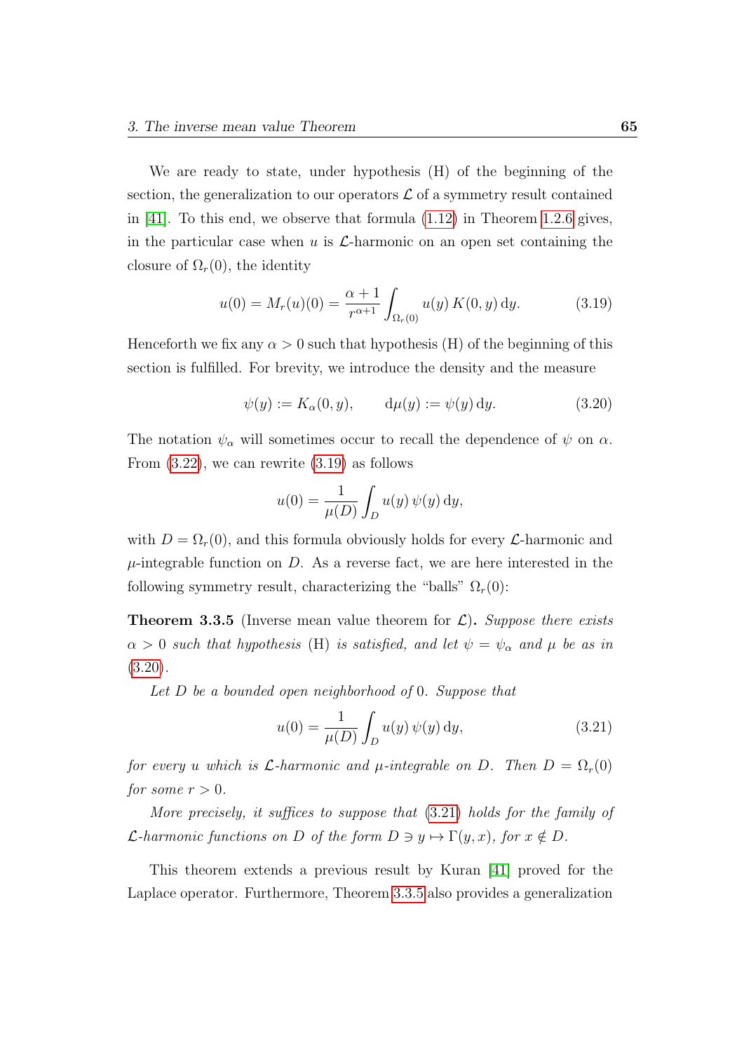We are ready to state, under hypothesis (H) of the beginning of the section, the generalization to our operators $\mathcal{L}$ of a symmetry result contained in [41]. To this end, we observe that formula (1.12) in Theorem 1.2.6 gives, in the particular case when $u$ is $\mathcal{L}$-harmonic on an open set containing the closure of $\Omega_r(0)$, the identity

$$u(0) = M_r(u)(0) = \frac{\alpha+1}{r^{\alpha+1}} \int_{\Omega_r(0)} u(y)\, K(0,y)\, \mathrm{d}y. \tag{3.19}$$

Henceforth we fix any $\alpha > 0$ such that hypothesis (H) of the beginning of this section is fulfilled. For brevity, we introduce the density and the measure

$$\psi(y) := K_\alpha(0,y), \qquad \mathrm{d}\mu(y) := \psi(y)\, \mathrm{d}y. \tag{3.20}$$

The notation $\psi_\alpha$ will sometimes occur to recall the dependence of $\psi$ on $\alpha$. From (3.22), we can rewrite (3.19) as follows

$$u(0) = \frac{1}{\mu(D)} \int_D u(y)\, \psi(y)\, \mathrm{d}y,$$

with $D = \Omega_r(0)$, and this formula obviously holds for every $\mathcal{L}$-harmonic and $\mu$-integrable function on $D$. As a reverse fact, we are here interested in the following symmetry result, characterizing the "balls" $\Omega_r(0)$:

**Theorem 3.3.5** (Inverse mean value theorem for $\mathcal{L}$)**.** *Suppose there exists $\alpha > 0$ such that hypothesis* (H) *is satisfied, and let $\psi = \psi_\alpha$ and $\mu$ be as in* (3.20)*.*

*Let $D$ be a bounded open neighborhood of $0$. Suppose that*

$$u(0) = \frac{1}{\mu(D)} \int_D u(y)\, \psi(y)\, \mathrm{d}y, \tag{3.21}$$

*for every $u$ which is $\mathcal{L}$-harmonic and $\mu$-integrable on $D$. Then $D = \Omega_r(0)$ for some $r > 0$.*

*More precisely, it suffices to suppose that* (3.21) *holds for the family of $\mathcal{L}$-harmonic functions on $D$ of the form $D \ni y \mapsto \Gamma(y,x)$, for $x \notin D$.*

This theorem extends a previous result by Kuran [41] proved for the Laplace operator. Furthermore, Theorem 3.3.5 also provides a generalization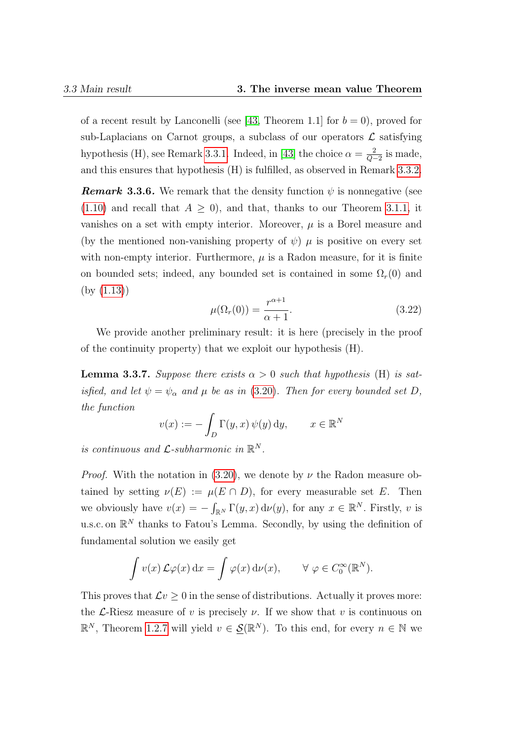of a recent result by Lanconelli (see [43, Theorem 1.1] for $b = 0$), proved for sub-Laplacians on Carnot groups, a subclass of our operators $\mathcal{L}$ satisfying hypothesis (H), see Remark 3.3.1. Indeed, in [43] the choice $\alpha = \frac{2}{Q-2}$ is made, and this ensures that hypothesis (H) is fulfilled, as observed in Remark 3.3.2.

***Remark* 3.3.6.** We remark that the density function $\psi$ is nonnegative (see (1.10) and recall that $A \geq 0$), and that, thanks to our Theorem 3.1.1, it vanishes on a set with empty interior. Moreover, $\mu$ is a Borel measure and (by the mentioned non-vanishing property of $\psi$) $\mu$ is positive on every set with non-empty interior. Furthermore, $\mu$ is a Radon measure, for it is finite on bounded sets; indeed, any bounded set is contained in some $\Omega_r(0)$ and (by (1.13))

$$\mu(\Omega_r(0)) = \frac{r^{\alpha+1}}{\alpha+1}. \tag{3.22}$$

We provide another preliminary result: it is here (precisely in the proof of the continuity property) that we exploit our hypothesis (H).

**Lemma 3.3.7.** *Suppose there exists $\alpha > 0$ such that hypothesis* (H) *is satisfied, and let $\psi = \psi_\alpha$ and $\mu$ be as in* (3.20)*. Then for every bounded set $D$, the function*

$$v(x) := -\int_D \Gamma(y,x)\,\psi(y)\,\mathrm{d}y, \qquad x \in \mathbb{R}^N$$

*is continuous and $\mathcal{L}$-subharmonic in $\mathbb{R}^N$.*

*Proof.* With the notation in (3.20), we denote by $\nu$ the Radon measure obtained by setting $\nu(E) := \mu(E \cap D)$, for every measurable set $E$. Then we obviously have $v(x) = -\int_{\mathbb{R}^N} \Gamma(y,x)\,\mathrm{d}\nu(y)$, for any $x \in \mathbb{R}^N$. Firstly, $v$ is u.s.c. on $\mathbb{R}^N$ thanks to Fatou's Lemma. Secondly, by using the definition of fundamental solution we easily get

$$\int v(x)\,\mathcal{L}\varphi(x)\,\mathrm{d}x = \int \varphi(x)\,\mathrm{d}\nu(x), \qquad \forall\ \varphi \in C_0^\infty(\mathbb{R}^N).$$

This proves that $\mathcal{L}v \geq 0$ in the sense of distributions. Actually it proves more: the $\mathcal{L}$-Riesz measure of $v$ is precisely $\nu$. If we show that $v$ is continuous on $\mathbb{R}^N$, Theorem 1.2.7 will yield $v \in \underline{\mathcal{S}}(\mathbb{R}^N)$. To this end, for every $n \in \mathbb{N}$ we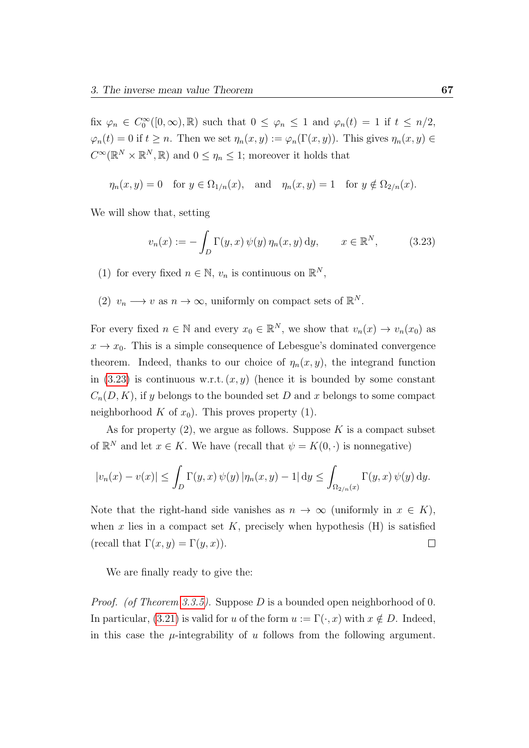fix $\varphi_n \in C_0^\infty([0,\infty),\mathbb{R})$ such that $0 \le \varphi_n \le 1$ and $\varphi_n(t) = 1$ if $t \le n/2$, $\varphi_n(t) = 0$ if $t \ge n$. Then we set $\eta_n(x,y) := \varphi_n(\Gamma(x,y))$. This gives $\eta_n(x,y) \in C^\infty(\mathbb{R}^N \times \mathbb{R}^N, \mathbb{R})$ and $0 \le \eta_n \le 1$; moreover it holds that

$$\eta_n(x,y) = 0 \quad \text{for } y \in \Omega_{1/n}(x), \quad \text{and} \quad \eta_n(x,y) = 1 \quad \text{for } y \notin \Omega_{2/n}(x).$$

We will show that, setting

$$v_n(x) := -\int_D \Gamma(y,x)\,\psi(y)\,\eta_n(x,y)\,\mathrm{d}y, \qquad x \in \mathbb{R}^N, \tag{3.23}$$

(1) for every fixed $n \in \mathbb{N}$, $v_n$ is continuous on $\mathbb{R}^N$,

(2) $v_n \longrightarrow v$ as $n \to \infty$, uniformly on compact sets of $\mathbb{R}^N$.

For every fixed $n \in \mathbb{N}$ and every $x_0 \in \mathbb{R}^N$, we show that $v_n(x) \to v_n(x_0)$ as $x \to x_0$. This is a simple consequence of Lebesgue's dominated convergence theorem. Indeed, thanks to our choice of $\eta_n(x,y)$, the integrand function in (3.23) is continuous w.r.t. $(x,y)$ (hence it is bounded by some constant $C_n(D,K)$, if $y$ belongs to the bounded set $D$ and $x$ belongs to some compact neighborhood $K$ of $x_0$). This proves property (1).

As for property (2), we argue as follows. Suppose $K$ is a compact subset of $\mathbb{R}^N$ and let $x \in K$. We have (recall that $\psi = K(0,\cdot)$ is nonnegative)

$$|v_n(x) - v(x)| \le \int_D \Gamma(y,x)\,\psi(y)\,|\eta_n(x,y) - 1|\,\mathrm{d}y \le \int_{\Omega_{2/n}(x)} \Gamma(y,x)\,\psi(y)\,\mathrm{d}y.$$

Note that the right-hand side vanishes as $n \to \infty$ (uniformly in $x \in K$), when $x$ lies in a compact set $K$, precisely when hypothesis (H) is satisfied (recall that $\Gamma(x,y) = \Gamma(y,x)$). $\square$

We are finally ready to give the:

*Proof. (of Theorem 3.3.5).* Suppose $D$ is a bounded open neighborhood of 0. In particular, (3.21) is valid for $u$ of the form $u := \Gamma(\cdot,x)$ with $x \notin D$. Indeed, in this case the $\mu$-integrability of $u$ follows from the following argument.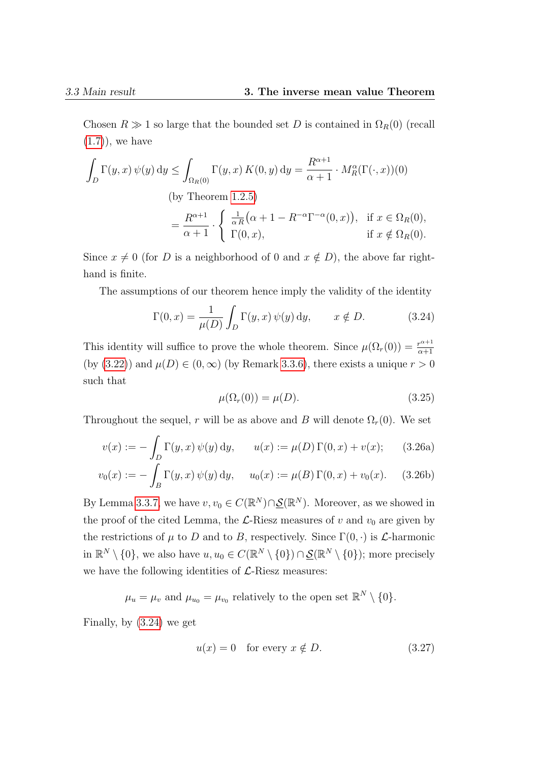Chosen $R \gg 1$ so large that the bounded set $D$ is contained in $\Omega_R(0)$ (recall (1.7)), we have

$$
\begin{aligned}
\int_D \Gamma(y,x)\,\psi(y)\,\mathrm{d}y &\le \int_{\Omega_R(0)} \Gamma(y,x)\,K(0,y)\,\mathrm{d}y = \frac{R^{\alpha+1}}{\alpha+1}\cdot M_R^\alpha(\Gamma(\cdot,x))(0) \\
&\qquad \text{(by Theorem 1.2.5)} \\
&= \frac{R^{\alpha+1}}{\alpha+1}\cdot \begin{cases} \frac{1}{\alpha\,R}\big(\alpha+1-R^{-\alpha}\Gamma^{-\alpha}(0,x)\big), & \text{if } x\in\Omega_R(0), \\ \Gamma(0,x), & \text{if } x\notin\Omega_R(0). \end{cases}
\end{aligned}
$$

Since $x \neq 0$ (for $D$ is a neighborhood of 0 and $x \notin D$), the above far right-hand is finite.

The assumptions of our theorem hence imply the validity of the identity

$$
\Gamma(0,x) = \frac{1}{\mu(D)}\int_D \Gamma(y,x)\,\psi(y)\,\mathrm{d}y, \qquad x\notin D. \tag{3.24}
$$

This identity will suffice to prove the whole theorem. Since $\mu(\Omega_r(0)) = \frac{r^{\alpha+1}}{\alpha+1}$ (by (3.22)) and $\mu(D)\in(0,\infty)$ (by Remark 3.3.6), there exists a unique $r>0$ such that

$$
\mu(\Omega_r(0)) = \mu(D). \tag{3.25}
$$

Throughout the sequel, $r$ will be as above and $B$ will denote $\Omega_r(0)$. We set

$$
v(x) := -\int_D \Gamma(y,x)\,\psi(y)\,\mathrm{d}y, \qquad u(x) := \mu(D)\,\Gamma(0,x) + v(x); \tag{3.26a}
$$

$$
v_0(x) := -\int_B \Gamma(y,x)\,\psi(y)\,\mathrm{d}y, \qquad u_0(x) := \mu(B)\,\Gamma(0,x) + v_0(x). \tag{3.26b}
$$

By Lemma 3.3.7, we have $v, v_0 \in C(\mathbb{R}^N)\cap \underline{\mathcal{S}}(\mathbb{R}^N)$. Moreover, as we showed in the proof of the cited Lemma, the $\mathcal{L}$-Riesz measures of $v$ and $v_0$ are given by the restrictions of $\mu$ to $D$ and to $B$, respectively. Since $\Gamma(0,\cdot)$ is $\mathcal{L}$-harmonic in $\mathbb{R}^N\setminus\{0\}$, we also have $u, u_0 \in C(\mathbb{R}^N\setminus\{0\})\cap\underline{\mathcal{S}}(\mathbb{R}^N\setminus\{0\})$; more precisely we have the following identities of $\mathcal{L}$-Riesz measures:

$$
\mu_u = \mu_v \text{ and } \mu_{u_0} = \mu_{v_0} \text{ relatively to the open set } \mathbb{R}^N\setminus\{0\}.
$$

Finally, by (3.24) we get

$$
u(x) = 0 \quad \text{for every } x\notin D. \tag{3.27}
$$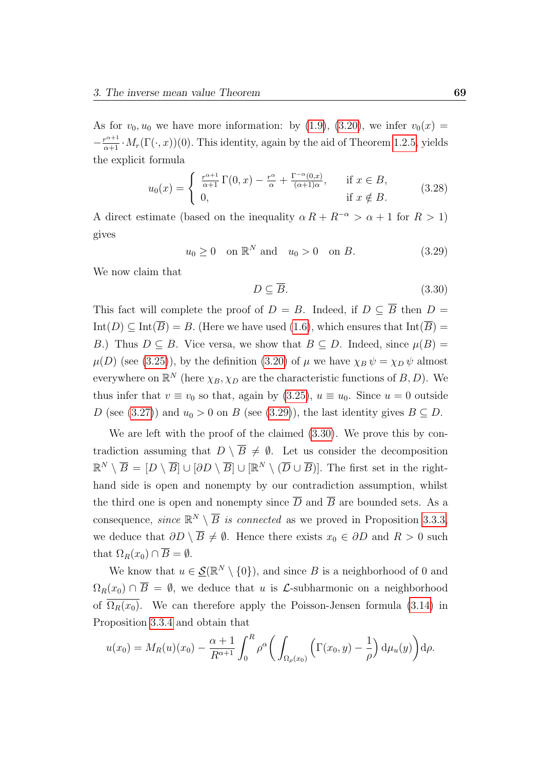As for $v_0, u_0$ we have more information: by (1.9), (3.20), we infer $v_0(x) = -\frac{r^{\alpha+1}}{\alpha+1} \cdot M_r(\Gamma(\cdot, x))(0)$. This identity, again by the aid of Theorem 1.2.5, yields the explicit formula

$$u_0(x) = \begin{cases} \frac{r^{\alpha+1}}{\alpha+1}\,\Gamma(0,x) - \frac{r^\alpha}{\alpha} + \frac{\Gamma^{-\alpha}(0,x)}{(\alpha+1)\alpha}, & \text{if } x \in B, \\ 0, & \text{if } x \notin B. \end{cases} \tag{3.28}$$

A direct estimate (based on the inequality $\alpha\, R + R^{-\alpha} > \alpha + 1$ for $R > 1$) gives

$$u_0 \geq 0 \quad \text{on } \mathbb{R}^N \text{ and } \quad u_0 > 0 \quad \text{on } B. \tag{3.29}$$

We now claim that

$$D \subseteq \overline{B}. \tag{3.30}$$

This fact will complete the proof of $D = B$. Indeed, if $D \subseteq \overline{B}$ then $D = \text{Int}(D) \subseteq \text{Int}(\overline{B}) = B$. (Here we have used (1.6), which ensures that $\text{Int}(\overline{B}) = B$.) Thus $D \subseteq B$. Vice versa, we show that $B \subseteq D$. Indeed, since $\mu(B) = \mu(D)$ (see (3.25)), by the definition (3.20) of $\mu$ we have $\chi_B\, \psi = \chi_D\, \psi$ almost everywhere on $\mathbb{R}^N$ (here $\chi_B, \chi_D$ are the characteristic functions of $B, D$). We thus infer that $v \equiv v_0$ so that, again by (3.25), $u \equiv u_0$. Since $u = 0$ outside $D$ (see (3.27)) and $u_0 > 0$ on $B$ (see (3.29)), the last identity gives $B \subseteq D$.

We are left with the proof of the claimed (3.30). We prove this by contradiction assuming that $D \setminus \overline{B} \neq \emptyset$. Let us consider the decomposition $\mathbb{R}^N \setminus \overline{B} = [D \setminus \overline{B}] \cup [\partial D \setminus \overline{B}] \cup [\mathbb{R}^N \setminus (\overline{D} \cup \overline{B})]$. The first set in the right-hand side is open and nonempty by our contradiction assumption, whilst the third one is open and nonempty since $\overline{D}$ and $\overline{B}$ are bounded sets. As a consequence, *since* $\mathbb{R}^N \setminus \overline{B}$ *is connected* as we proved in Proposition 3.3.3, we deduce that $\partial D \setminus \overline{B} \neq \emptyset$. Hence there exists $x_0 \in \partial D$ and $R > 0$ such that $\Omega_R(x_0) \cap \overline{B} = \emptyset$.

We know that $u \in \underline{\mathcal{S}}(\mathbb{R}^N \setminus \{0\})$, and since $B$ is a neighborhood of 0 and $\Omega_R(x_0) \cap \overline{B} = \emptyset$, we deduce that $u$ is $\mathcal{L}$-subharmonic on a neighborhood of $\overline{\Omega_R(x_0)}$. We can therefore apply the Poisson-Jensen formula (3.14) in Proposition 3.3.4 and obtain that

$$u(x_0) = M_R(u)(x_0) - \frac{\alpha+1}{R^{\alpha+1}} \int_0^R \rho^\alpha \bigg( \int_{\Omega_\rho(x_0)} \Big( \Gamma(x_0, y) - \frac{1}{\rho} \Big)\, \mathrm{d}\mu_u(y) \bigg) \mathrm{d}\rho.$$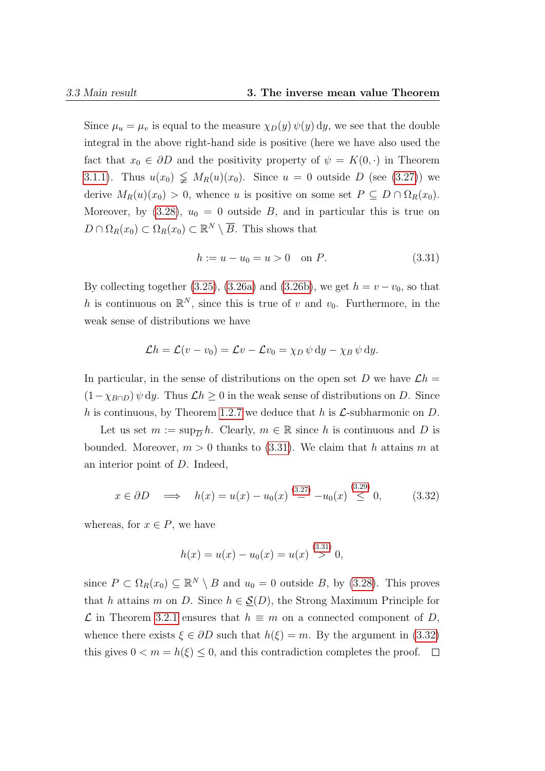Since $\mu_u = \mu_v$ is equal to the measure $\chi_D(y)\,\psi(y)\,\mathrm{d}y$, we see that the double integral in the above right-hand side is positive (here we have also used the fact that $x_0 \in \partial D$ and the positivity property of $\psi = K(0,\cdot)$ in Theorem 3.1.1). Thus $u(x_0) \lneqq M_R(u)(x_0)$. Since $u = 0$ outside $D$ (see (3.27)) we derive $M_R(u)(x_0) > 0$, whence $u$ is positive on some set $P \subseteq D \cap \Omega_R(x_0)$. Moreover, by (3.28), $u_0 = 0$ outside $B$, and in particular this is true on $D \cap \Omega_R(x_0) \subset \Omega_R(x_0) \subset \mathbb{R}^N \setminus \overline{B}$. This shows that

$$h := u - u_0 = u > 0 \quad \text{on } P. \tag{3.31}$$

By collecting together (3.25), (3.26a) and (3.26b), we get $h = v - v_0$, so that $h$ is continuous on $\mathbb{R}^N$, since this is true of $v$ and $v_0$. Furthermore, in the weak sense of distributions we have

$$\mathcal{L}h = \mathcal{L}(v - v_0) = \mathcal{L}v - \mathcal{L}v_0 = \chi_D\,\psi\,\mathrm{d}y - \chi_B\,\psi\,\mathrm{d}y.$$

In particular, in the sense of distributions on the open set $D$ we have $\mathcal{L}h = (1 - \chi_{B\cap D})\,\psi\,\mathrm{d}y$. Thus $\mathcal{L}h \geq 0$ in the weak sense of distributions on $D$. Since $h$ is continuous, by Theorem 1.2.7 we deduce that $h$ is $\mathcal{L}$-subharmonic on $D$.

Let us set $m := \sup_{\overline{D}} h$. Clearly, $m \in \mathbb{R}$ since $h$ is continuous and $D$ is bounded. Moreover, $m > 0$ thanks to (3.31). We claim that $h$ attains $m$ at an interior point of $D$. Indeed,

$$x \in \partial D \quad \Longrightarrow \quad h(x) = u(x) - u_0(x) \overset{(3.27)}{=} -u_0(x) \overset{(3.29)}{\leq} 0, \tag{3.32}$$

whereas, for $x \in P$, we have

$$h(x) = u(x) - u_0(x) = u(x) \overset{(3.31)}{>} 0,$$

since $P \subset \Omega_R(x_0) \subseteq \mathbb{R}^N \setminus B$ and $u_0 = 0$ outside $B$, by (3.28). This proves that $h$ attains $m$ on $D$. Since $h \in \underline{\mathcal{S}}(D)$, the Strong Maximum Principle for $\mathcal{L}$ in Theorem 3.2.1 ensures that $h \equiv m$ on a connected component of $D$, whence there exists $\xi \in \partial D$ such that $h(\xi) = m$. By the argument in (3.32) this gives $0 < m = h(\xi) \leq 0$, and this contradiction completes the proof. $\square$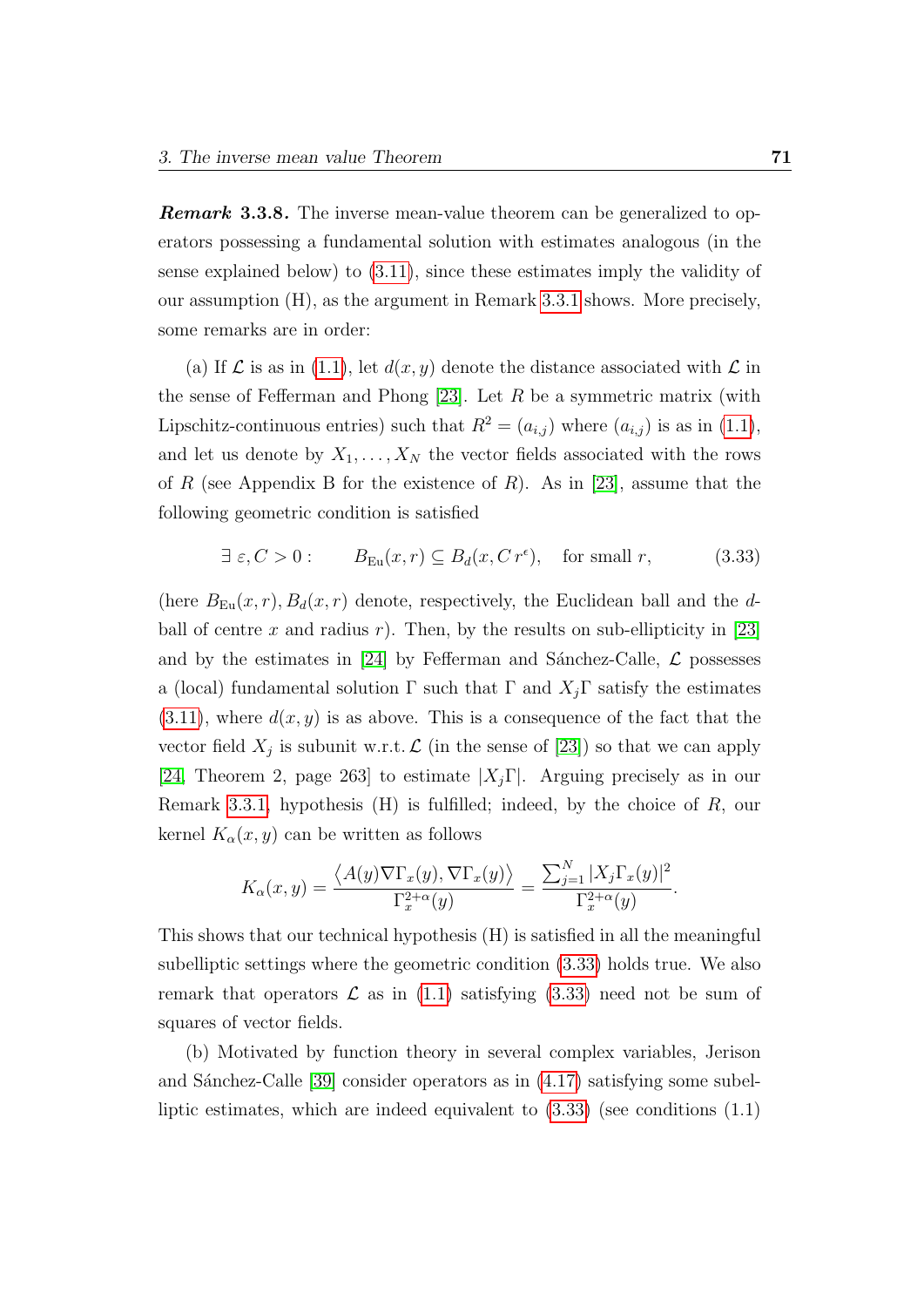***Remark* 3.3.8.** The inverse mean-value theorem can be generalized to operators possessing a fundamental solution with estimates analogous (in the sense explained below) to (3.11), since these estimates imply the validity of our assumption (H), as the argument in Remark 3.3.1 shows. More precisely, some remarks are in order:

(a) If $\mathcal{L}$ is as in (1.1), let $d(x,y)$ denote the distance associated with $\mathcal{L}$ in the sense of Fefferman and Phong [23]. Let $R$ be a symmetric matrix (with Lipschitz-continuous entries) such that $R^2 = (a_{i,j})$ where $(a_{i,j})$ is as in (1.1), and let us denote by $X_1, \dots, X_N$ the vector fields associated with the rows of $R$ (see Appendix B for the existence of $R$). As in [23], assume that the following geometric condition is satisfied

$$\exists\, \varepsilon, C > 0: \qquad B_{\mathrm{Eu}}(x,r) \subseteq B_d(x, C\, r^{\epsilon}), \quad \text{for small } r, \tag{3.33}$$

(here $B_{\mathrm{Eu}}(x,r), B_d(x,r)$ denote, respectively, the Euclidean ball and the $d$-ball of centre $x$ and radius $r$). Then, by the results on sub-ellipticity in [23] and by the estimates in [24] by Fefferman and Sánchez-Calle, $\mathcal{L}$ possesses a (local) fundamental solution $\Gamma$ such that $\Gamma$ and $X_j\Gamma$ satisfy the estimates (3.11), where $d(x,y)$ is as above. This is a consequence of the fact that the vector field $X_j$ is subunit w.r.t. $\mathcal{L}$ (in the sense of [23]) so that we can apply [24, Theorem 2, page 263] to estimate $|X_j\Gamma|$. Arguing precisely as in our Remark 3.3.1, hypothesis (H) is fulfilled; indeed, by the choice of $R$, our kernel $K_\alpha(x,y)$ can be written as follows

$$K_\alpha(x,y) = \frac{\big\langle A(y)\nabla\Gamma_x(y), \nabla\Gamma_x(y)\big\rangle}{\Gamma_x^{2+\alpha}(y)} = \frac{\sum_{j=1}^N |X_j\Gamma_x(y)|^2}{\Gamma_x^{2+\alpha}(y)}.$$

This shows that our technical hypothesis (H) is satisfied in all the meaningful subelliptic settings where the geometric condition (3.33) holds true. We also remark that operators $\mathcal{L}$ as in (1.1) satisfying (3.33) need not be sum of squares of vector fields.

(b) Motivated by function theory in several complex variables, Jerison and Sánchez-Calle [39] consider operators as in (4.17) satisfying some subelliptic estimates, which are indeed equivalent to (3.33) (see conditions (1.1)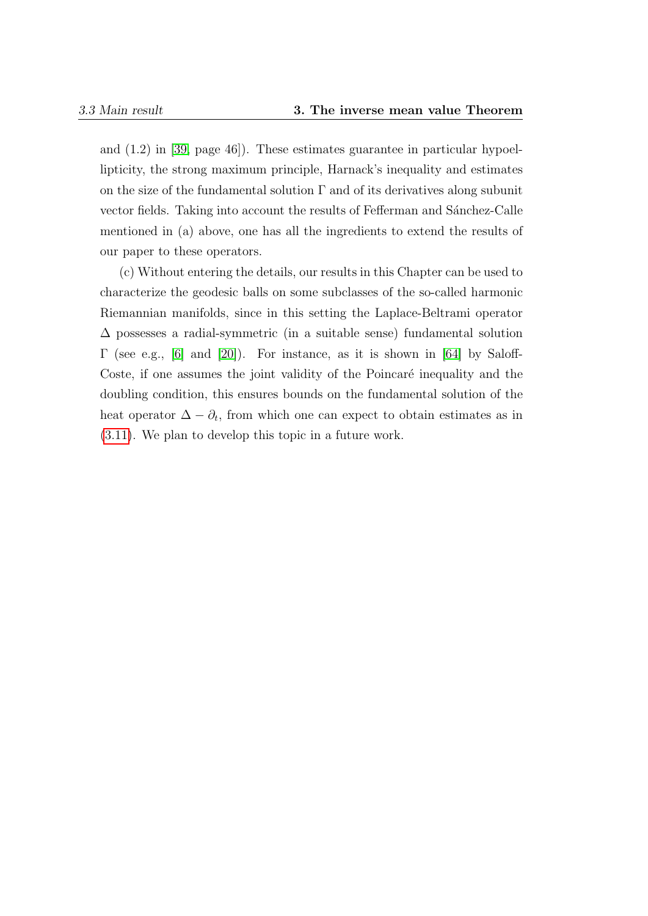and (1.2) in [39, page 46]). These estimates guarantee in particular hypoellipticity, the strong maximum principle, Harnack's inequality and estimates on the size of the fundamental solution $\Gamma$ and of its derivatives along subunit vector fields. Taking into account the results of Fefferman and Sánchez-Calle mentioned in (a) above, one has all the ingredients to extend the results of our paper to these operators.

(c) Without entering the details, our results in this Chapter can be used to characterize the geodesic balls on some subclasses of the so-called harmonic Riemannian manifolds, since in this setting the Laplace-Beltrami operator $\Delta$ possesses a radial-symmetric (in a suitable sense) fundamental solution $\Gamma$ (see e.g., [6] and [20]). For instance, as it is shown in [64] by Saloff-Coste, if one assumes the joint validity of the Poincaré inequality and the doubling condition, this ensures bounds on the fundamental solution of the heat operator $\Delta - \partial_t$, from which one can expect to obtain estimates as in (3.11). We plan to develop this topic in a future work.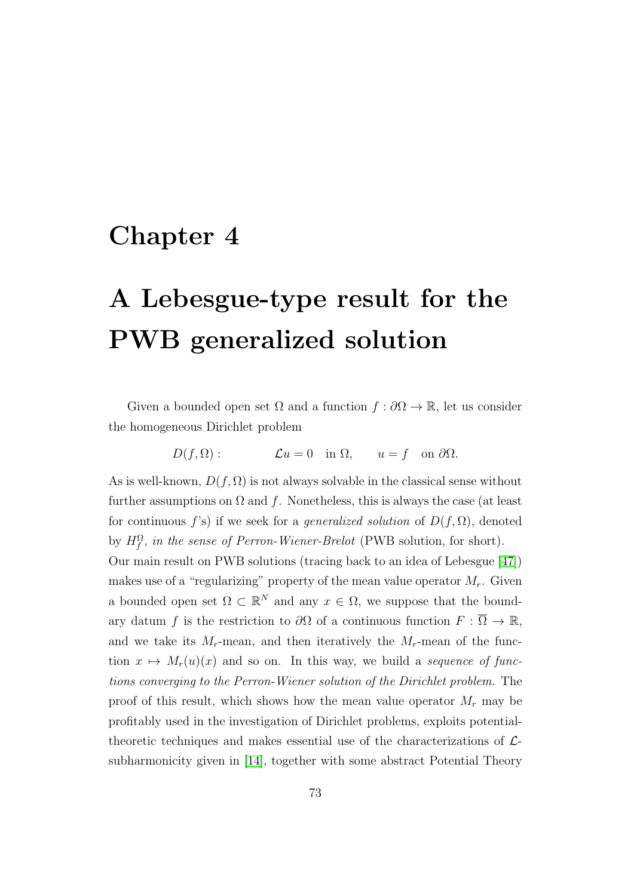# Chapter 4

# A Lebesgue-type result for the PWB generalized solution

Given a bounded open set $\Omega$ and a function $f : \partial\Omega \to \mathbb{R}$, let us consider the homogeneous Dirichlet problem

$$D(f, \Omega) : \qquad \mathcal{L}u = 0 \quad \text{in } \Omega, \qquad u = f \quad \text{on } \partial\Omega.$$

As is well-known, $D(f, \Omega)$ is not always solvable in the classical sense without further assumptions on $\Omega$ and $f$. Nonetheless, this is always the case (at least for continuous $f$'s) if we seek for a *generalized solution* of $D(f, \Omega)$, denoted by $H_f^\Omega$, *in the sense of Perron-Wiener-Brelot* (PWB solution, for short).

Our main result on PWB solutions (tracing back to an idea of Lebesgue [47]) makes use of a "regularizing" property of the mean value operator $M_r$. Given a bounded open set $\Omega \subset \mathbb{R}^N$ and any $x \in \Omega$, we suppose that the boundary datum $f$ is the restriction to $\partial\Omega$ of a continuous function $F : \overline{\Omega} \to \mathbb{R}$, and we take its $M_r$-mean, and then iteratively the $M_r$-mean of the function $x \mapsto M_r(u)(x)$ and so on. In this way, we build a *sequence of functions converging to the Perron-Wiener solution of the Dirichlet problem.* The proof of this result, which shows how the mean value operator $M_r$ may be profitably used in the investigation of Dirichlet problems, exploits potential-theoretic techniques and makes essential use of the characterizations of $\mathcal{L}$-subharmonicity given in [14], together with some abstract Potential Theory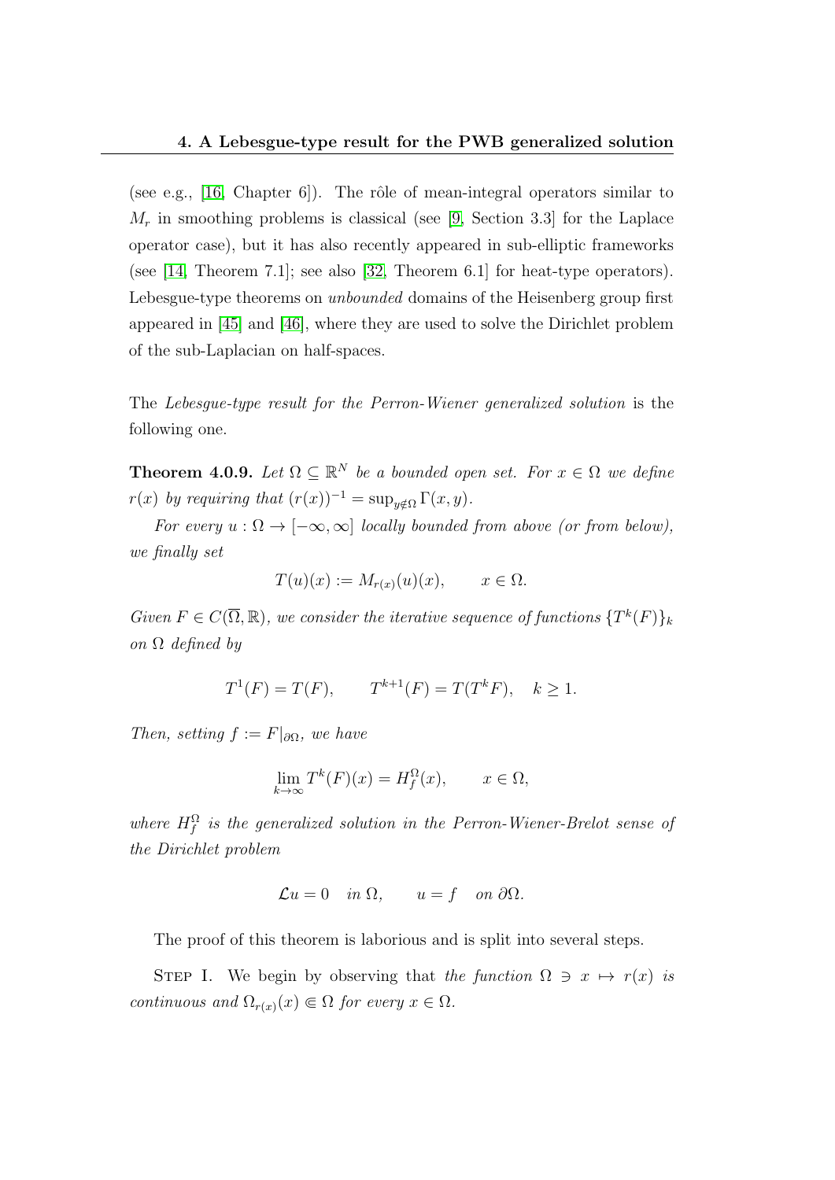(see e.g., [16, Chapter 6]). The rôle of mean-integral operators similar to $M_r$ in smoothing problems is classical (see [9, Section 3.3] for the Laplace operator case), but it has also recently appeared in sub-elliptic frameworks (see [14, Theorem 7.1]; see also [32, Theorem 6.1] for heat-type operators). Lebesgue-type theorems on *unbounded* domains of the Heisenberg group first appeared in [45] and [46], where they are used to solve the Dirichlet problem of the sub-Laplacian on half-spaces.

The *Lebesgue-type result for the Perron-Wiener generalized solution* is the following one.

**Theorem 4.0.9.** *Let $\Omega \subseteq \mathbb{R}^N$ be a bounded open set. For $x \in \Omega$ we define $r(x)$ by requiring that $(r(x))^{-1} = \sup_{y \notin \Omega} \Gamma(x, y)$.*

*For every $u : \Omega \to [-\infty, \infty]$ locally bounded from above (or from below), we finally set*

$$T(u)(x) := M_{r(x)}(u)(x), \qquad x \in \Omega.$$

*Given $F \in C(\overline{\Omega}, \mathbb{R})$, we consider the iterative sequence of functions $\{T^k(F)\}_k$ on $\Omega$ defined by*

$$T^1(F) = T(F), \qquad T^{k+1}(F) = T(T^k F), \quad k \geq 1.$$

*Then, setting $f := F|_{\partial\Omega}$, we have*

$$\lim_{k \to \infty} T^k(F)(x) = H_f^\Omega(x), \qquad x \in \Omega,$$

*where $H_f^\Omega$ is the generalized solution in the Perron-Wiener-Brelot sense of the Dirichlet problem*

$$\mathcal{L}u = 0 \quad \text{in } \Omega, \qquad u = f \quad \text{on } \partial\Omega.$$

The proof of this theorem is laborious and is split into several steps.

Step I. We begin by observing that *the function $\Omega \ni x \mapsto r(x)$ is continuous and $\Omega_{r(x)}(x) \Subset \Omega$ for every $x \in \Omega$.*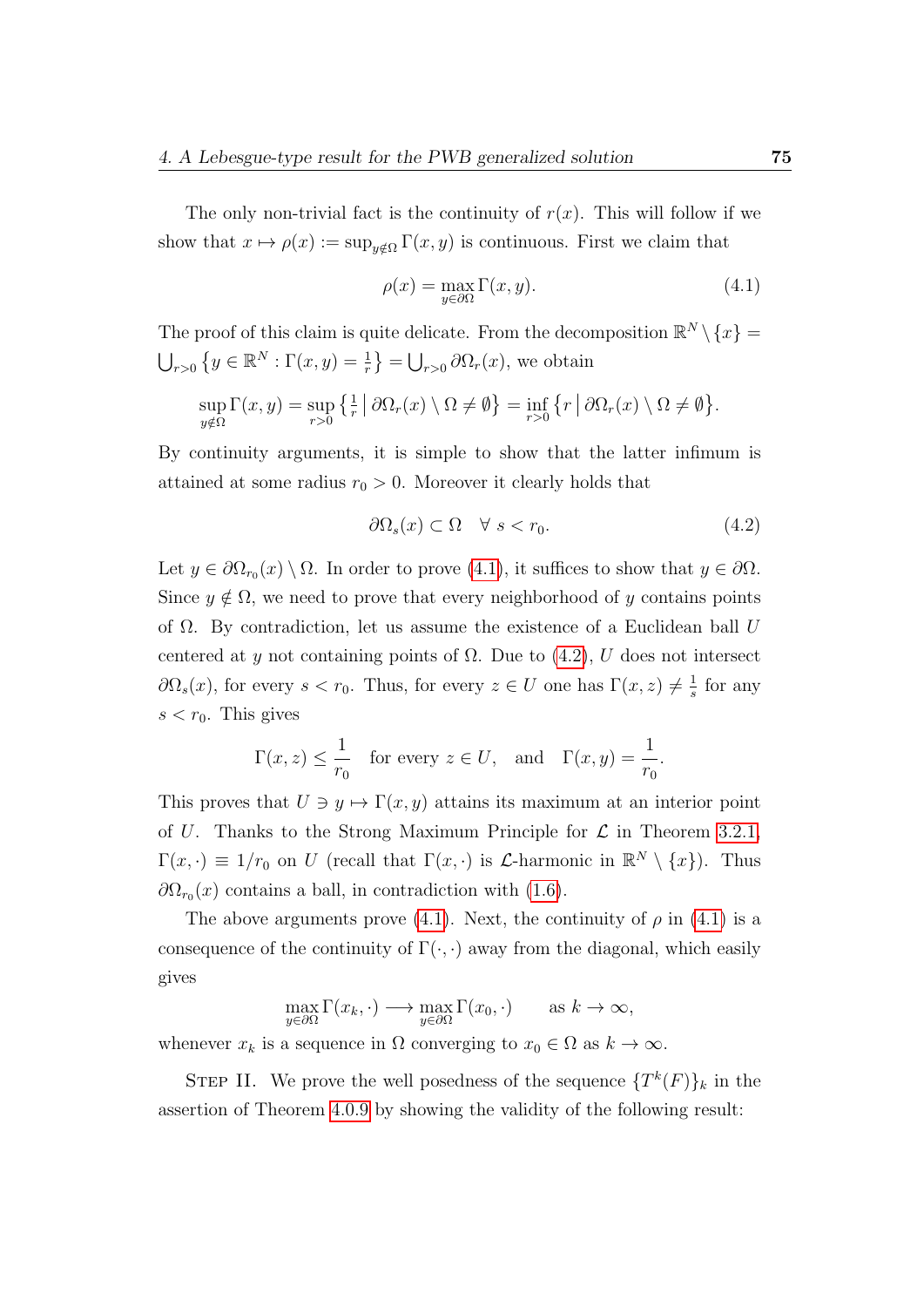The only non-trivial fact is the continuity of $r(x)$. This will follow if we show that $x \mapsto \rho(x) := \sup_{y \notin \Omega} \Gamma(x,y)$ is continuous. First we claim that

$$\rho(x) = \max_{y \in \partial\Omega} \Gamma(x,y). \tag{4.1}$$

The proof of this claim is quite delicate. From the decomposition $\mathbb{R}^N \setminus \{x\} = \bigcup_{r>0} \{y \in \mathbb{R}^N : \Gamma(x,y) = \frac{1}{r}\} = \bigcup_{r>0} \partial\Omega_r(x)$, we obtain

$$\sup_{y \notin \Omega} \Gamma(x,y) = \sup_{r>0} \left\{ \tfrac{1}{r} \,\middle|\, \partial\Omega_r(x) \setminus \Omega \neq \emptyset \right\} = \inf_{r>0} \left\{ r \,\middle|\, \partial\Omega_r(x) \setminus \Omega \neq \emptyset \right\}.$$

By continuity arguments, it is simple to show that the latter infimum is attained at some radius $r_0 > 0$. Moreover it clearly holds that

$$\partial\Omega_s(x) \subset \Omega \quad \forall\ s < r_0. \tag{4.2}$$

Let $y \in \partial\Omega_{r_0}(x) \setminus \Omega$. In order to prove (4.1), it suffices to show that $y \in \partial\Omega$. Since $y \notin \Omega$, we need to prove that every neighborhood of $y$ contains points of $\Omega$. By contradiction, let us assume the existence of a Euclidean ball $U$ centered at $y$ not containing points of $\Omega$. Due to (4.2), $U$ does not intersect $\partial\Omega_s(x)$, for every $s < r_0$. Thus, for every $z \in U$ one has $\Gamma(x,z) \neq \frac{1}{s}$ for any $s < r_0$. This gives

$$\Gamma(x,z) \leq \frac{1}{r_0} \quad \text{for every } z \in U, \quad \text{and} \quad \Gamma(x,y) = \frac{1}{r_0}.$$

This proves that $U \ni y \mapsto \Gamma(x,y)$ attains its maximum at an interior point of $U$. Thanks to the Strong Maximum Principle for $\mathcal{L}$ in Theorem 3.2.1, $\Gamma(x,\cdot) \equiv 1/r_0$ on $U$ (recall that $\Gamma(x,\cdot)$ is $\mathcal{L}$-harmonic in $\mathbb{R}^N \setminus \{x\}$). Thus $\partial\Omega_{r_0}(x)$ contains a ball, in contradiction with (1.6).

The above arguments prove (4.1). Next, the continuity of $\rho$ in (4.1) is a consequence of the continuity of $\Gamma(\cdot,\cdot)$ away from the diagonal, which easily gives

$$\max_{y \in \partial\Omega} \Gamma(x_k,\cdot) \longrightarrow \max_{y \in \partial\Omega} \Gamma(x_0,\cdot) \qquad \text{as } k \to \infty,$$

whenever $x_k$ is a sequence in $\Omega$ converging to $x_0 \in \Omega$ as $k \to \infty$.

Step II. We prove the well posedness of the sequence $\{T^k(F)\}_k$ in the assertion of Theorem 4.0.9 by showing the validity of the following result: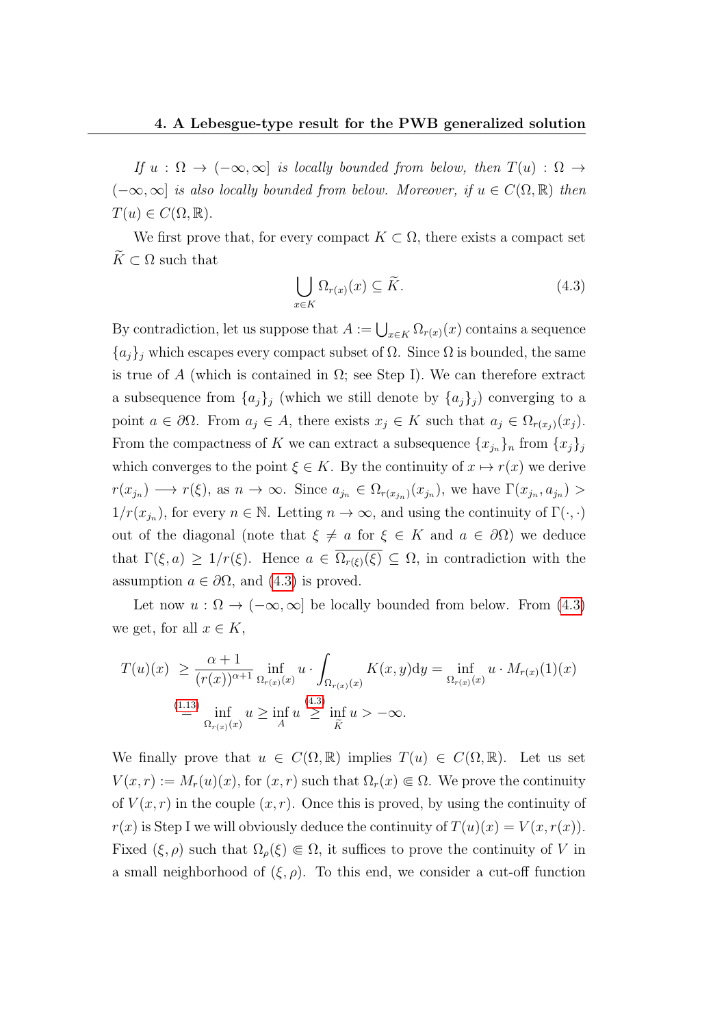*If $u : \Omega \to (-\infty, \infty]$ is locally bounded from below, then $T(u) : \Omega \to (-\infty, \infty]$ is also locally bounded from below. Moreover, if $u \in C(\Omega, \mathbb{R})$ then $T(u) \in C(\Omega, \mathbb{R})$.*

We first prove that, for every compact $K \subset \Omega$, there exists a compact set $\widetilde{K} \subset \Omega$ such that

$$\bigcup_{x \in K} \Omega_{r(x)}(x) \subseteq \widetilde{K}. \tag{4.3}$$

By contradiction, let us suppose that $A := \bigcup_{x \in K} \Omega_{r(x)}(x)$ contains a sequence $\{a_j\}_j$ which escapes every compact subset of $\Omega$. Since $\Omega$ is bounded, the same is true of $A$ (which is contained in $\Omega$; see Step I). We can therefore extract a subsequence from $\{a_j\}_j$ (which we still denote by $\{a_j\}_j$) converging to a point $a \in \partial\Omega$. From $a_j \in A$, there exists $x_j \in K$ such that $a_j \in \Omega_{r(x_j)}(x_j)$. From the compactness of $K$ we can extract a subsequence $\{x_{j_n}\}_n$ from $\{x_j\}_j$ which converges to the point $\xi \in K$. By the continuity of $x \mapsto r(x)$ we derive $r(x_{j_n}) \longrightarrow r(\xi)$, as $n \to \infty$. Since $a_{j_n} \in \Omega_{r(x_{j_n})}(x_{j_n})$, we have $\Gamma(x_{j_n}, a_{j_n}) > 1/r(x_{j_n})$, for every $n \in \mathbb{N}$. Letting $n \to \infty$, and using the continuity of $\Gamma(\cdot, \cdot)$ out of the diagonal (note that $\xi \neq a$ for $\xi \in K$ and $a \in \partial\Omega$) we deduce that $\Gamma(\xi, a) \geq 1/r(\xi)$. Hence $a \in \overline{\Omega_{r(\xi)}(\xi)} \subseteq \Omega$, in contradiction with the assumption $a \in \partial\Omega$, and (4.3) is proved.

Let now $u : \Omega \to (-\infty, \infty]$ be locally bounded from below. From (4.3) we get, for all $x \in K$,

$$\begin{aligned}
T(u)(x) &\geq \frac{\alpha + 1}{(r(x))^{\alpha+1}} \inf_{\Omega_{r(x)}(x)} u \cdot \int_{\Omega_{r(x)}(x)} K(x, y) \mathrm{d}y = \inf_{\Omega_{r(x)}(x)} u \cdot M_{r(x)}(1)(x) \\
&\overset{(1.13)}{=} \inf_{\Omega_{r(x)}(x)} u \geq \inf_{A} u \overset{(4.3)}{\geq} \inf_{\widetilde{K}} u > -\infty.
\end{aligned}$$

We finally prove that $u \in C(\Omega, \mathbb{R})$ implies $T(u) \in C(\Omega, \mathbb{R})$. Let us set $V(x, r) := M_r(u)(x)$, for $(x, r)$ such that $\Omega_r(x) \Subset \Omega$. We prove the continuity of $V(x, r)$ in the couple $(x, r)$. Once this is proved, by using the continuity of $r(x)$ is Step I we will obviously deduce the continuity of $T(u)(x) = V(x, r(x))$. Fixed $(\xi, \rho)$ such that $\Omega_\rho(\xi) \Subset \Omega$, it suffices to prove the continuity of $V$ in a small neighborhood of $(\xi, \rho)$. To this end, we consider a cut-off function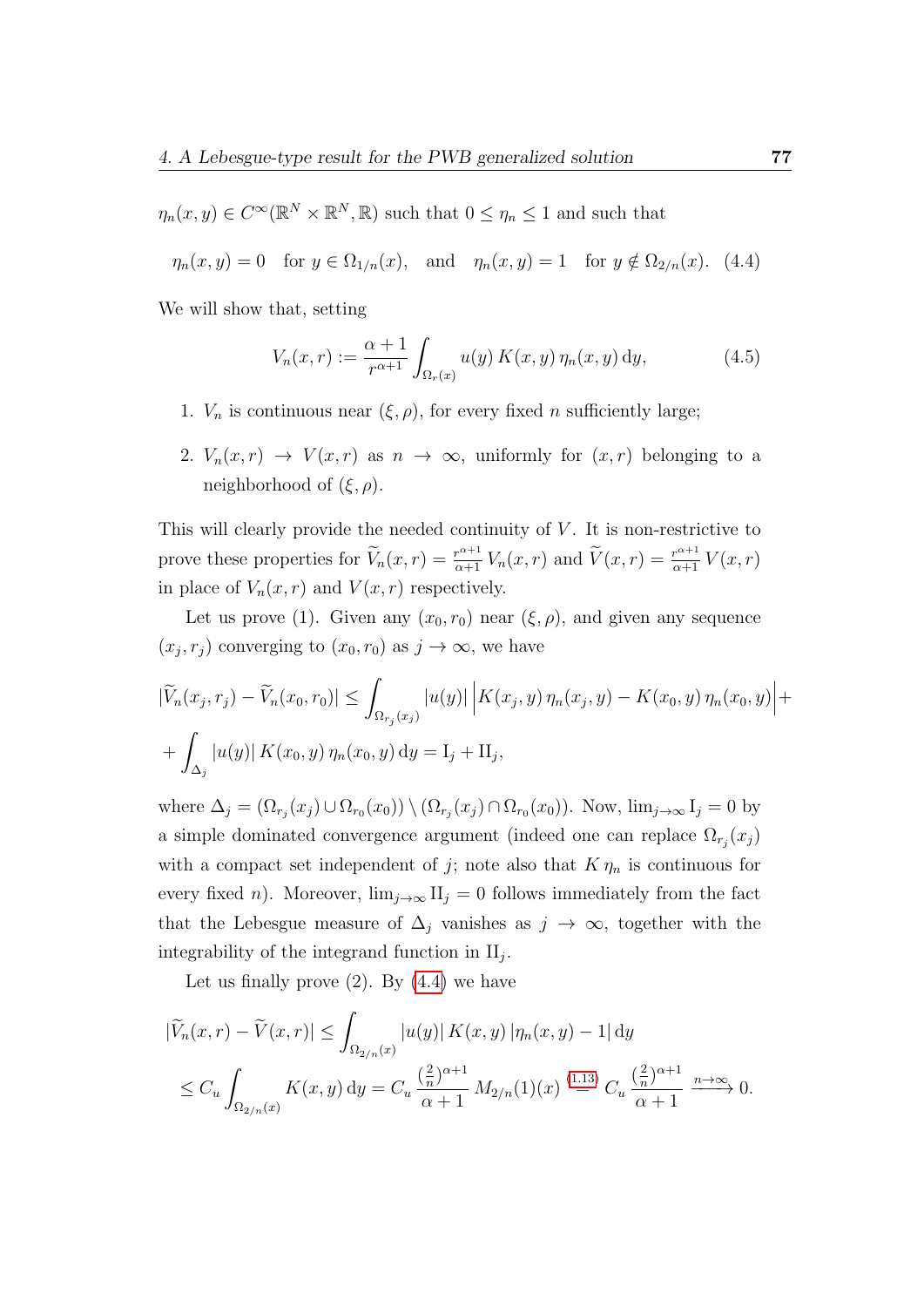$\eta_n(x,y) \in C^\infty(\mathbb{R}^N \times \mathbb{R}^N, \mathbb{R})$ such that $0 \le \eta_n \le 1$ and such that

$$\eta_n(x,y) = 0 \quad \text{for } y \in \Omega_{1/n}(x), \quad \text{and} \quad \eta_n(x,y) = 1 \quad \text{for } y \notin \Omega_{2/n}(x). \tag{4.4}$$

We will show that, setting

$$V_n(x,r) := \frac{\alpha+1}{r^{\alpha+1}} \int_{\Omega_r(x)} u(y)\, K(x,y)\, \eta_n(x,y)\, \mathrm{d}y, \tag{4.5}$$

1. $V_n$ is continuous near $(\xi, \rho)$, for every fixed $n$ sufficiently large;
2. $V_n(x,r) \to V(x,r)$ as $n \to \infty$, uniformly for $(x,r)$ belonging to a neighborhood of $(\xi,\rho)$.

This will clearly provide the needed continuity of $V$. It is non-restrictive to prove these properties for $\widetilde{V}_n(x,r) = \frac{r^{\alpha+1}}{\alpha+1} V_n(x,r)$ and $\widetilde{V}(x,r) = \frac{r^{\alpha+1}}{\alpha+1} V(x,r)$ in place of $V_n(x,r)$ and $V(x,r)$ respectively.

Let us prove (1). Given any $(x_0, r_0)$ near $(\xi,\rho)$, and given any sequence $(x_j, r_j)$ converging to $(x_0, r_0)$ as $j \to \infty$, we have

$$|\widetilde{V}_n(x_j,r_j) - \widetilde{V}_n(x_0,r_0)| \le \int_{\Omega_{r_j}(x_j)} |u(y)| \left| K(x_j,y)\, \eta_n(x_j,y) - K(x_0,y)\, \eta_n(x_0,y) \right| +$$

$$+ \int_{\Delta_j} |u(y)|\, K(x_0,y)\, \eta_n(x_0,y)\, \mathrm{d}y = \mathrm{I}_j + \mathrm{II}_j,$$

where $\Delta_j = (\Omega_{r_j}(x_j) \cup \Omega_{r_0}(x_0)) \setminus (\Omega_{r_j}(x_j) \cap \Omega_{r_0}(x_0))$. Now, $\lim_{j\to\infty} \mathrm{I}_j = 0$ by a simple dominated convergence argument (indeed one can replace $\Omega_{r_j}(x_j)$ with a compact set independent of $j$; note also that $K\,\eta_n$ is continuous for every fixed $n$). Moreover, $\lim_{j\to\infty} \mathrm{II}_j = 0$ follows immediately from the fact that the Lebesgue measure of $\Delta_j$ vanishes as $j \to \infty$, together with the integrability of the integrand function in $\mathrm{II}_j$.

Let us finally prove (2). By (4.4) we have

$$|\widetilde{V}_n(x,r) - \widetilde{V}(x,r)| \le \int_{\Omega_{2/n}(x)} |u(y)|\, K(x,y)\, |\eta_n(x,y) - 1|\, \mathrm{d}y$$

$$\le C_u \int_{\Omega_{2/n}(x)} K(x,y)\, \mathrm{d}y = C_u\, \frac{(\frac{2}{n})^{\alpha+1}}{\alpha+1}\, M_{2/n}(1)(x) \overset{(1.13)}{=} C_u\, \frac{(\frac{2}{n})^{\alpha+1}}{\alpha+1} \xrightarrow{n\to\infty} 0.$$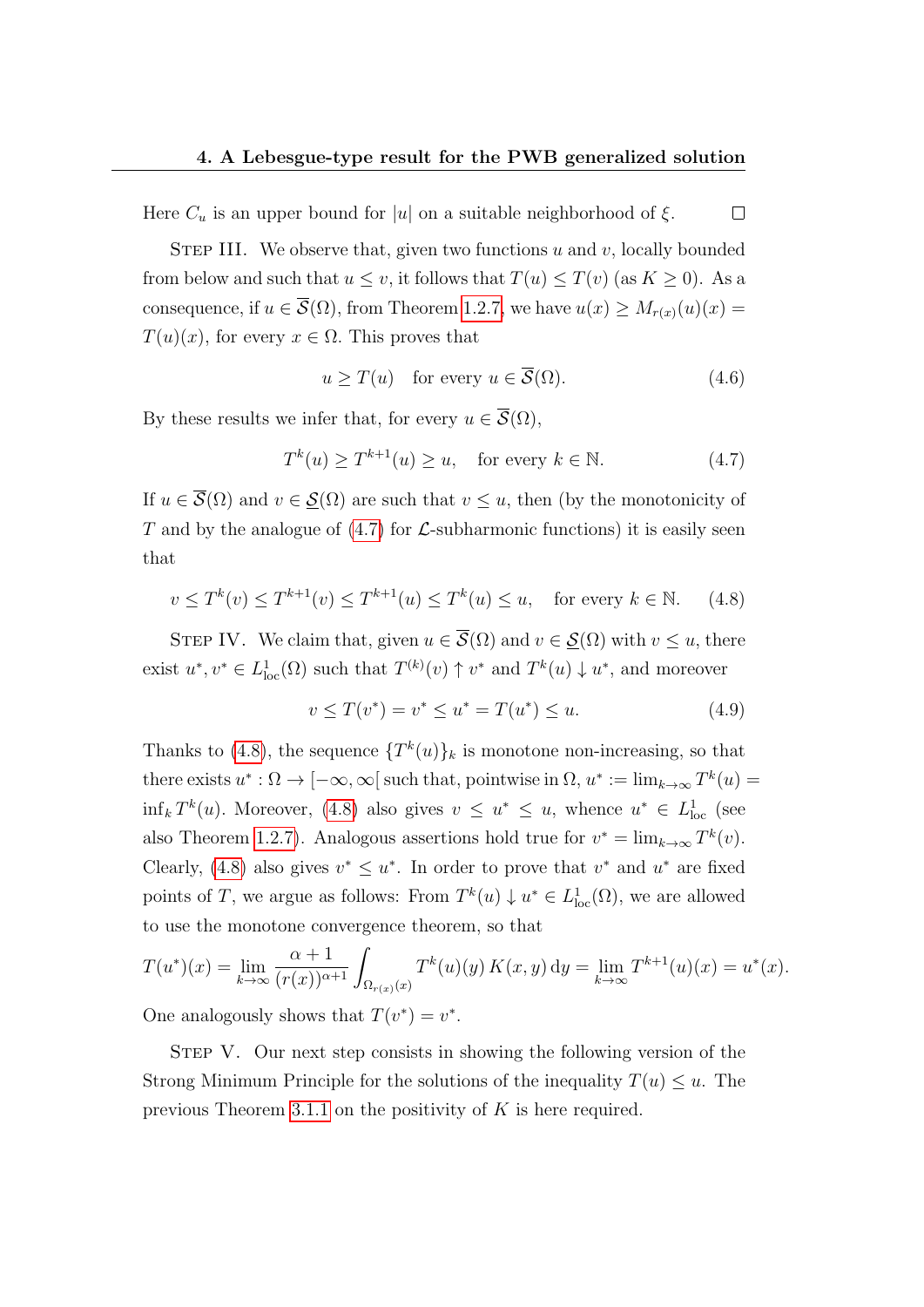Here $C_u$ is an upper bound for $|u|$ on a suitable neighborhood of $\xi$. $\square$

Step III. We observe that, given two functions $u$ and $v$, locally bounded from below and such that $u \leq v$, it follows that $T(u) \leq T(v)$ (as $K \geq 0$). As a consequence, if $u \in \overline{\mathcal{S}}(\Omega)$, from Theorem 1.2.7, we have $u(x) \geq M_{r(x)}(u)(x) = T(u)(x)$, for every $x \in \Omega$. This proves that

$$u \geq T(u) \quad \text{for every } u \in \overline{\mathcal{S}}(\Omega). \tag{4.6}$$

By these results we infer that, for every $u \in \overline{\mathcal{S}}(\Omega)$,

$$T^k(u) \geq T^{k+1}(u) \geq u, \quad \text{for every } k \in \mathbb{N}. \tag{4.7}$$

If $u \in \overline{\mathcal{S}}(\Omega)$ and $v \in \underline{\mathcal{S}}(\Omega)$ are such that $v \leq u$, then (by the monotonicity of $T$ and by the analogue of (4.7) for $\mathcal{L}$-subharmonic functions) it is easily seen that

$$v \leq T^k(v) \leq T^{k+1}(v) \leq T^{k+1}(u) \leq T^k(u) \leq u, \quad \text{for every } k \in \mathbb{N}. \tag{4.8}$$

Step IV. We claim that, given $u \in \overline{\mathcal{S}}(\Omega)$ and $v \in \underline{\mathcal{S}}(\Omega)$ with $v \leq u$, there exist $u^*, v^* \in L^1_{\text{loc}}(\Omega)$ such that $T^{(k)}(v) \uparrow v^*$ and $T^k(u) \downarrow u^*$, and moreover

$$v \leq T(v^*) = v^* \leq u^* = T(u^*) \leq u. \tag{4.9}$$

Thanks to (4.8), the sequence $\{T^k(u)\}_k$ is monotone non-increasing, so that there exists $u^* : \Omega \to [-\infty, \infty[$ such that, pointwise in $\Omega$, $u^* := \lim_{k\to\infty} T^k(u) = \inf_k T^k(u)$. Moreover, (4.8) also gives $v \leq u^* \leq u$, whence $u^* \in L^1_{\text{loc}}$ (see also Theorem 1.2.7). Analogous assertions hold true for $v^* = \lim_{k\to\infty} T^k(v)$. Clearly, (4.8) also gives $v^* \leq u^*$. In order to prove that $v^*$ and $u^*$ are fixed points of $T$, we argue as follows: From $T^k(u) \downarrow u^* \in L^1_{\text{loc}}(\Omega)$, we are allowed to use the monotone convergence theorem, so that

$$T(u^*)(x) = \lim_{k\to\infty} \frac{\alpha+1}{(r(x))^{\alpha+1}} \int_{\Omega_{r(x)}(x)} T^k(u)(y)\, K(x,y)\, \mathrm{d}y = \lim_{k\to\infty} T^{k+1}(u)(x) = u^*(x).$$

One analogously shows that $T(v^*) = v^*$.

Step V. Our next step consists in showing the following version of the Strong Minimum Principle for the solutions of the inequality $T(u) \leq u$. The previous Theorem 3.1.1 on the positivity of $K$ is here required.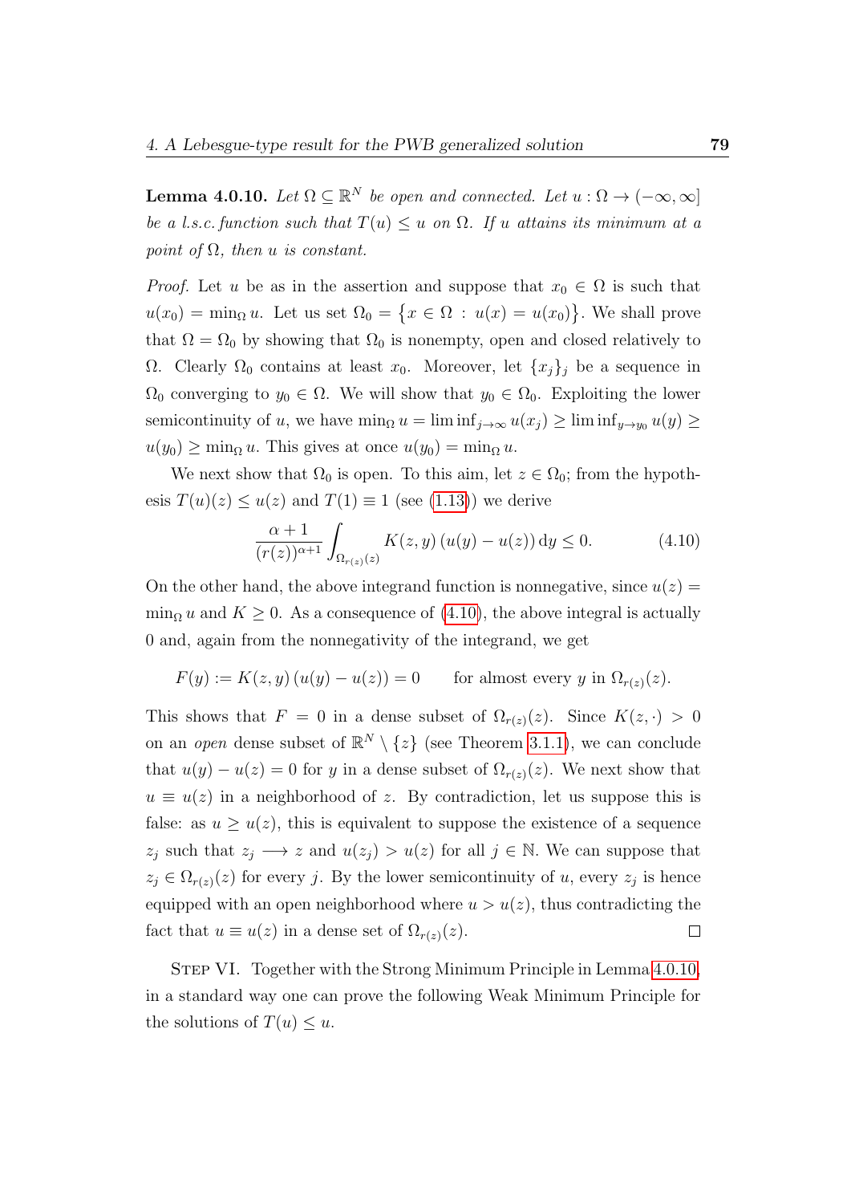**Lemma 4.0.10.** *Let $\Omega \subseteq \mathbb{R}^N$ be open and connected. Let $u : \Omega \to (-\infty, \infty]$ be a l.s.c. function such that $T(u) \leq u$ on $\Omega$. If $u$ attains its minimum at a point of $\Omega$, then $u$ is constant.*

*Proof.* Let $u$ be as in the assertion and suppose that $x_0 \in \Omega$ is such that $u(x_0) = \min_\Omega u$. Let us set $\Omega_0 = \{x \in \Omega \,:\, u(x) = u(x_0)\}$. We shall prove that $\Omega = \Omega_0$ by showing that $\Omega_0$ is nonempty, open and closed relatively to $\Omega$. Clearly $\Omega_0$ contains at least $x_0$. Moreover, let $\{x_j\}_j$ be a sequence in $\Omega_0$ converging to $y_0 \in \Omega$. We will show that $y_0 \in \Omega_0$. Exploiting the lower semicontinuity of $u$, we have $\min_\Omega u = \liminf_{j\to\infty} u(x_j) \geq \liminf_{y \to y_0} u(y) \geq u(y_0) \geq \min_\Omega u$. This gives at once $u(y_0) = \min_\Omega u$.

We next show that $\Omega_0$ is open. To this aim, let $z \in \Omega_0$; from the hypothesis $T(u)(z) \leq u(z)$ and $T(1) \equiv 1$ (see (1.13)) we derive

$$\frac{\alpha+1}{(r(z))^{\alpha+1}} \int_{\Omega_{r(z)}(z)} K(z,y)\,(u(y) - u(z))\,\mathrm{d}y \leq 0. \tag{4.10}$$

On the other hand, the above integrand function is nonnegative, since $u(z) = \min_\Omega u$ and $K \geq 0$. As a consequence of (4.10), the above integral is actually 0 and, again from the nonnegativity of the integrand, we get

$$F(y) := K(z,y)\,(u(y) - u(z)) = 0 \qquad \text{for almost every } y \text{ in } \Omega_{r(z)}(z).$$

This shows that $F = 0$ in a dense subset of $\Omega_{r(z)}(z)$. Since $K(z, \cdot) > 0$ on an *open* dense subset of $\mathbb{R}^N \setminus \{z\}$ (see Theorem 3.1.1), we can conclude that $u(y) - u(z) = 0$ for $y$ in a dense subset of $\Omega_{r(z)}(z)$. We next show that $u \equiv u(z)$ in a neighborhood of $z$. By contradiction, let us suppose this is false: as $u \geq u(z)$, this is equivalent to suppose the existence of a sequence $z_j$ such that $z_j \longrightarrow z$ and $u(z_j) > u(z)$ for all $j \in \mathbb{N}$. We can suppose that $z_j \in \Omega_{r(z)}(z)$ for every $j$. By the lower semicontinuity of $u$, every $z_j$ is hence equipped with an open neighborhood where $u > u(z)$, thus contradicting the fact that $u \equiv u(z)$ in a dense set of $\Omega_{r(z)}(z)$. $\square$

Step VI. Together with the Strong Minimum Principle in Lemma 4.0.10, in a standard way one can prove the following Weak Minimum Principle for the solutions of $T(u) \leq u$.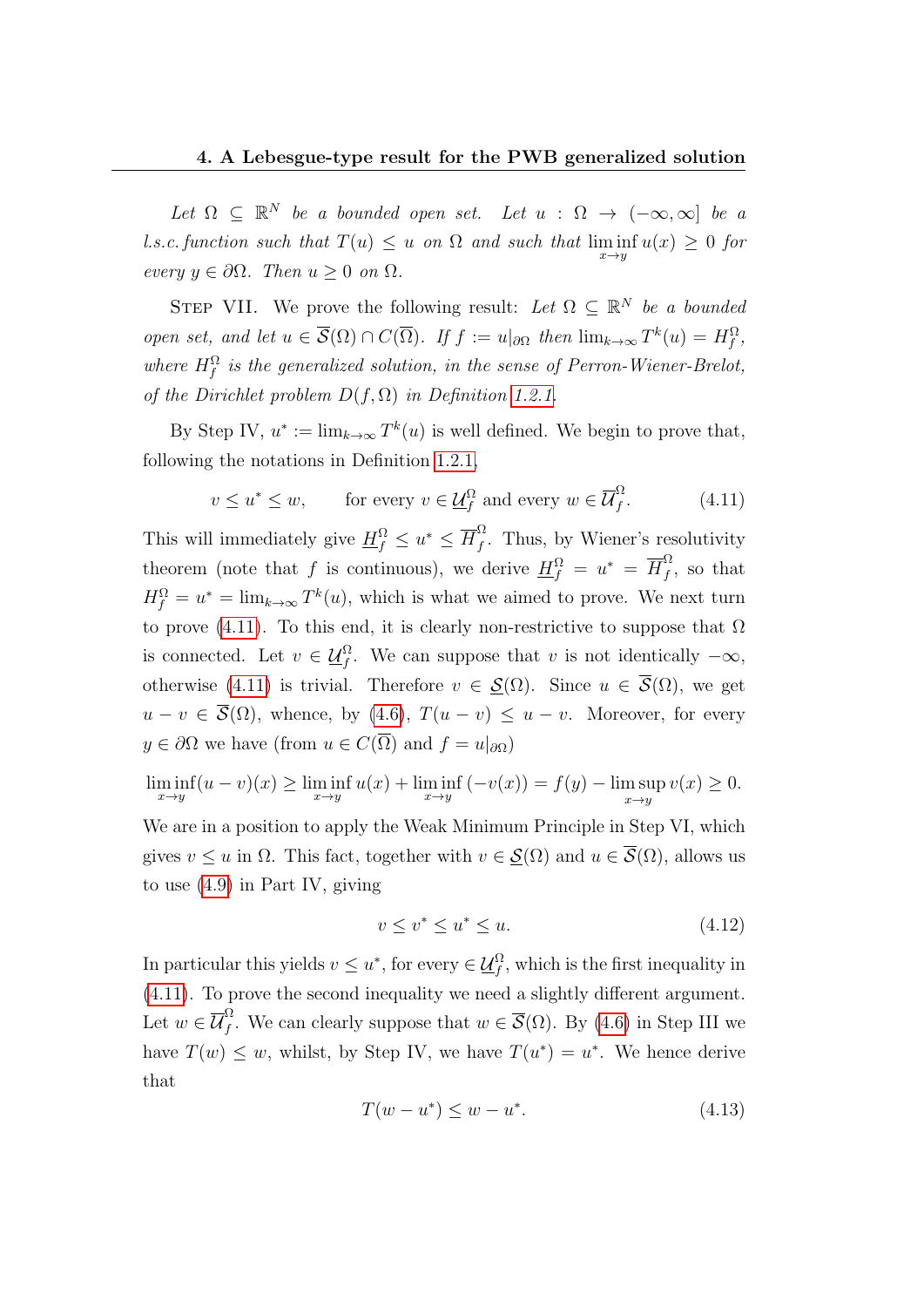*Let $\Omega \subseteq \mathbb{R}^N$ be a bounded open set. Let $u : \Omega \to (-\infty, \infty]$ be a l.s.c. function such that $T(u) \leq u$ on $\Omega$ and such that $\liminf_{x \to y} u(x) \geq 0$ for every $y \in \partial\Omega$. Then $u \geq 0$ on $\Omega$.*

STEP VII. We prove the following result: *Let $\Omega \subseteq \mathbb{R}^N$ be a bounded open set, and let $u \in \overline{\mathcal{S}}(\Omega) \cap C(\overline{\Omega})$. If $f := u|_{\partial\Omega}$ then $\lim_{k\to\infty} T^k(u) = H_f^\Omega$, where $H_f^\Omega$ is the generalized solution, in the sense of Perron-Wiener-Brelot, of the Dirichlet problem $D(f, \Omega)$ in Definition 1.2.1.*

By Step IV, $u^* := \lim_{k\to\infty} T^k(u)$ is well defined. We begin to prove that, following the notations in Definition 1.2.1,

$$v \leq u^* \leq w, \qquad \text{for every } v \in \underline{\mathcal{U}}_f^\Omega \text{ and every } w \in \overline{\mathcal{U}}_f^\Omega. \tag{4.11}$$

This will immediately give $\underline{H}_f^\Omega \leq u^* \leq \overline{H}_f^\Omega$. Thus, by Wiener's resolutivity theorem (note that $f$ is continuous), we derive $\underline{H}_f^\Omega = u^* = \overline{H}_f^\Omega$, so that $H_f^\Omega = u^* = \lim_{k\to\infty} T^k(u)$, which is what we aimed to prove. We next turn to prove (4.11). To this end, it is clearly non-restrictive to suppose that $\Omega$ is connected. Let $v \in \underline{\mathcal{U}}_f^\Omega$. We can suppose that $v$ is not identically $-\infty$, otherwise (4.11) is trivial. Therefore $v \in \underline{\mathcal{S}}(\Omega)$. Since $u \in \overline{\mathcal{S}}(\Omega)$, we get $u - v \in \overline{\mathcal{S}}(\Omega)$, whence, by (4.6), $T(u - v) \leq u - v$. Moreover, for every $y \in \partial\Omega$ we have (from $u \in C(\overline{\Omega})$ and $f = u|_{\partial\Omega}$)

$$\liminf_{x\to y}(u - v)(x) \geq \liminf_{x\to y} u(x) + \liminf_{x\to y}(-v(x)) = f(y) - \limsup_{x\to y} v(x) \geq 0.$$

We are in a position to apply the Weak Minimum Principle in Step VI, which gives $v \leq u$ in $\Omega$. This fact, together with $v \in \underline{\mathcal{S}}(\Omega)$ and $u \in \overline{\mathcal{S}}(\Omega)$, allows us to use (4.9) in Part IV, giving

$$v \leq v^* \leq u^* \leq u. \tag{4.12}$$

In particular this yields $v \leq u^*$, for every $\in \underline{\mathcal{U}}_f^\Omega$, which is the first inequality in (4.11). To prove the second inequality we need a slightly different argument. Let $w \in \overline{\mathcal{U}}_f^\Omega$. We can clearly suppose that $w \in \overline{\mathcal{S}}(\Omega)$. By (4.6) in Step III we have $T(w) \leq w$, whilst, by Step IV, we have $T(u^*) = u^*$. We hence derive that

$$T(w - u^*) \leq w - u^*. \tag{4.13}$$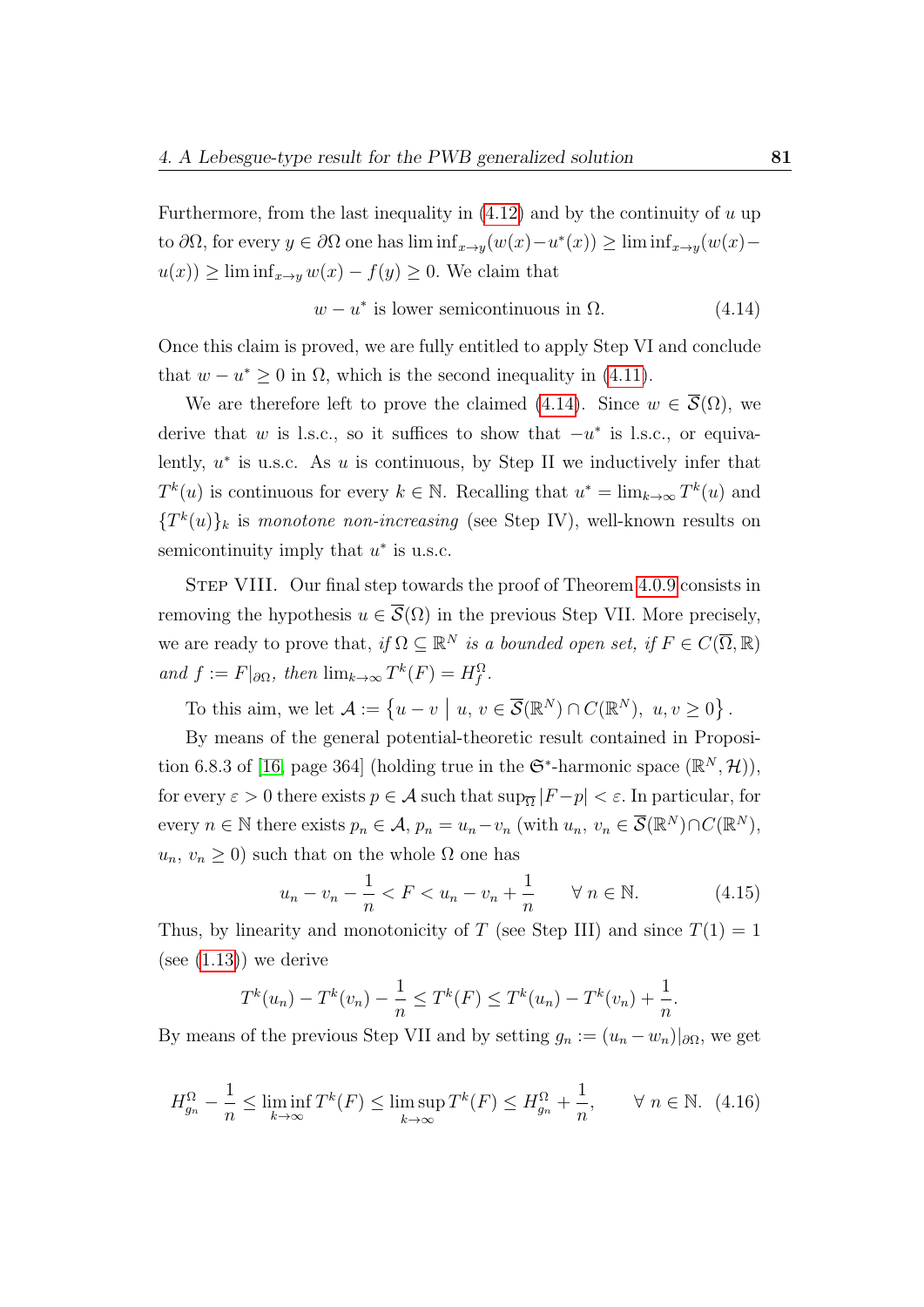Furthermore, from the last inequality in (4.12) and by the continuity of $u$ up to $\partial\Omega$, for every $y \in \partial\Omega$ one has $\liminf_{x\to y}(w(x)-u^*(x)) \geq \liminf_{x\to y}(w(x)-u(x)) \geq \liminf_{x\to y} w(x) - f(y) \geq 0$. We claim that

$$w - u^* \text{ is lower semicontinuous in } \Omega. \tag{4.14}$$

Once this claim is proved, we are fully entitled to apply Step VI and conclude that $w - u^* \geq 0$ in $\Omega$, which is the second inequality in (4.11).

We are therefore left to prove the claimed (4.14). Since $w \in \overline{\mathcal{S}}(\Omega)$, we derive that $w$ is l.s.c., so it suffices to show that $-u^*$ is l.s.c., or equivalently, $u^*$ is u.s.c. As $u$ is continuous, by Step II we inductively infer that $T^k(u)$ is continuous for every $k \in \mathbb{N}$. Recalling that $u^* = \lim_{k\to\infty} T^k(u)$ and $\{T^k(u)\}_k$ is *monotone non-increasing* (see Step IV), well-known results on semicontinuity imply that $u^*$ is u.s.c.

Step VIII. Our final step towards the proof of Theorem 4.0.9 consists in removing the hypothesis $u \in \overline{\mathcal{S}}(\Omega)$ in the previous Step VII. More precisely, we are ready to prove that, *if $\Omega \subseteq \mathbb{R}^N$ is a bounded open set, if $F \in C(\overline{\Omega}, \mathbb{R})$ and $f := F|_{\partial\Omega}$, then $\lim_{k\to\infty} T^k(F) = H_f^\Omega$.*

To this aim, we let $\mathcal{A} := \left\{ u - v \;\middle|\; u,\, v \in \overline{\mathcal{S}}(\mathbb{R}^N) \cap C(\mathbb{R}^N),\ u, v \geq 0 \right\}$.

By means of the general potential-theoretic result contained in Proposition 6.8.3 of [16, page 364] (holding true in the $\mathfrak{S}^*$-harmonic space $(\mathbb{R}^N, \mathcal{H})$), for every $\varepsilon > 0$ there exists $p \in \mathcal{A}$ such that $\sup_{\overline{\Omega}} |F - p| < \varepsilon$. In particular, for every $n \in \mathbb{N}$ there exists $p_n \in \mathcal{A}$, $p_n = u_n - v_n$ (with $u_n, v_n \in \overline{\mathcal{S}}(\mathbb{R}^N) \cap C(\mathbb{R}^N)$, $u_n, v_n \geq 0$) such that on the whole $\Omega$ one has

$$u_n - v_n - \frac{1}{n} < F < u_n - v_n + \frac{1}{n} \qquad \forall\, n \in \mathbb{N}. \tag{4.15}$$

Thus, by linearity and monotonicity of $T$ (see Step III) and since $T(1) = 1$ (see (1.13)) we derive

$$T^k(u_n) - T^k(v_n) - \frac{1}{n} \leq T^k(F) \leq T^k(u_n) - T^k(v_n) + \frac{1}{n}.$$

By means of the previous Step VII and by setting $g_n := (u_n - w_n)|_{\partial\Omega}$, we get

$$H_{g_n}^\Omega - \frac{1}{n} \leq \liminf_{k\to\infty} T^k(F) \leq \limsup_{k\to\infty} T^k(F) \leq H_{g_n}^\Omega + \frac{1}{n}, \qquad \forall\, n \in \mathbb{N}. \tag{4.16}$$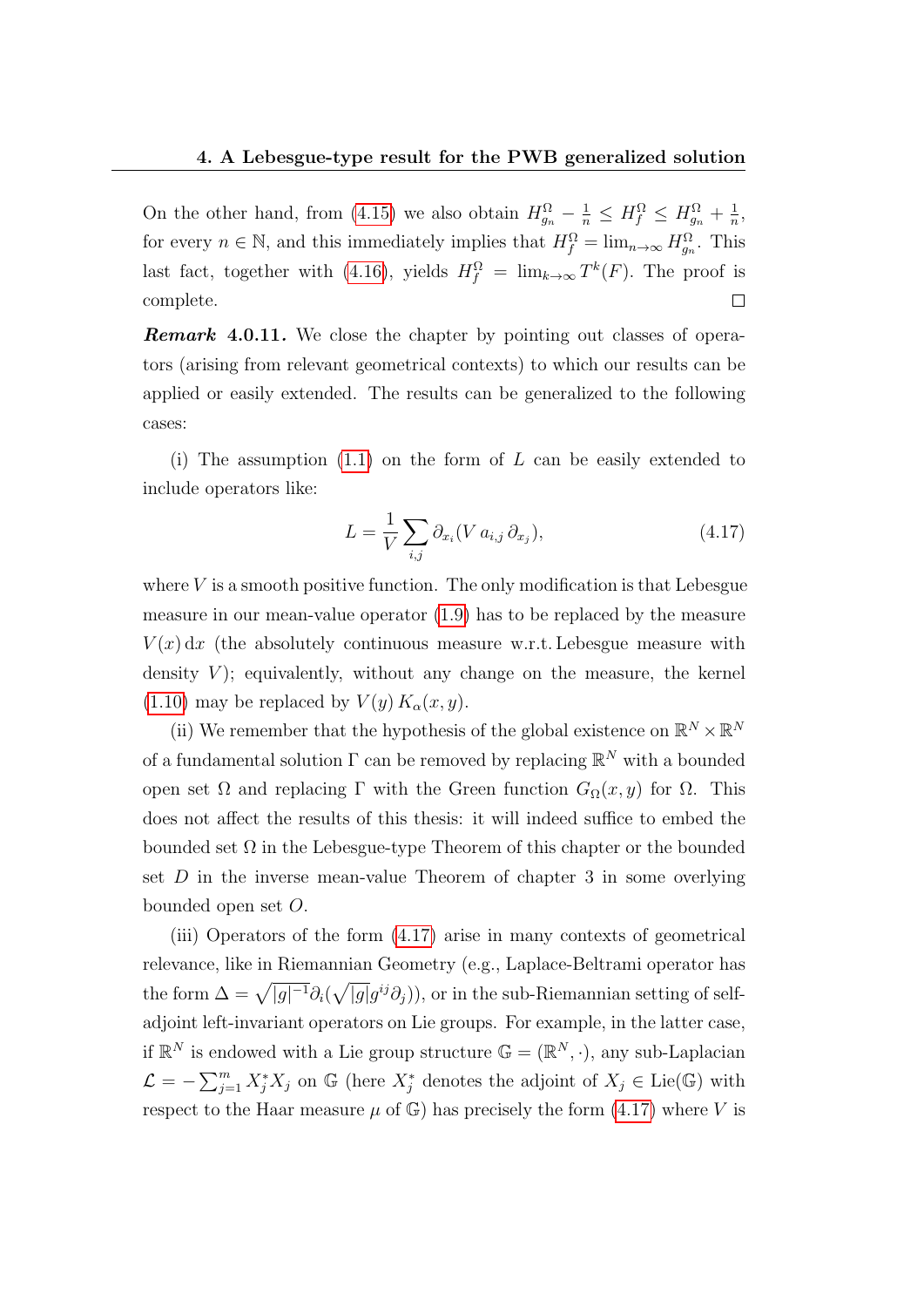On the other hand, from (4.15) we also obtain $H_{g_n}^{\Omega} - \frac{1}{n} \le H_f^{\Omega} \le H_{g_n}^{\Omega} + \frac{1}{n}$, for every $n \in \mathbb{N}$, and this immediately implies that $H_f^{\Omega} = \lim_{n \to \infty} H_{g_n}^{\Omega}$. This last fact, together with (4.16), yields $H_f^{\Omega} = \lim_{k\to\infty} T^k(F)$. The proof is complete. □

***Remark* 4.0.11.** We close the chapter by pointing out classes of operators (arising from relevant geometrical contexts) to which our results can be applied or easily extended. The results can be generalized to the following cases:

(i) The assumption (1.1) on the form of $L$ can be easily extended to include operators like:

$$L = \frac{1}{V} \sum_{i,j} \partial_{x_i}(V\, a_{i,j}\, \partial_{x_j}), \tag{4.17}$$

where $V$ is a smooth positive function. The only modification is that Lebesgue measure in our mean-value operator (1.9) has to be replaced by the measure $V(x)\,\mathrm{d}x$ (the absolutely continuous measure w.r.t. Lebesgue measure with density $V$); equivalently, without any change on the measure, the kernel (1.10) may be replaced by $V(y)\, K_\alpha(x, y)$.

(ii) We remember that the hypothesis of the global existence on $\mathbb{R}^N \times \mathbb{R}^N$ of a fundamental solution $\Gamma$ can be removed by replacing $\mathbb{R}^N$ with a bounded open set $\Omega$ and replacing $\Gamma$ with the Green function $G_\Omega(x, y)$ for $\Omega$. This does not affect the results of this thesis: it will indeed suffice to embed the bounded set $\Omega$ in the Lebesgue-type Theorem of this chapter or the bounded set $D$ in the inverse mean-value Theorem of chapter 3 in some overlying bounded open set $O$.

(iii) Operators of the form (4.17) arise in many contexts of geometrical relevance, like in Riemannian Geometry (e.g., Laplace-Beltrami operator has the form $\Delta = \sqrt{|g|^{-1}}\partial_i(\sqrt{|g|}g^{ij}\partial_j)$), or in the sub-Riemannian setting of self-adjoint left-invariant operators on Lie groups. For example, in the latter case, if $\mathbb{R}^N$ is endowed with a Lie group structure $\mathbb{G} = (\mathbb{R}^N, \cdot)$, any sub-Laplacian $\mathcal{L} = -\sum_{j=1}^m X_j^* X_j$ on $\mathbb{G}$ (here $X_j^*$ denotes the adjoint of $X_j \in \mathrm{Lie}(\mathbb{G})$ with respect to the Haar measure $\mu$ of $\mathbb{G}$) has precisely the form (4.17) where $V$ is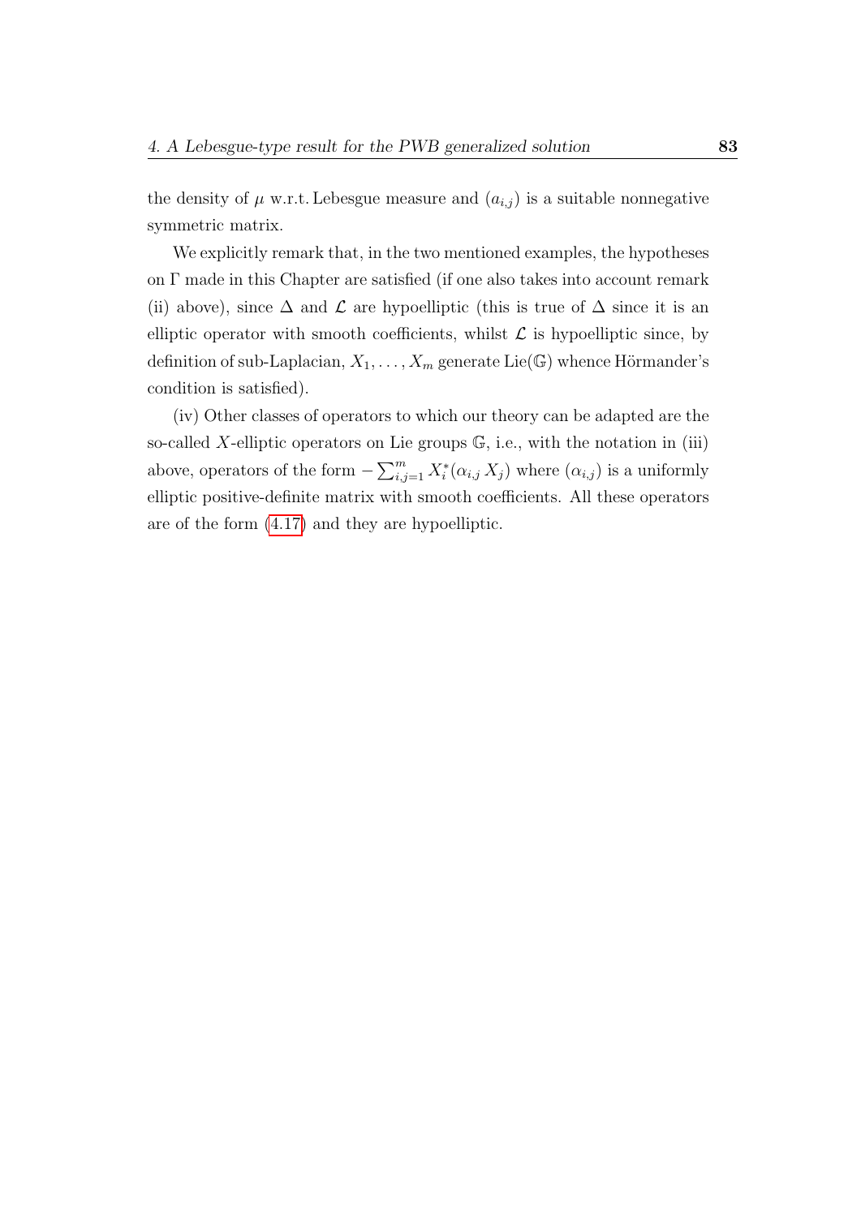the density of $\mu$ w.r.t. Lebesgue measure and $(a_{i,j})$ is a suitable nonnegative symmetric matrix.

We explicitly remark that, in the two mentioned examples, the hypotheses on $\Gamma$ made in this Chapter are satisfied (if one also takes into account remark (ii) above), since $\Delta$ and $\mathcal{L}$ are hypoelliptic (this is true of $\Delta$ since it is an elliptic operator with smooth coefficients, whilst $\mathcal{L}$ is hypoelliptic since, by definition of sub-Laplacian, $X_1, \ldots, X_m$ generate $\mathrm{Lie}(\mathbb{G})$ whence Hörmander's condition is satisfied).

(iv) Other classes of operators to which our theory can be adapted are the so-called $X$-elliptic operators on Lie groups $\mathbb{G}$, i.e., with the notation in (iii) above, operators of the form $-\sum_{i,j=1}^{m} X_i^*(\alpha_{i,j}\, X_j)$ where $(\alpha_{i,j})$ is a uniformly elliptic positive-definite matrix with smooth coefficients. All these operators are of the form (4.17) and they are hypoelliptic.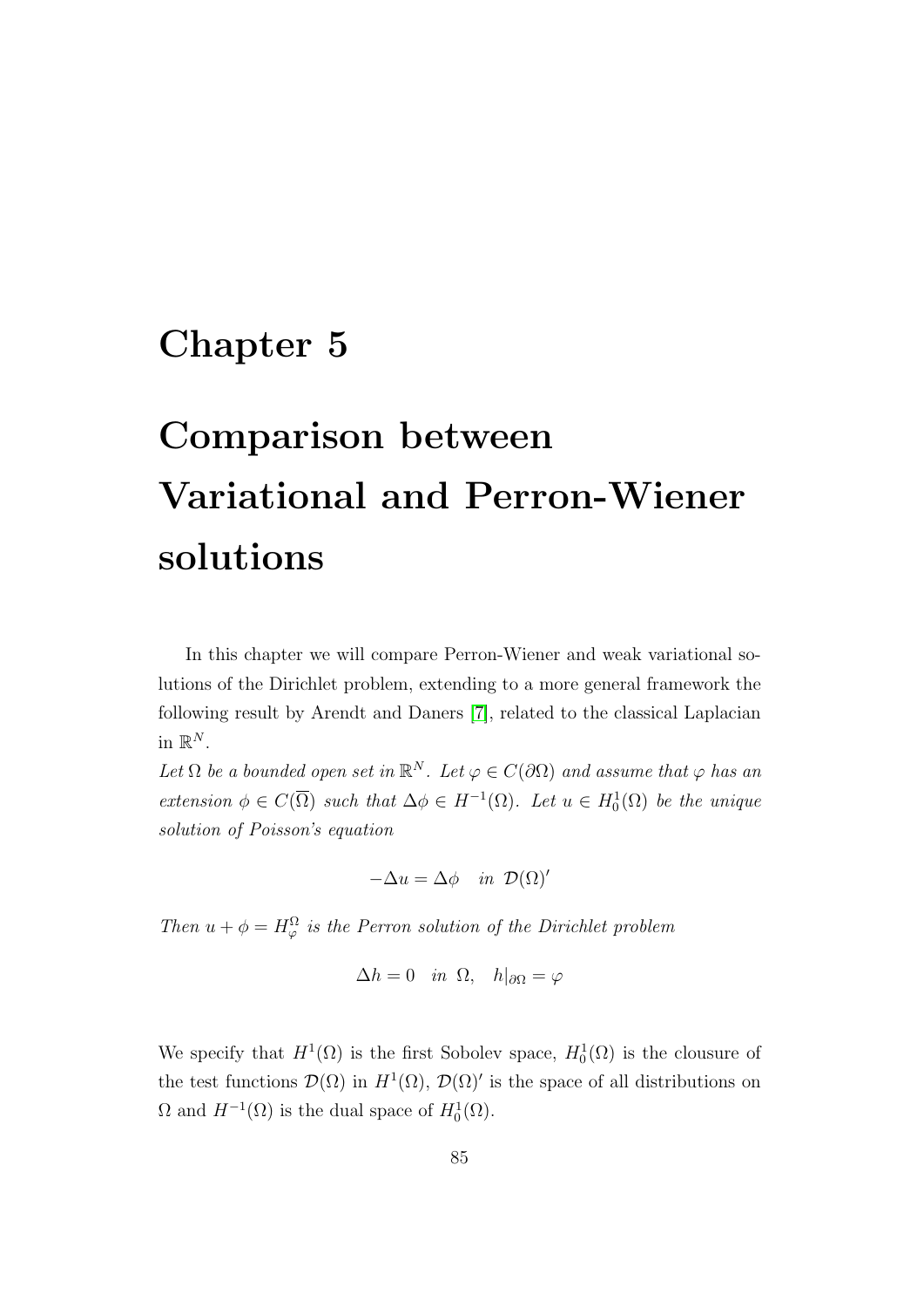# Chapter 5

# Comparison between Variational and Perron-Wiener solutions

In this chapter we will compare Perron-Wiener and weak variational solutions of the Dirichlet problem, extending to a more general framework the following result by Arendt and Daners [7], related to the classical Laplacian in $\mathbb{R}^N$.

*Let $\Omega$ be a bounded open set in $\mathbb{R}^N$. Let $\varphi \in C(\partial\Omega)$ and assume that $\varphi$ has an extension $\phi \in C(\overline{\Omega})$ such that $\Delta\phi \in H^{-1}(\Omega)$. Let $u \in H_0^1(\Omega)$ be the unique solution of Poisson's equation*

$$-\Delta u = \Delta\phi \quad \text{in } \mathcal{D}(\Omega)'$$

*Then $u + \phi = H_\varphi^\Omega$ is the Perron solution of the Dirichlet problem*

$$\Delta h = 0 \quad \text{in } \Omega, \quad h|_{\partial\Omega} = \varphi$$

We specify that $H^1(\Omega)$ is the first Sobolev space, $H_0^1(\Omega)$ is the clousure of the test functions $\mathcal{D}(\Omega)$ in $H^1(\Omega)$, $\mathcal{D}(\Omega)'$ is the space of all distributions on $\Omega$ and $H^{-1}(\Omega)$ is the dual space of $H_0^1(\Omega)$.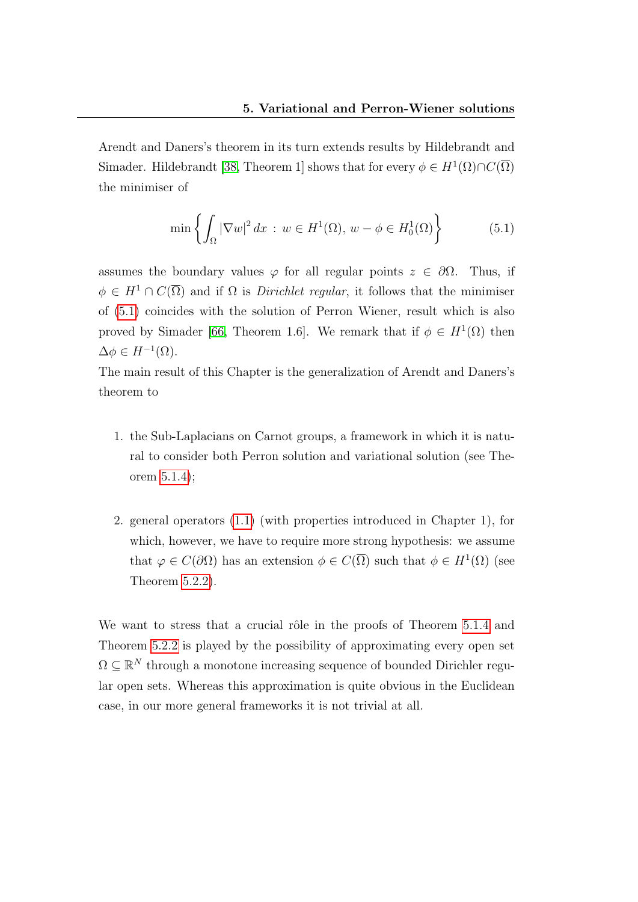Arendt and Daners's theorem in its turn extends results by Hildebrandt and Simader. Hildebrandt [38, Theorem 1] shows that for every $\phi \in H^1(\Omega) \cap C(\overline{\Omega})$ the minimiser of

$$\min \left\{ \int_\Omega |\nabla w|^2 \, dx \, : \, w \in H^1(\Omega), \, w - \phi \in H^1_0(\Omega) \right\} \tag{5.1}$$

assumes the boundary values $\varphi$ for all regular points $z \in \partial\Omega$. Thus, if $\phi \in H^1 \cap C(\overline{\Omega})$ and if $\Omega$ is *Dirichlet regular*, it follows that the minimiser of (5.1) coincides with the solution of Perron Wiener, result which is also proved by Simader [66, Theorem 1.6]. We remark that if $\phi \in H^1(\Omega)$ then $\Delta\phi \in H^{-1}(\Omega)$.

The main result of this Chapter is the generalization of Arendt and Daners's theorem to

1. the Sub-Laplacians on Carnot groups, a framework in which it is natural to consider both Perron solution and variational solution (see Theorem 5.1.4);

2. general operators (1.1) (with properties introduced in Chapter 1), for which, however, we have to require more strong hypothesis: we assume that $\varphi \in C(\partial\Omega)$ has an extension $\phi \in C(\overline{\Omega})$ such that $\phi \in H^1(\Omega)$ (see Theorem 5.2.2).

We want to stress that a crucial rôle in the proofs of Theorem 5.1.4 and Theorem 5.2.2 is played by the possibility of approximating every open set $\Omega \subseteq \mathbb{R}^N$ through a monotone increasing sequence of bounded Dirichlet regular open sets. Whereas this approximation is quite obvious in the Euclidean case, in our more general frameworks it is not trivial at all.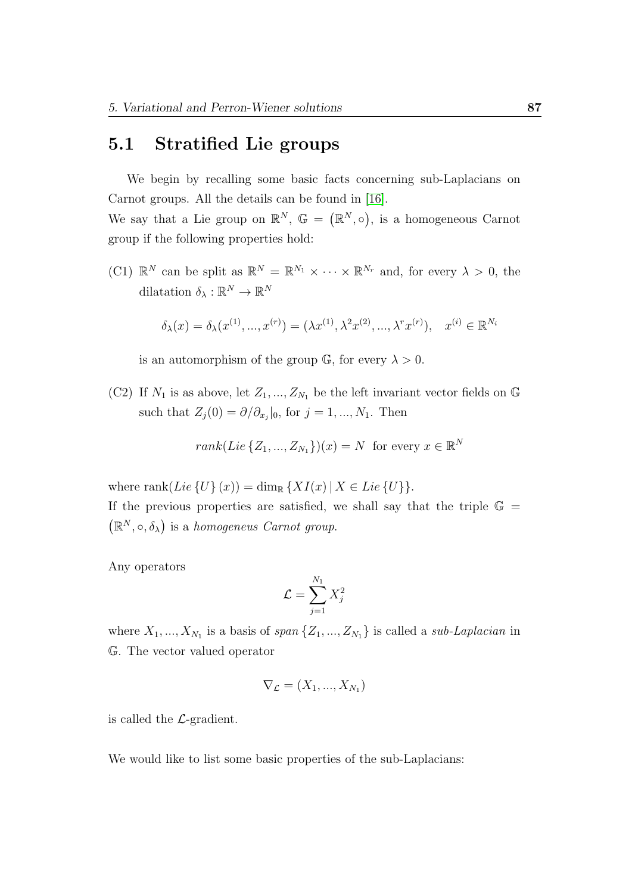## 5.1 Stratified Lie groups

We begin by recalling some basic facts concerning sub-Laplacians on Carnot groups. All the details can be found in [16].
We say that a Lie group on $\mathbb{R}^N$, $\mathbb{G} = \left(\mathbb{R}^N, \circ\right)$, is a homogeneous Carnot group if the following properties hold:

(C1) $\mathbb{R}^N$ can be split as $\mathbb{R}^N = \mathbb{R}^{N_1} \times \cdots \times \mathbb{R}^{N_r}$ and, for every $\lambda > 0$, the dilatation $\delta_\lambda : \mathbb{R}^N \to \mathbb{R}^N$

$$\delta_\lambda(x) = \delta_\lambda(x^{(1)}, ..., x^{(r)}) = (\lambda x^{(1)}, \lambda^2 x^{(2)}, ..., \lambda^r x^{(r)}), \quad x^{(i)} \in \mathbb{R}^{N_i}$$

is an automorphism of the group $\mathbb{G}$, for every $\lambda > 0$.

(C2) If $N_1$ is as above, let $Z_1, ..., Z_{N_1}$ be the left invariant vector fields on $\mathbb{G}$ such that $Z_j(0) = \partial/\partial_{x_j}|_0$, for $j = 1, ..., N_1$. Then

$$rank(Lie\,\{Z_1, ..., Z_{N_1}\})(x) = N \text{ for every } x \in \mathbb{R}^N$$

where $\text{rank}(Lie\,\{U\}\,(x)) = \dim_{\mathbb{R}}\{XI(x)\,|\,X \in Lie\,\{U\}\}$.
If the previous properties are satisfied, we shall say that the triple $\mathbb{G} = \left(\mathbb{R}^N, \circ, \delta_\lambda\right)$ is a *homogeneus Carnot group*.

Any operators

$$\mathcal{L} = \sum_{j=1}^{N_1} X_j^2$$

where $X_1, ..., X_{N_1}$ is a basis of *span* $\{Z_1, ..., Z_{N_1}\}$ is called a *sub-Laplacian* in $\mathbb{G}$. The vector valued operator

$$\nabla_{\mathcal{L}} = (X_1, ..., X_{N_1})$$

is called the $\mathcal{L}$-gradient.

We would like to list some basic properties of the sub-Laplacians: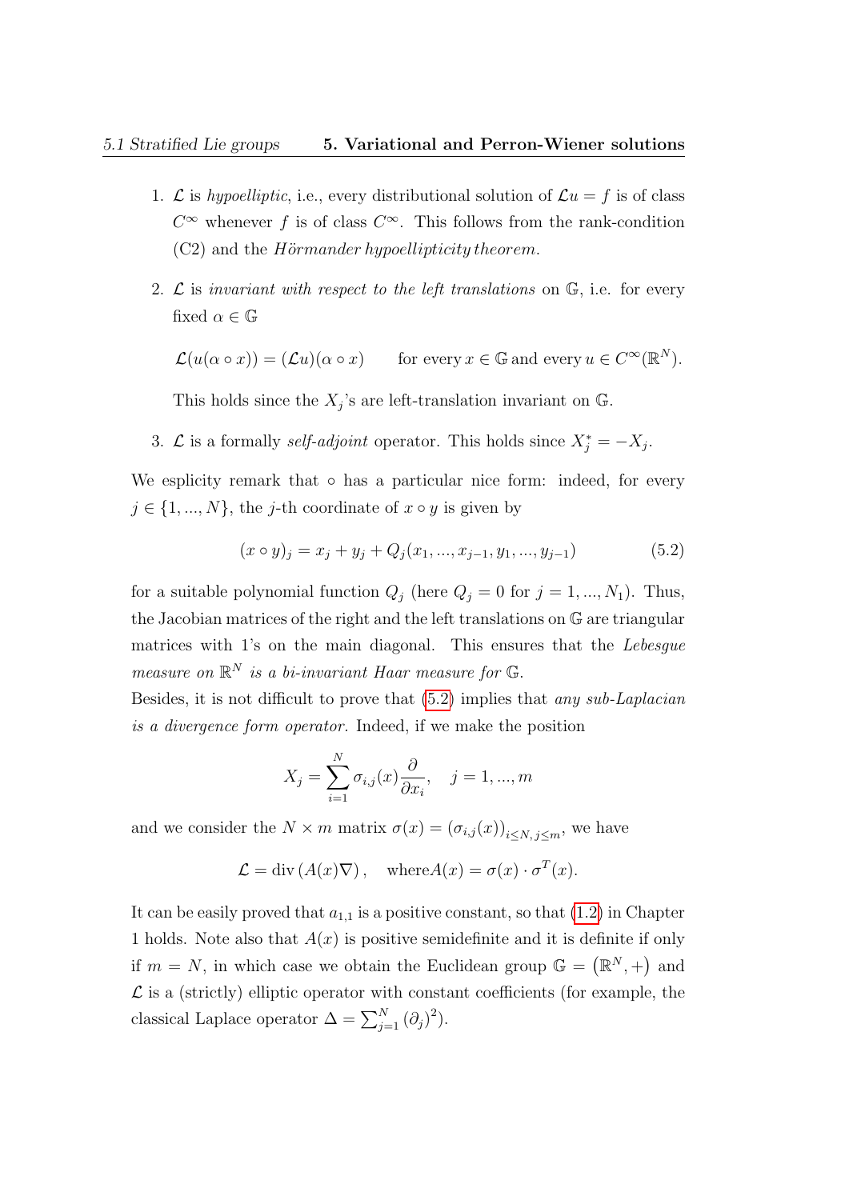1. $\mathcal{L}$ is *hypoelliptic*, i.e., every distributional solution of $\mathcal{L}u = f$ is of class $C^\infty$ whenever $f$ is of class $C^\infty$. This follows from the rank-condition (C2) and the *Hörmander hypoellipticity theorem*.

2. $\mathcal{L}$ is *invariant with respect to the left translations* on $\mathbb{G}$, i.e. for every fixed $\alpha \in \mathbb{G}$

$$\mathcal{L}(u(\alpha \circ x)) = (\mathcal{L}u)(\alpha \circ x) \qquad \text{for every } x \in \mathbb{G} \text{ and every } u \in C^\infty(\mathbb{R}^N).$$

   This holds since the $X_j$'s are left-translation invariant on $\mathbb{G}$.

3. $\mathcal{L}$ is a formally *self-adjoint* operator. This holds since $X_j^* = -X_j$.

We esplicity remark that $\circ$ has a particular nice form: indeed, for every $j \in \{1, ..., N\}$, the $j$-th coordinate of $x \circ y$ is given by

$$(x \circ y)_j = x_j + y_j + Q_j(x_1, ..., x_{j-1}, y_1, ..., y_{j-1}) \tag{5.2}$$

for a suitable polynomial function $Q_j$ (here $Q_j = 0$ for $j = 1, ..., N_1$). Thus, the Jacobian matrices of the right and the left translations on $\mathbb{G}$ are triangular matrices with 1's on the main diagonal. This ensures that the *Lebesgue measure on $\mathbb{R}^N$ is a bi-invariant Haar measure for $\mathbb{G}$.*
Besides, it is not difficult to prove that (5.2) implies that *any sub-Laplacian is a divergence form operator*. Indeed, if we make the position

$$X_j = \sum_{i=1}^{N} \sigma_{i,j}(x) \frac{\partial}{\partial x_i}, \quad j = 1, ..., m$$

and we consider the $N \times m$ matrix $\sigma(x) = (\sigma_{i,j}(x))_{i \le N, j \le m}$, we have

$$\mathcal{L} = \operatorname{div}(A(x)\nabla), \quad \text{where} A(x) = \sigma(x) \cdot \sigma^T(x).$$

It can be easily proved that $a_{1,1}$ is a positive constant, so that (1.2) in Chapter 1 holds. Note also that $A(x)$ is positive semidefinite and it is definite if only if $m = N$, in which case we obtain the Euclidean group $\mathbb{G} = (\mathbb{R}^N, +)$ and $\mathcal{L}$ is a (strictly) elliptic operator with constant coefficients (for example, the classical Laplace operator $\Delta = \sum_{j=1}^{N} (\partial_j)^2$).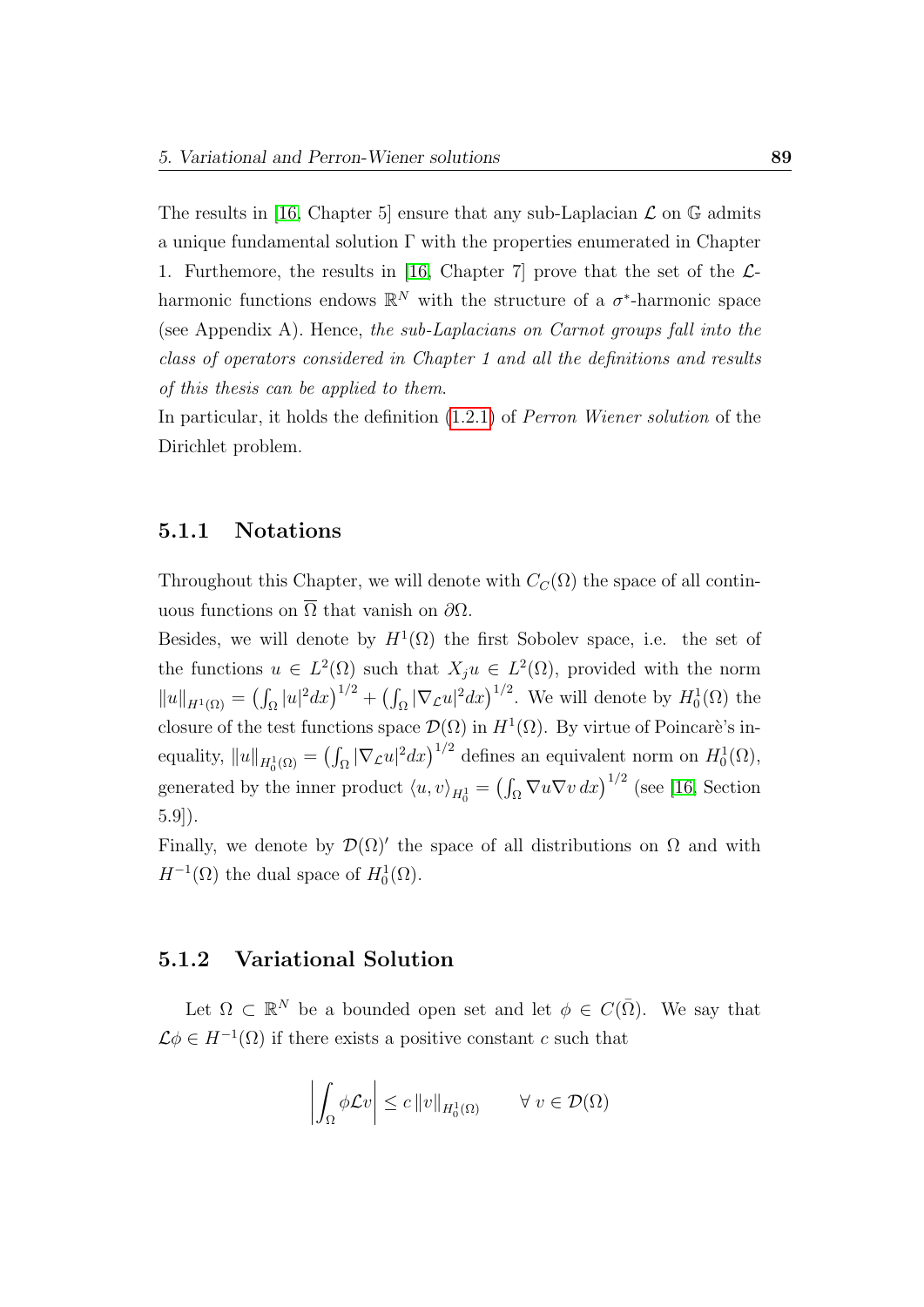The results in [16, Chapter 5] ensure that any sub-Laplacian $\mathcal{L}$ on $\mathbb{G}$ admits a unique fundamental solution $\Gamma$ with the properties enumerated in Chapter 1. Furthemore, the results in [16, Chapter 7] prove that the set of the $\mathcal{L}$-harmonic functions endows $\mathbb{R}^N$ with the structure of a $\sigma^*$-harmonic space (see Appendix A). Hence, *the sub-Laplacians on Carnot groups fall into the class of operators considered in Chapter 1 and all the definitions and results of this thesis can be applied to them.*
In particular, it holds the definition (1.2.1) of *Perron Wiener solution* of the Dirichlet problem.

### 5.1.1 Notations

Throughout this Chapter, we will denote with $C_C(\Omega)$ the space of all continuous functions on $\overline{\Omega}$ that vanish on $\partial\Omega$.
Besides, we will denote by $H^1(\Omega)$ the first Sobolev space, i.e. the set of the functions $u \in L^2(\Omega)$ such that $X_j u \in L^2(\Omega)$, provided with the norm $\|u\|_{H^1(\Omega)} = \left(\int_\Omega |u|^2 dx\right)^{1/2} + \left(\int_\Omega |\nabla_{\mathcal{L}} u|^2 dx\right)^{1/2}$. We will denote by $H_0^1(\Omega)$ the closure of the test functions space $\mathcal{D}(\Omega)$ in $H^1(\Omega)$. By virtue of Poincarè's inequality, $\|u\|_{H_0^1(\Omega)} = \left(\int_\Omega |\nabla_{\mathcal{L}} u|^2 dx\right)^{1/2}$ defines an equivalent norm on $H_0^1(\Omega)$, generated by the inner product $\langle u, v\rangle_{H_0^1} = \left(\int_\Omega \nabla u \nabla v \, dx\right)^{1/2}$ (see [16, Section 5.9]).
Finally, we denote by $\mathcal{D}(\Omega)'$ the space of all distributions on $\Omega$ and with $H^{-1}(\Omega)$ the dual space of $H_0^1(\Omega)$.

### 5.1.2 Variational Solution

Let $\Omega \subset \mathbb{R}^N$ be a bounded open set and let $\phi \in C(\bar{\Omega})$. We say that $\mathcal{L}\phi \in H^{-1}(\Omega)$ if there exists a positive constant $c$ such that

$$\left| \int_\Omega \phi \mathcal{L} v \right| \leq c \, \|v\|_{H_0^1(\Omega)} \qquad \forall \; v \in \mathcal{D}(\Omega)$$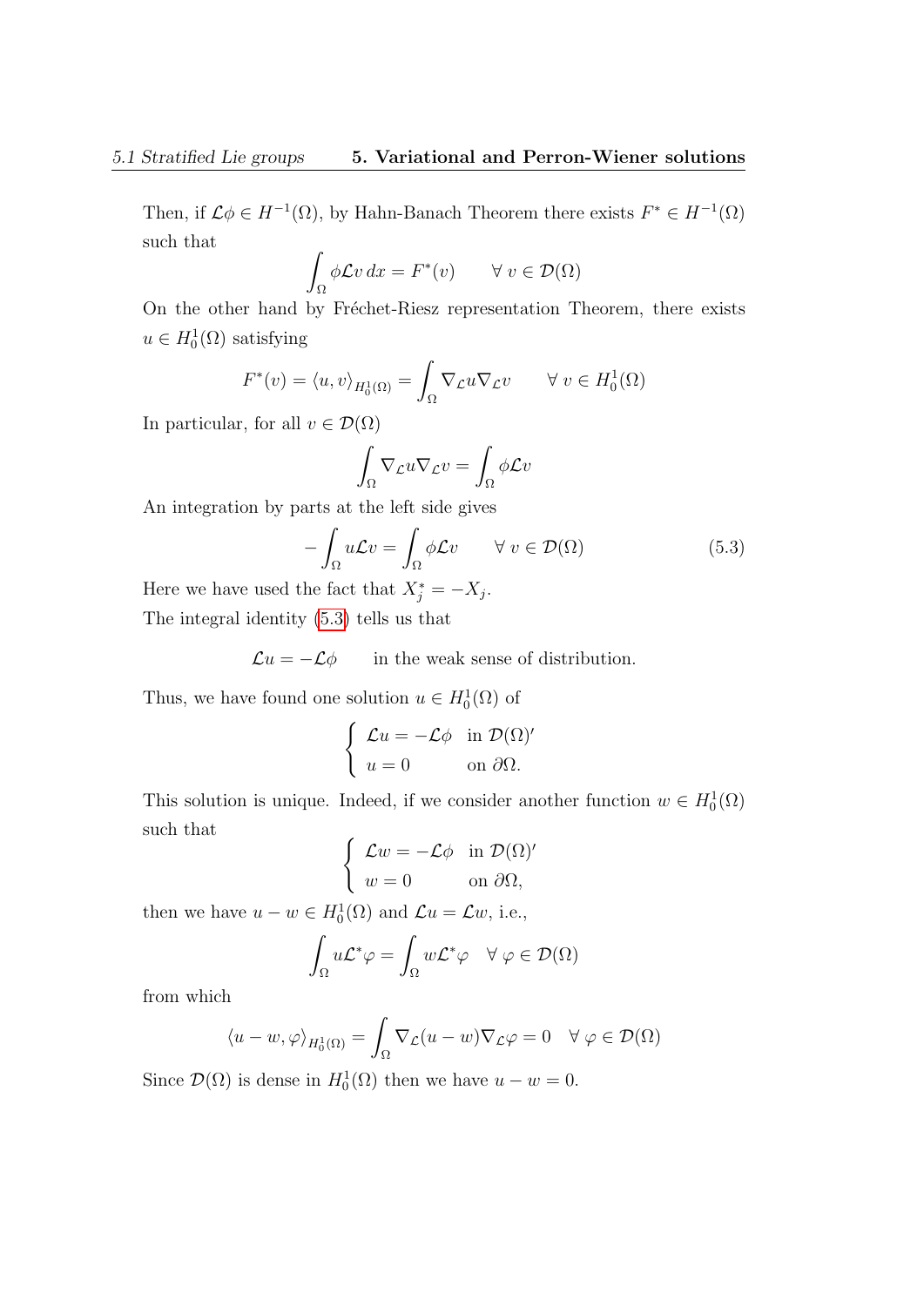Then, if $\mathcal{L}\phi \in H^{-1}(\Omega)$, by Hahn-Banach Theorem there exists $F^* \in H^{-1}(\Omega)$ such that

$$\int_\Omega \phi \mathcal{L} v \, dx = F^*(v) \qquad \forall \, v \in \mathcal{D}(\Omega)$$

On the other hand by Fréchet-Riesz representation Theorem, there exists $u \in H_0^1(\Omega)$ satisfying

$$F^*(v) = \langle u, v \rangle_{H_0^1(\Omega)} = \int_\Omega \nabla_{\mathcal{L}} u \nabla_{\mathcal{L}} v \qquad \forall \, v \in H_0^1(\Omega)$$

In particular, for all $v \in \mathcal{D}(\Omega)$

$$\int_\Omega \nabla_{\mathcal{L}} u \nabla_{\mathcal{L}} v = \int_\Omega \phi \mathcal{L} v$$

An integration by parts at the left side gives

$$-\int_\Omega u \mathcal{L} v = \int_\Omega \phi \mathcal{L} v \qquad \forall \, v \in \mathcal{D}(\Omega) \tag{5.3}$$

Here we have used the fact that $X_j^* = -X_j$.

The integral identity (5.3) tells us that

$$\mathcal{L} u = -\mathcal{L}\phi \qquad \text{in the weak sense of distribution.}$$

Thus, we have found one solution $u \in H_0^1(\Omega)$ of

$$\begin{cases} \mathcal{L} u = -\mathcal{L}\phi & \text{in } \mathcal{D}(\Omega)' \\ u = 0 & \text{on } \partial\Omega. \end{cases}$$

This solution is unique. Indeed, if we consider another function $w \in H_0^1(\Omega)$ such that

$$\begin{cases} \mathcal{L} w = -\mathcal{L}\phi & \text{in } \mathcal{D}(\Omega)' \\ w = 0 & \text{on } \partial\Omega, \end{cases}$$

then we have $u - w \in H_0^1(\Omega)$ and $\mathcal{L} u = \mathcal{L} w$, i.e.,

$$\int_\Omega u \mathcal{L}^* \varphi = \int_\Omega w \mathcal{L}^* \varphi \quad \forall \, \varphi \in \mathcal{D}(\Omega)$$

from which

$$\langle u - w, \varphi \rangle_{H_0^1(\Omega)} = \int_\Omega \nabla_{\mathcal{L}} (u - w) \nabla_{\mathcal{L}} \varphi = 0 \quad \forall \, \varphi \in \mathcal{D}(\Omega)$$

Since $\mathcal{D}(\Omega)$ is dense in $H_0^1(\Omega)$ then we have $u - w = 0$.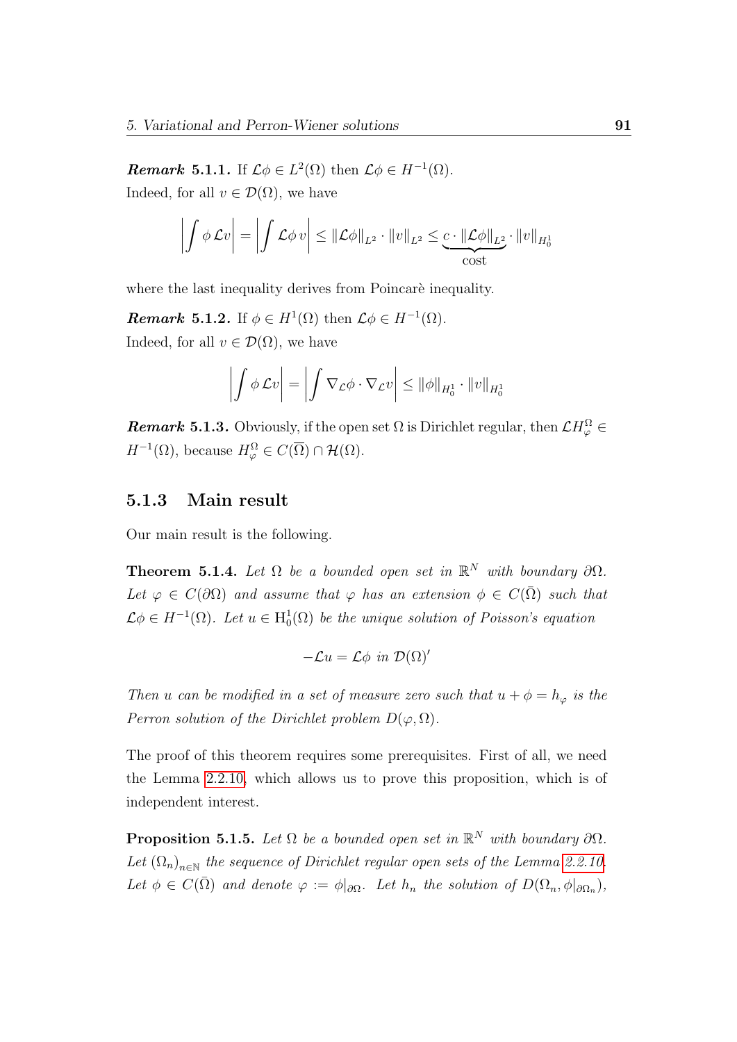***Remark* 5.1.1.** If $\mathcal{L}\phi \in L^2(\Omega)$ then $\mathcal{L}\phi \in H^{-1}(\Omega)$.
Indeed, for all $v \in \mathcal{D}(\Omega)$, we have

$$\left| \int \phi \, \mathcal{L}v \right| = \left| \int \mathcal{L}\phi \, v \right| \leq \|\mathcal{L}\phi\|_{L^2} \cdot \|v\|_{L^2} \leq \underbrace{c \cdot \|\mathcal{L}\phi\|_{L^2}}_{\text{cost}} \cdot \|v\|_{H^1_0}$$

where the last inequality derives from Poincarè inequality.

***Remark* 5.1.2.** If $\phi \in H^1(\Omega)$ then $\mathcal{L}\phi \in H^{-1}(\Omega)$.
Indeed, for all $v \in \mathcal{D}(\Omega)$, we have

$$\left| \int \phi \, \mathcal{L}v \right| = \left| \int \nabla_{\mathcal{L}}\phi \cdot \nabla_{\mathcal{L}}v \right| \leq \|\phi\|_{H^1_0} \cdot \|v\|_{H^1_0}$$

***Remark* 5.1.3.** Obviously, if the open set $\Omega$ is Dirichlet regular, then $\mathcal{L}H^{\Omega}_{\varphi} \in H^{-1}(\Omega)$, because $H^{\Omega}_{\varphi} \in C(\overline{\Omega}) \cap \mathcal{H}(\Omega)$.

### 5.1.3 Main result

Our main result is the following.

**Theorem 5.1.4.** *Let $\Omega$ be a bounded open set in $\mathbb{R}^N$ with boundary $\partial\Omega$. Let $\varphi \in C(\partial\Omega)$ and assume that $\varphi$ has an extension $\phi \in C(\bar{\Omega})$ such that $\mathcal{L}\phi \in H^{-1}(\Omega)$. Let $u \in \mathrm{H}^1_0(\Omega)$ be the unique solution of Poisson's equation*

$$-\mathcal{L}u = \mathcal{L}\phi \ \text{in} \ \mathcal{D}(\Omega)'$$

*Then $u$ can be modified in a set of measure zero such that $u + \phi = h_{\varphi}$ is the Perron solution of the Dirichlet problem $D(\varphi, \Omega)$.*

The proof of this theorem requires some prerequisites. First of all, we need the Lemma 2.2.10, which allows us to prove this proposition, which is of independent interest.

**Proposition 5.1.5.** *Let $\Omega$ be a bounded open set in $\mathbb{R}^N$ with boundary $\partial\Omega$. Let $(\Omega_n)_{n\in\mathbb{N}}$ the sequence of Dirichlet regular open sets of the Lemma 2.2.10. Let $\phi \in C(\bar{\Omega})$ and denote $\varphi := \phi|_{\partial\Omega}$. Let $h_n$ the solution of $D(\Omega_n, \phi|_{\partial\Omega_n})$,*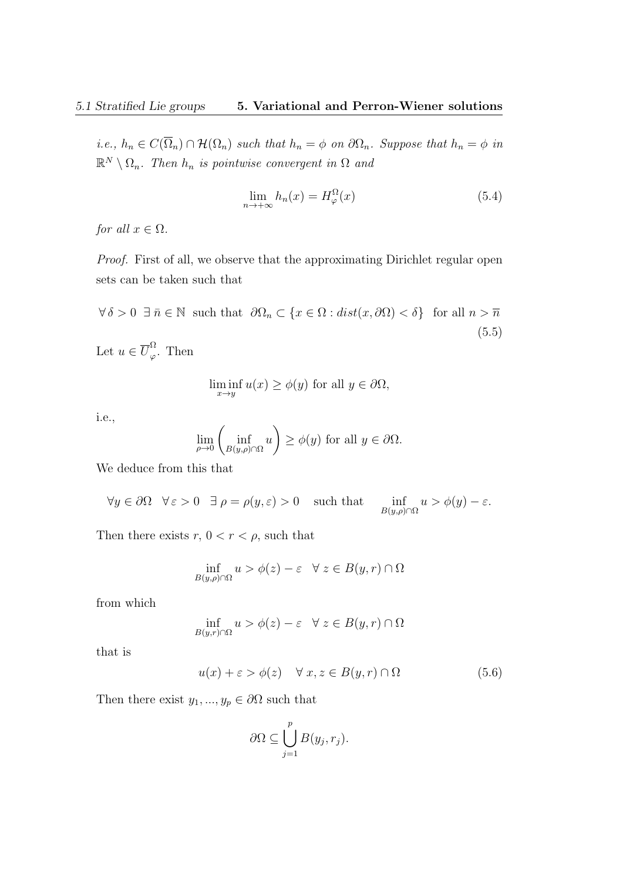*i.e.,* $h_n \in C(\overline{\Omega}_n) \cap \mathcal{H}(\Omega_n)$ *such that* $h_n = \phi$ *on* $\partial\Omega_n$. *Suppose that* $h_n = \phi$ *in* $\mathbb{R}^N \setminus \Omega_n$. *Then* $h_n$ *is pointwise convergent in* $\Omega$ *and*

$$\lim_{n\to+\infty} h_n(x) = H_\varphi^\Omega(x) \tag{5.4}$$

*for all* $x \in \Omega$.

*Proof.* First of all, we observe that the approximating Dirichlet regular open sets can be taken such that

$$\forall\, \delta > 0 \;\; \exists\, \bar{n} \in \mathbb{N} \;\; \text{such that} \;\; \partial\Omega_n \subset \{x \in \Omega : dist(x, \partial\Omega) < \delta\} \;\; \text{for all } n > \overline{n} \tag{5.5}$$

Let $u \in \overline{U}_\varphi^\Omega$. Then

$$\liminf_{x\to y} u(x) \geq \phi(y) \text{ for all } y \in \partial\Omega,$$

i.e.,

$$\lim_{\rho\to 0}\left(\inf_{B(y,\rho)\cap\Omega} u\right) \geq \phi(y) \text{ for all } y \in \partial\Omega.$$

We deduce from this that

$$\forall y \in \partial\Omega \quad \forall\, \varepsilon > 0 \quad \exists\, \rho = \rho(y,\varepsilon) > 0 \quad \text{such that} \qquad \inf_{B(y,\rho)\cap\Omega} u > \phi(y) - \varepsilon.$$

Then there exists $r$, $0 < r < \rho$, such that

$$\inf_{B(y,\rho)\cap\Omega} u > \phi(z) - \varepsilon \quad \forall\, z \in B(y,r) \cap \Omega$$

from which

$$\inf_{B(y,r)\cap\Omega} u > \phi(z) - \varepsilon \quad \forall\, z \in B(y,r) \cap \Omega$$

that is

$$u(x) + \varepsilon > \phi(z) \quad \forall\, x, z \in B(y,r) \cap \Omega \tag{5.6}$$

Then there exist $y_1, ..., y_p \in \partial\Omega$ such that

$$\partial\Omega \subseteq \bigcup_{j=1}^{p} B(y_j, r_j).$$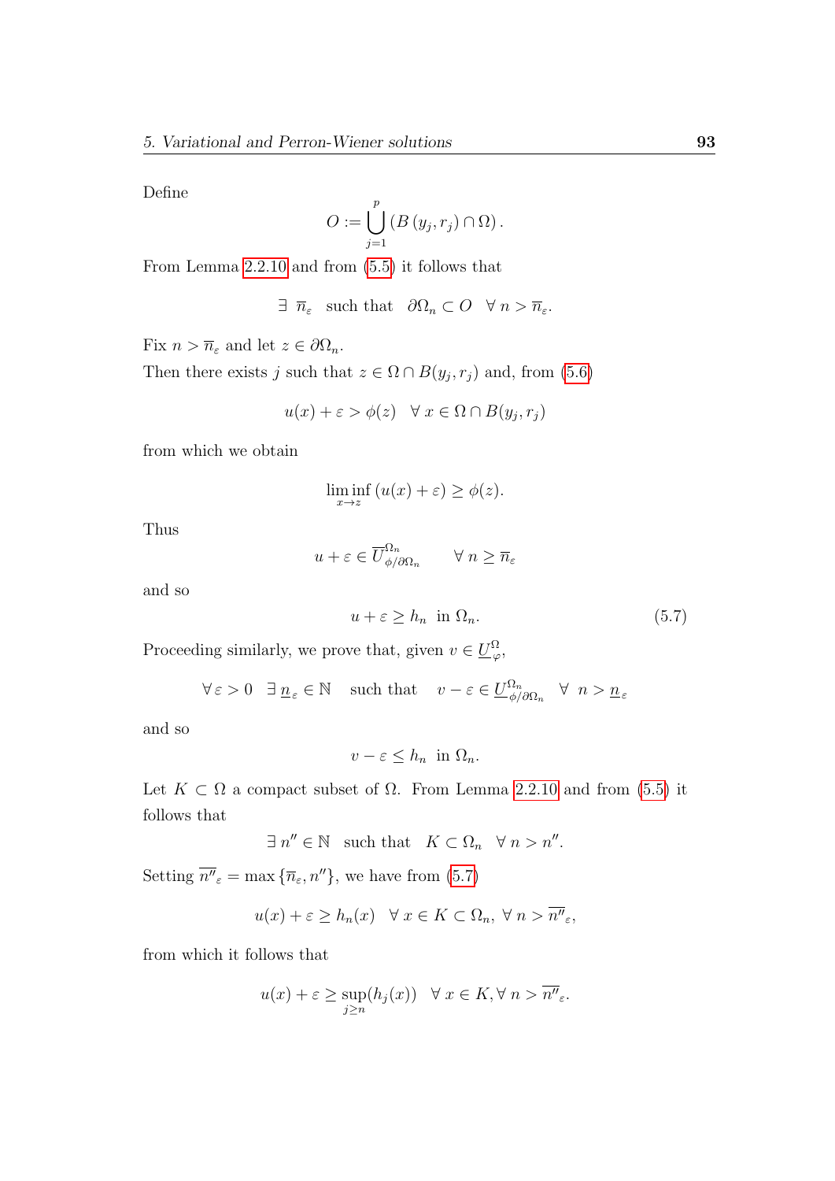Define

$$O := \bigcup_{j=1}^{p} \left( B\left(y_j, r_j\right) \cap \Omega \right).$$

From Lemma 2.2.10 and from (5.5) it follows that

$$\exists \ \overline{n}_\varepsilon \quad \text{such that} \quad \partial\Omega_n \subset O \quad \forall \ n > \overline{n}_\varepsilon.$$

Fix $n > \overline{n}_\varepsilon$ and let $z \in \partial\Omega_n$.
Then there exists $j$ such that $z \in \Omega \cap B(y_j, r_j)$ and, from (5.6)

$$u(x) + \varepsilon > \phi(z) \quad \forall \ x \in \Omega \cap B(y_j, r_j)$$

from which we obtain

$$\liminf_{x \to z} \left( u(x) + \varepsilon \right) \geq \phi(z).$$

Thus

$$u + \varepsilon \in \overline{U}^{\Omega_n}_{\phi/\partial\Omega_n} \qquad \forall \ n \geq \overline{n}_\varepsilon$$

and so

$$u + \varepsilon \geq h_n \ \text{ in } \Omega_n. \tag{5.7}$$

Proceeding similarly, we prove that, given $v \in \underline{U}^{\Omega}_{\varphi}$,

$$\forall \varepsilon > 0 \quad \exists \ \underline{n}_\varepsilon \in \mathbb{N} \quad \text{ such that } \quad v - \varepsilon \in \underline{U}^{\Omega_n}_{\phi/\partial\Omega_n} \quad \forall \ \ n > \underline{n}_\varepsilon$$

and so

$$v - \varepsilon \leq h_n \ \text{ in } \Omega_n.$$

Let $K \subset \Omega$ a compact subset of $\Omega$. From Lemma 2.2.10 and from (5.5) it follows that

$$\exists \ n'' \in \mathbb{N} \quad \text{such that} \quad K \subset \Omega_n \quad \forall \ n > n''.$$

Setting $\overline{n''}_\varepsilon = \max\left\{\overline{n}_\varepsilon, n''\right\}$, we have from (5.7)

$$u(x) + \varepsilon \geq h_n(x) \quad \forall \ x \in K \subset \Omega_n, \ \forall \ n > \overline{n''}_\varepsilon,$$

from which it follows that

$$u(x) + \varepsilon \geq \sup_{j \geq n} (h_j(x)) \quad \forall \ x \in K, \forall \ n > \overline{n''}_\varepsilon.$$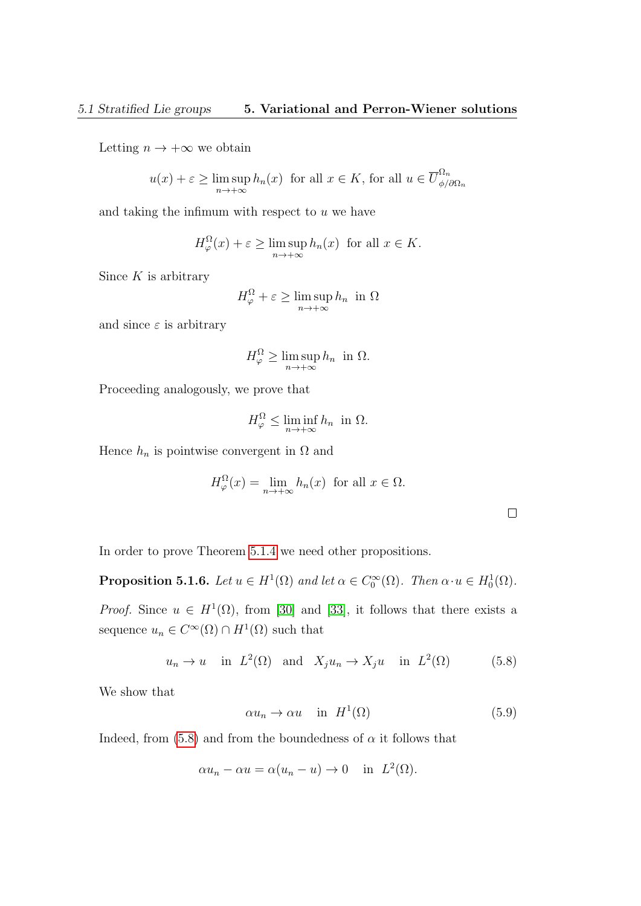Letting $n \to +\infty$ we obtain

$$u(x) + \varepsilon \geq \limsup_{n\to+\infty} h_n(x) \;\text{ for all } x \in K, \text{ for all } u \in \overline{U}^{\Omega_n}_{\phi/\partial\Omega_n}$$

and taking the infimum with respect to $u$ we have

$$H^{\Omega}_{\varphi}(x) + \varepsilon \geq \limsup_{n\to+\infty} h_n(x) \;\text{ for all } x \in K.$$

Since $K$ is arbitrary

$$H^{\Omega}_{\varphi} + \varepsilon \geq \limsup_{n\to+\infty} h_n \;\text{ in } \Omega$$

and since $\varepsilon$ is arbitrary

$$H^{\Omega}_{\varphi} \geq \limsup_{n\to+\infty} h_n \;\text{ in } \Omega.$$

Proceeding analogously, we prove that

$$H^{\Omega}_{\varphi} \leq \liminf_{n\to+\infty} h_n \;\text{ in } \Omega.$$

Hence $h_n$ is pointwise convergent in $\Omega$ and

$$H^{\Omega}_{\varphi}(x) = \lim_{n\to+\infty} h_n(x) \;\text{ for all } x \in \Omega.$$

$\square$

In order to prove Theorem 5.1.4 we need other propositions.

**Proposition 5.1.6.** *Let $u \in H^1(\Omega)$ and let $\alpha \in C_0^\infty(\Omega)$. Then $\alpha \cdot u \in H^1_0(\Omega)$.*

*Proof.* Since $u \in H^1(\Omega)$, from [30] and [33], it follows that there exists a sequence $u_n \in C^\infty(\Omega) \cap H^1(\Omega)$ such that

$$u_n \to u \quad \text{in } \; L^2(\Omega) \quad \text{and} \quad X_j u_n \to X_j u \quad \text{in } \; L^2(\Omega) \tag{5.8}$$

We show that

$$\alpha u_n \to \alpha u \quad \text{in } \; H^1(\Omega) \tag{5.9}$$

Indeed, from (5.8) and from the boundedness of $\alpha$ it follows that

$$\alpha u_n - \alpha u = \alpha(u_n - u) \to 0 \quad \text{in } \; L^2(\Omega).$$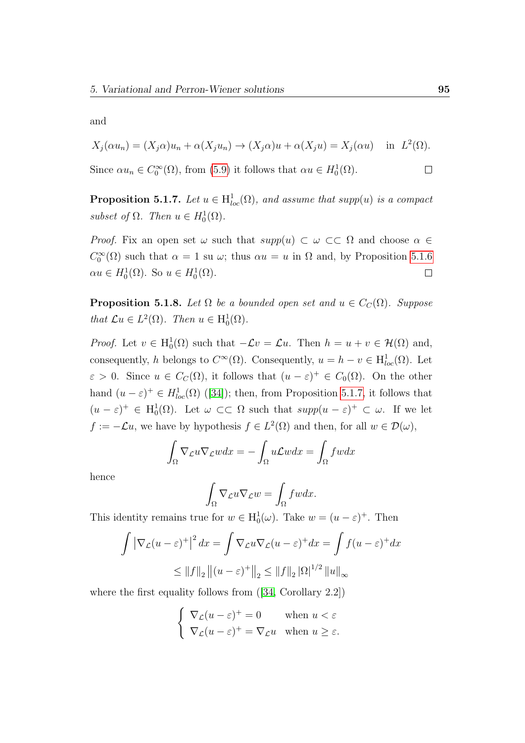and

$$X_j(\alpha u_n) = (X_j\alpha)u_n + \alpha(X_ju_n) \to (X_j\alpha)u + \alpha(X_ju) = X_j(\alpha u) \quad \text{in } L^2(\Omega).$$

Since $\alpha u_n \in C_0^\infty(\Omega)$, from (5.9) it follows that $\alpha u \in H_0^1(\Omega)$. ☐

**Proposition 5.1.7.** *Let $u \in \mathrm{H}^1_{loc}(\Omega)$, and assume that $supp(u)$ is a compact subset of $\Omega$. Then $u \in H_0^1(\Omega)$.*

*Proof.* Fix an open set $\omega$ such that $supp(u) \subset \omega \subset\subset \Omega$ and choose $\alpha \in C_0^\infty(\Omega)$ such that $\alpha = 1$ su $\omega$; thus $\alpha u = u$ in $\Omega$ and, by Proposition 5.1.6 $\alpha u \in H_0^1(\Omega)$. So $u \in H_0^1(\Omega)$. ☐

**Proposition 5.1.8.** *Let $\Omega$ be a bounded open set and $u \in C_C(\Omega)$. Suppose that $\mathcal{L}u \in L^2(\Omega)$. Then $u \in \mathrm{H}^1_0(\Omega)$.*

*Proof.* Let $v \in \mathrm{H}^1_0(\Omega)$ such that $-\mathcal{L}v = \mathcal{L}u$. Then $h = u + v \in \mathcal{H}(\Omega)$ and, consequently, $h$ belongs to $C^\infty(\Omega)$. Consequently, $u = h - v \in \mathrm{H}^1_{loc}(\Omega)$. Let $\varepsilon > 0$. Since $u \in C_C(\Omega)$, it follows that $(u-\varepsilon)^+ \in C_0(\Omega)$. On the other hand $(u-\varepsilon)^+ \in H^1_{loc}(\Omega)$ ([34]); then, from Proposition 5.1.7, it follows that $(u-\varepsilon)^+ \in \mathrm{H}^1_0(\Omega)$. Let $\omega \subset\subset \Omega$ such that $supp(u-\varepsilon)^+ \subset \omega$. If we let $f := -\mathcal{L}u$, we have by hypothesis $f \in L^2(\Omega)$ and then, for all $w \in \mathcal{D}(\omega)$,

$$\int_\Omega \nabla_{\mathcal{L}} u \nabla_{\mathcal{L}} w dx = -\int_\Omega u \mathcal{L} w dx = \int_\Omega f w dx$$

hence

$$\int_\Omega \nabla_{\mathcal{L}} u \nabla_{\mathcal{L}} w = \int_\Omega f w dx.$$

This identity remains true for $w \in \mathrm{H}^1_0(\omega)$. Take $w = (u-\varepsilon)^+$. Then

$$\int \left|\nabla_{\mathcal{L}}(u-\varepsilon)^+\right|^2 dx = \int \nabla_{\mathcal{L}} u \nabla_{\mathcal{L}}(u-\varepsilon)^+ dx = \int f(u-\varepsilon)^+ dx$$

$$\leq \|f\|_2 \left\|(u-\varepsilon)^+\right\|_2 \leq \|f\|_2 |\Omega|^{1/2} \|u\|_\infty$$

where the first equality follows from ([34, Corollary 2.2])

$$\begin{cases} \nabla_{\mathcal{L}}(u-\varepsilon)^+ = 0 & \text{when } u < \varepsilon \\ \nabla_{\mathcal{L}}(u-\varepsilon)^+ = \nabla_{\mathcal{L}} u & \text{when } u \geq \varepsilon. \end{cases}$$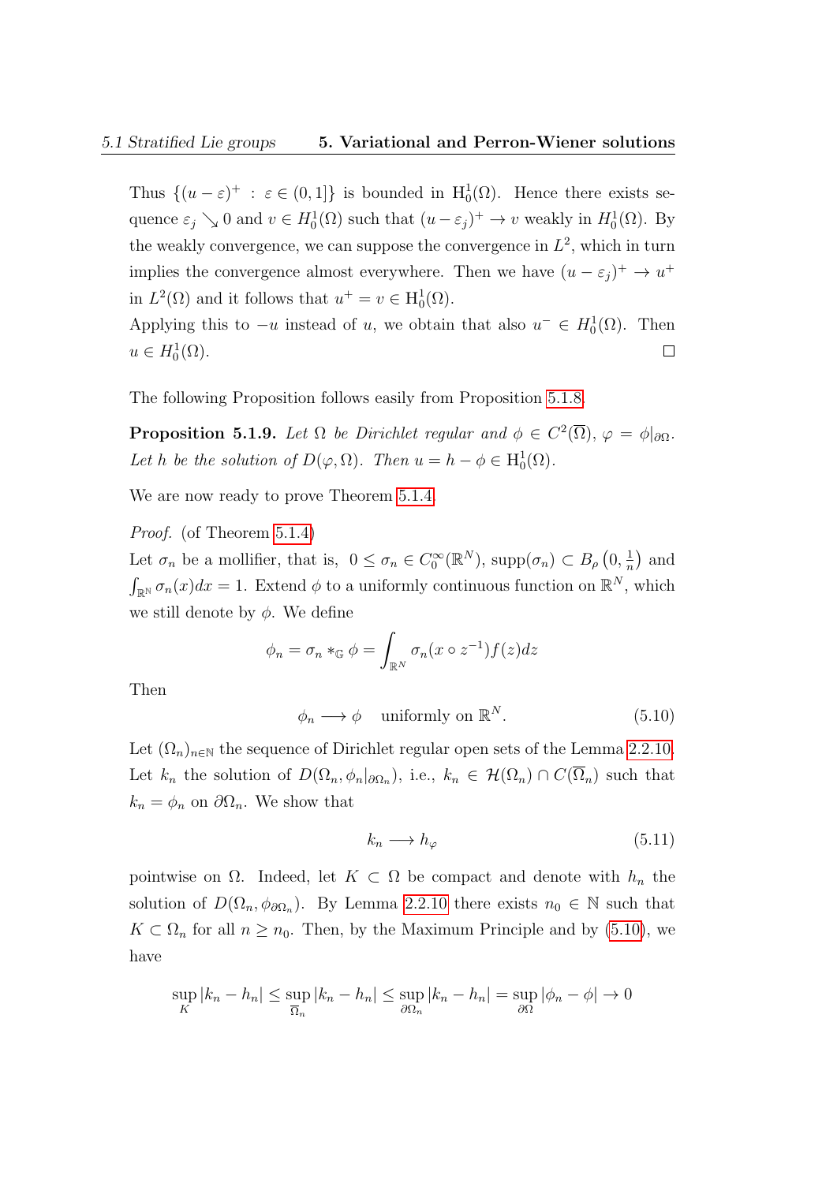Thus $\{(u-\varepsilon)^+ : \varepsilon \in (0,1]\}$ is bounded in $\mathrm{H}^1_0(\Omega)$. Hence there exists sequence $\varepsilon_j \searrow 0$ and $v \in H^1_0(\Omega)$ such that $(u-\varepsilon_j)^+ \to v$ weakly in $H^1_0(\Omega)$. By the weakly convergence, we can suppose the convergence in $L^2$, which in turn implies the convergence almost everywhere. Then we have $(u-\varepsilon_j)^+ \to u^+$ in $L^2(\Omega)$ and it follows that $u^+ = v \in \mathrm{H}^1_0(\Omega)$.
Applying this to $-u$ instead of $u$, we obtain that also $u^- \in H^1_0(\Omega)$. Then $u \in H^1_0(\Omega)$. □

The following Proposition follows easily from Proposition 5.1.8.

**Proposition 5.1.9.** *Let $\Omega$ be Dirichlet regular and $\phi \in C^2(\overline{\Omega})$, $\varphi = \phi|_{\partial\Omega}$. Let $h$ be the solution of $D(\varphi, \Omega)$. Then $u = h - \phi \in \mathrm{H}^1_0(\Omega)$.*

We are now ready to prove Theorem 5.1.4.

*Proof.* (of Theorem 5.1.4)
Let $\sigma_n$ be a mollifier, that is, $0 \le \sigma_n \in C^\infty_0(\mathbb{R}^N)$, $\mathrm{supp}(\sigma_n) \subset B_\rho\left(0, \frac{1}{n}\right)$ and $\int_{\mathbb{R}^\mathbb{N}} \sigma_n(x)dx = 1$. Extend $\phi$ to a uniformly continuous function on $\mathbb{R}^N$, which we still denote by $\phi$. We define

$$\phi_n = \sigma_n *_{\mathbb{G}} \phi = \int_{\mathbb{R}^N} \sigma_n(x \circ z^{-1}) f(z) dz$$

Then

$$\phi_n \longrightarrow \phi \quad \text{uniformly on } \mathbb{R}^N. \tag{5.10}$$

Let $(\Omega_n)_{n\in\mathbb{N}}$ the sequence of Dirichlet regular open sets of the Lemma 2.2.10. Let $k_n$ the solution of $D(\Omega_n, \phi_n|_{\partial\Omega_n})$, i.e., $k_n \in \mathcal{H}(\Omega_n) \cap C(\overline{\Omega}_n)$ such that $k_n = \phi_n$ on $\partial\Omega_n$. We show that

$$k_n \longrightarrow h_\varphi \tag{5.11}$$

pointwise on $\Omega$. Indeed, let $K \subset \Omega$ be compact and denote with $h_n$ the solution of $D(\Omega_n, \phi_{\partial\Omega_n})$. By Lemma 2.2.10 there exists $n_0 \in \mathbb{N}$ such that $K \subset \Omega_n$ for all $n \ge n_0$. Then, by the Maximum Principle and by (5.10), we have

$$\sup_K |k_n - h_n| \le \sup_{\overline{\Omega}_n} |k_n - h_n| \le \sup_{\partial\Omega_n} |k_n - h_n| = \sup_{\partial\Omega} |\phi_n - \phi| \to 0$$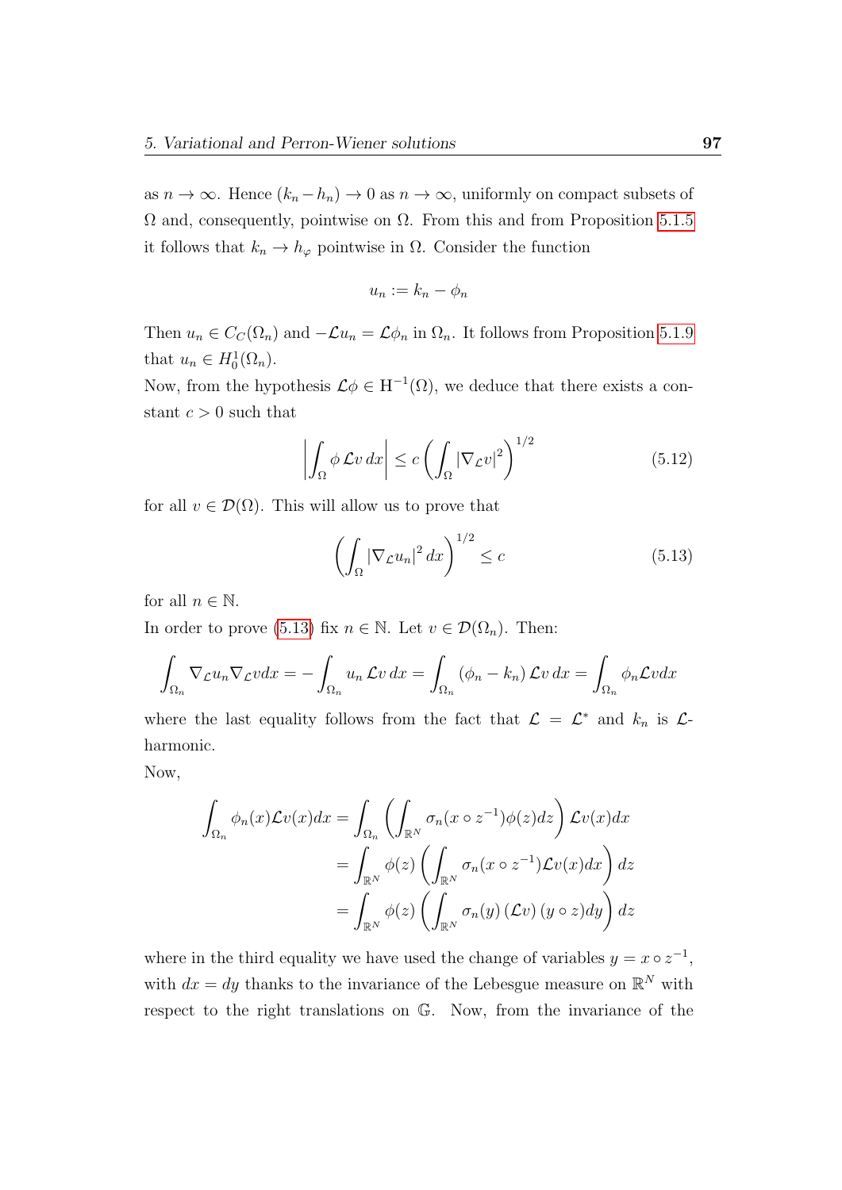as $n \to \infty$. Hence $(k_n - h_n) \to 0$ as $n \to \infty$, uniformly on compact subsets of $\Omega$ and, consequently, pointwise on $\Omega$. From this and from Proposition 5.1.5 it follows that $k_n \to h_\varphi$ pointwise in $\Omega$. Consider the function

$$u_n := k_n - \phi_n$$

Then $u_n \in C_C(\Omega_n)$ and $-\mathcal{L}u_n = \mathcal{L}\phi_n$ in $\Omega_n$. It follows from Proposition 5.1.9 that $u_n \in H_0^1(\Omega_n)$.

Now, from the hypothesis $\mathcal{L}\phi \in \mathrm{H}^{-1}(\Omega)$, we deduce that there exists a constant $c > 0$ such that

$$\left| \int_\Omega \phi \, \mathcal{L}v \, dx \right| \leq c \left( \int_\Omega |\nabla_\mathcal{L} v|^2 \right)^{1/2} \tag{5.12}$$

for all $v \in \mathcal{D}(\Omega)$. This will allow us to prove that

$$\left( \int_\Omega |\nabla_\mathcal{L} u_n|^2 \, dx \right)^{1/2} \leq c \tag{5.13}$$

for all $n \in \mathbb{N}$.

In order to prove (5.13) fix $n \in \mathbb{N}$. Let $v \in \mathcal{D}(\Omega_n)$. Then:

$$\int_{\Omega_n} \nabla_\mathcal{L} u_n \nabla_\mathcal{L} v dx = - \int_{\Omega_n} u_n \, \mathcal{L}v \, dx = \int_{\Omega_n} (\phi_n - k_n) \, \mathcal{L}v \, dx = \int_{\Omega_n} \phi_n \mathcal{L}v dx$$

where the last equality follows from the fact that $\mathcal{L} = \mathcal{L}^*$ and $k_n$ is $\mathcal{L}$-harmonic.

Now,

$$\begin{aligned}
\int_{\Omega_n} \phi_n(x) \mathcal{L}v(x) dx &= \int_{\Omega_n} \left( \int_{\mathbb{R}^N} \sigma_n(x \circ z^{-1}) \phi(z) dz \right) \mathcal{L}v(x) dx \\
&= \int_{\mathbb{R}^N} \phi(z) \left( \int_{\mathbb{R}^N} \sigma_n(x \circ z^{-1}) \mathcal{L}v(x) dx \right) dz \\
&= \int_{\mathbb{R}^N} \phi(z) \left( \int_{\mathbb{R}^N} \sigma_n(y) \, (\mathcal{L}v) \, (y \circ z) dy \right) dz
\end{aligned}$$

where in the third equality we have used the change of variables $y = x \circ z^{-1}$, with $dx = dy$ thanks to the invariance of the Lebesgue measure on $\mathbb{R}^N$ with respect to the right translations on $\mathbb{G}$. Now, from the invariance of the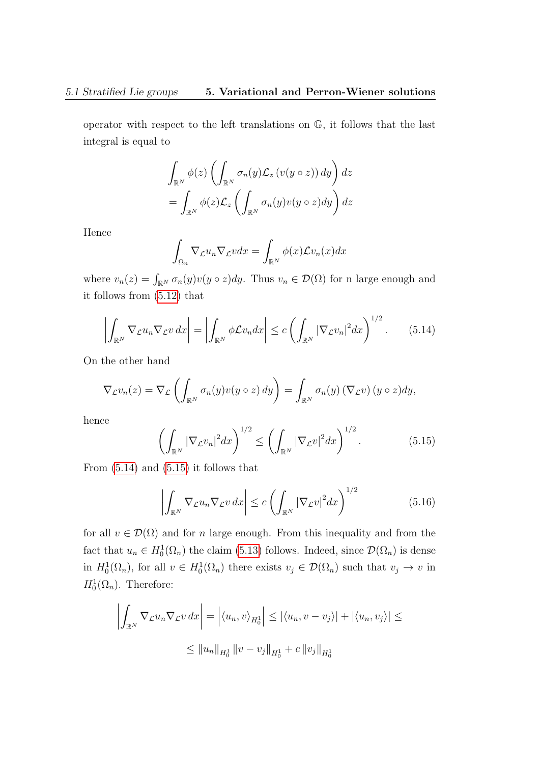operator with respect to the left translations on $\mathbb{G}$, it follows that the last integral is equal to

$$\int_{\mathbb{R}^N} \phi(z) \left( \int_{\mathbb{R}^N} \sigma_n(y) \mathcal{L}_z \left( v(y \circ z) \right) dy \right) dz$$
$$= \int_{\mathbb{R}^N} \phi(z) \mathcal{L}_z \left( \int_{\mathbb{R}^N} \sigma_n(y) v(y \circ z) dy \right) dz$$

Hence

$$\int_{\Omega_n} \nabla_{\mathcal{L}} u_n \nabla_{\mathcal{L}} v dx = \int_{\mathbb{R}^N} \phi(x) \mathcal{L} v_n(x) dx$$

where $v_n(z) = \int_{\mathbb{R}^N} \sigma_n(y) v(y \circ z) dy$. Thus $v_n \in \mathcal{D}(\Omega)$ for n large enough and it follows from (5.12) that

$$\left| \int_{\mathbb{R}^N} \nabla_{\mathcal{L}} u_n \nabla_{\mathcal{L}} v \, dx \right| = \left| \int_{\mathbb{R}^N} \phi \mathcal{L} v_n dx \right| \leq c \left( \int_{\mathbb{R}^N} \left| \nabla_{\mathcal{L}} v_n \right|^2 dx \right)^{1/2}. \tag{5.14}$$

On the other hand

$$\nabla_{\mathcal{L}} v_n(z) = \nabla_{\mathcal{L}} \left( \int_{\mathbb{R}^N} \sigma_n(y) v(y \circ z) \, dy \right) = \int_{\mathbb{R}^N} \sigma_n(y) \left( \nabla_{\mathcal{L}} v \right) (y \circ z) dy,$$

hence

$$\left( \int_{\mathbb{R}^N} \left| \nabla_{\mathcal{L}} v_n \right|^2 dx \right)^{1/2} \leq \left( \int_{\mathbb{R}^N} \left| \nabla_{\mathcal{L}} v \right|^2 dx \right)^{1/2}. \tag{5.15}$$

From (5.14) and (5.15) it follows that

$$\left| \int_{\mathbb{R}^N} \nabla_{\mathcal{L}} u_n \nabla_{\mathcal{L}} v \, dx \right| \leq c \left( \int_{\mathbb{R}^N} \left| \nabla_{\mathcal{L}} v \right|^2 dx \right)^{1/2} \tag{5.16}$$

for all $v \in \mathcal{D}(\Omega)$ and for $n$ large enough. From this inequality and from the fact that $u_n \in H_0^1(\Omega_n)$ the claim (5.13) follows. Indeed, since $\mathcal{D}(\Omega_n)$ is dense in $H_0^1(\Omega_n)$, for all $v \in H_0^1(\Omega_n)$ there exists $v_j \in \mathcal{D}(\Omega_n)$ such that $v_j \to v$ in $H_0^1(\Omega_n)$. Therefore:

$$\left| \int_{\mathbb{R}^N} \nabla_{\mathcal{L}} u_n \nabla_{\mathcal{L}} v \, dx \right| = \left| \langle u_n, v \rangle_{H_0^1} \right| \leq \left| \langle u_n, v - v_j \rangle \right| + \left| \langle u_n, v_j \rangle \right| \leq$$
$$\leq \left\| u_n \right\|_{H_0^1} \left\| v - v_j \right\|_{H_0^1} + c \left\| v_j \right\|_{H_0^1}$$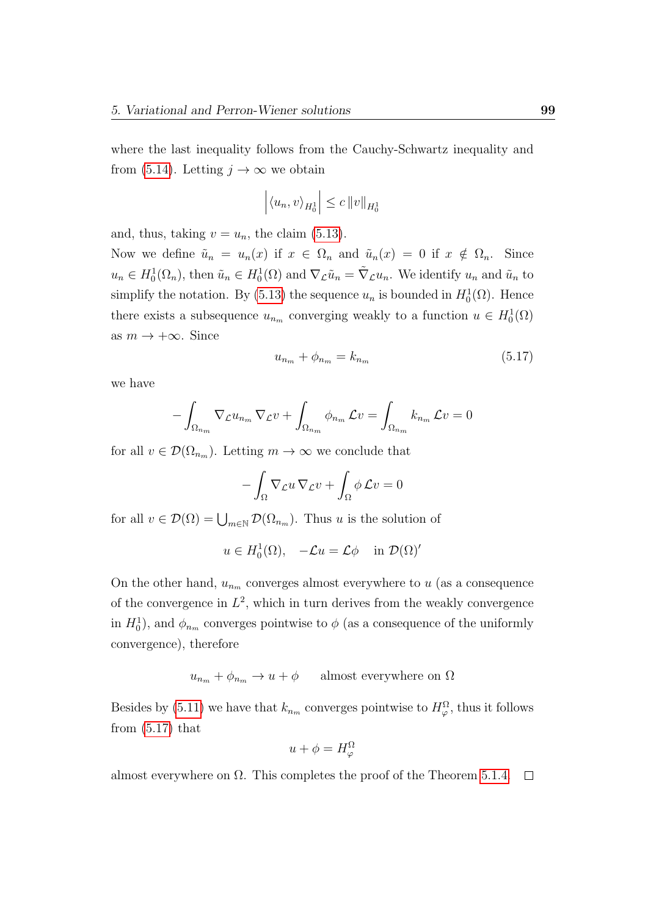where the last inequality follows from the Cauchy-Schwartz inequality and from (5.14). Letting $j \to \infty$ we obtain

$$\left| \langle u_n, v \rangle_{H_0^1} \right| \leq c \, \|v\|_{H_0^1}$$

and, thus, taking $v = u_n$, the claim (5.13).

Now we define $\tilde{u}_n = u_n(x)$ if $x \in \Omega_n$ and $\tilde{u}_n(x) = 0$ if $x \notin \Omega_n$. Since $u_n \in H_0^1(\Omega_n)$, then $\tilde{u}_n \in H_0^1(\Omega)$ and $\nabla_{\mathcal{L}} \tilde{u}_n = \tilde{\nabla}_{\mathcal{L}} u_n$. We identify $u_n$ and $\tilde{u}_n$ to simplify the notation. By (5.13) the sequence $u_n$ is bounded in $H_0^1(\Omega)$. Hence there exists a subsequence $u_{n_m}$ converging weakly to a function $u \in H_0^1(\Omega)$ as $m \to +\infty$. Since

$$u_{n_m} + \phi_{n_m} = k_{n_m} \tag{5.17}$$

we have

$$- \int_{\Omega_{n_m}} \nabla_{\mathcal{L}} u_{n_m} \, \nabla_{\mathcal{L}} v + \int_{\Omega_{n_m}} \phi_{n_m} \, \mathcal{L} v = \int_{\Omega_{n_m}} k_{n_m} \, \mathcal{L} v = 0$$

for all $v \in \mathcal{D}(\Omega_{n_m})$. Letting $m \to \infty$ we conclude that

$$- \int_{\Omega} \nabla_{\mathcal{L}} u \, \nabla_{\mathcal{L}} v + \int_{\Omega} \phi \, \mathcal{L} v = 0$$

for all $v \in \mathcal{D}(\Omega) = \bigcup_{m \in \mathbb{N}} \mathcal{D}(\Omega_{n_m})$. Thus $u$ is the solution of

$$u \in H_0^1(\Omega), \quad -\mathcal{L} u = \mathcal{L} \phi \quad \text{in } \mathcal{D}(\Omega)'$$

On the other hand, $u_{n_m}$ converges almost everywhere to $u$ (as a consequence of the convergence in $L^2$, which in turn derives from the weakly convergence in $H_0^1$), and $\phi_{n_m}$ converges pointwise to $\phi$ (as a consequence of the uniformly convergence), therefore

$$u_{n_m} + \phi_{n_m} \to u + \phi \qquad \text{almost everywhere on } \Omega$$

Besides by (5.11) we have that $k_{n_m}$ converges pointwise to $H_\varphi^\Omega$, thus it follows from (5.17) that

$$u + \phi = H_\varphi^\Omega$$

almost everywhere on $\Omega$. This completes the proof of the Theorem 5.1.4. $\square$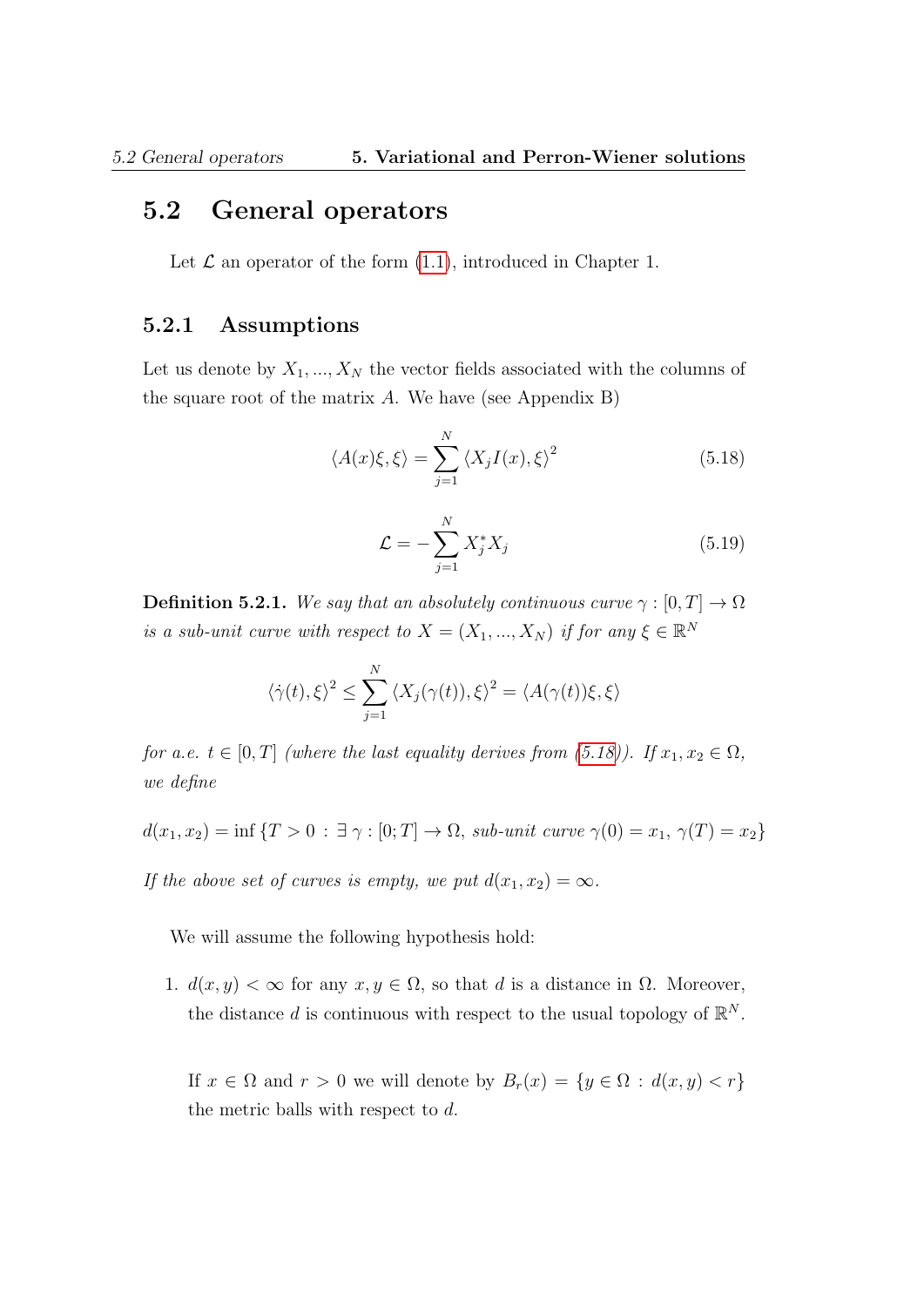## 5.2 General operators

Let $\mathcal{L}$ an operator of the form (1.1), introduced in Chapter 1.

### 5.2.1 Assumptions

Let us denote by $X_1, ..., X_N$ the vector fields associated with the columns of the square root of the matrix $A$. We have (see Appendix B)

$$\langle A(x)\xi, \xi\rangle = \sum_{j=1}^{N} \langle X_j I(x), \xi\rangle^2 \tag{5.18}$$

$$\mathcal{L} = -\sum_{j=1}^{N} X_j^* X_j \tag{5.19}$$

**Definition 5.2.1.** *We say that an absolutely continuous curve $\gamma : [0, T] \to \Omega$ is a sub-unit curve with respect to $X = (X_1, ..., X_N)$ if for any $\xi \in \mathbb{R}^N$*

$$\langle \dot{\gamma}(t), \xi\rangle^2 \leq \sum_{j=1}^{N} \langle X_j(\gamma(t)), \xi\rangle^2 = \langle A(\gamma(t))\xi, \xi\rangle$$

*for a.e. $t \in [0, T]$ (where the last equality derives from (5.18)). If $x_1, x_2 \in \Omega$, we define*

$$d(x_1, x_2) = \inf\{T > 0 \,:\, \exists\, \gamma : [0; T] \to \Omega,\ \textit{sub-unit curve}\ \gamma(0) = x_1,\ \gamma(T) = x_2\}$$

*If the above set of curves is empty, we put $d(x_1, x_2) = \infty$.*

We will assume the following hypothesis hold:

1. $d(x, y) < \infty$ for any $x, y \in \Omega$, so that $d$ is a distance in $\Omega$. Moreover, the distance $d$ is continuous with respect to the usual topology of $\mathbb{R}^N$.

   If $x \in \Omega$ and $r > 0$ we will denote by $B_r(x) = \{y \in \Omega : d(x, y) < r\}$ the metric balls with respect to $d$.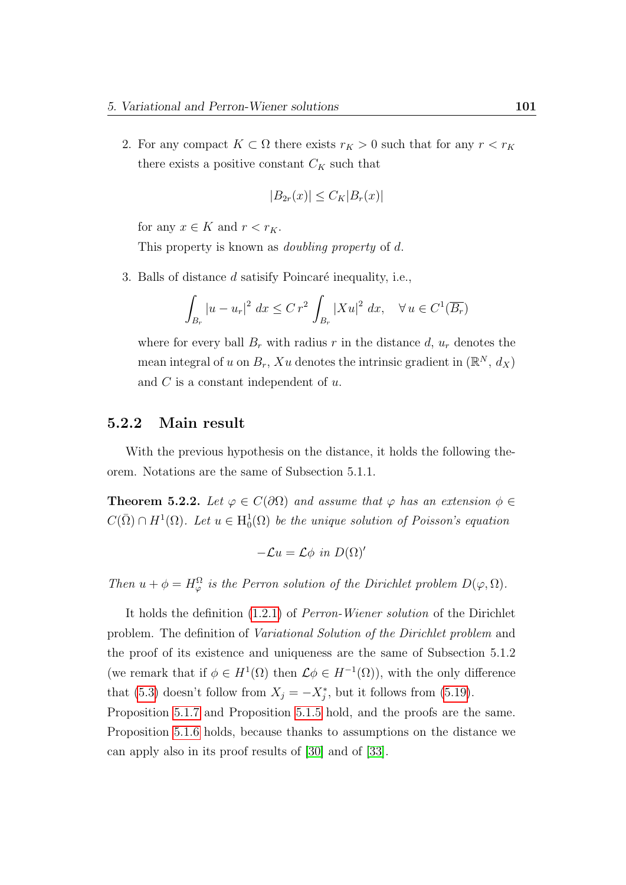2. For any compact $K \subset \Omega$ there exists $r_K > 0$ such that for any $r < r_K$ there exists a positive constant $C_K$ such that

$$|B_{2r}(x)| \leq C_K |B_r(x)|$$

for any $x \in K$ and $r < r_K$.

This property is known as *doubling property* of $d$.

3. Balls of distance $d$ satisify Poincaré inequality, i.e.,

$$\int_{B_r} |u - u_r|^2 \, dx \leq C \, r^2 \int_{B_r} |Xu|^2 \, dx, \quad \forall \, u \in C^1(\overline{B_r})$$

where for every ball $B_r$ with radius $r$ in the distance $d$, $u_r$ denotes the mean integral of $u$ on $B_r$, $Xu$ denotes the intrinsic gradient in $(\mathbb{R}^N, \, d_X)$ and $C$ is a constant independent of $u$.

### 5.2.2 Main result

With the previous hypothesis on the distance, it holds the following theorem. Notations are the same of Subsection 5.1.1.

**Theorem 5.2.2.** *Let $\varphi \in C(\partial\Omega)$ and assume that $\varphi$ has an extension $\phi \in C(\bar{\Omega}) \cap H^1(\Omega)$. Let $u \in \mathrm{H}_0^1(\Omega)$ be the unique solution of Poisson's equation*

$$-\mathcal{L}u = \mathcal{L}\phi \text{ in } D(\Omega)'$$

*Then $u + \phi = H_\varphi^\Omega$ is the Perron solution of the Dirichlet problem $D(\varphi, \Omega)$.*

It holds the definition (1.2.1) of *Perron-Wiener solution* of the Dirichlet problem. The definition of *Variational Solution of the Dirichlet problem* and the proof of its existence and uniqueness are the same of Subsection 5.1.2 (we remark that if $\phi \in H^1(\Omega)$ then $\mathcal{L}\phi \in H^{-1}(\Omega)$), with the only difference that (5.3) doesn't follow from $X_j = -X_j^*$, but it follows from (5.19).
Proposition 5.1.7 and Proposition 5.1.5 hold, and the proofs are the same. Proposition 5.1.6 holds, because thanks to assumptions on the distance we can apply also in its proof results of [30] and of [33].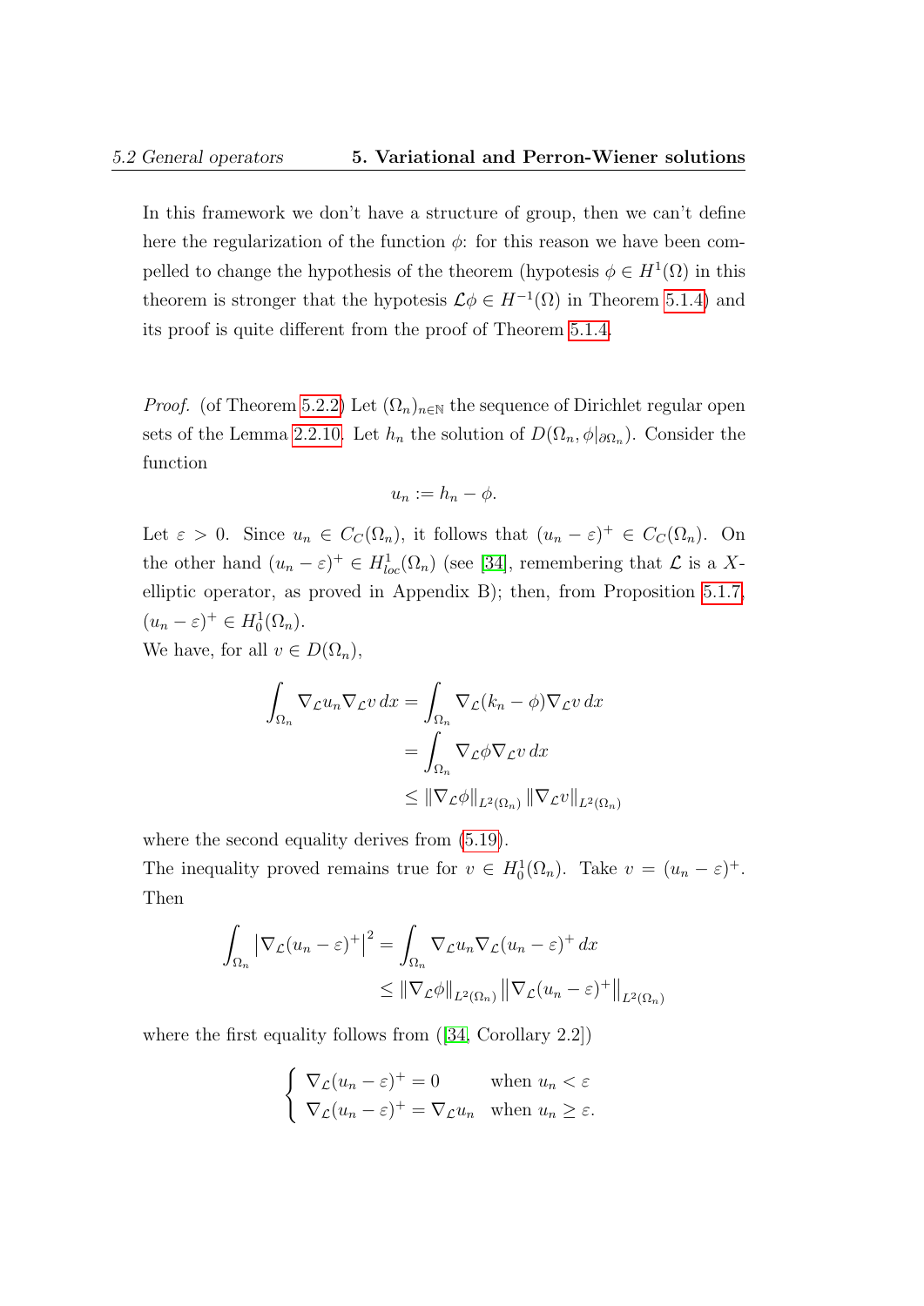In this framework we don't have a structure of group, then we can't define here the regularization of the function $\phi$: for this reason we have been compelled to change the hypothesis of the theorem (hypotesis $\phi \in H^1(\Omega)$ in this theorem is stronger that the hypotesis $\mathcal{L}\phi \in H^{-1}(\Omega)$ in Theorem 5.1.4) and its proof is quite different from the proof of Theorem 5.1.4.

*Proof.* (of Theorem 5.2.2) Let $(\Omega_n)_{n\in\mathbb{N}}$ the sequence of Dirichlet regular open sets of the Lemma 2.2.10. Let $h_n$ the solution of $D(\Omega_n, \phi|_{\partial\Omega_n})$. Consider the function

$$u_n := h_n - \phi.$$

Let $\varepsilon > 0$. Since $u_n \in C_C(\Omega_n)$, it follows that $(u_n - \varepsilon)^+ \in C_C(\Omega_n)$. On the other hand $(u_n - \varepsilon)^+ \in H^1_{loc}(\Omega_n)$ (see [34], remembering that $\mathcal{L}$ is a $X$-elliptic operator, as proved in Appendix B); then, from Proposition 5.1.7, $(u_n - \varepsilon)^+ \in H^1_0(\Omega_n)$.

We have, for all $v \in D(\Omega_n)$,

$$\begin{aligned}
\int_{\Omega_n} \nabla_{\mathcal{L}} u_n \nabla_{\mathcal{L}} v \, dx &= \int_{\Omega_n} \nabla_{\mathcal{L}}(k_n - \phi)\nabla_{\mathcal{L}} v \, dx \\
&= \int_{\Omega_n} \nabla_{\mathcal{L}}\phi \nabla_{\mathcal{L}} v \, dx \\
&\leq \|\nabla_{\mathcal{L}}\phi\|_{L^2(\Omega_n)} \|\nabla_{\mathcal{L}} v\|_{L^2(\Omega_n)}
\end{aligned}$$

where the second equality derives from (5.19).

The inequality proved remains true for $v \in H^1_0(\Omega_n)$. Take $v = (u_n - \varepsilon)^+$. Then

$$\begin{aligned}
\int_{\Omega_n} \left|\nabla_{\mathcal{L}}(u_n - \varepsilon)^+\right|^2 &= \int_{\Omega_n} \nabla_{\mathcal{L}} u_n \nabla_{\mathcal{L}}(u_n - \varepsilon)^+ \, dx \\
&\leq \|\nabla_{\mathcal{L}}\phi\|_{L^2(\Omega_n)} \left\|\nabla_{\mathcal{L}}(u_n - \varepsilon)^+\right\|_{L^2(\Omega_n)}
\end{aligned}$$

where the first equality follows from ([34, Corollary 2.2])

$$\begin{cases} \nabla_{\mathcal{L}}(u_n - \varepsilon)^+ = 0 & \text{when } u_n < \varepsilon \\ \nabla_{\mathcal{L}}(u_n - \varepsilon)^+ = \nabla_{\mathcal{L}} u_n & \text{when } u_n \geq \varepsilon. \end{cases}$$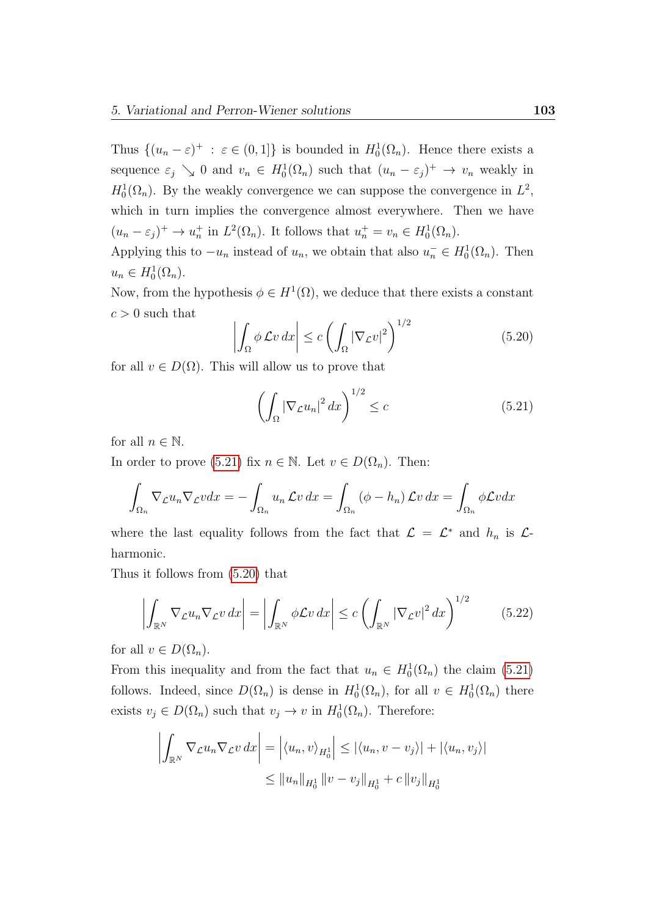Thus $\{(u_n - \varepsilon)^+ : \varepsilon \in (0,1]\}$ is bounded in $H_0^1(\Omega_n)$. Hence there exists a sequence $\varepsilon_j \searrow 0$ and $v_n \in H_0^1(\Omega_n)$ such that $(u_n - \varepsilon_j)^+ \to v_n$ weakly in $H_0^1(\Omega_n)$. By the weakly convergence we can suppose the convergence in $L^2$, which in turn implies the convergence almost everywhere. Then we have $(u_n - \varepsilon_j)^+ \to u_n^+$ in $L^2(\Omega_n)$. It follows that $u_n^+ = v_n \in H_0^1(\Omega_n)$.
Applying this to $-u_n$ instead of $u_n$, we obtain that also $u_n^- \in H_0^1(\Omega_n)$. Then $u_n \in H_0^1(\Omega_n)$.
Now, from the hypothesis $\phi \in H^1(\Omega)$, we deduce that there exists a constant $c > 0$ such that

$$\left| \int_\Omega \phi \, \mathcal{L}v \, dx \right| \leq c \left( \int_\Omega |\nabla_{\mathcal{L}} v|^2 \right)^{1/2} \tag{5.20}$$

for all $v \in D(\Omega)$. This will allow us to prove that

$$\left( \int_\Omega |\nabla_{\mathcal{L}} u_n|^2 \, dx \right)^{1/2} \leq c \tag{5.21}$$

for all $n \in \mathbb{N}$.
In order to prove (5.21) fix $n \in \mathbb{N}$. Let $v \in D(\Omega_n)$. Then:

$$\int_{\Omega_n} \nabla_{\mathcal{L}} u_n \nabla_{\mathcal{L}} v dx = - \int_{\Omega_n} u_n \, \mathcal{L}v \, dx = \int_{\Omega_n} (\phi - h_n) \, \mathcal{L}v \, dx = \int_{\Omega_n} \phi \mathcal{L}v dx$$

where the last equality follows from the fact that $\mathcal{L} = \mathcal{L}^*$ and $h_n$ is $\mathcal{L}$-harmonic.
Thus it follows from (5.20) that

$$\left| \int_{\mathbb{R}^N} \nabla_{\mathcal{L}} u_n \nabla_{\mathcal{L}} v \, dx \right| = \left| \int_{\mathbb{R}^N} \phi \mathcal{L}v \, dx \right| \leq c \left( \int_{\mathbb{R}^N} |\nabla_{\mathcal{L}} v|^2 \, dx \right)^{1/2} \tag{5.22}$$

for all $v \in D(\Omega_n)$.
From this inequality and from the fact that $u_n \in H_0^1(\Omega_n)$ the claim (5.21) follows. Indeed, since $D(\Omega_n)$ is dense in $H_0^1(\Omega_n)$, for all $v \in H_0^1(\Omega_n)$ there exists $v_j \in D(\Omega_n)$ such that $v_j \to v$ in $H_0^1(\Omega_n)$. Therefore:

$$\begin{aligned} \left| \int_{\mathbb{R}^N} \nabla_{\mathcal{L}} u_n \nabla_{\mathcal{L}} v \, dx \right| &= \left| \langle u_n, v \rangle_{H_0^1} \right| \leq |\langle u_n, v - v_j \rangle| + |\langle u_n, v_j \rangle| \\ &\leq \|u_n\|_{H_0^1} \|v - v_j\|_{H_0^1} + c \|v_j\|_{H_0^1} \end{aligned}$$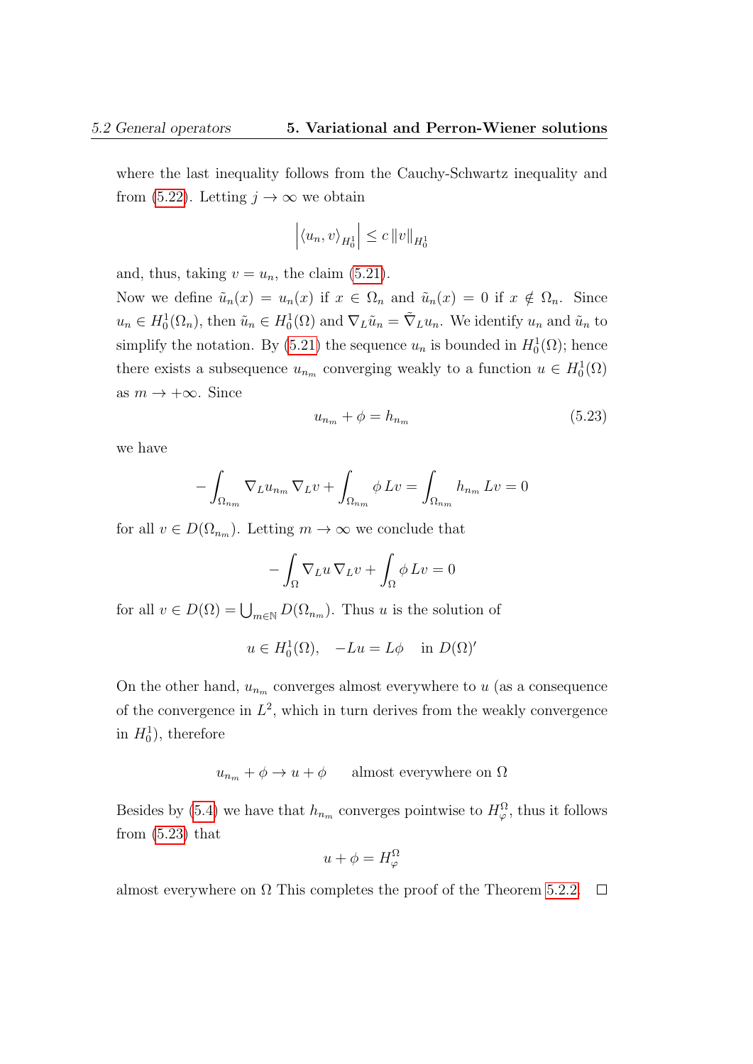where the last inequality follows from the Cauchy-Schwartz inequality and from (5.22). Letting $j \to \infty$ we obtain

$$\left| \langle u_n, v \rangle_{H_0^1} \right| \leq c \, \|v\|_{H_0^1}$$

and, thus, taking $v = u_n$, the claim (5.21).

Now we define $\tilde{u}_n(x) = u_n(x)$ if $x \in \Omega_n$ and $\tilde{u}_n(x) = 0$ if $x \notin \Omega_n$. Since $u_n \in H_0^1(\Omega_n)$, then $\tilde{u}_n \in H_0^1(\Omega)$ and $\nabla_L \tilde{u}_n = \tilde{\nabla}_L u_n$. We identify $u_n$ and $\tilde{u}_n$ to simplify the notation. By (5.21) the sequence $u_n$ is bounded in $H_0^1(\Omega)$; hence there exists a subsequence $u_{n_m}$ converging weakly to a function $u \in H_0^1(\Omega)$ as $m \to +\infty$. Since

$$u_{n_m} + \phi = h_{n_m} \tag{5.23}$$

we have

$$-\int_{\Omega_{n_m}} \nabla_L u_{n_m} \, \nabla_L v + \int_{\Omega_{n_m}} \phi \, Lv = \int_{\Omega_{n_m}} h_{n_m} \, Lv = 0$$

for all $v \in D(\Omega_{n_m})$. Letting $m \to \infty$ we conclude that

$$-\int_{\Omega} \nabla_L u \, \nabla_L v + \int_{\Omega} \phi \, Lv = 0$$

for all $v \in D(\Omega) = \bigcup_{m \in \mathbb{N}} D(\Omega_{n_m})$. Thus $u$ is the solution of

$$u \in H_0^1(\Omega), \quad -Lu = L\phi \quad \text{in } D(\Omega)'$$

On the other hand, $u_{n_m}$ converges almost everywhere to $u$ (as a consequence of the convergence in $L^2$, which in turn derives from the weakly convergence in $H_0^1$), therefore

$$u_{n_m} + \phi \to u + \phi \qquad \text{almost everywhere on } \Omega$$

Besides by (5.4) we have that $h_{n_m}$ converges pointwise to $H_\varphi^\Omega$, thus it follows from (5.23) that

$$u + \phi = H_\varphi^\Omega$$

almost everywhere on $\Omega$ This completes the proof of the Theorem 5.2.2. $\square$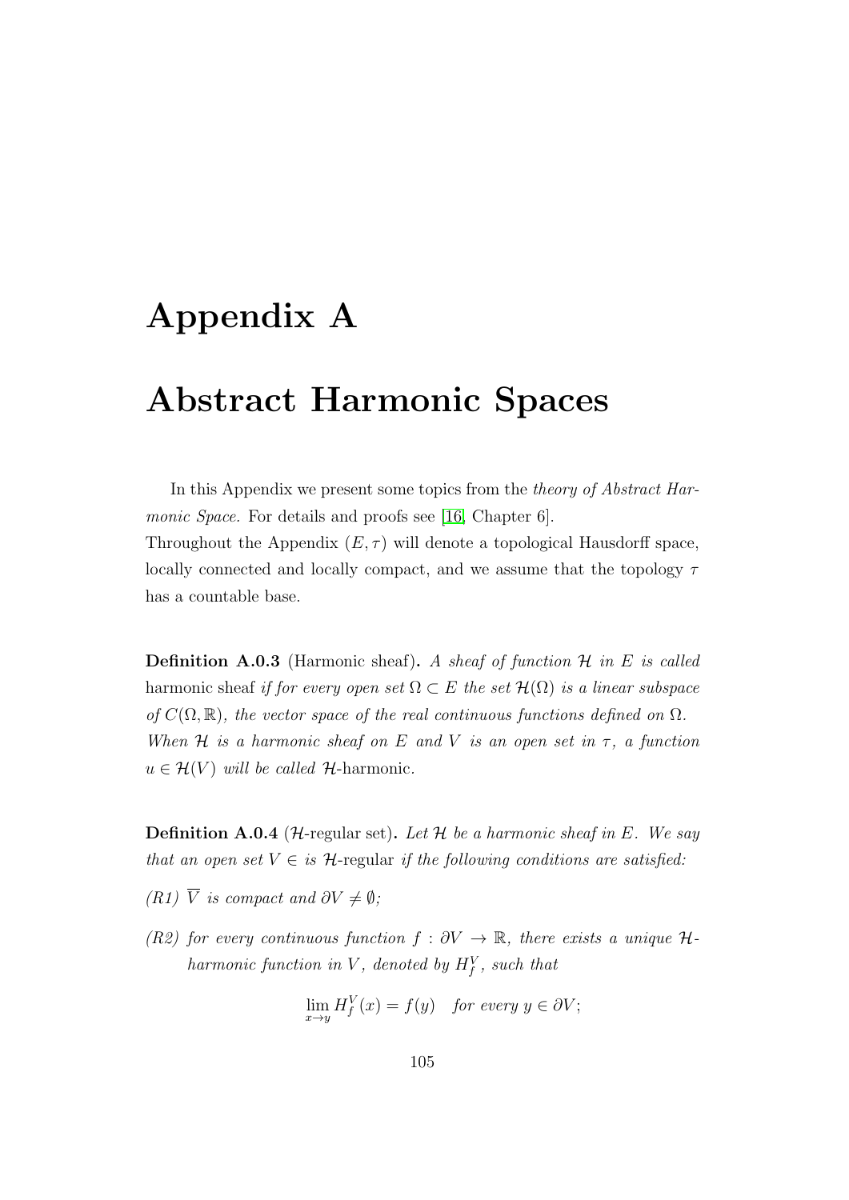# Appendix A

# Abstract Harmonic Spaces

In this Appendix we present some topics from the *theory of Abstract Harmonic Space.* For details and proofs see [16, Chapter 6].
Throughout the Appendix $(E, \tau)$ will denote a topological Hausdorff space, locally connected and locally compact, and we assume that the topology $\tau$ has a countable base.

**Definition A.0.3** (Harmonic sheaf)**.** *A sheaf of function $\mathcal{H}$ in $E$ is called* harmonic sheaf *if for every open set $\Omega \subset E$ the set $\mathcal{H}(\Omega)$ is a linear subspace of $C(\Omega, \mathbb{R})$, the vector space of the real continuous functions defined on $\Omega$.*
*When $\mathcal{H}$ is a harmonic sheaf on $E$ and $V$ is an open set in $\tau$, a function $u \in \mathcal{H}(V)$ will be called* $\mathcal{H}$-harmonic.

**Definition A.0.4** ($\mathcal{H}$-regular set)**.** *Let $\mathcal{H}$ be a harmonic sheaf in $E$. We say that an open set $V \in$ is* $\mathcal{H}$-regular *if the following conditions are satisfied:*

*(R1) $\overline{V}$ is compact and $\partial V \neq \emptyset$;*

*(R2) for every continuous function $f : \partial V \to \mathbb{R}$, there exists a unique $\mathcal{H}$-harmonic function in $V$, denoted by $H_f^V$, such that*

$$\lim_{x \to y} H_f^V(x) = f(y) \quad \textit{for every } y \in \partial V;$$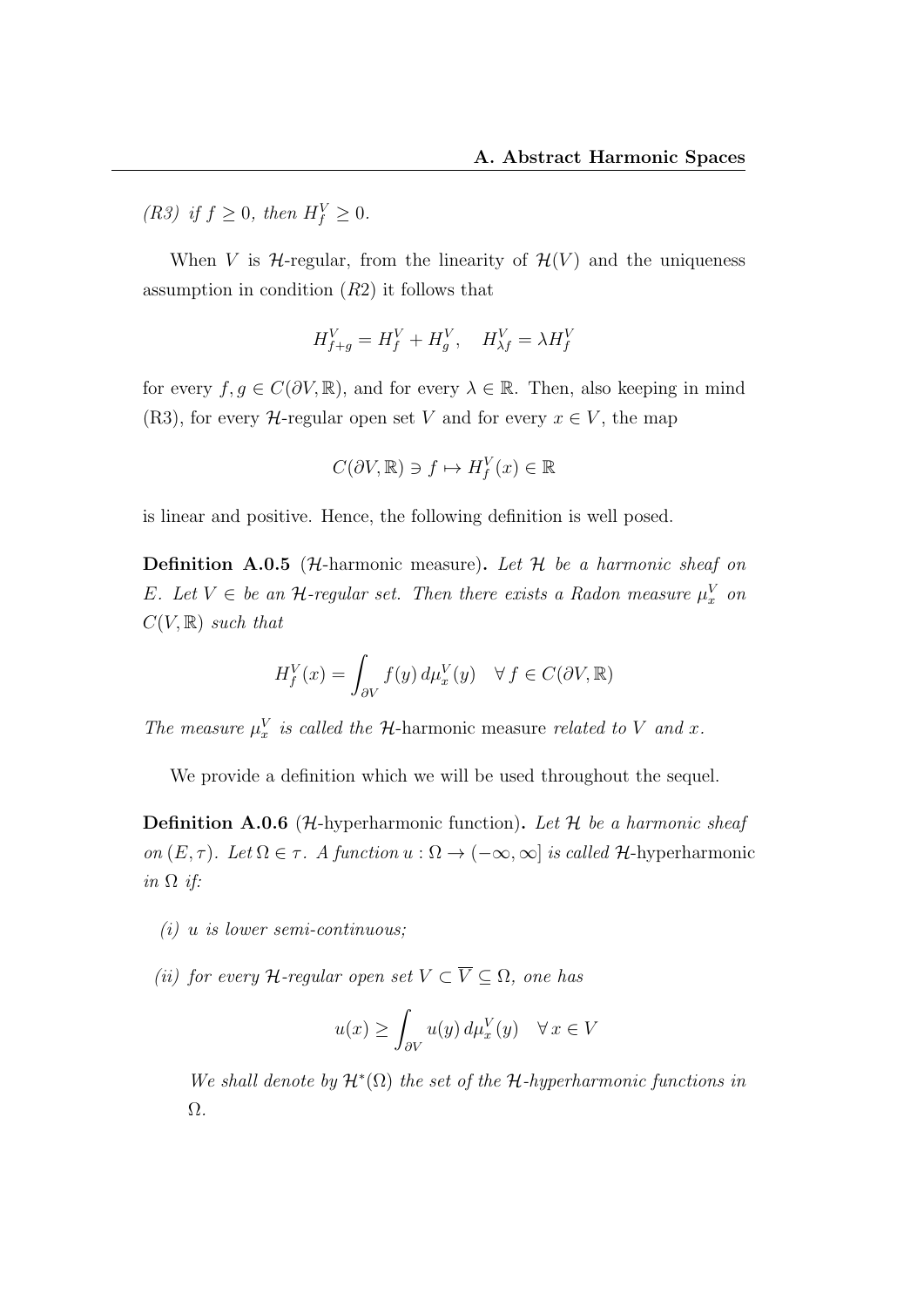*(R3) if $f \geq 0$, then $H_f^V \geq 0$.*

When $V$ is $\mathcal{H}$-regular, from the linearity of $\mathcal{H}(V)$ and the uniqueness assumption in condition $(R2)$ it follows that

$$H_{f+g}^V = H_f^V + H_g^V, \quad H_{\lambda f}^V = \lambda H_f^V$$

for every $f, g \in C(\partial V, \mathbb{R})$, and for every $\lambda \in \mathbb{R}$. Then, also keeping in mind (R3), for every $\mathcal{H}$-regular open set $V$ and for every $x \in V$, the map

$$C(\partial V, \mathbb{R}) \ni f \mapsto H_f^V(x) \in \mathbb{R}$$

is linear and positive. Hence, the following definition is well posed.

**Definition A.0.5** ($\mathcal{H}$-harmonic measure)**.** *Let $\mathcal{H}$ be a harmonic sheaf on $E$. Let $V \in$ be an $\mathcal{H}$-regular set. Then there exists a Radon measure $\mu_x^V$ on $C(V, \mathbb{R})$ such that*

$$H_f^V(x) = \int_{\partial V} f(y)\, d\mu_x^V(y) \quad \forall\, f \in C(\partial V, \mathbb{R})$$

*The measure $\mu_x^V$ is called the $\mathcal{H}$-*harmonic measure *related to $V$ and $x$.*

We provide a definition which we will be used throughout the sequel.

**Definition A.0.6** ($\mathcal{H}$-hyperharmonic function)**.** *Let $\mathcal{H}$ be a harmonic sheaf on $(E, \tau)$. Let $\Omega \in \tau$. A function $u : \Omega \to (-\infty, \infty]$ is called $\mathcal{H}$-*hyperharmonic *in $\Omega$ if:*

*(i) $u$ is lower semi-continuous;*

*(ii) for every $\mathcal{H}$-regular open set $V \subset \overline{V} \subseteq \Omega$, one has*

$$u(x) \geq \int_{\partial V} u(y)\, d\mu_x^V(y) \quad \forall\, x \in V$$

*We shall denote by $\mathcal{H}^*(\Omega)$ the set of the $\mathcal{H}$-hyperharmonic functions in $\Omega$.*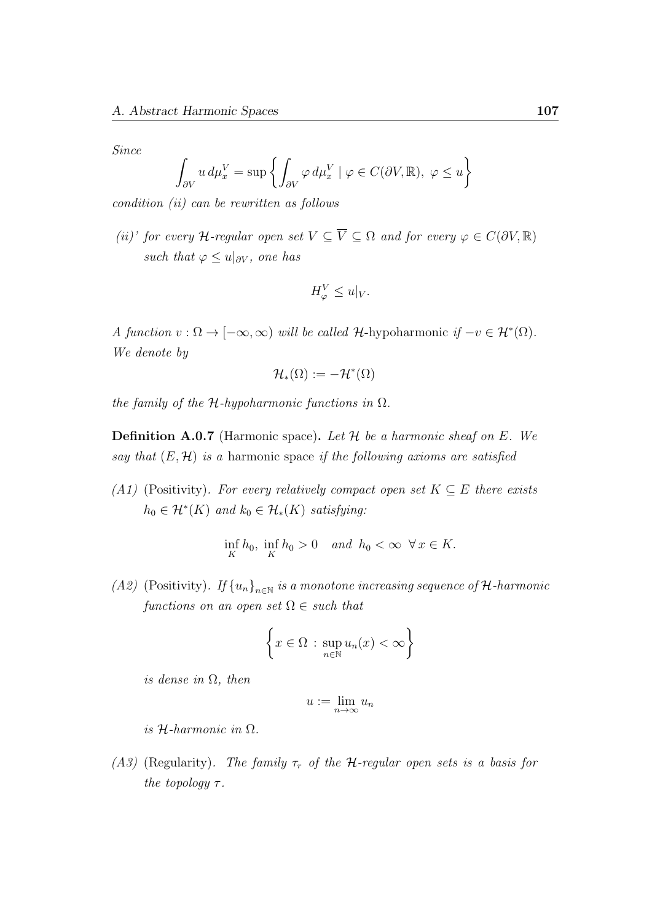*Since*

$$\int_{\partial V} u \, d\mu_x^V = \sup \left\{ \int_{\partial V} \varphi \, d\mu_x^V \mid \varphi \in C(\partial V, \mathbb{R}), \ \varphi \leq u \right\}$$

*condition (ii) can be rewritten as follows*

*(ii)' for every $\mathcal{H}$-regular open set $V \subseteq \overline{V} \subseteq \Omega$ and for every $\varphi \in C(\partial V, \mathbb{R})$ such that $\varphi \leq u|_{\partial V}$, one has*

$$H_\varphi^V \leq u|_V.$$

*A function $v : \Omega \to [-\infty, \infty)$ will be called* $\mathcal{H}$-hypoharmonic *if $-v \in \mathcal{H}^*(\Omega)$. We denote by*

$$\mathcal{H}_*(\Omega) := -\mathcal{H}^*(\Omega)$$

*the family of the $\mathcal{H}$-hypoharmonic functions in $\Omega$.*

**Definition A.0.7** (Harmonic space)**.** *Let $\mathcal{H}$ be a harmonic sheaf on $E$. We say that $(E, \mathcal{H})$ is a* harmonic space *if the following axioms are satisfied*

*(A1)* (Positivity). *For every relatively compact open set $K \subseteq E$ there exists $h_0 \in \mathcal{H}^*(K)$ and $k_0 \in \mathcal{H}_*(K)$ satisfying:*

$$\inf_K h_0, \ \inf_K h_0 > 0 \quad \text{and} \ \ h_0 < \infty \ \ \forall \, x \in K.$$

*(A2)* (Positivity). *If $\{u_n\}_{n \in \mathbb{N}}$ is a monotone increasing sequence of $\mathcal{H}$-harmonic functions on an open set $\Omega \in$ such that*

$$\left\{ x \in \Omega \, : \, \sup_{n \in \mathbb{N}} u_n(x) < \infty \right\}$$

*is dense in $\Omega$, then*

$$u := \lim_{n \to \infty} u_n$$

*is $\mathcal{H}$-harmonic in $\Omega$.*

*(A3)* (Regularity). *The family $\tau_r$ of the $\mathcal{H}$-regular open sets is a basis for the topology $\tau$.*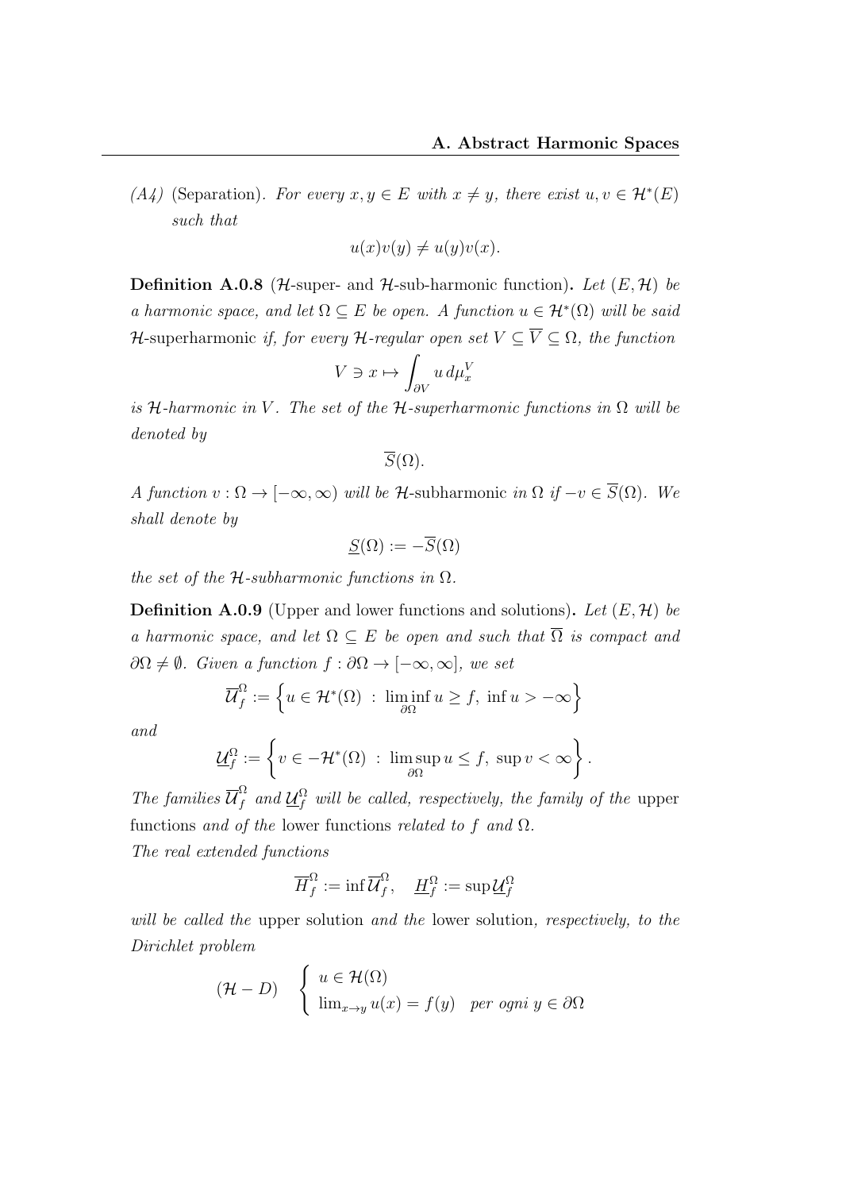*(A4)* (Separation). *For every $x, y \in E$ with $x \neq y$, there exist $u, v \in \mathcal{H}^*(E)$ such that*

$$u(x)v(y) \neq u(y)v(x).$$

**Definition A.0.8** ($\mathcal{H}$-super- and $\mathcal{H}$-sub-harmonic function)**.** *Let $(E, \mathcal{H})$ be a harmonic space, and let $\Omega \subseteq E$ be open. A function $u \in \mathcal{H}^*(\Omega)$ will be said* $\mathcal{H}$-superharmonic *if, for every $\mathcal{H}$-regular open set $V \subseteq \overline{V} \subseteq \Omega$, the function*

$$V \ni x \mapsto \int_{\partial V} u \, d\mu_x^V$$

*is $\mathcal{H}$-harmonic in $V$. The set of the $\mathcal{H}$-superharmonic functions in $\Omega$ will be denoted by*

$$\overline{S}(\Omega).$$

*A function $v : \Omega \to [-\infty, \infty)$ will be* $\mathcal{H}$-subharmonic *in $\Omega$ if $-v \in \overline{S}(\Omega)$. We shall denote by*

$$\underline{S}(\Omega) := -\overline{S}(\Omega)$$

*the set of the $\mathcal{H}$-subharmonic functions in $\Omega$.*

**Definition A.0.9** (Upper and lower functions and solutions)**.** *Let $(E, \mathcal{H})$ be a harmonic space, and let $\Omega \subseteq E$ be open and such that $\overline{\Omega}$ is compact and $\partial\Omega \neq \emptyset$. Given a function $f : \partial\Omega \to [-\infty, \infty]$, we set*

$$\overline{\mathcal{U}}_f^\Omega := \left\{ u \in \mathcal{H}^*(\Omega) \ : \ \liminf_{\partial\Omega} u \geq f, \ \inf u > -\infty \right\}$$

*and*

$$\underline{\mathcal{U}}_f^\Omega := \left\{ v \in -\mathcal{H}^*(\Omega) \ : \ \limsup_{\partial\Omega} u \leq f, \ \sup v < \infty \right\}.$$

*The families $\overline{\mathcal{U}}_f^\Omega$ and $\underline{\mathcal{U}}_f^\Omega$ will be called, respectively, the family of the* upper functions *and of the* lower functions *related to $f$ and $\Omega$.*
*The real extended functions*

$$\overline{H}_f^\Omega := \inf \overline{\mathcal{U}}_f^\Omega, \quad \underline{H}_f^\Omega := \sup \underline{\mathcal{U}}_f^\Omega$$

*will be called the* upper solution *and the* lower solution*, respectively, to the Dirichlet problem*

$$(\mathcal{H} - D) \quad \begin{cases} u \in \mathcal{H}(\Omega) \\ \lim_{x \to y} u(x) = f(y) \quad \textit{per ogni } y \in \partial\Omega \end{cases}$$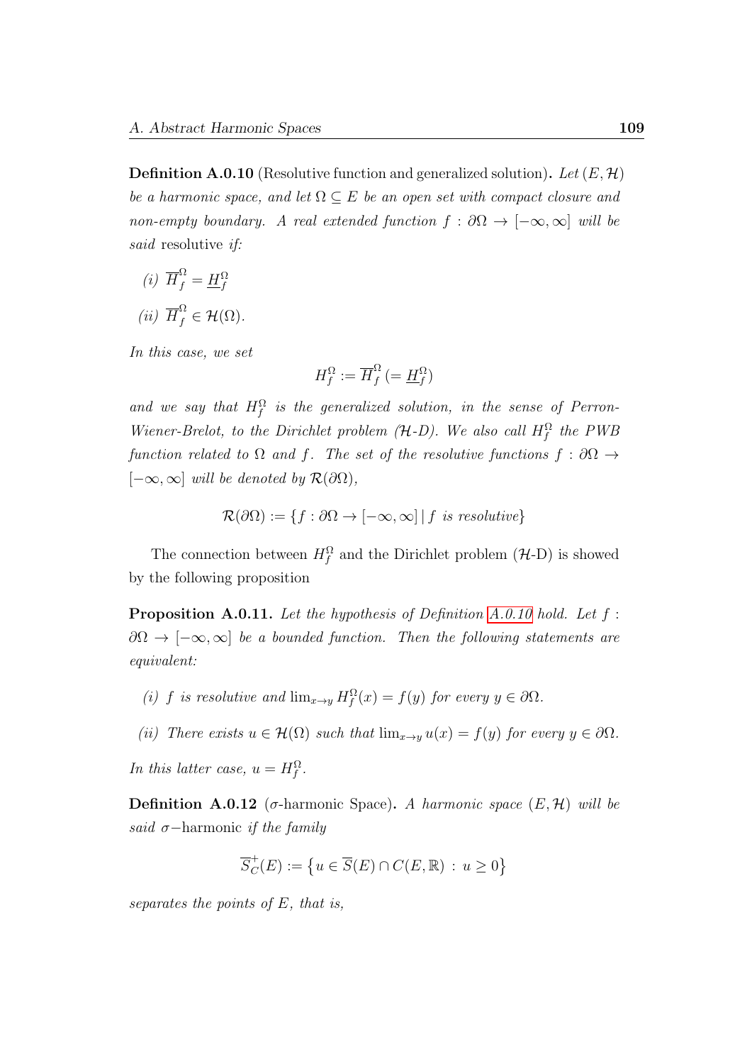**Definition A.0.10** (Resolutive function and generalized solution)**.** *Let $(E, \mathcal{H})$ be a harmonic space, and let $\Omega \subseteq E$ be an open set with compact closure and non-empty boundary. A real extended function $f : \partial\Omega \to [-\infty, \infty]$ will be said* resolutive *if:*

*(i)* $\overline{H}_f^\Omega = \underline{H}_f^\Omega$

*(ii)* $\overline{H}_f^\Omega \in \mathcal{H}(\Omega)$.

*In this case, we set*

$$H_f^\Omega := \overline{H}_f^\Omega \, (= \underline{H}_f^\Omega)$$

*and we say that $H_f^\Omega$ is the generalized solution, in the sense of Perron-Wiener-Brelot, to the Dirichlet problem ($\mathcal{H}$-D). We also call $H_f^\Omega$ the PWB function related to $\Omega$ and $f$. The set of the resolutive functions $f : \partial\Omega \to [-\infty, \infty]$ will be denoted by $\mathcal{R}(\partial\Omega)$,*

$$\mathcal{R}(\partial\Omega) := \{f : \partial\Omega \to [-\infty, \infty] \,|\, f \text{ is resolutive}\}$$

The connection between $H_f^\Omega$ and the Dirichlet problem ($\mathcal{H}$-D) is showed by the following proposition

**Proposition A.0.11.** *Let the hypothesis of Definition A.0.10 hold. Let $f : \partial\Omega \to [-\infty, \infty]$ be a bounded function. Then the following statements are equivalent:*

*(i) $f$ is resolutive and $\lim_{x \to y} H_f^\Omega(x) = f(y)$ for every $y \in \partial\Omega$.*

*(ii) There exists $u \in \mathcal{H}(\Omega)$ such that $\lim_{x \to y} u(x) = f(y)$ for every $y \in \partial\Omega$.*

*In this latter case, $u = H_f^\Omega$.*

**Definition A.0.12** ($\sigma$-harmonic Space)**.** *A harmonic space $(E, \mathcal{H})$ will be said* $\sigma-$harmonic *if the family*

$$\overline{S}_C^+(E) := \left\{u \in \overline{S}(E) \cap C(E, \mathbb{R}) \, : \, u \geq 0\right\}$$

*separates the points of $E$, that is,*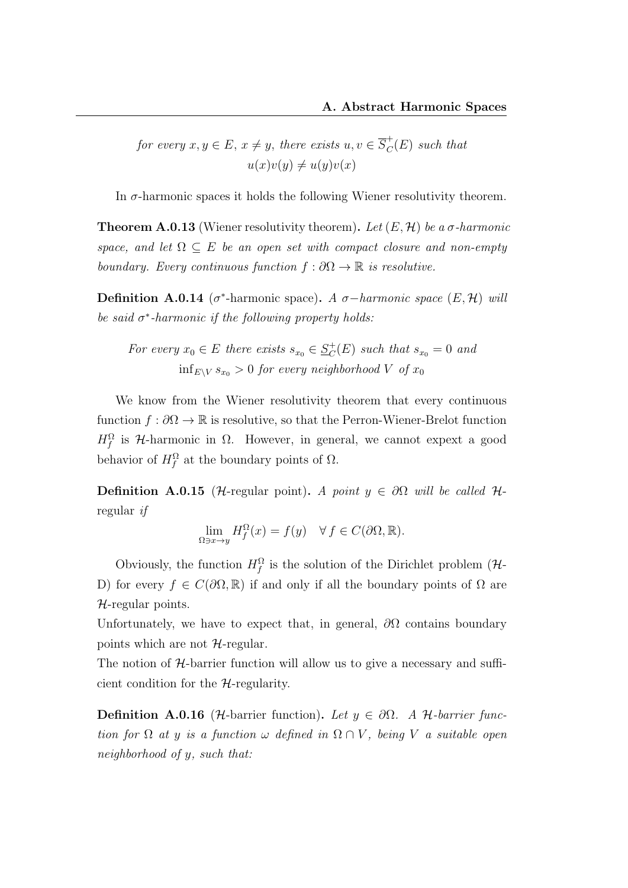*for every $x, y \in E$, $x \neq y$, there exists $u, v \in \overline{S}_C^+(E)$ such that*

$$u(x)v(y) \neq u(y)v(x)$$

In $\sigma$-harmonic spaces it holds the following Wiener resolutivity theorem.

**Theorem A.0.13** (Wiener resolutivity theorem)**.** *Let $(E, \mathcal{H})$ be a $\sigma$-harmonic space, and let $\Omega \subseteq E$ be an open set with compact closure and non-empty boundary. Every continuous function $f : \partial\Omega \to \mathbb{R}$ is resolutive.*

**Definition A.0.14** ($\sigma^*$-harmonic space)**.** *A $\sigma-$harmonic space $(E, \mathcal{H})$ will be said $\sigma^*$-harmonic if the following property holds:*

*For every $x_0 \in E$ there exists $s_{x_0} \in \underline{S}_C^+(E)$ such that $s_{x_0} = 0$ and $\inf_{E \setminus V} s_{x_0} > 0$ for every neighborhood $V$ of $x_0$*

We know from the Wiener resolutivity theorem that every continuous function $f : \partial\Omega \to \mathbb{R}$ is resolutive, so that the Perron-Wiener-Brelot function $H_f^\Omega$ is $\mathcal{H}$-harmonic in $\Omega$. However, in general, we cannot expext a good behavior of $H_f^\Omega$ at the boundary points of $\Omega$.

**Definition A.0.15** ($\mathcal{H}$-regular point)**.** *A point $y \in \partial\Omega$ will be called $\mathcal{H}$-*regular *if*

$$\lim_{\Omega \ni x \to y} H_f^\Omega(x) = f(y) \quad \forall\, f \in C(\partial\Omega, \mathbb{R}).$$

Obviously, the function $H_f^\Omega$ is the solution of the Dirichlet problem ($\mathcal{H}$-D) for every $f \in C(\partial\Omega, \mathbb{R})$ if and only if all the boundary points of $\Omega$ are $\mathcal{H}$-regular points.
Unfortunately, we have to expect that, in general, $\partial\Omega$ contains boundary points which are not $\mathcal{H}$-regular.
The notion of $\mathcal{H}$-barrier function will allow us to give a necessary and sufficient condition for the $\mathcal{H}$-regularity.

**Definition A.0.16** ($\mathcal{H}$-barrier function)**.** *Let $y \in \partial\Omega$. A $\mathcal{H}$-barrier function for $\Omega$ at $y$ is a function $\omega$ defined in $\Omega \cap V$, being $V$ a suitable open neighborhood of $y$, such that:*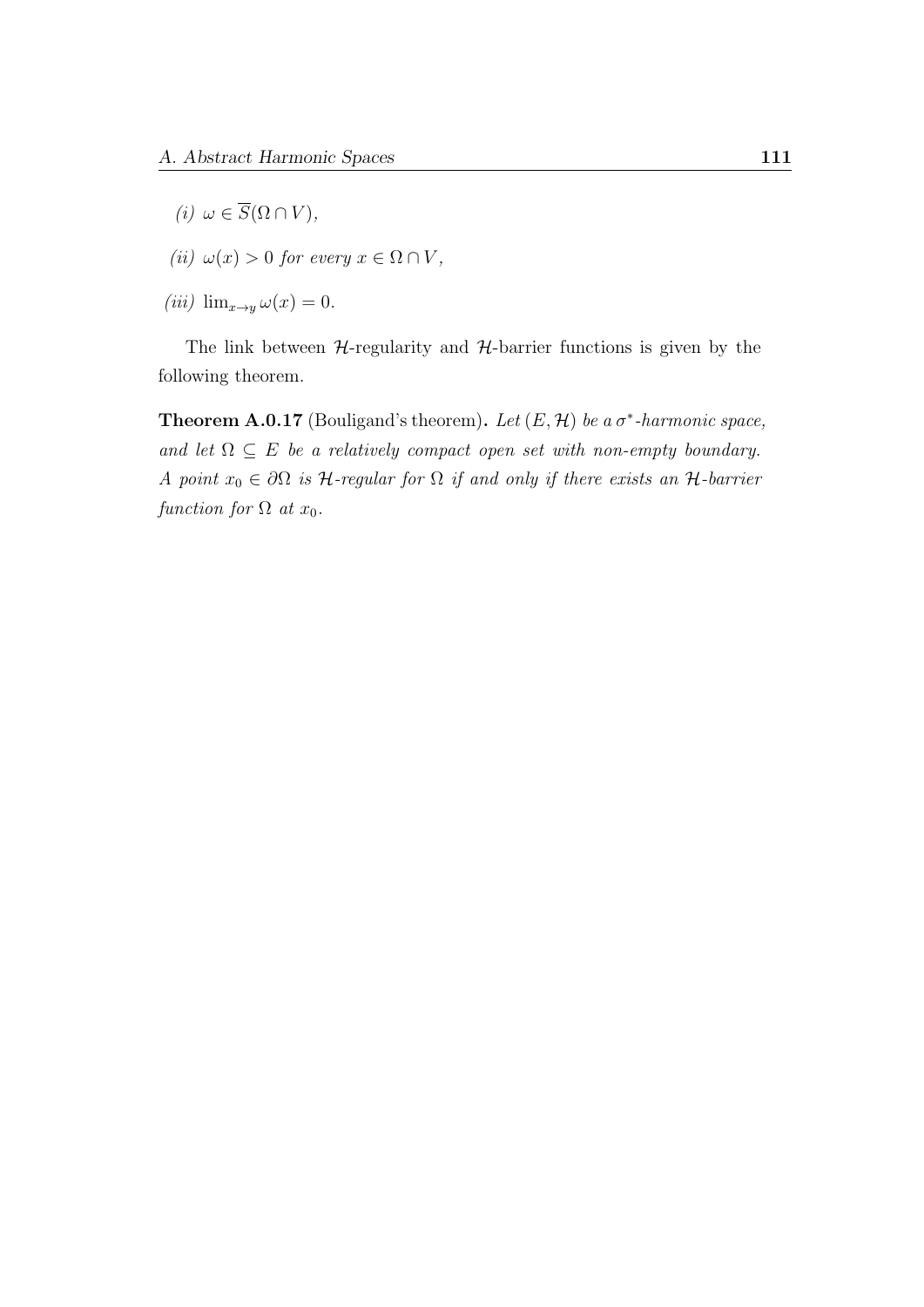*(i)* $\omega \in \overline{S}(\Omega \cap V)$,

*(ii)* $\omega(x) > 0$ *for every* $x \in \Omega \cap V$,

*(iii)* $\lim_{x \to y} \omega(x) = 0$.

The link between $\mathcal{H}$-regularity and $\mathcal{H}$-barrier functions is given by the following theorem.

**Theorem A.0.17** (Bouligand's theorem)**.** *Let* $(E, \mathcal{H})$ *be a* $\sigma^*$*-harmonic space, and let* $\Omega \subseteq E$ *be a relatively compact open set with non-empty boundary. A point* $x_0 \in \partial\Omega$ *is* $\mathcal{H}$*-regular for* $\Omega$ *if and only if there exists an* $\mathcal{H}$*-barrier function for* $\Omega$ *at* $x_0$*.*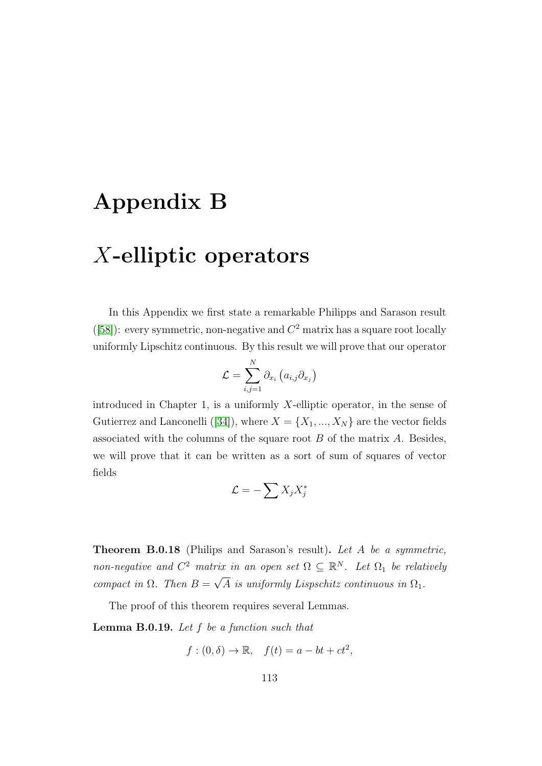# Appendix B

# $X$-elliptic operators

In this Appendix we first state a remarkable Philipps and Sarason result ([58]): every symmetric, non-negative and $C^2$ matrix has a square root locally uniformly Lipschitz continuous. By this result we will prove that our operator

$$\mathcal{L} = \sum_{i,j=1}^{N} \partial_{x_i} \left( a_{i,j} \partial_{x_j} \right)$$

introduced in Chapter 1, is a uniformly $X$-elliptic operator, in the sense of Gutierrez and Lanconelli ([34]), where $X = \{X_1, ..., X_N\}$ are the vector fields associated with the columns of the square root $B$ of the matrix $A$. Besides, we will prove that it can be written as a sort of sum of squares of vector fields

$$\mathcal{L} = -\sum X_j X_j^*$$

**Theorem B.0.18** (Philips and Sarason's result)**.** *Let $A$ be a symmetric, non-negative and $C^2$ matrix in an open set $\Omega \subseteq \mathbb{R}^N$. Let $\Omega_1$ be relatively compact in $\Omega$. Then $B = \sqrt{A}$ is uniformly Lispschitz continuous in $\Omega_1$.*

The proof of this theorem requires several Lemmas.

**Lemma B.0.19.** *Let $f$ be a function such that*

$$f : (0, \delta) \to \mathbb{R}, \quad f(t) = a - bt + ct^2,$$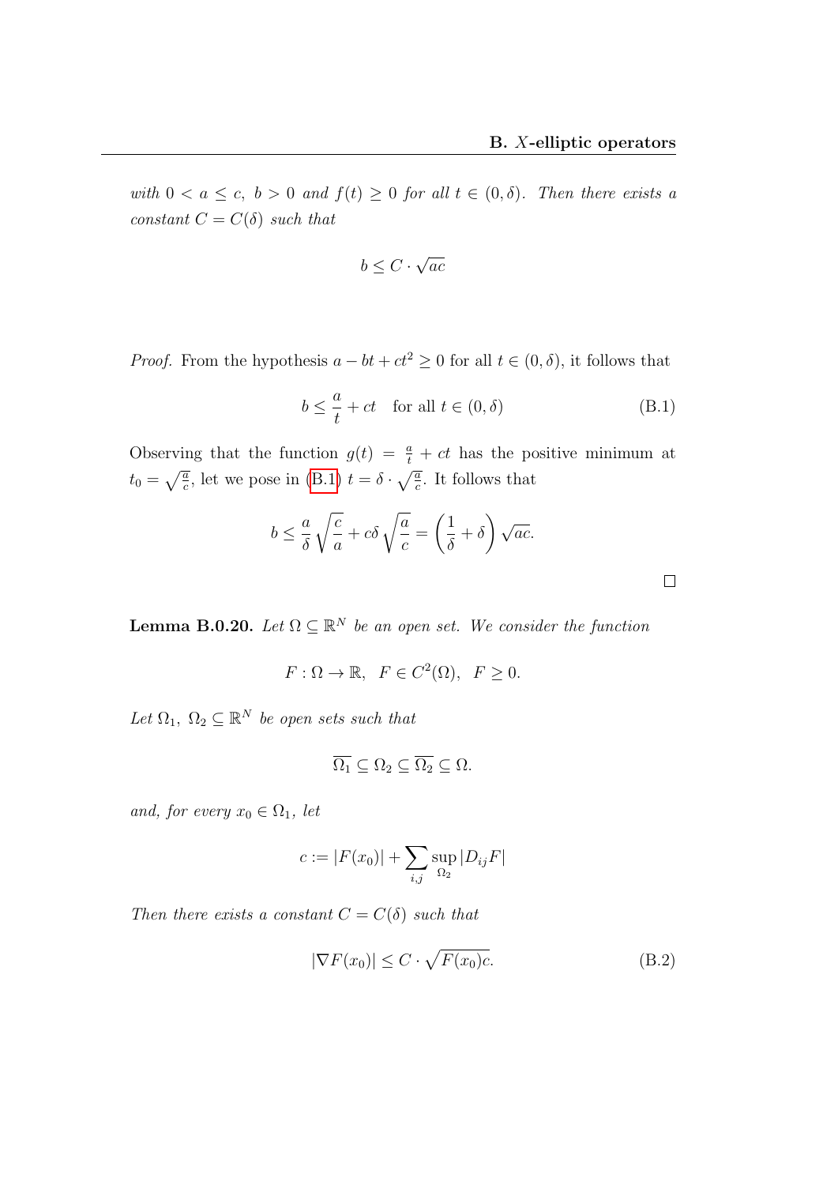*with $0 < a \leq c$, $b > 0$ and $f(t) \geq 0$ for all $t \in (0, \delta)$. Then there exists a constant $C = C(\delta)$ such that*

$$b \leq C \cdot \sqrt{ac}$$

*Proof.* From the hypothesis $a - bt + ct^2 \geq 0$ for all $t \in (0, \delta)$, it follows that

$$b \leq \frac{a}{t} + ct \quad \text{for all } t \in (0, \delta) \tag{B.1}$$

Observing that the function $g(t) = \frac{a}{t} + ct$ has the positive minimum at $t_0 = \sqrt{\frac{a}{c}}$, let we pose in (B.1) $t = \delta \cdot \sqrt{\frac{a}{c}}$. It follows that

$$b \leq \frac{a}{\delta}\sqrt{\frac{c}{a}} + c\delta\sqrt{\frac{a}{c}} = \left(\frac{1}{\delta} + \delta\right)\sqrt{ac}.$$

□

**Lemma B.0.20.** *Let $\Omega \subseteq \mathbb{R}^N$ be an open set. We consider the function*

$$F : \Omega \to \mathbb{R}, \quad F \in C^2(\Omega), \quad F \geq 0.$$

*Let $\Omega_1$, $\Omega_2 \subseteq \mathbb{R}^N$ be open sets such that*

$$\overline{\Omega_1} \subseteq \Omega_2 \subseteq \overline{\Omega_2} \subseteq \Omega.$$

*and, for every $x_0 \in \Omega_1$, let*

$$c := |F(x_0)| + \sum_{i,j} \sup_{\Omega_2} |D_{ij}F|$$

*Then there exists a constant $C = C(\delta)$ such that*

$$|\nabla F(x_0)| \leq C \cdot \sqrt{F(x_0)c}. \tag{B.2}$$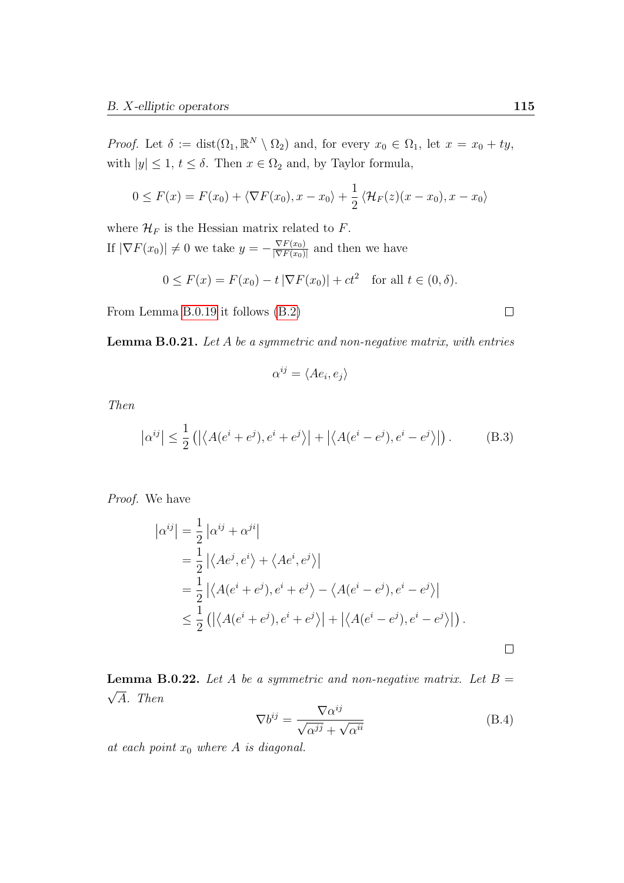*Proof.* Let $\delta := \operatorname{dist}(\Omega_1, \mathbb{R}^N \setminus \Omega_2)$ and, for every $x_0 \in \Omega_1$, let $x = x_0 + ty$, with $|y| \leq 1$, $t \leq \delta$. Then $x \in \Omega_2$ and, by Taylor formula,

$$0 \leq F(x) = F(x_0) + \langle \nabla F(x_0), x - x_0 \rangle + \frac{1}{2} \langle \mathcal{H}_F(z)(x - x_0), x - x_0 \rangle$$

where $\mathcal{H}_F$ is the Hessian matrix related to $F$.
If $|\nabla F(x_0)| \neq 0$ we take $y = -\frac{\nabla F(x_0)}{|\nabla F(x_0)|}$ and then we have

$$0 \leq F(x) = F(x_0) - t\, |\nabla F(x_0)| + ct^2 \quad \text{for all } t \in (0, \delta).$$

From Lemma B.0.19 it follows (B.2) □

**Lemma B.0.21.** *Let $A$ be a symmetric and non-negative matrix, with entries*

$$\alpha^{ij} = \langle A e_i, e_j \rangle$$

*Then*

$$\left|\alpha^{ij}\right| \leq \frac{1}{2} \left( \left|\left\langle A(e^i + e^j), e^i + e^j \right\rangle\right| + \left|\left\langle A(e^i - e^j), e^i - e^j \right\rangle\right| \right). \tag{B.3}$$

*Proof.* We have

$$\begin{aligned}
\left|\alpha^{ij}\right| &= \frac{1}{2} \left|\alpha^{ij} + \alpha^{ji}\right| \\
&= \frac{1}{2} \left|\left\langle A e^j, e^i \right\rangle + \left\langle A e^i, e^j \right\rangle\right| \\
&= \frac{1}{2} \left|\left\langle A(e^i + e^j), e^i + e^j \right\rangle - \left\langle A(e^i - e^j), e^i - e^j \right\rangle\right| \\
&\leq \frac{1}{2} \left( \left|\left\langle A(e^i + e^j), e^i + e^j \right\rangle\right| + \left|\left\langle A(e^i - e^j), e^i - e^j \right\rangle\right| \right).
\end{aligned}$$

□

**Lemma B.0.22.** *Let $A$ be a symmetric and non-negative matrix. Let $B = \sqrt{A}$. Then*

$$\nabla b^{ij} = \frac{\nabla \alpha^{ij}}{\sqrt{\alpha^{jj}} + \sqrt{\alpha^{ii}}} \tag{B.4}$$

*at each point $x_0$ where $A$ is diagonal.*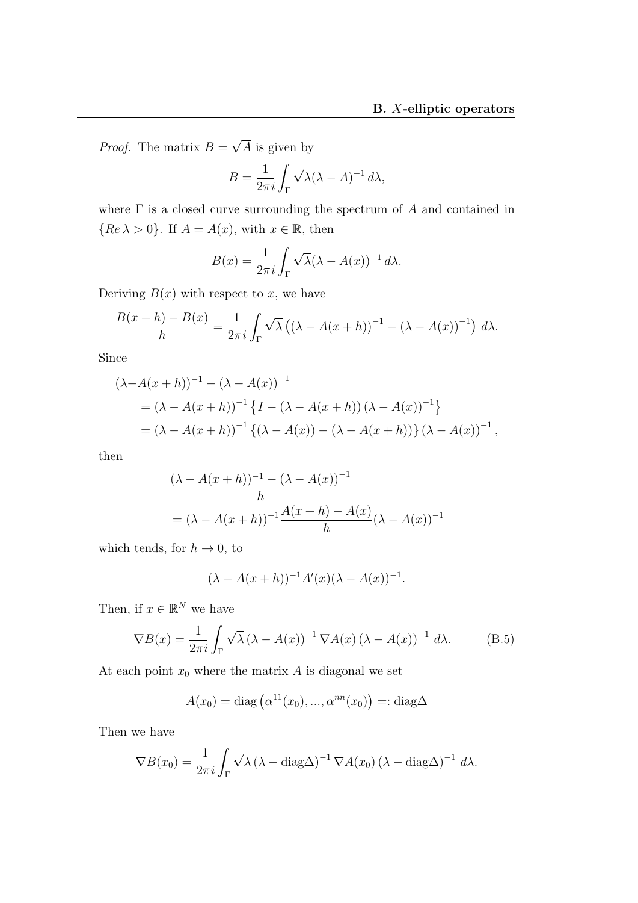*Proof.* The matrix $B = \sqrt{A}$ is given by

$$B = \frac{1}{2\pi i} \int_\Gamma \sqrt{\lambda} (\lambda - A)^{-1} \, d\lambda,$$

where $\Gamma$ is a closed curve surrounding the spectrum of $A$ and contained in $\{Re\, \lambda > 0\}$. If $A = A(x)$, with $x \in \mathbb{R}$, then

$$B(x) = \frac{1}{2\pi i} \int_\Gamma \sqrt{\lambda} (\lambda - A(x))^{-1} \, d\lambda.$$

Deriving $B(x)$ with respect to $x$, we have

$$\frac{B(x+h) - B(x)}{h} = \frac{1}{2\pi i} \int_\Gamma \sqrt{\lambda} \left( (\lambda - A(x+h))^{-1} - (\lambda - A(x))^{-1} \right) \, d\lambda.$$

Since

$$\begin{aligned}
(\lambda - &A(x+h))^{-1} - (\lambda - A(x))^{-1} \\
&= (\lambda - A(x+h))^{-1} \left\{ I - (\lambda - A(x+h)) \, (\lambda - A(x))^{-1} \right\} \\
&= (\lambda - A(x+h))^{-1} \left\{ (\lambda - A(x)) - (\lambda - A(x+h)) \right\} (\lambda - A(x))^{-1},
\end{aligned}$$

then

$$\begin{aligned}
&\frac{(\lambda - A(x+h))^{-1} - (\lambda - A(x))^{-1}}{h} \\
&= (\lambda - A(x+h))^{-1} \frac{A(x+h) - A(x)}{h} (\lambda - A(x))^{-1}
\end{aligned}$$

which tends, for $h \to 0$, to

$$(\lambda - A(x+h))^{-1} A'(x) (\lambda - A(x))^{-1}.$$

Then, if $x \in \mathbb{R}^N$ we have

$$\nabla B(x) = \frac{1}{2\pi i} \int_\Gamma \sqrt{\lambda} \, (\lambda - A(x))^{-1} \, \nabla A(x) \, (\lambda - A(x))^{-1} \, d\lambda. \tag{B.5}$$

At each point $x_0$ where the matrix $A$ is diagonal we set

$$A(x_0) = \operatorname{diag} \left( \alpha^{11}(x_0), ..., \alpha^{nn}(x_0) \right) =: \operatorname{diag}\Delta$$

Then we have

$$\nabla B(x_0) = \frac{1}{2\pi i} \int_\Gamma \sqrt{\lambda} \, (\lambda - \operatorname{diag}\Delta)^{-1} \, \nabla A(x_0) \, (\lambda - \operatorname{diag}\Delta)^{-1} \, d\lambda.$$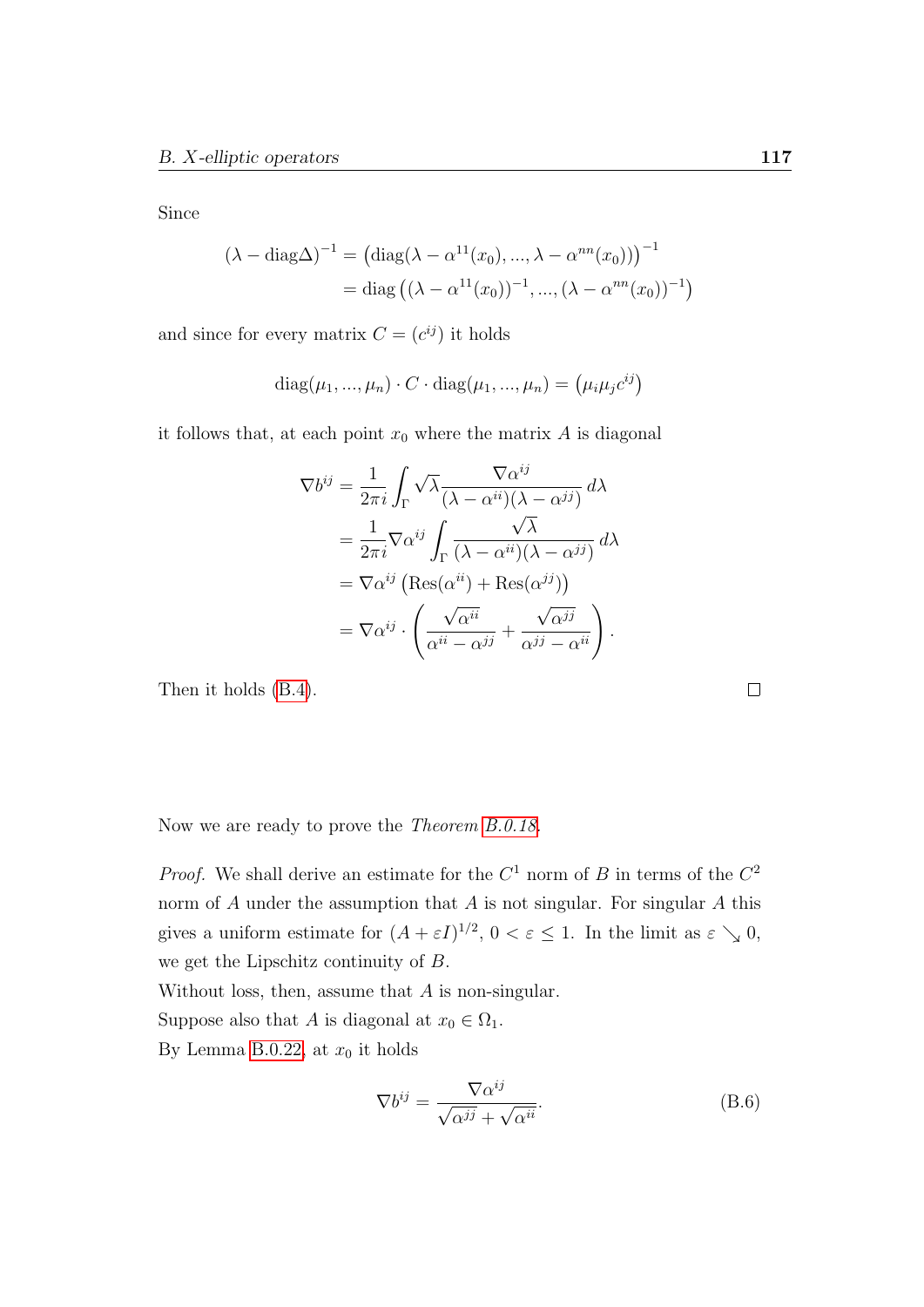Since

$$
\begin{aligned}
(\lambda - \mathrm{diag}\Delta)^{-1} &= \left(\mathrm{diag}(\lambda - \alpha^{11}(x_0), ..., \lambda - \alpha^{nn}(x_0))\right)^{-1} \\
&= \mathrm{diag}\left((\lambda - \alpha^{11}(x_0))^{-1}, ..., (\lambda - \alpha^{nn}(x_0))^{-1}\right)
\end{aligned}
$$

and since for every matrix $C = (c^{ij})$ it holds

$$
\mathrm{diag}(\mu_1, ..., \mu_n) \cdot C \cdot \mathrm{diag}(\mu_1, ..., \mu_n) = \left(\mu_i \mu_j c^{ij}\right)
$$

it follows that, at each point $x_0$ where the matrix $A$ is diagonal

$$
\begin{aligned}
\nabla b^{ij} &= \frac{1}{2\pi i} \int_\Gamma \sqrt{\lambda} \frac{\nabla \alpha^{ij}}{(\lambda - \alpha^{ii})(\lambda - \alpha^{jj})}\, d\lambda \\
&= \frac{1}{2\pi i} \nabla \alpha^{ij} \int_\Gamma \frac{\sqrt{\lambda}}{(\lambda - \alpha^{ii})(\lambda - \alpha^{jj})}\, d\lambda \\
&= \nabla \alpha^{ij} \left(\mathrm{Res}(\alpha^{ii}) + \mathrm{Res}(\alpha^{jj})\right) \\
&= \nabla \alpha^{ij} \cdot \left( \frac{\sqrt{\alpha^{ii}}}{\alpha^{ii} - \alpha^{jj}} + \frac{\sqrt{\alpha^{jj}}}{\alpha^{jj} - \alpha^{ii}} \right).
\end{aligned}
$$

Then it holds (B.4). ∎

Now we are ready to prove the *Theorem B.0.18*.

*Proof.* We shall derive an estimate for the $C^1$ norm of $B$ in terms of the $C^2$ norm of $A$ under the assumption that $A$ is not singular. For singular $A$ this gives a uniform estimate for $(A + \varepsilon I)^{1/2}$, $0 < \varepsilon \leq 1$. In the limit as $\varepsilon \searrow 0$, we get the Lipschitz continuity of $B$.

Without loss, then, assume that $A$ is non-singular.

Suppose also that $A$ is diagonal at $x_0 \in \Omega_1$.

By Lemma B.0.22, at $x_0$ it holds

$$
\nabla b^{ij} = \frac{\nabla \alpha^{ij}}{\sqrt{\alpha^{jj}} + \sqrt{\alpha^{ii}}}. \tag{B.6}
$$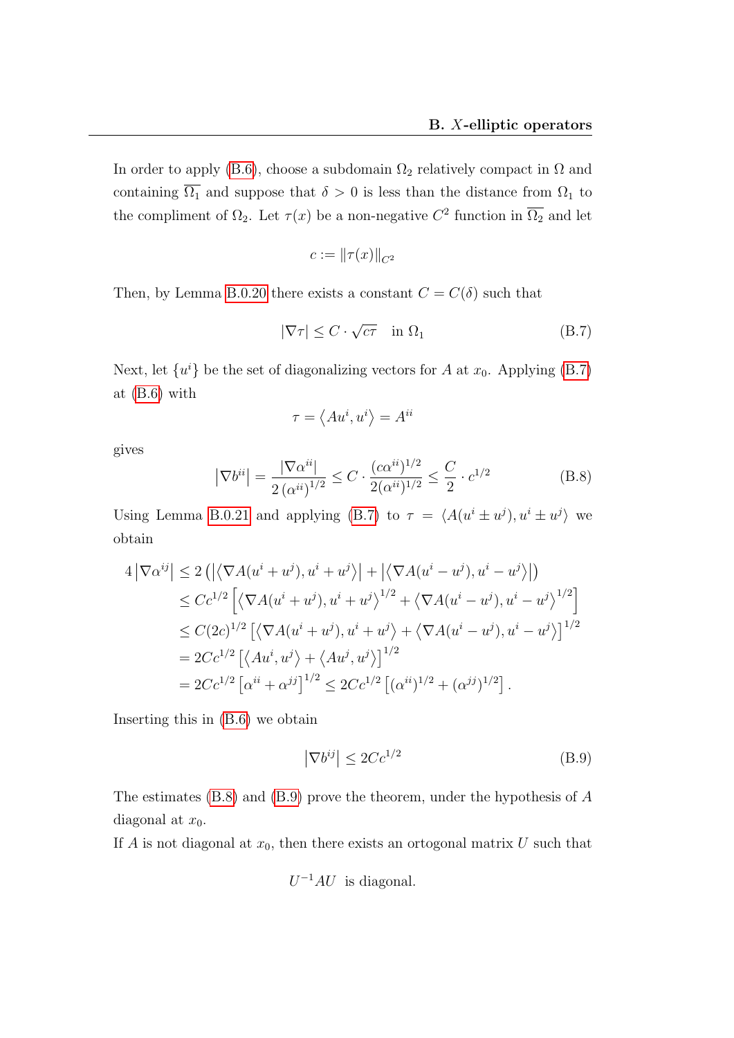In order to apply (B.6), choose a subdomain $\Omega_2$ relatively compact in $\Omega$ and containing $\overline{\Omega_1}$ and suppose that $\delta > 0$ is less than the distance from $\Omega_1$ to the compliment of $\Omega_2$. Let $\tau(x)$ be a non-negative $C^2$ function in $\overline{\Omega_2}$ and let

$$c := \|\tau(x)\|_{C^2}$$

Then, by Lemma B.0.20 there exists a constant $C = C(\delta)$ such that

$$|\nabla \tau| \leq C \cdot \sqrt{c\tau} \quad \text{in } \Omega_1 \tag{B.7}$$

Next, let $\{u^i\}$ be the set of diagonalizing vectors for $A$ at $x_0$. Applying (B.7) at (B.6) with

$$\tau = \left\langle Au^i, u^i \right\rangle = A^{ii}$$

gives

$$\left|\nabla b^{ii}\right| = \frac{|\nabla \alpha^{ii}|}{2\left(\alpha^{ii}\right)^{1/2}} \leq C \cdot \frac{(c\alpha^{ii})^{1/2}}{2(\alpha^{ii})^{1/2}} \leq \frac{C}{2} \cdot c^{1/2} \tag{B.8}$$

Using Lemma B.0.21 and applying (B.7) to $\tau = \langle A(u^i \pm u^j), u^i \pm u^j \rangle$ we obtain

$$\begin{aligned}
4\left|\nabla \alpha^{ij}\right| &\leq 2\left(\left|\left\langle \nabla A(u^i + u^j), u^i + u^j\right\rangle\right| + \left|\left\langle \nabla A(u^i - u^j), u^i - u^j\right\rangle\right|\right) \\
&\leq Cc^{1/2}\left[\left\langle \nabla A(u^i + u^j), u^i + u^j\right\rangle^{1/2} + \left\langle \nabla A(u^i - u^j), u^i - u^j\right\rangle^{1/2}\right] \\
&\leq C(2c)^{1/2}\left[\left\langle \nabla A(u^i + u^j), u^i + u^j\right\rangle + \left\langle \nabla A(u^i - u^j), u^i - u^j\right\rangle\right]^{1/2} \\
&= 2Cc^{1/2}\left[\left\langle Au^i, u^j\right\rangle + \left\langle Au^j, u^j\right\rangle\right]^{1/2} \\
&= 2Cc^{1/2}\left[\alpha^{ii} + \alpha^{jj}\right]^{1/2} \leq 2Cc^{1/2}\left[(\alpha^{ii})^{1/2} + (\alpha^{jj})^{1/2}\right].
\end{aligned}$$

Inserting this in (B.6) we obtain

$$\left|\nabla b^{ij}\right| \leq 2Cc^{1/2} \tag{B.9}$$

The estimates (B.8) and (B.9) prove the theorem, under the hypothesis of $A$ diagonal at $x_0$.

If $A$ is not diagonal at $x_0$, then there exists an ortogonal matrix $U$ such that

$$U^{-1}AU \text{ is diagonal.}$$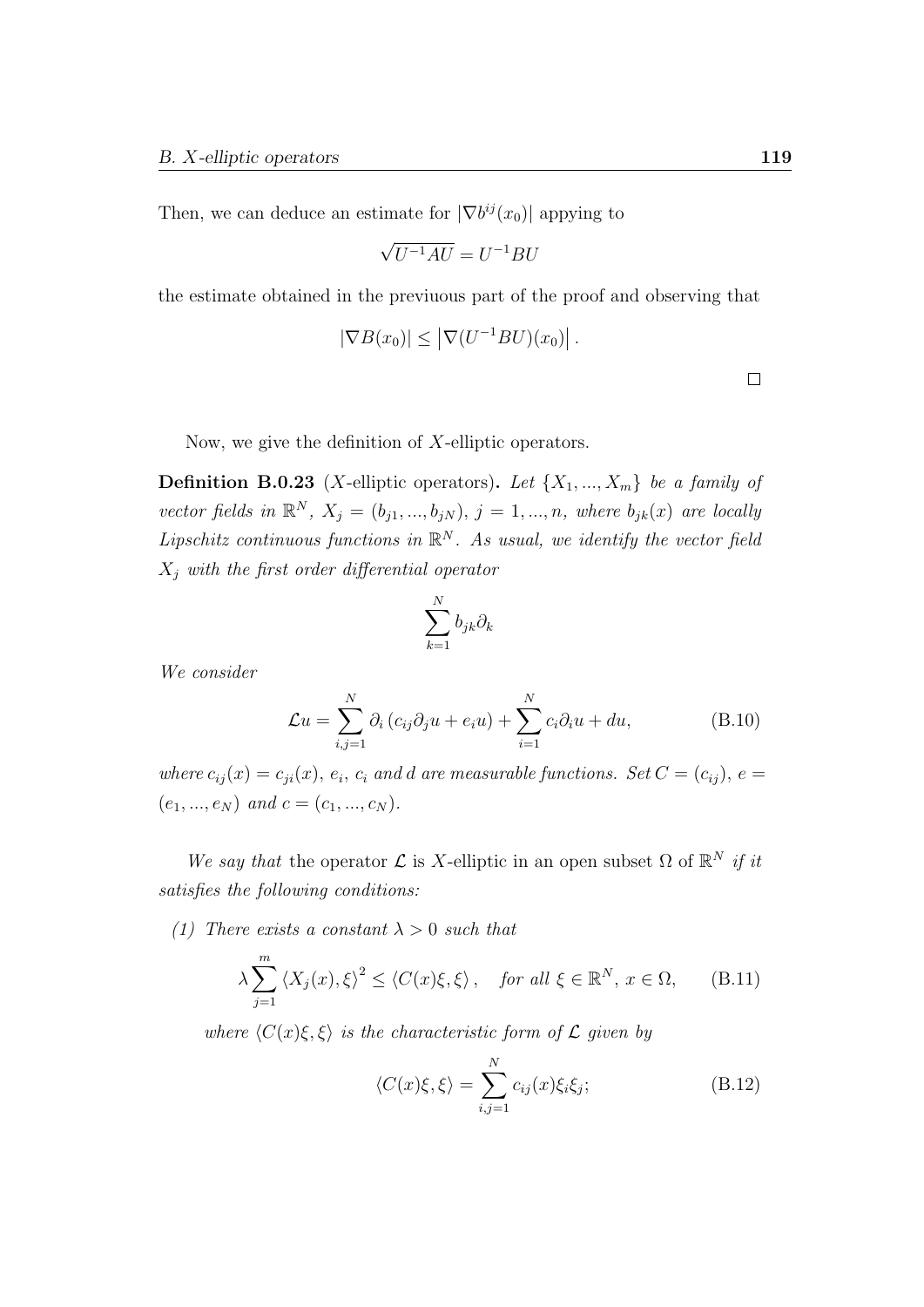Then, we can deduce an estimate for $|\nabla b^{ij}(x_0)|$ appying to

$$\sqrt{U^{-1}AU} = U^{-1}BU$$

the estimate obtained in the previuous part of the proof and observing that

$$|\nabla B(x_0)| \leq \left|\nabla (U^{-1}BU)(x_0)\right|.$$

□

Now, we give the definition of $X$-elliptic operators.

**Definition B.0.23** ($X$-elliptic operators)**.** *Let $\{X_1, ..., X_m\}$ be a family of vector fields in $\mathbb{R}^N$, $X_j = (b_{j1}, ..., b_{jN})$, $j = 1, ..., n$, where $b_{jk}(x)$ are locally Lipschitz continuous functions in $\mathbb{R}^N$. As usual, we identify the vector field $X_j$ with the first order differential operator*

$$\sum_{k=1}^{N} b_{jk}\partial_k$$

*We consider*

$$\mathcal{L}u = \sum_{i,j=1}^{N} \partial_i \left(c_{ij}\partial_j u + e_i u\right) + \sum_{i=1}^{N} c_i \partial_i u + du, \tag{B.10}$$

*where $c_{ij}(x) = c_{ji}(x)$, $e_i$, $c_i$ and $d$ are measurable functions. Set $C = (c_{ij})$, $e = (e_1, ..., e_N)$ and $c = (c_1, ..., c_N)$.*

*We say that* the operator $\mathcal{L}$ is $X$-elliptic in an open subset $\Omega$ of $\mathbb{R}^N$ *if it satisfies the following conditions:*

*(1) There exists a constant $\lambda > 0$ such that*

$$\lambda \sum_{j=1}^{m} \langle X_j(x), \xi\rangle^2 \leq \langle C(x)\xi, \xi\rangle, \quad \text{for all } \xi \in \mathbb{R}^N,\ x \in \Omega, \tag{B.11}$$

*where $\langle C(x)\xi, \xi\rangle$ is the characteristic form of $\mathcal{L}$ given by*

$$\langle C(x)\xi, \xi\rangle = \sum_{i,j=1}^{N} c_{ij}(x)\xi_i\xi_j; \tag{B.12}$$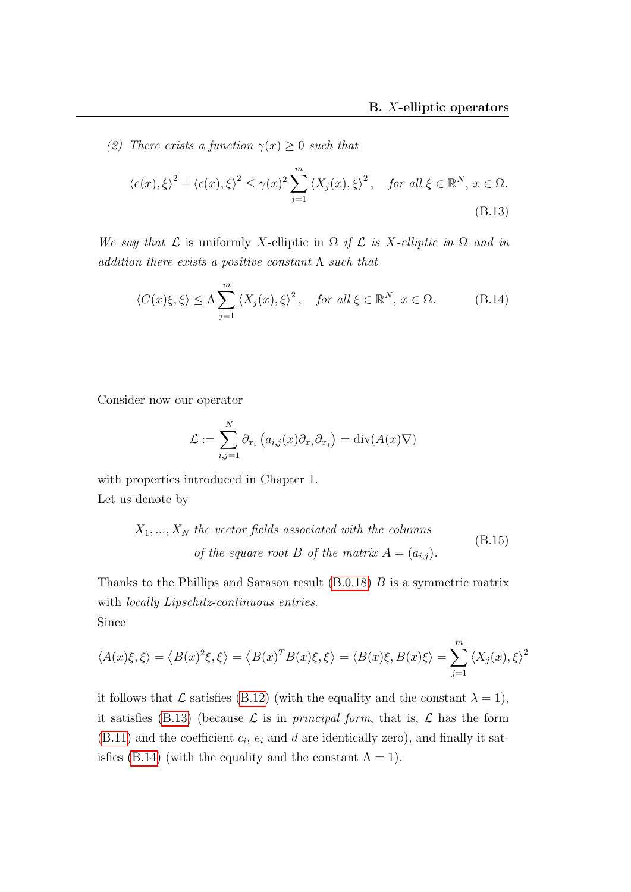*(2) There exists a function $\gamma(x) \geq 0$ such that*

$$\langle e(x), \xi \rangle^2 + \langle c(x), \xi \rangle^2 \leq \gamma(x)^2 \sum_{j=1}^{m} \langle X_j(x), \xi \rangle^2, \quad \textit{for all } \xi \in \mathbb{R}^N,\, x \in \Omega. \tag{B.13}$$

*We say that $\mathcal{L}$* is uniformly $X$-elliptic in $\Omega$ *if $\mathcal{L}$ is $X$-elliptic in $\Omega$ and in addition there exists a positive constant $\Lambda$ such that*

$$\langle C(x)\xi, \xi \rangle \leq \Lambda \sum_{j=1}^{m} \langle X_j(x), \xi \rangle^2, \quad \textit{for all } \xi \in \mathbb{R}^N,\, x \in \Omega. \tag{B.14}$$

Consider now our operator

$$\mathcal{L} := \sum_{i,j=1}^{N} \partial_{x_i} \left( a_{i,j}(x) \partial_{x_j} \partial_{x_j} \right) = \operatorname{div}(A(x)\nabla)$$

with properties introduced in Chapter 1.
Let us denote by

$$\begin{aligned} X_1, ..., X_N \; &\textit{the vector fields associated with the columns} \\ &\textit{of the square root } B \textit{ of the matrix } A = (a_{i,j}). \end{aligned} \tag{B.15}$$

Thanks to the Phillips and Sarason result (B.0.18) $B$ is a symmetric matrix with *locally Lipschitz-continuous entries*.
Since

$$\langle A(x)\xi, \xi \rangle = \left\langle B(x)^2 \xi, \xi \right\rangle = \left\langle B(x)^T B(x) \xi, \xi \right\rangle = \langle B(x)\xi, B(x)\xi \rangle = \sum_{j=1}^{m} \langle X_j(x), \xi \rangle^2$$

it follows that $\mathcal{L}$ satisfies (B.12) (with the equality and the constant $\lambda = 1$), it satisfies (B.13) (because $\mathcal{L}$ is in *principal form*, that is, $\mathcal{L}$ has the form (B.11) and the coefficient $c_i$, $e_i$ and $d$ are identically zero), and finally it satisfies (B.14) (with the equality and the constant $\Lambda = 1$).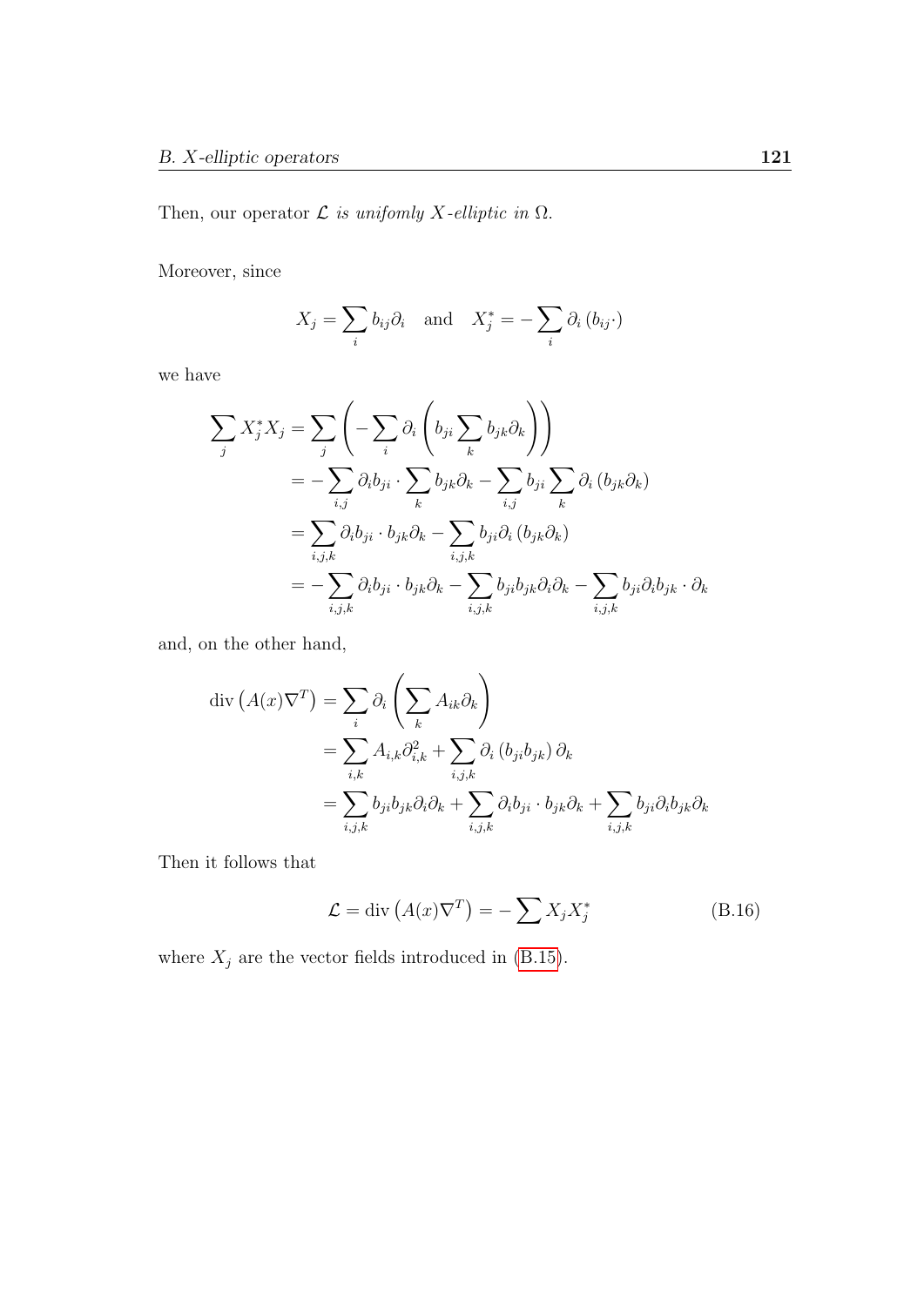Then, our operator $\mathcal{L}$ *is unifomly X-elliptic in* $\Omega$.

Moreover, since

$$X_j = \sum_i b_{ij}\partial_i \quad \text{and} \quad X_j^* = -\sum_i \partial_i \left(b_{ij}\cdot\right)$$

we have

$$\begin{aligned}
\sum_j X_j^* X_j &= \sum_j \left( -\sum_i \partial_i \left( b_{ji} \sum_k b_{jk}\partial_k \right) \right) \\
&= -\sum_{i,j} \partial_i b_{ji} \cdot \sum_k b_{jk}\partial_k - \sum_{i,j} b_{ji} \sum_k \partial_i \left(b_{jk}\partial_k\right) \\
&= \sum_{i,j,k} \partial_i b_{ji} \cdot b_{jk}\partial_k - \sum_{i,j,k} b_{ji}\partial_i \left(b_{jk}\partial_k\right) \\
&= -\sum_{i,j,k} \partial_i b_{ji} \cdot b_{jk}\partial_k - \sum_{i,j,k} b_{ji}b_{jk}\partial_i\partial_k - \sum_{i,j,k} b_{ji}\partial_i b_{jk} \cdot \partial_k
\end{aligned}$$

and, on the other hand,

$$\begin{aligned}
\operatorname{div}\left(A(x)\nabla^T\right) &= \sum_i \partial_i \left( \sum_k A_{ik}\partial_k \right) \\
&= \sum_{i,k} A_{i,k}\partial_{i,k}^2 + \sum_{i,j,k} \partial_i \left(b_{ji}b_{jk}\right)\partial_k \\
&= \sum_{i,j,k} b_{ji}b_{jk}\partial_i\partial_k + \sum_{i,j,k} \partial_i b_{ji} \cdot b_{jk}\partial_k + \sum_{i,j,k} b_{ji}\partial_i b_{jk}\partial_k
\end{aligned}$$

Then it follows that

$$\mathcal{L} = \operatorname{div}\left(A(x)\nabla^T\right) = -\sum X_j X_j^* \tag{B.16}$$

where $X_j$ are the vector fields introduced in (B.15).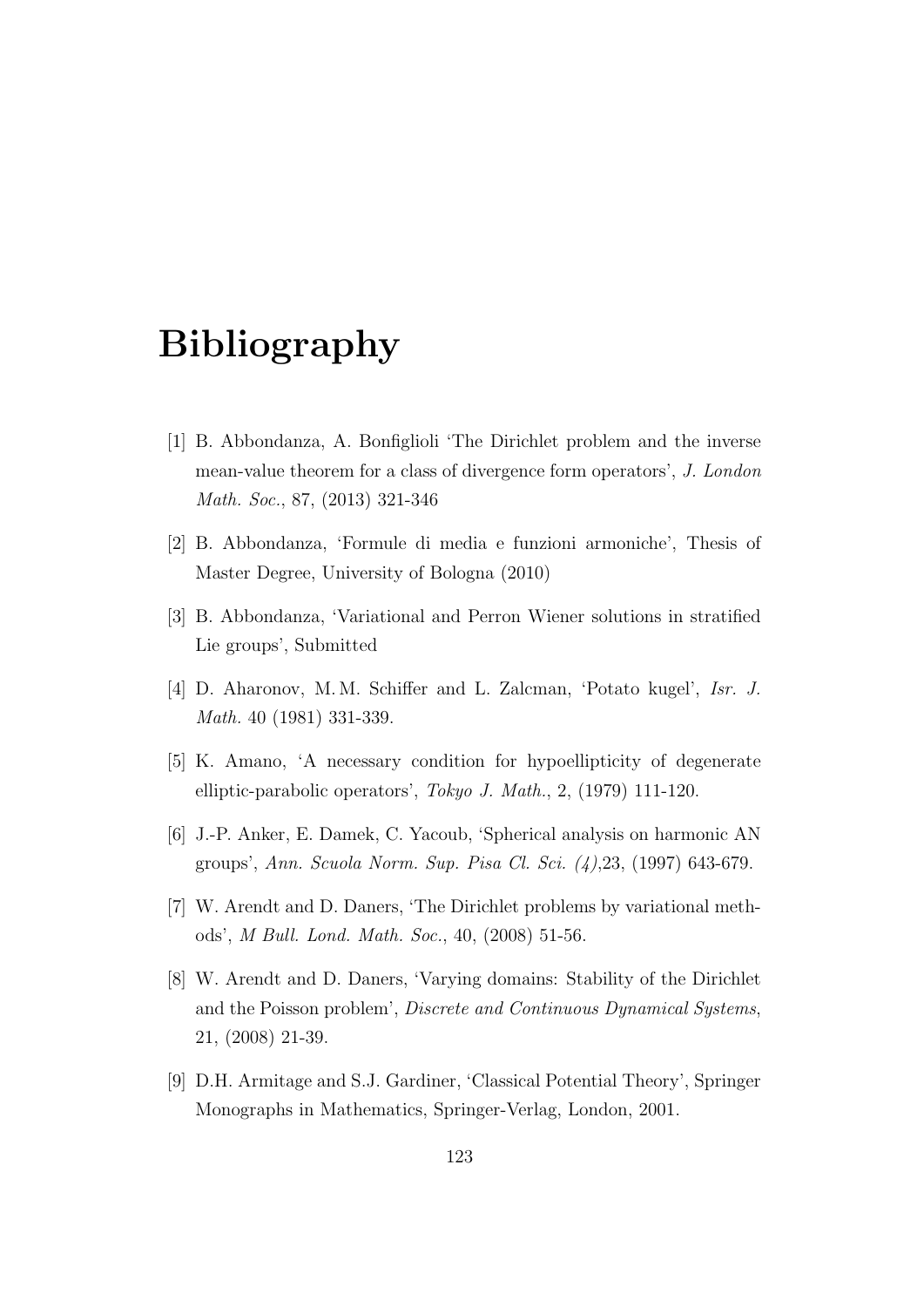# Bibliography

[1] B. Abbondanza, A. Bonfiglioli 'The Dirichlet problem and the inverse mean-value theorem for a class of divergence form operators', *J. London Math. Soc.*, 87, (2013) 321-346

[2] B. Abbondanza, 'Formule di media e funzioni armoniche', Thesis of Master Degree, University of Bologna (2010)

[3] B. Abbondanza, 'Variational and Perron Wiener solutions in stratified Lie groups', Submitted

[4] D. Aharonov, M. M. Schiffer and L. Zalcman, 'Potato kugel', *Isr. J. Math.* 40 (1981) 331-339.

[5] K. Amano, 'A necessary condition for hypoellipticity of degenerate elliptic-parabolic operators', *Tokyo J. Math.*, 2, (1979) 111-120.

[6] J.-P. Anker, E. Damek, C. Yacoub, 'Spherical analysis on harmonic AN groups', *Ann. Scuola Norm. Sup. Pisa Cl. Sci. (4)*,23, (1997) 643-679.

[7] W. Arendt and D. Daners, 'The Dirichlet problems by variational methods', *M Bull. Lond. Math. Soc.*, 40, (2008) 51-56.

[8] W. Arendt and D. Daners, 'Varying domains: Stability of the Dirichlet and the Poisson problem', *Discrete and Continuous Dynamical Systems*, 21, (2008) 21-39.

[9] D.H. Armitage and S.J. Gardiner, 'Classical Potential Theory', Springer Monographs in Mathematics, Springer-Verlag, London, 2001.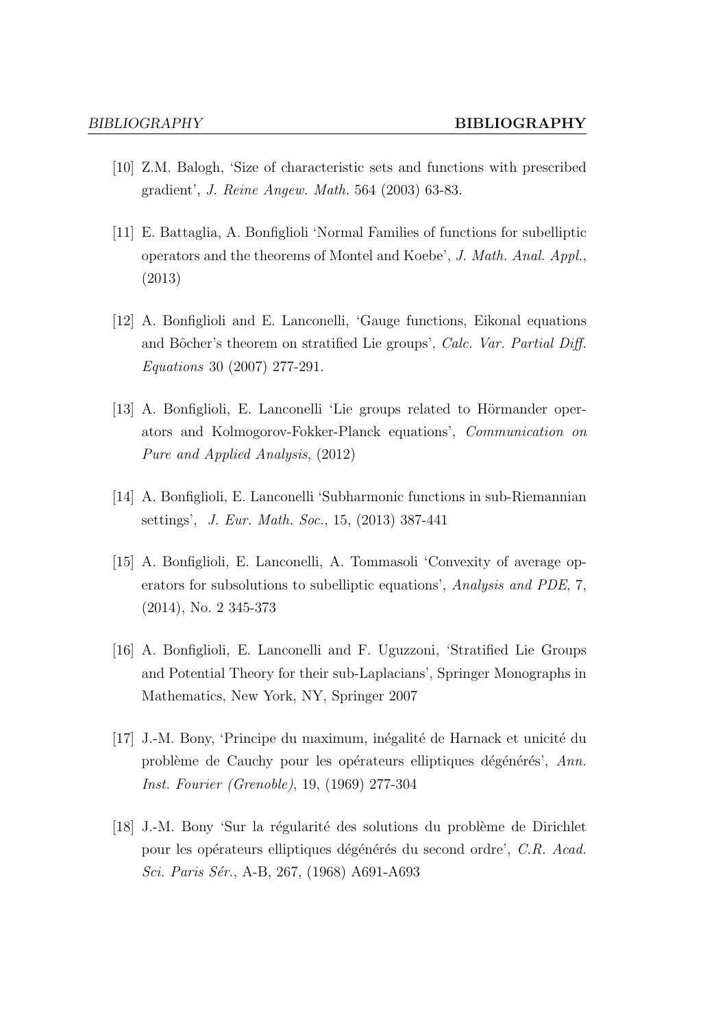[10] Z.M. Balogh, 'Size of characteristic sets and functions with prescribed gradient', *J. Reine Angew. Math.* 564 (2003) 63-83.

[11] E. Battaglia, A. Bonfiglioli 'Normal Families of functions for subelliptic operators and the theorems of Montel and Koebe', *J. Math. Anal. Appl.*, (2013)

[12] A. Bonfiglioli and E. Lanconelli, 'Gauge functions, Eikonal equations and Bôcher's theorem on stratified Lie groups', *Calc. Var. Partial Diff. Equations* 30 (2007) 277-291.

[13] A. Bonfiglioli, E. Lanconelli 'Lie groups related to Hörmander operators and Kolmogorov-Fokker-Planck equations', *Communication on Pure and Applied Analysis*, (2012)

[14] A. Bonfiglioli, E. Lanconelli 'Subharmonic functions in sub-Riemannian settings', *J. Eur. Math. Soc.*, 15, (2013) 387-441

[15] A. Bonfiglioli, E. Lanconelli, A. Tommasoli 'Convexity of average operators for subsolutions to subelliptic equations', *Analysis and PDE*, 7, (2014), No. 2 345-373

[16] A. Bonfiglioli, E. Lanconelli and F. Uguzzoni, 'Stratified Lie Groups and Potential Theory for their sub-Laplacians', Springer Monographs in Mathematics, New York, NY, Springer 2007

[17] J.-M. Bony, 'Principe du maximum, inégalité de Harnack et unicité du problème de Cauchy pour les opérateurs elliptiques dégénérés', *Ann. Inst. Fourier (Grenoble)*, 19, (1969) 277-304

[18] J.-M. Bony 'Sur la régularité des solutions du problème de Dirichlet pour les opérateurs elliptiques dégénérés du second ordre', *C.R. Acad. Sci. Paris Sér.*, A-B, 267, (1968) A691-A693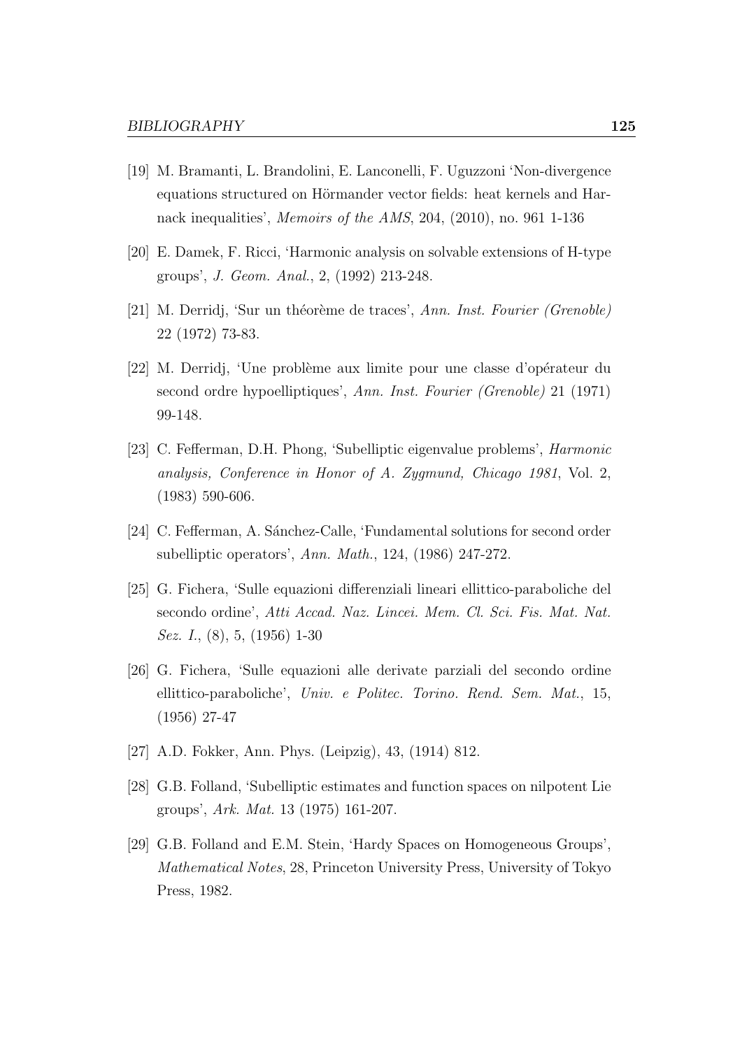[19] M. Bramanti, L. Brandolini, E. Lanconelli, F. Uguzzoni 'Non-divergence equations structured on Hörmander vector fields: heat kernels and Harnack inequalities', *Memoirs of the AMS*, 204, (2010), no. 961 1-136

[20] E. Damek, F. Ricci, 'Harmonic analysis on solvable extensions of H-type groups', *J. Geom. Anal.*, 2, (1992) 213-248.

[21] M. Derridj, 'Sur un théorème de traces', *Ann. Inst. Fourier (Grenoble)* 22 (1972) 73-83.

[22] M. Derridj, 'Une problème aux limite pour une classe d'opérateur du second ordre hypoelliptiques', *Ann. Inst. Fourier (Grenoble)* 21 (1971) 99-148.

[23] C. Fefferman, D.H. Phong, 'Subelliptic eigenvalue problems', *Harmonic analysis, Conference in Honor of A. Zygmund, Chicago 1981*, Vol. 2, (1983) 590-606.

[24] C. Fefferman, A. Sánchez-Calle, 'Fundamental solutions for second order subelliptic operators', *Ann. Math.*, 124, (1986) 247-272.

[25] G. Fichera, 'Sulle equazioni differenziali lineari ellittico-paraboliche del secondo ordine', *Atti Accad. Naz. Lincei. Mem. Cl. Sci. Fis. Mat. Nat. Sez. I.*, (8), 5, (1956) 1-30

[26] G. Fichera, 'Sulle equazioni alle derivate parziali del secondo ordine ellittico-paraboliche', *Univ. e Politec. Torino. Rend. Sem. Mat.*, 15, (1956) 27-47

[27] A.D. Fokker, Ann. Phys. (Leipzig), 43, (1914) 812.

[28] G.B. Folland, 'Subelliptic estimates and function spaces on nilpotent Lie groups', *Ark. Mat.* 13 (1975) 161-207.

[29] G.B. Folland and E.M. Stein, 'Hardy Spaces on Homogeneous Groups', *Mathematical Notes*, 28, Princeton University Press, University of Tokyo Press, 1982.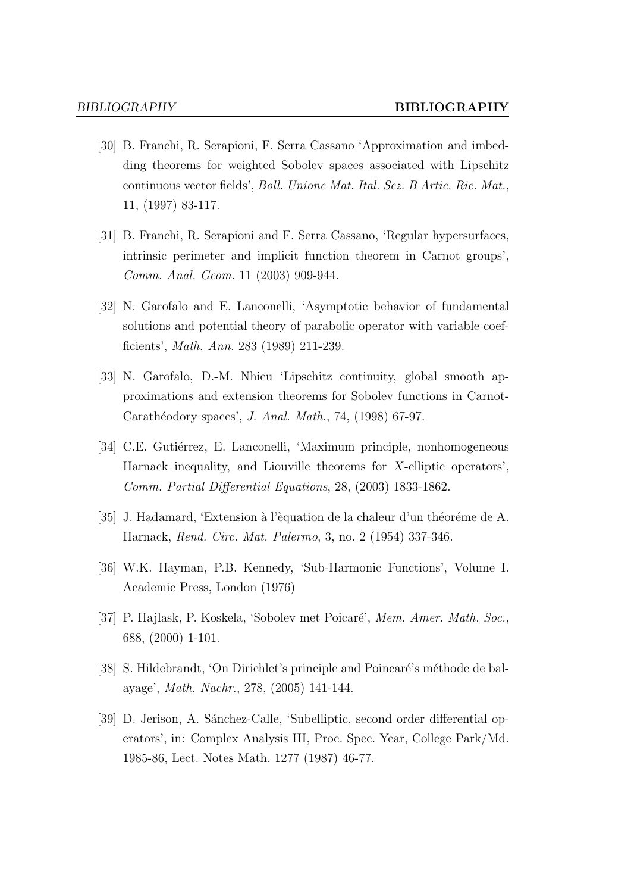[30] B. Franchi, R. Serapioni, F. Serra Cassano 'Approximation and imbedding theorems for weighted Sobolev spaces associated with Lipschitz continuous vector fields', *Boll. Unione Mat. Ital. Sez. B Artic. Ric. Mat.*, 11, (1997) 83-117.

[31] B. Franchi, R. Serapioni and F. Serra Cassano, 'Regular hypersurfaces, intrinsic perimeter and implicit function theorem in Carnot groups', *Comm. Anal. Geom.* 11 (2003) 909-944.

[32] N. Garofalo and E. Lanconelli, 'Asymptotic behavior of fundamental solutions and potential theory of parabolic operator with variable coefficients', *Math. Ann.* 283 (1989) 211-239.

[33] N. Garofalo, D.-M. Nhieu 'Lipschitz continuity, global smooth approximations and extension theorems for Sobolev functions in Carnot-Carathéodory spaces', *J. Anal. Math.*, 74, (1998) 67-97.

[34] C.E. Gutiérrez, E. Lanconelli, 'Maximum principle, nonhomogeneous Harnack inequality, and Liouville theorems for $X$-elliptic operators', *Comm. Partial Differential Equations*, 28, (2003) 1833-1862.

[35] J. Hadamard, 'Extension à l'èquation de la chaleur d'un théoréme de A. Harnack, *Rend. Circ. Mat. Palermo*, 3, no. 2 (1954) 337-346.

[36] W.K. Hayman, P.B. Kennedy, 'Sub-Harmonic Functions', Volume I. Academic Press, London (1976)

[37] P. Hajlask, P. Koskela, 'Sobolev met Poicaré', *Mem. Amer. Math. Soc.*, 688, (2000) 1-101.

[38] S. Hildebrandt, 'On Dirichlet's principle and Poincaré's méthode de balayage', *Math. Nachr.*, 278, (2005) 141-144.

[39] D. Jerison, A. Sánchez-Calle, 'Subelliptic, second order differential operators', in: Complex Analysis III, Proc. Spec. Year, College Park/Md. 1985-86, Lect. Notes Math. 1277 (1987) 46-77.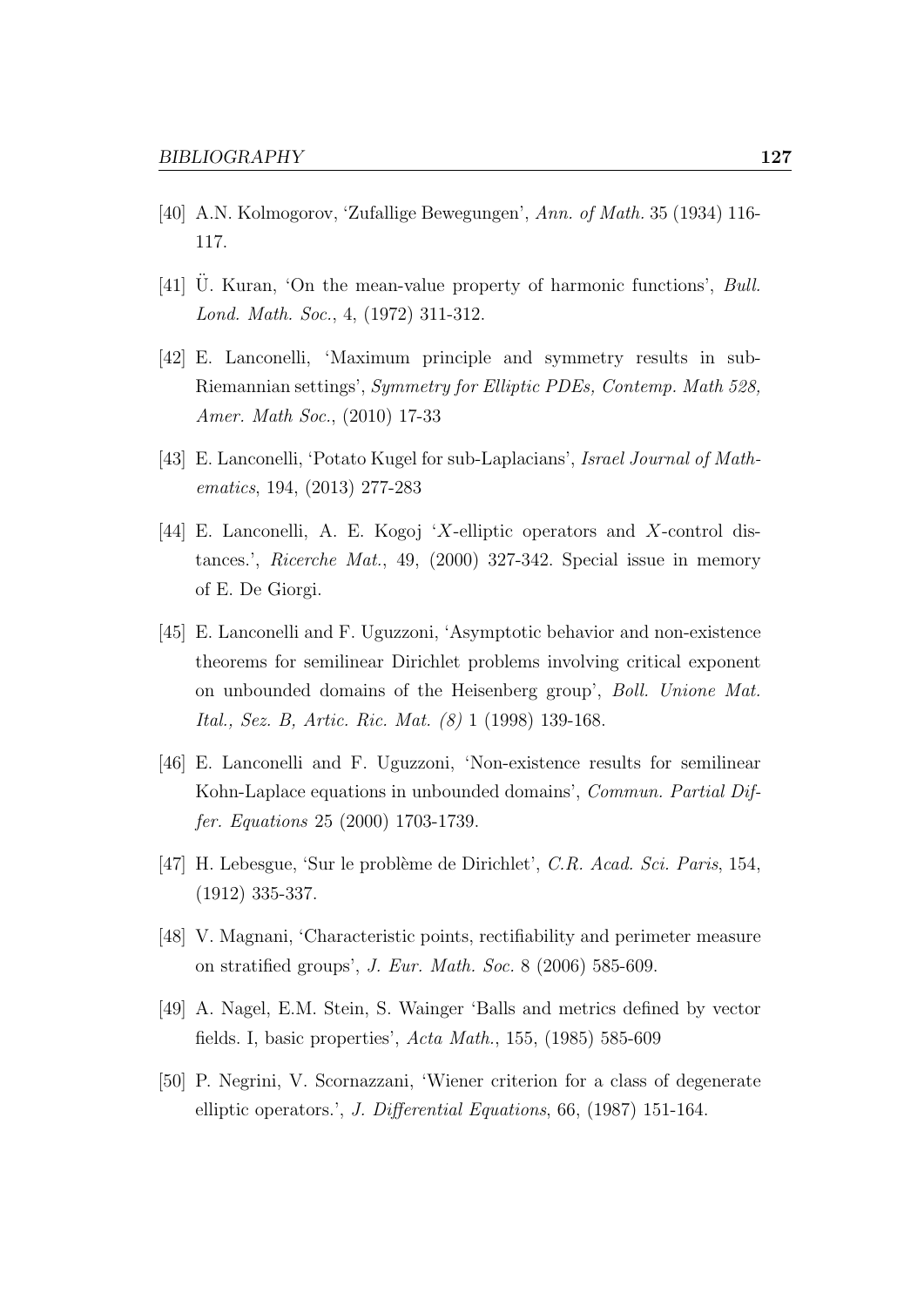[40] A.N. Kolmogorov, 'Zufallige Bewegungen', *Ann. of Math.* 35 (1934) 116-117.

[41] Ü. Kuran, 'On the mean-value property of harmonic functions', *Bull. Lond. Math. Soc.*, 4, (1972) 311-312.

[42] E. Lanconelli, 'Maximum principle and symmetry results in sub-Riemannian settings', *Symmetry for Elliptic PDEs, Contemp. Math 528, Amer. Math Soc.*, (2010) 17-33

[43] E. Lanconelli, 'Potato Kugel for sub-Laplacians', *Israel Journal of Mathematics*, 194, (2013) 277-283

[44] E. Lanconelli, A. E. Kogoj '$X$-elliptic operators and $X$-control distances.', *Ricerche Mat.*, 49, (2000) 327-342. Special issue in memory of E. De Giorgi.

[45] E. Lanconelli and F. Uguzzoni, 'Asymptotic behavior and non-existence theorems for semilinear Dirichlet problems involving critical exponent on unbounded domains of the Heisenberg group', *Boll. Unione Mat. Ital., Sez. B, Artic. Ric. Mat. (8)* 1 (1998) 139-168.

[46] E. Lanconelli and F. Uguzzoni, 'Non-existence results for semilinear Kohn-Laplace equations in unbounded domains', *Commun. Partial Differ. Equations* 25 (2000) 1703-1739.

[47] H. Lebesgue, 'Sur le problème de Dirichlet', *C.R. Acad. Sci. Paris*, 154, (1912) 335-337.

[48] V. Magnani, 'Characteristic points, rectifiability and perimeter measure on stratified groups', *J. Eur. Math. Soc.* 8 (2006) 585-609.

[49] A. Nagel, E.M. Stein, S. Wainger 'Balls and metrics defined by vector fields. I, basic properties', *Acta Math.*, 155, (1985) 585-609

[50] P. Negrini, V. Scornazzani, 'Wiener criterion for a class of degenerate elliptic operators.', *J. Differential Equations*, 66, (1987) 151-164.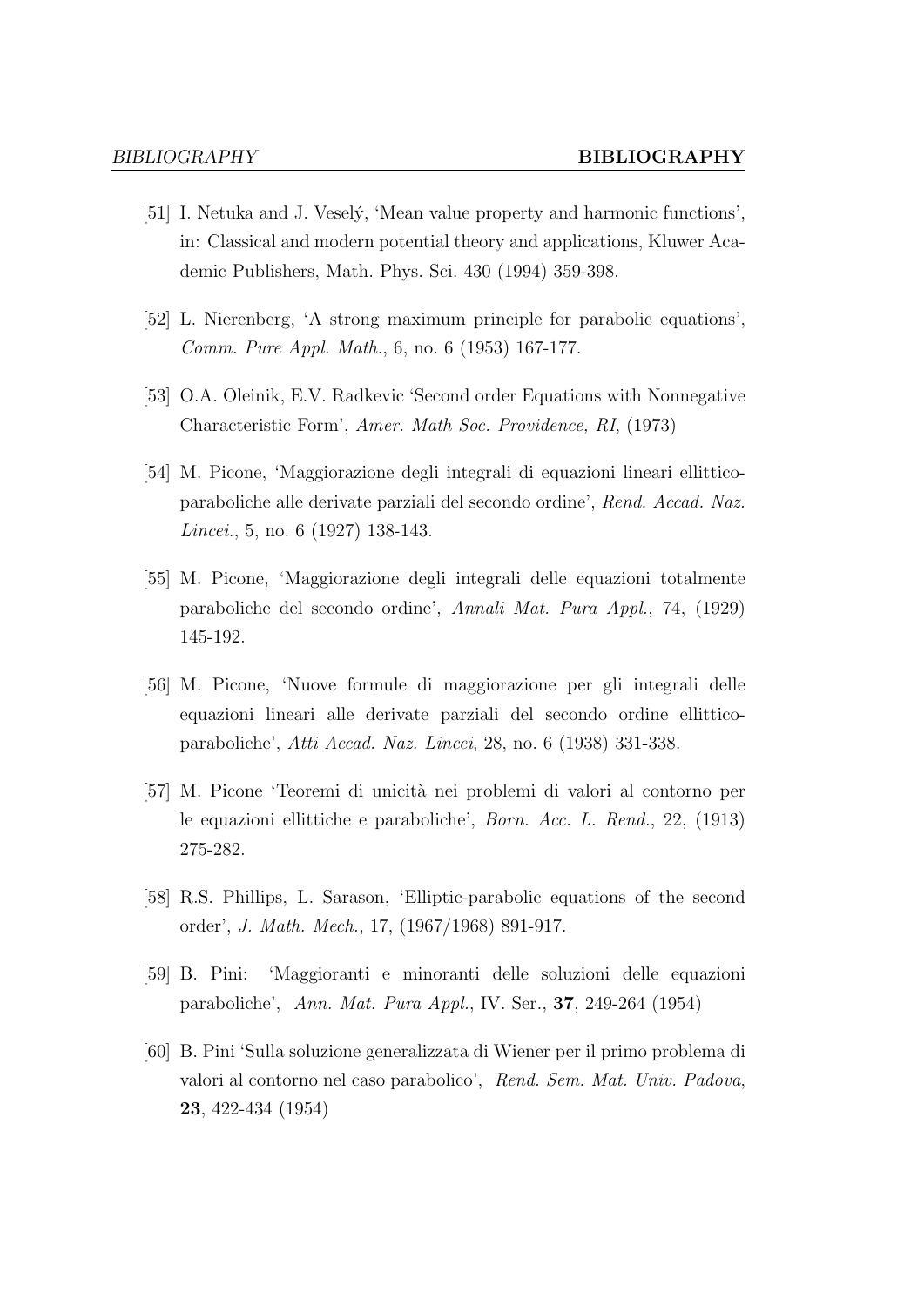[51] I. Netuka and J. Veselý, 'Mean value property and harmonic functions', in: Classical and modern potential theory and applications, Kluwer Academic Publishers, Math. Phys. Sci. 430 (1994) 359-398.

[52] L. Nierenberg, 'A strong maximum principle for parabolic equations', *Comm. Pure Appl. Math.*, 6, no. 6 (1953) 167-177.

[53] O.A. Oleinik, E.V. Radkevic 'Second order Equations with Nonnegative Characteristic Form', *Amer. Math Soc. Providence, RI*, (1973)

[54] M. Picone, 'Maggiorazione degli integrali di equazioni lineari ellittico-paraboliche alle derivate parziali del secondo ordine', *Rend. Accad. Naz. Lincei.*, 5, no. 6 (1927) 138-143.

[55] M. Picone, 'Maggiorazione degli integrali delle equazioni totalmente paraboliche del secondo ordine', *Annali Mat. Pura Appl.*, 74, (1929) 145-192.

[56] M. Picone, 'Nuove formule di maggiorazione per gli integrali delle equazioni lineari alle derivate parziali del secondo ordine ellittico-paraboliche', *Atti Accad. Naz. Lincei*, 28, no. 6 (1938) 331-338.

[57] M. Picone 'Teoremi di unicità nei problemi di valori al contorno per le equazioni ellittiche e paraboliche', *Born. Acc. L. Rend.*, 22, (1913) 275-282.

[58] R.S. Phillips, L. Sarason, 'Elliptic-parabolic equations of the second order', *J. Math. Mech.*, 17, (1967/1968) 891-917.

[59] B. Pini: 'Maggioranti e minoranti delle soluzioni delle equazioni paraboliche', *Ann. Mat. Pura Appl.*, IV. Ser., **37**, 249-264 (1954)

[60] B. Pini 'Sulla soluzione generalizzata di Wiener per il primo problema di valori al contorno nel caso parabolico', *Rend. Sem. Mat. Univ. Padova*, **23**, 422-434 (1954)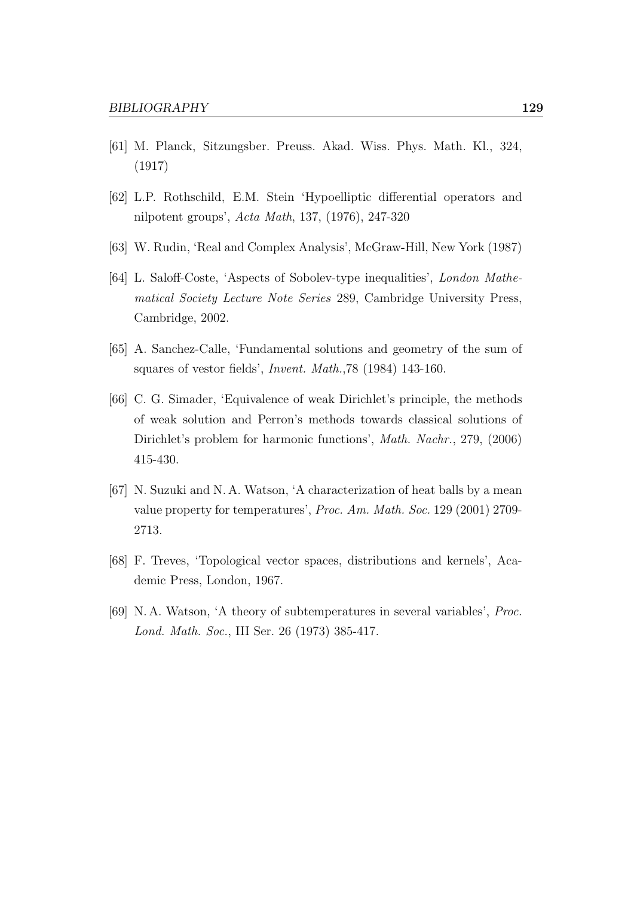[61] M. Planck, Sitzungsber. Preuss. Akad. Wiss. Phys. Math. Kl., 324, (1917)

[62] L.P. Rothschild, E.M. Stein 'Hypoelliptic differential operators and nilpotent groups', *Acta Math*, 137, (1976), 247-320

[63] W. Rudin, 'Real and Complex Analysis', McGraw-Hill, New York (1987)

[64] L. Saloff-Coste, 'Aspects of Sobolev-type inequalities', *London Mathematical Society Lecture Note Series* 289, Cambridge University Press, Cambridge, 2002.

[65] A. Sanchez-Calle, 'Fundamental solutions and geometry of the sum of squares of vestor fields', *Invent. Math.*,78 (1984) 143-160.

[66] C. G. Simader, 'Equivalence of weak Dirichlet's principle, the methods of weak solution and Perron's methods towards classical solutions of Dirichlet's problem for harmonic functions', *Math. Nachr.*, 279, (2006) 415-430.

[67] N. Suzuki and N. A. Watson, 'A characterization of heat balls by a mean value property for temperatures', *Proc. Am. Math. Soc.* 129 (2001) 2709-2713.

[68] F. Treves, 'Topological vector spaces, distributions and kernels', Academic Press, London, 1967.

[69] N. A. Watson, 'A theory of subtemperatures in several variables', *Proc. Lond. Math. Soc.*, III Ser. 26 (1973) 385-417.